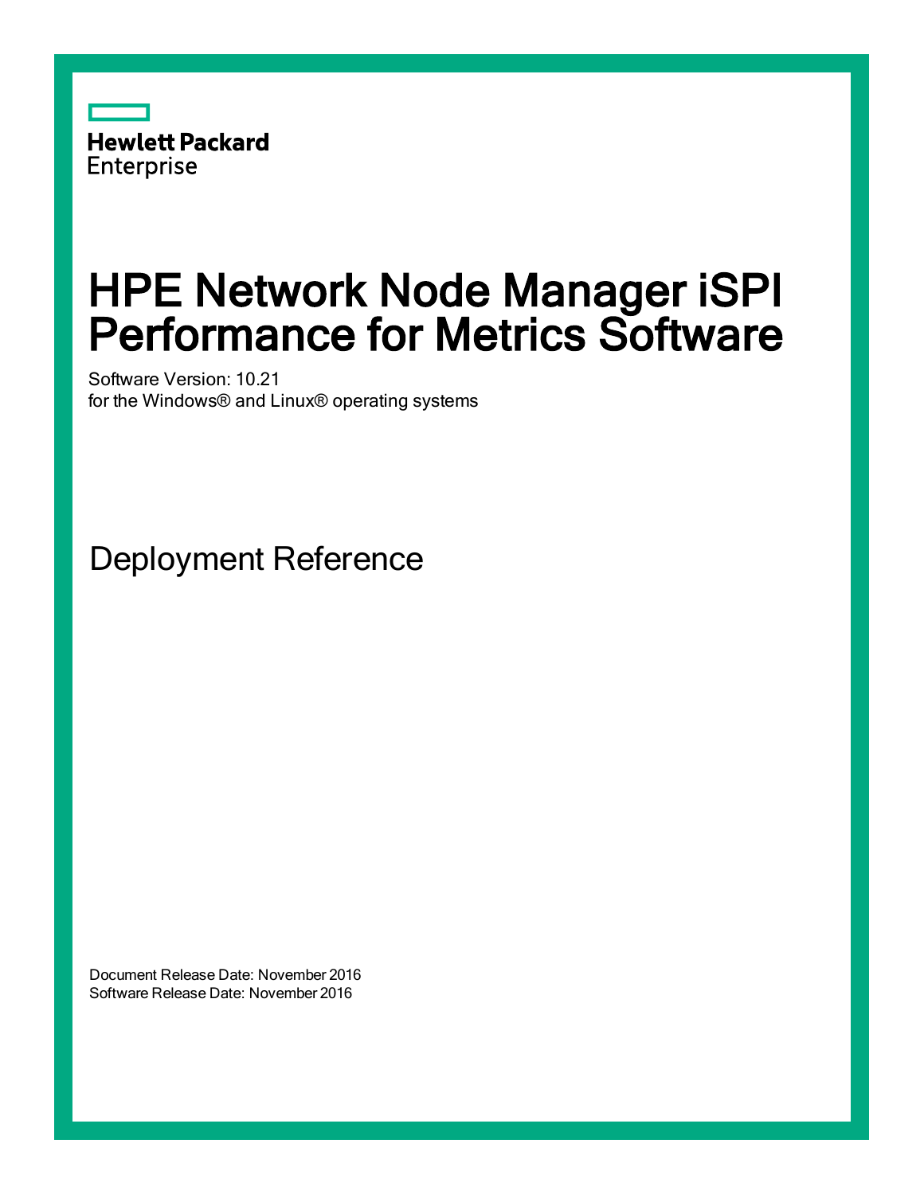Hewlett Packard Enterprise

# HPE Network Node Manager iSPI Performance for Metrics Software

Software Version: 10.21
for the Windows® and Linux® operating systems

## Deployment Reference

Document Release Date: November 2016
Software Release Date: November 2016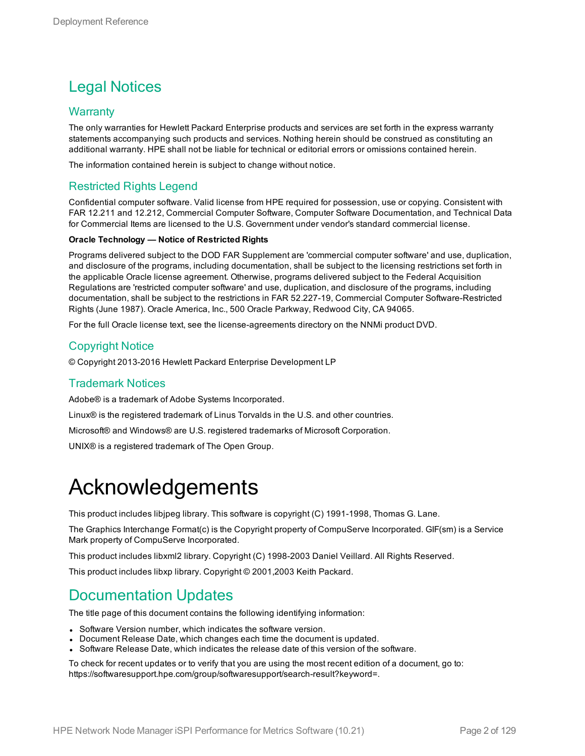# Legal Notices

## Warranty

The only warranties for Hewlett Packard Enterprise products and services are set forth in the express warranty statements accompanying such products and services. Nothing herein should be construed as constituting an additional warranty. HPE shall not be liable for technical or editorial errors or omissions contained herein.

The information contained herein is subject to change without notice.

## Restricted Rights Legend

Confidential computer software. Valid license from HPE required for possession, use or copying. Consistent with FAR 12.211 and 12.212, Commercial Computer Software, Computer Software Documentation, and Technical Data for Commercial Items are licensed to the U.S. Government under vendor's standard commercial license.

**Oracle Technology — Notice of Restricted Rights**

Programs delivered subject to the DOD FAR Supplement are 'commercial computer software' and use, duplication, and disclosure of the programs, including documentation, shall be subject to the licensing restrictions set forth in the applicable Oracle license agreement. Otherwise, programs delivered subject to the Federal Acquisition Regulations are 'restricted computer software' and use, duplication, and disclosure of the programs, including documentation, shall be subject to the restrictions in FAR 52.227-19, Commercial Computer Software-Restricted Rights (June 1987). Oracle America, Inc., 500 Oracle Parkway, Redwood City, CA 94065.

For the full Oracle license text, see the license-agreements directory on the NNMi product DVD.

## Copyright Notice

© Copyright 2013-2016 Hewlett Packard Enterprise Development LP

## Trademark Notices

Adobe® is a trademark of Adobe Systems Incorporated.

Linux® is the registered trademark of Linus Torvalds in the U.S. and other countries.

Microsoft® and Windows® are U.S. registered trademarks of Microsoft Corporation.

UNIX® is a registered trademark of The Open Group.

# Acknowledgements

This product includes libjpeg library. This software is copyright (C) 1991-1998, Thomas G. Lane.

The Graphics Interchange Format(c) is the Copyright property of CompuServe Incorporated. GIF(sm) is a Service Mark property of CompuServe Incorporated.

This product includes libxml2 library. Copyright (C) 1998-2003 Daniel Veillard. All Rights Reserved.

This product includes libxp library. Copyright © 2001,2003 Keith Packard.

# Documentation Updates

The title page of this document contains the following identifying information:

- Software Version number, which indicates the software version.
- Document Release Date, which changes each time the document is updated.
- Software Release Date, which indicates the release date of this version of the software.

To check for recent updates or to verify that you are using the most recent edition of a document, go to: https://softwaresupport.hpe.com/group/softwaresupport/search-result?keyword=.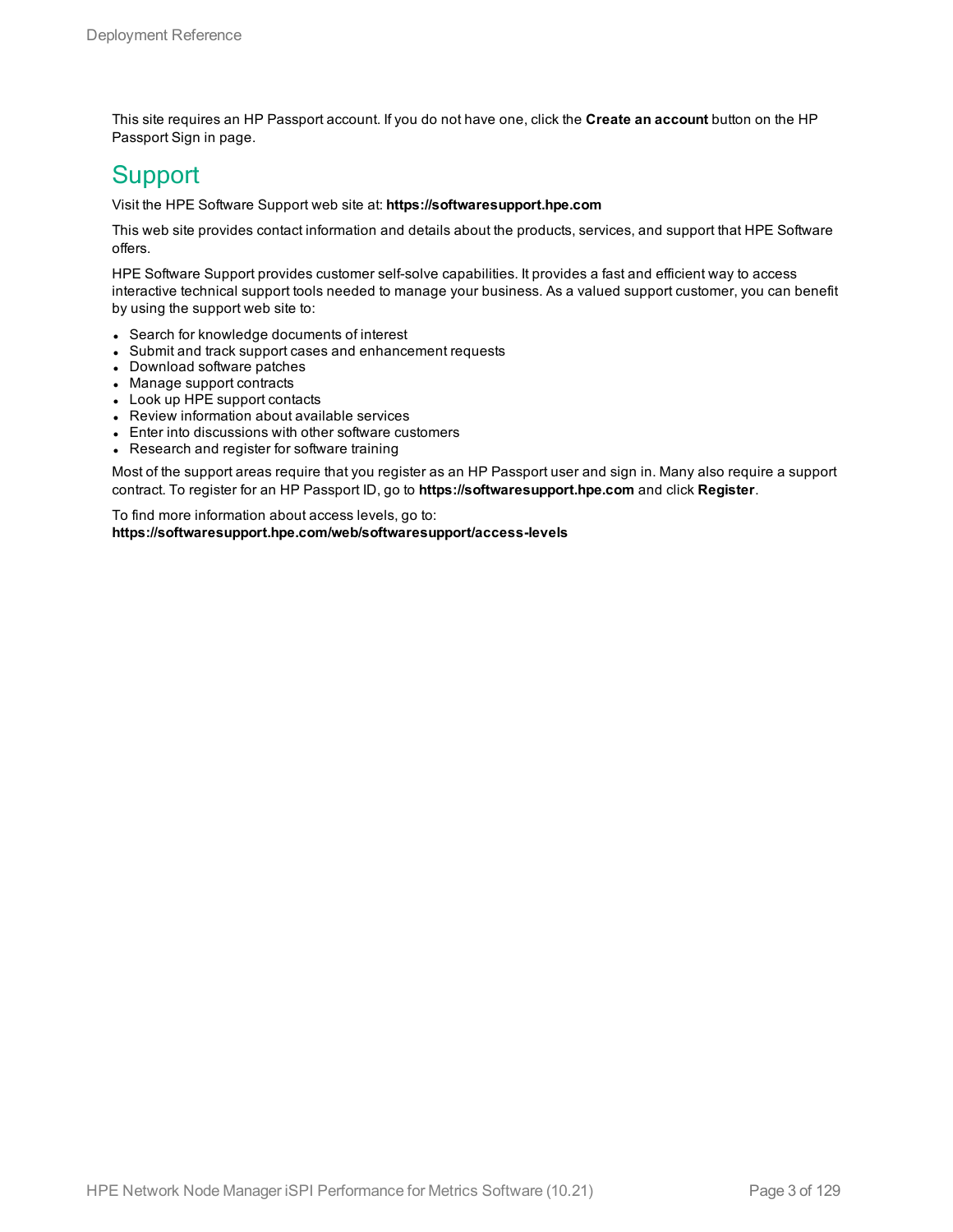This site requires an HP Passport account. If you do not have one, click the **Create an account** button on the HP Passport Sign in page.

## Support

Visit the HPE Software Support web site at: **https://softwaresupport.hpe.com**

This web site provides contact information and details about the products, services, and support that HPE Software offers.

HPE Software Support provides customer self-solve capabilities. It provides a fast and efficient way to access interactive technical support tools needed to manage your business. As a valued support customer, you can benefit by using the support web site to:

- Search for knowledge documents of interest
- Submit and track support cases and enhancement requests
- Download software patches
- Manage support contracts
- Look up HPE support contacts
- Review information about available services
- Enter into discussions with other software customers
- Research and register for software training

Most of the support areas require that you register as an HP Passport user and sign in. Many also require a support contract. To register for an HP Passport ID, go to **https://softwaresupport.hpe.com** and click **Register**.

To find more information about access levels, go to:
**https://softwaresupport.hpe.com/web/softwaresupport/access-levels**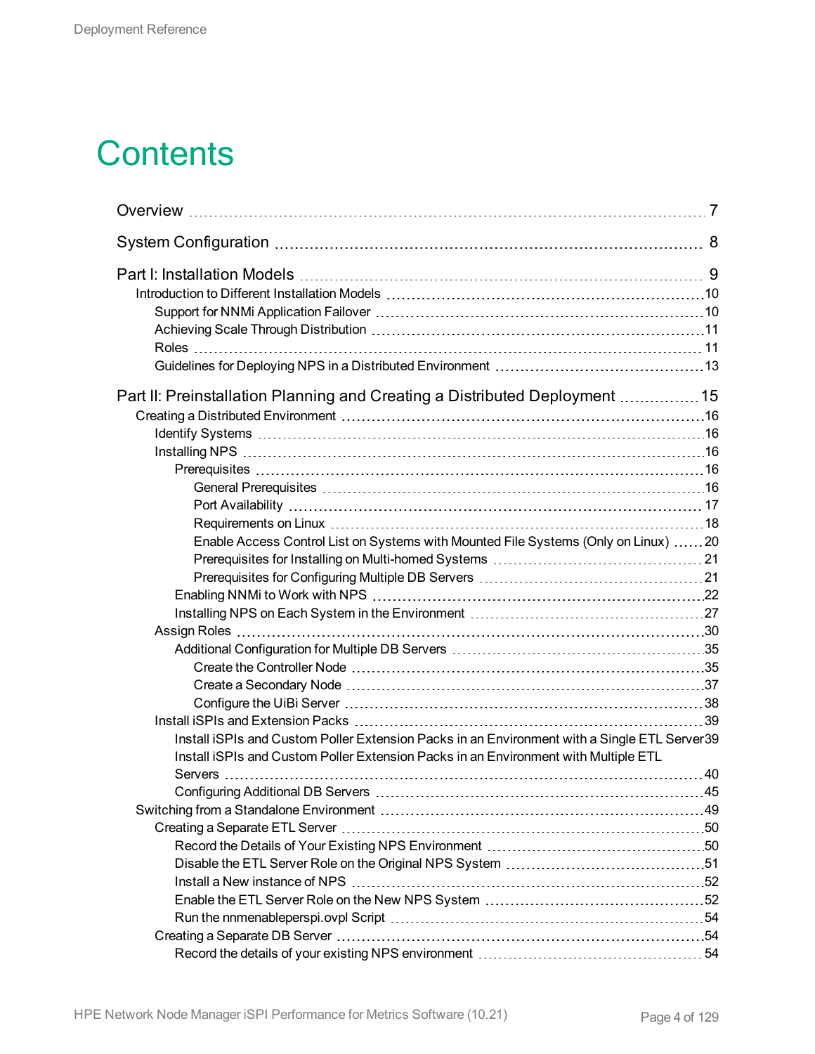# Contents

Overview 7

System Configuration 8

Part I: Installation Models 9

- Introduction to Different Installation Models 10
  - Support for NNMi Application Failover 10
  - Achieving Scale Through Distribution 11
  - Roles 11
  - Guidelines for Deploying NPS in a Distributed Environment 13

Part II: Preinstallation Planning and Creating a Distributed Deployment 15

- Creating a Distributed Environment 16
  - Identify Systems 16
  - Installing NPS 16
    - Prerequisites 16
      - General Prerequisites 16
      - Port Availability 17
      - Requirements on Linux 18
      - Enable Access Control List on Systems with Mounted File Systems (Only on Linux) 20
      - Prerequisites for Installing on Multi-homed Systems 21
      - Prerequisites for Configuring Multiple DB Servers 21
    - Enabling NNMi to Work with NPS 22
    - Installing NPS on Each System in the Environment 27
  - Assign Roles 30
    - Additional Configuration for Multiple DB Servers 35
      - Create the Controller Node 35
      - Create a Secondary Node 37
      - Configure the UiBi Server 38
  - Install iSPIs and Extension Packs 39
    - Install iSPIs and Custom Poller Extension Packs in an Environment with a Single ETL Server 39
    - Install iSPIs and Custom Poller Extension Packs in an Environment with Multiple ETL Servers 40
    - Configuring Additional DB Servers 45
- Switching from a Standalone Environment 49
  - Creating a Separate ETL Server 50
    - Record the Details of Your Existing NPS Environment 50
    - Disable the ETL Server Role on the Original NPS System 51
    - Install a New instance of NPS 52
    - Enable the ETL Server Role on the New NPS System 52
    - Run the nnmenableperspi.ovpl Script 54
  - Creating a Separate DB Server 54
    - Record the details of your existing NPS environment 54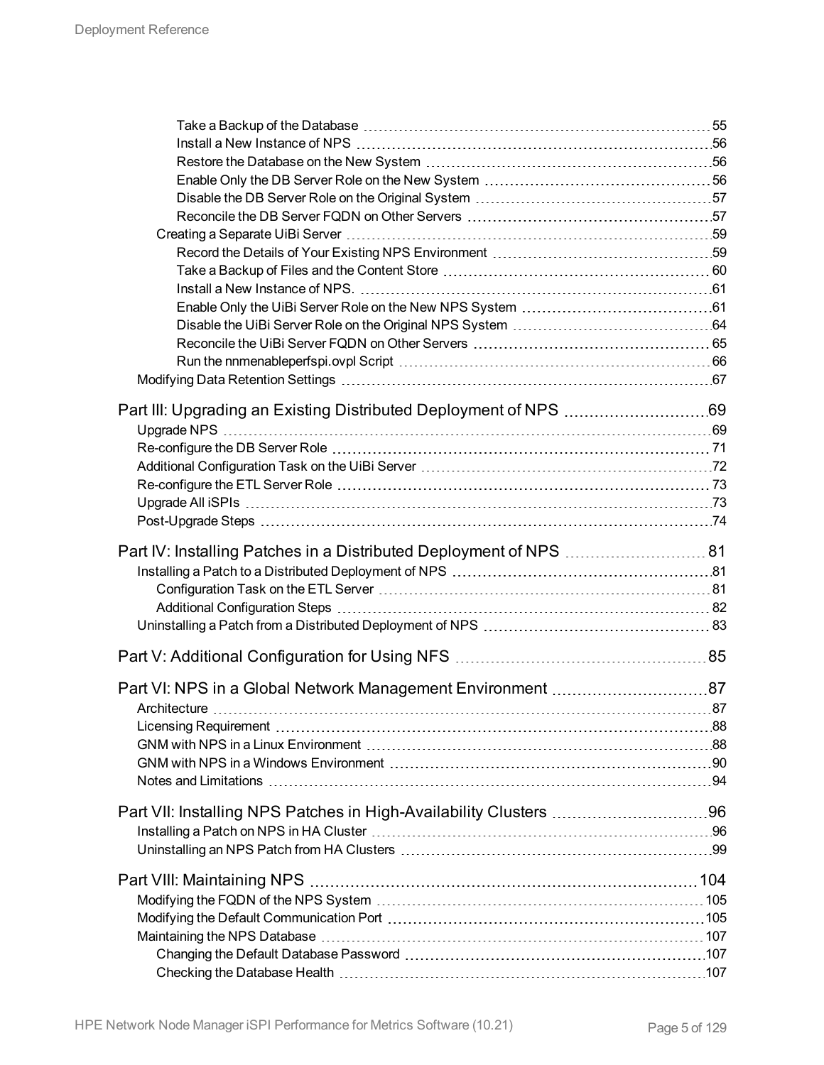- Take a Backup of the Database 55
- Install a New Instance of NPS 56
- Restore the Database on the New System 56
- Enable Only the DB Server Role on the New System 56
- Disable the DB Server Role on the Original System 57
- Reconcile the DB Server FQDN on Other Servers 57

Creating a Separate UiBi Server 59

- Record the Details of Your Existing NPS Environment 59
- Take a Backup of Files and the Content Store 60
- Install a New Instance of NPS. 61
- Enable Only the UiBi Server Role on the New NPS System 61
- Disable the UiBi Server Role on the Original NPS System 64
- Reconcile the UiBi Server FQDN on Other Servers 65
- Run the nnmenableperfspi.ovpl Script 66

Modifying Data Retention Settings 67

Part III: Upgrading an Existing Distributed Deployment of NPS 69

- Upgrade NPS 69
- Re-configure the DB Server Role 71
- Additional Configuration Task on the UiBi Server 72
- Re-configure the ETL Server Role 73
- Upgrade All iSPIs 73
- Post-Upgrade Steps 74

Part IV: Installing Patches in a Distributed Deployment of NPS 81

- Installing a Patch to a Distributed Deployment of NPS 81
  - Configuration Task on the ETL Server 81
  - Additional Configuration Steps 82
- Uninstalling a Patch from a Distributed Deployment of NPS 83

Part V: Additional Configuration for Using NFS 85

Part VI: NPS in a Global Network Management Environment 87

- Architecture 87
- Licensing Requirement 88
- GNM with NPS in a Linux Environment 88
- GNM with NPS in a Windows Environment 90
- Notes and Limitations 94

Part VII: Installing NPS Patches in High-Availability Clusters 96

- Installing a Patch on NPS in HA Cluster 96
- Uninstalling an NPS Patch from HA Clusters 99

Part VIII: Maintaining NPS 104

- Modifying the FQDN of the NPS System 105
- Modifying the Default Communication Port 105
- Maintaining the NPS Database 107
  - Changing the Default Database Password 107
  - Checking the Database Health 107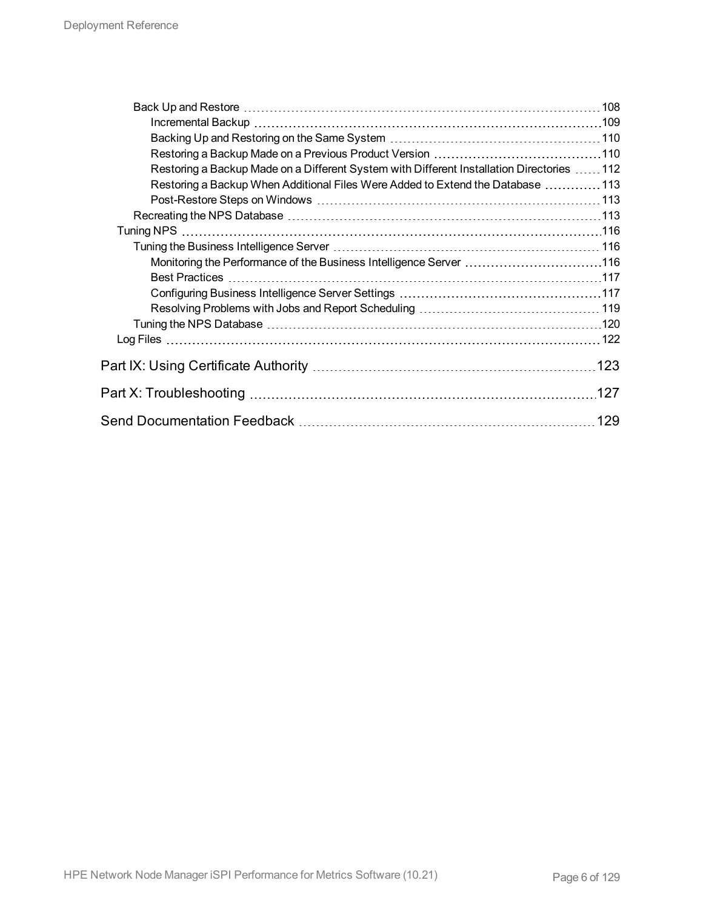- Back Up and Restore ... 108
  - Incremental Backup ... 109
  - Backing Up and Restoring on the Same System ... 110
  - Restoring a Backup Made on a Previous Product Version ... 110
  - Restoring a Backup Made on a Different System with Different Installation Directories ... 112
  - Restoring a Backup When Additional Files Were Added to Extend the Database ... 113
  - Post-Restore Steps on Windows ... 113
- Recreating the NPS Database ... 113

Tuning NPS ... 116

- Tuning the Business Intelligence Server ... 116
  - Monitoring the Performance of the Business Intelligence Server ... 116
  - Best Practices ... 117
  - Configuring Business Intelligence Server Settings ... 117
  - Resolving Problems with Jobs and Report Scheduling ... 119
- Tuning the NPS Database ... 120

Log Files ... 122

Part IX: Using Certificate Authority ... 123

Part X: Troubleshooting ... 127

Send Documentation Feedback ... 129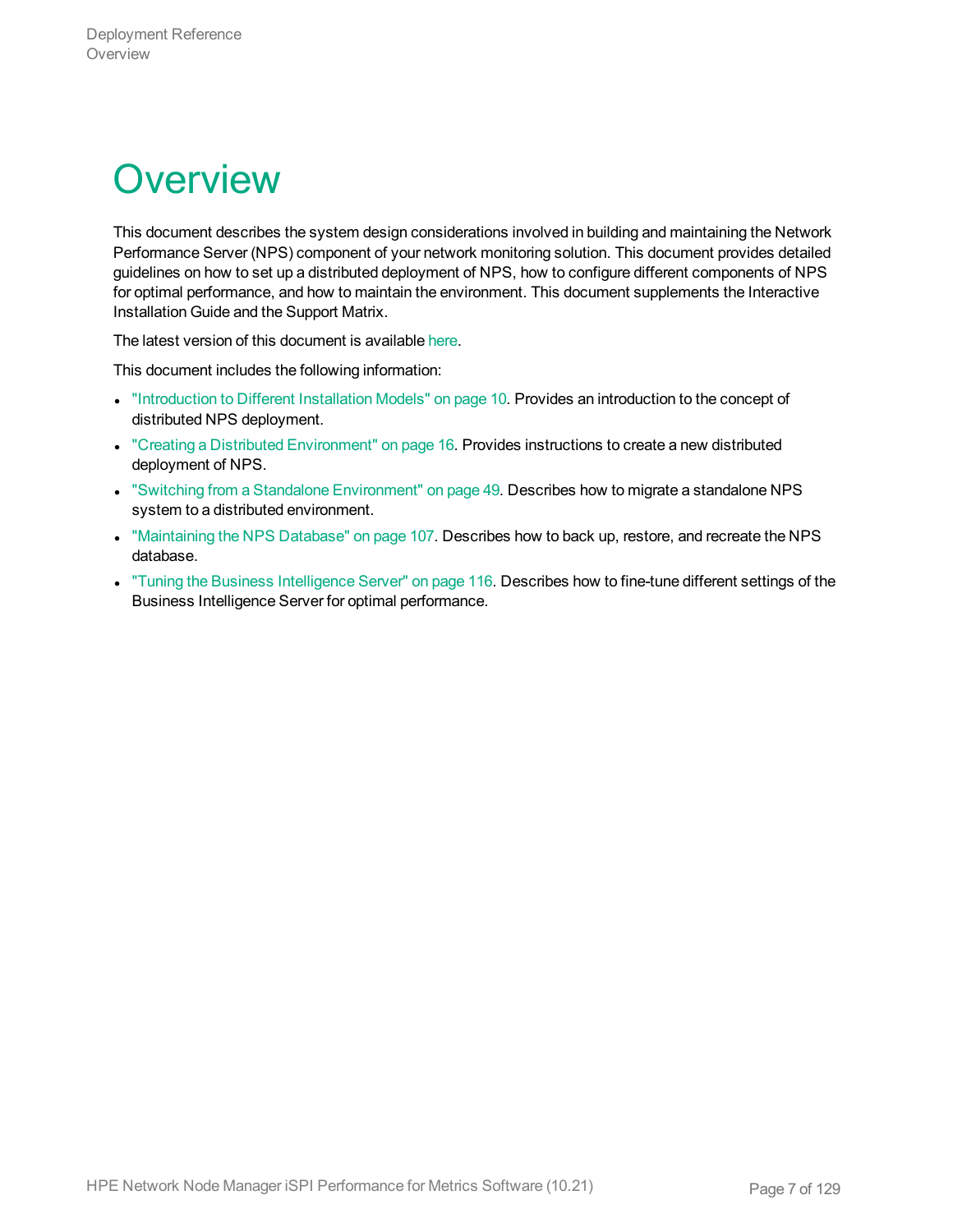# Overview

This document describes the system design considerations involved in building and maintaining the Network Performance Server (NPS) component of your network monitoring solution. This document provides detailed guidelines on how to set up a distributed deployment of NPS, how to configure different components of NPS for optimal performance, and how to maintain the environment. This document supplements the Interactive Installation Guide and the Support Matrix.

The latest version of this document is available here.

This document includes the following information:

- "Introduction to Different Installation Models" on page 10. Provides an introduction to the concept of distributed NPS deployment.
- "Creating a Distributed Environment" on page 16. Provides instructions to create a new distributed deployment of NPS.
- "Switching from a Standalone Environment" on page 49. Describes how to migrate a standalone NPS system to a distributed environment.
- "Maintaining the NPS Database" on page 107. Describes how to back up, restore, and recreate the NPS database.
- "Tuning the Business Intelligence Server" on page 116. Describes how to fine-tune different settings of the Business Intelligence Server for optimal performance.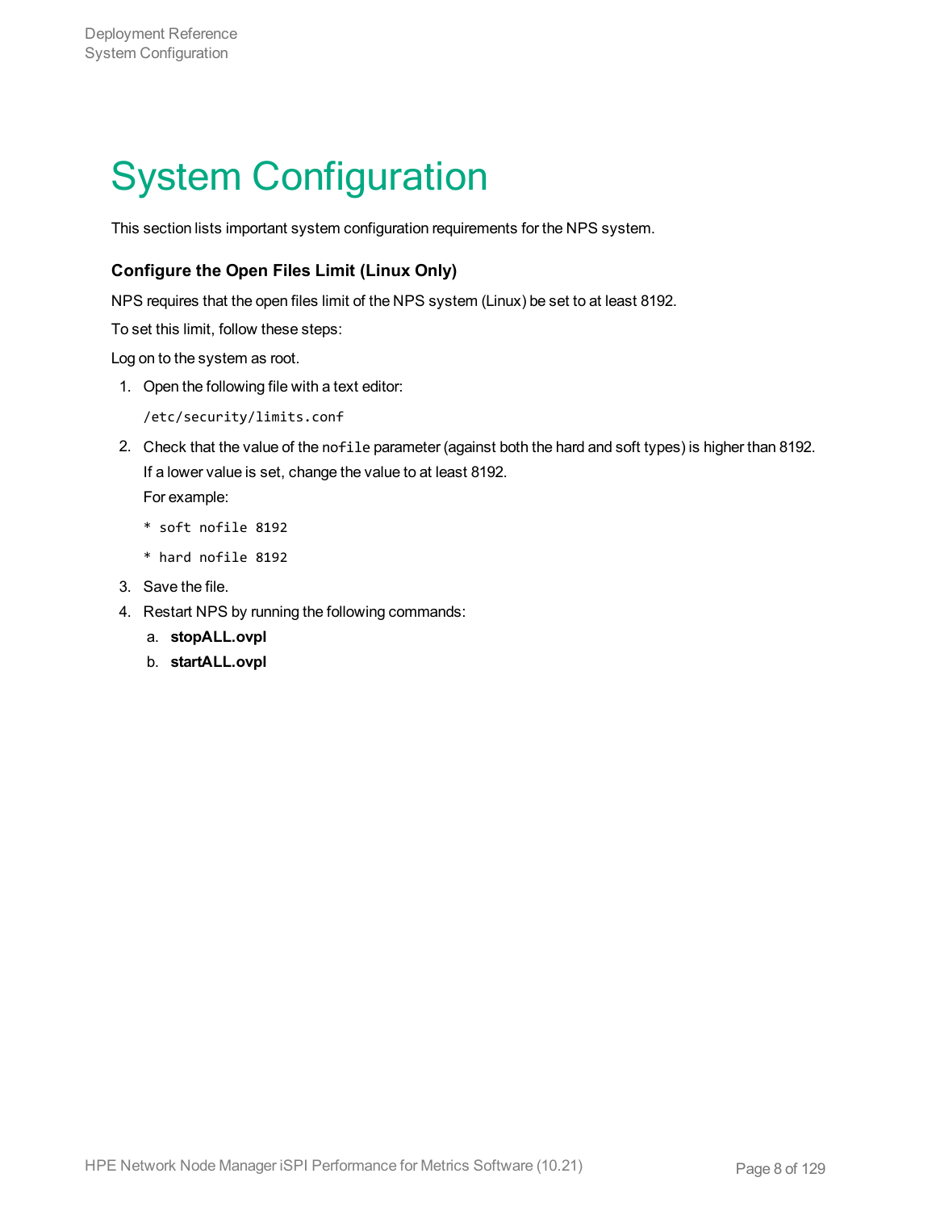# System Configuration

This section lists important system configuration requirements for the NPS system.

### Configure the Open Files Limit (Linux Only)

NPS requires that the open files limit of the NPS system (Linux) be set to at least 8192.

To set this limit, follow these steps:

Log on to the system as root.

1. Open the following file with a text editor:

   ```
   /etc/security/limits.conf
   ```

2. Check that the value of the `nofile` parameter (against both the hard and soft types) is higher than 8192. If a lower value is set, change the value to at least 8192.
   For example:

   ```
   * soft nofile 8192
   * hard nofile 8192
   ```

3. Save the file.
4. Restart NPS by running the following commands:
   a. **stopALL.ovpl**
   b. **startALL.ovpl**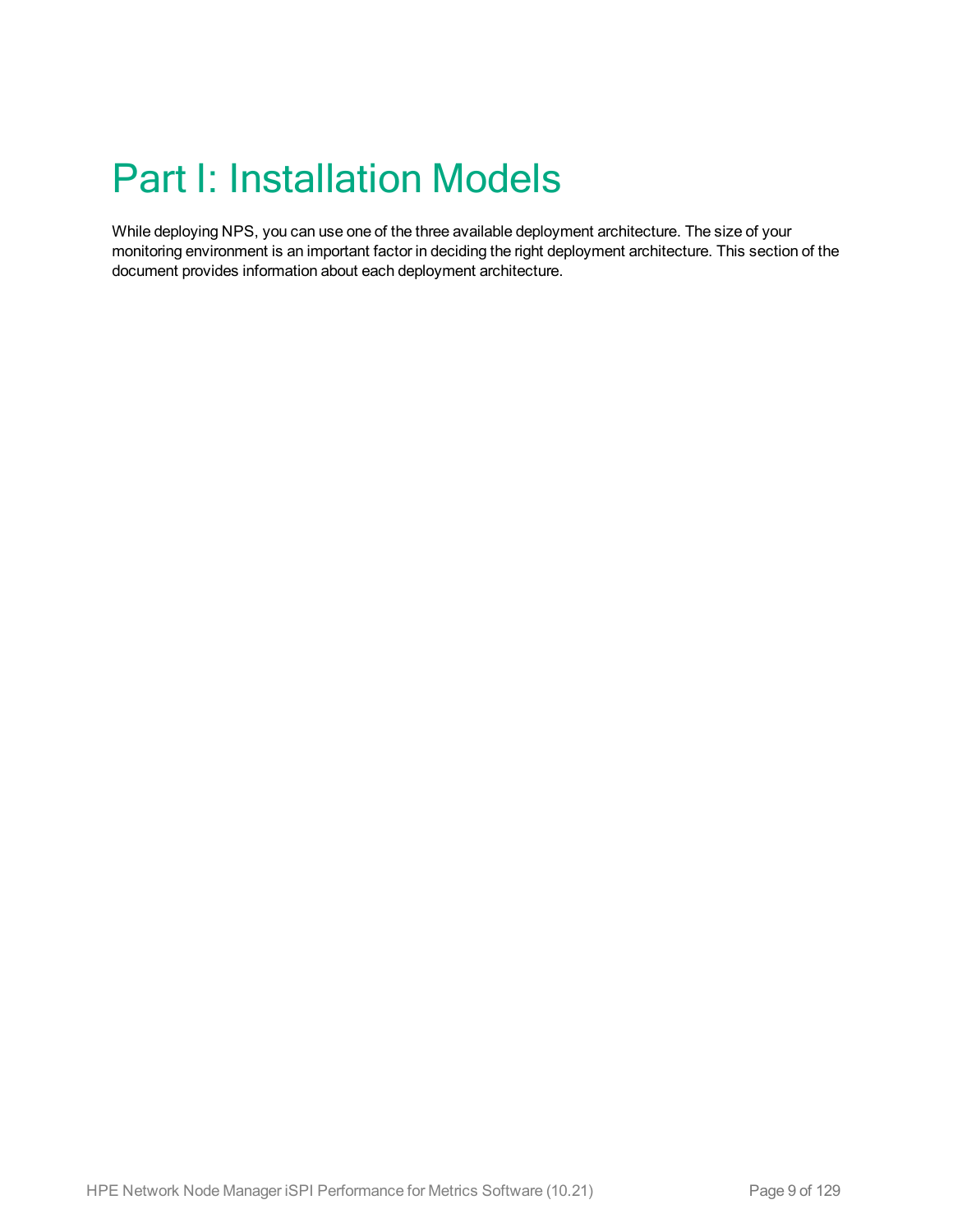# Part I: Installation Models

While deploying NPS, you can use one of the three available deployment architecture. The size of your monitoring environment is an important factor in deciding the right deployment architecture. This section of the document provides information about each deployment architecture.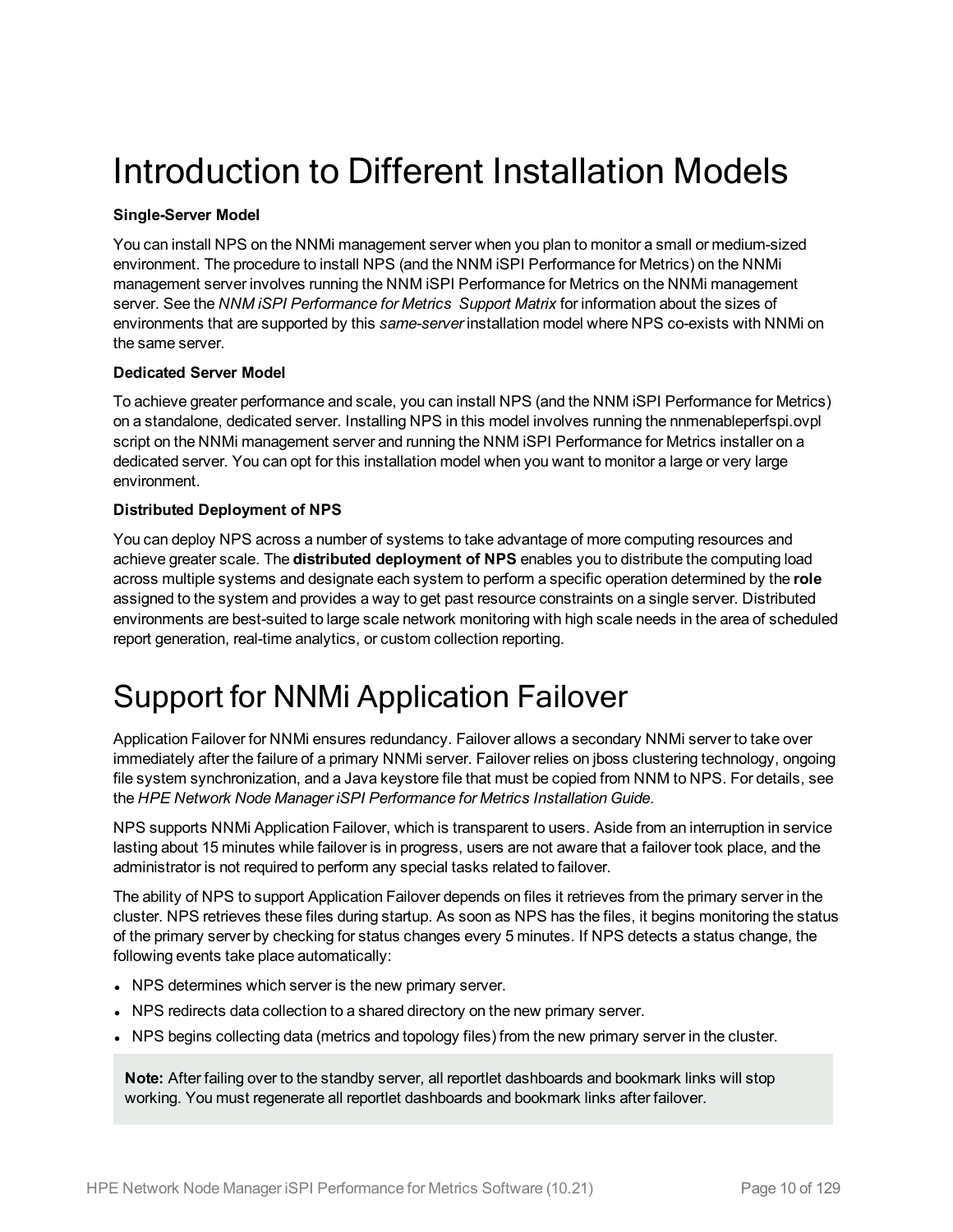# Introduction to Different Installation Models

**Single-Server Model**

You can install NPS on the NNMi management server when you plan to monitor a small or medium-sized environment. The procedure to install NPS (and the NNM iSPI Performance for Metrics) on the NNMi management server involves running the NNM iSPI Performance for Metrics on the NNMi management server. See the *NNM iSPI Performance for Metrics Support Matrix* for information about the sizes of environments that are supported by this *same-server* installation model where NPS co-exists with NNMi on the same server.

**Dedicated Server Model**

To achieve greater performance and scale, you can install NPS (and the NNM iSPI Performance for Metrics) on a standalone, dedicated server. Installing NPS in this model involves running the nnmenableperfspi.ovpl script on the NNMi management server and running the NNM iSPI Performance for Metrics installer on a dedicated server. You can opt for this installation model when you want to monitor a large or very large environment.

**Distributed Deployment of NPS**

You can deploy NPS across a number of systems to take advantage of more computing resources and achieve greater scale. The **distributed deployment of NPS** enables you to distribute the computing load across multiple systems and designate each system to perform a specific operation determined by the **role** assigned to the system and provides a way to get past resource constraints on a single server. Distributed environments are best-suited to large scale network monitoring with high scale needs in the area of scheduled report generation, real-time analytics, or custom collection reporting.

# Support for NNMi Application Failover

Application Failover for NNMi ensures redundancy. Failover allows a secondary NNMi server to take over immediately after the failure of a primary NNMi server. Failover relies on jboss clustering technology, ongoing file system synchronization, and a Java keystore file that must be copied from NNM to NPS. For details, see the *HPE Network Node Manager iSPI Performance for Metrics Installation Guide*.

NPS supports NNMi Application Failover, which is transparent to users. Aside from an interruption in service lasting about 15 minutes while failover is in progress, users are not aware that a failover took place, and the administrator is not required to perform any special tasks related to failover.

The ability of NPS to support Application Failover depends on files it retrieves from the primary server in the cluster. NPS retrieves these files during startup. As soon as NPS has the files, it begins monitoring the status of the primary server by checking for status changes every 5 minutes. If NPS detects a status change, the following events take place automatically:

- NPS determines which server is the new primary server.
- NPS redirects data collection to a shared directory on the new primary server.
- NPS begins collecting data (metrics and topology files) from the new primary server in the cluster.

> **Note:** After failing over to the standby server, all reportlet dashboards and bookmark links will stop working. You must regenerate all reportlet dashboards and bookmark links after failover.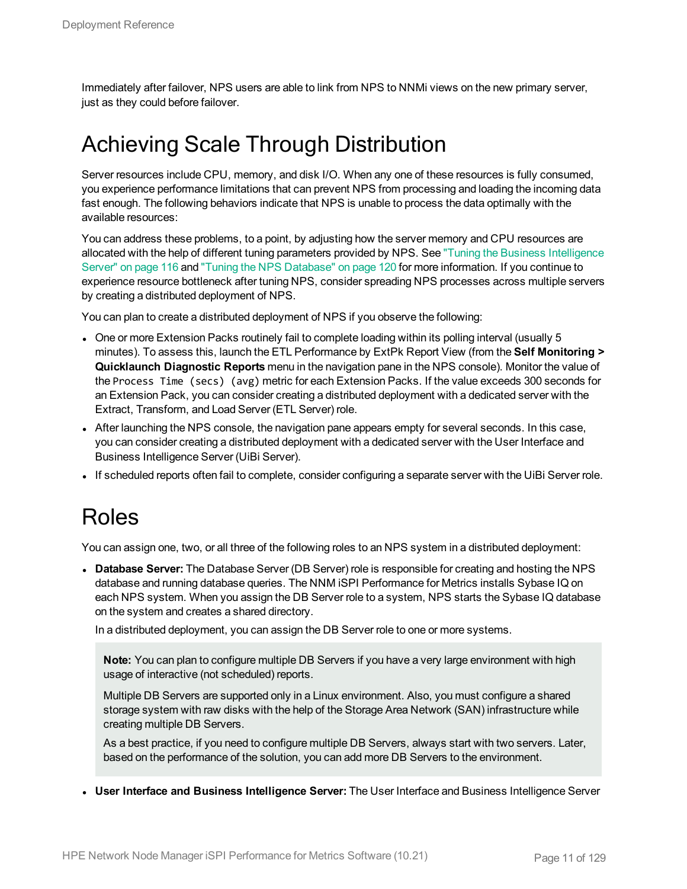Immediately after failover, NPS users are able to link from NPS to NNMi views on the new primary server, just as they could before failover.

# Achieving Scale Through Distribution

Server resources include CPU, memory, and disk I/O. When any one of these resources is fully consumed, you experience performance limitations that can prevent NPS from processing and loading the incoming data fast enough. The following behaviors indicate that NPS is unable to process the data optimally with the available resources:

You can address these problems, to a point, by adjusting how the server memory and CPU resources are allocated with the help of different tuning parameters provided by NPS. See "Tuning the Business Intelligence Server" on page 116 and "Tuning the NPS Database" on page 120 for more information. If you continue to experience resource bottleneck after tuning NPS, consider spreading NPS processes across multiple servers by creating a distributed deployment of NPS.

You can plan to create a distributed deployment of NPS if you observe the following:

- One or more Extension Packs routinely fail to complete loading within its polling interval (usually 5 minutes). To assess this, launch the ETL Performance by ExtPk Report View (from the **Self Monitoring > Quicklaunch Diagnostic Reports** menu in the navigation pane in the NPS console). Monitor the value of the `Process Time (secs) (avg)` metric for each Extension Packs. If the value exceeds 300 seconds for an Extension Pack, you can consider creating a distributed deployment with a dedicated server with the Extract, Transform, and Load Server (ETL Server) role.
- After launching the NPS console, the navigation pane appears empty for several seconds. In this case, you can consider creating a distributed deployment with a dedicated server with the User Interface and Business Intelligence Server (UiBi Server).
- If scheduled reports often fail to complete, consider configuring a separate server with the UiBi Server role.

# Roles

You can assign one, two, or all three of the following roles to an NPS system in a distributed deployment:

- **Database Server:** The Database Server (DB Server) role is responsible for creating and hosting the NPS database and running database queries. The NNM iSPI Performance for Metrics installs Sybase IQ on each NPS system. When you assign the DB Server role to a system, NPS starts the Sybase IQ database on the system and creates a shared directory.

  In a distributed deployment, you can assign the DB Server role to one or more systems.

  > **Note:** You can plan to configure multiple DB Servers if you have a very large environment with high usage of interactive (not scheduled) reports.
  >
  > Multiple DB Servers are supported only in a Linux environment. Also, you must configure a shared storage system with raw disks with the help of the Storage Area Network (SAN) infrastructure while creating multiple DB Servers.
  >
  > As a best practice, if you need to configure multiple DB Servers, always start with two servers. Later, based on the performance of the solution, you can add more DB Servers to the environment.

- **User Interface and Business Intelligence Server:** The User Interface and Business Intelligence Server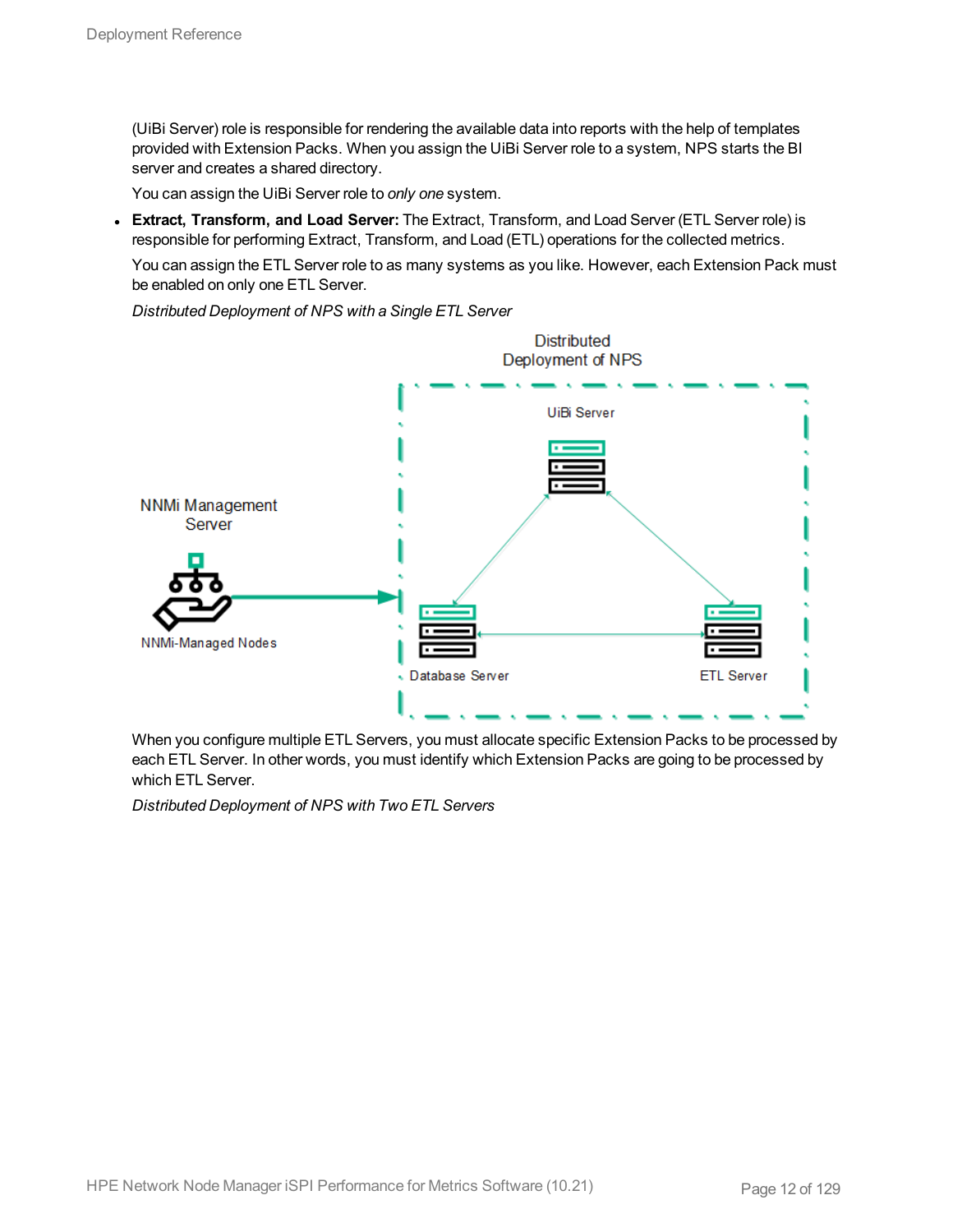(UiBi Server) role is responsible for rendering the available data into reports with the help of templates provided with Extension Packs. When you assign the UiBi Server role to a system, NPS starts the BI server and creates a shared directory.

You can assign the UiBi Server role to *only one* system.

- **Extract, Transform, and Load Server:** The Extract, Transform, and Load Server (ETL Server role) is responsible for performing Extract, Transform, and Load (ETL) operations for the collected metrics.

  You can assign the ETL Server role to as many systems as you like. However, each Extension Pack must be enabled on only one ETL Server.

  *Distributed Deployment of NPS with a Single ETL Server*

  Distributed Deployment of NPS

  NNMi Management Server

  NNMi-Managed Nodes

  UiBi Server

  Database Server

  ETL Server

  When you configure multiple ETL Servers, you must allocate specific Extension Packs to be processed by each ETL Server. In other words, you must identify which Extension Packs are going to be processed by which ETL Server.

  *Distributed Deployment of NPS with Two ETL Servers*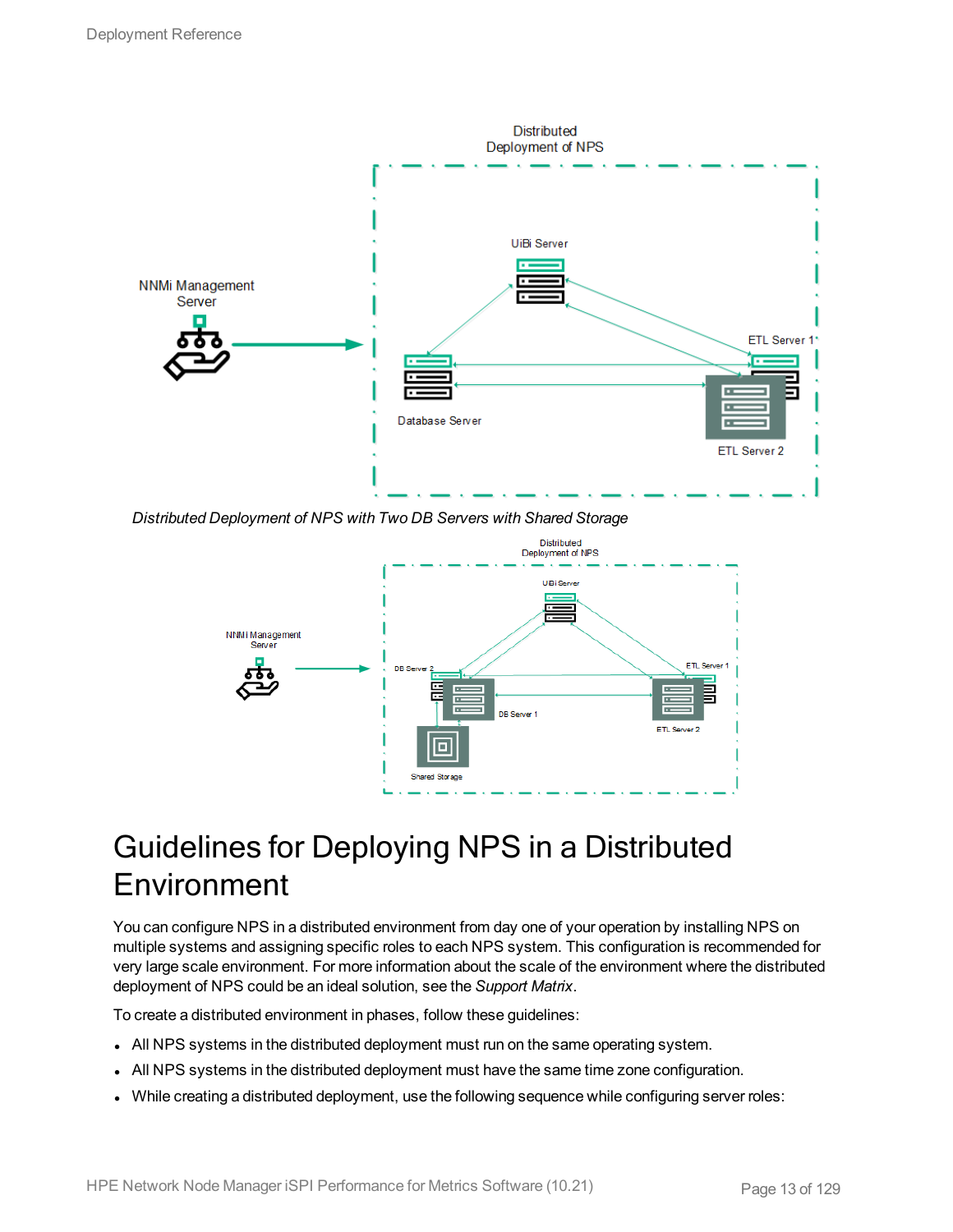*Distributed Deployment of NPS with Two DB Servers with Shared Storage*

# Guidelines for Deploying NPS in a Distributed Environment

You can configure NPS in a distributed environment from day one of your operation by installing NPS on multiple systems and assigning specific roles to each NPS system. This configuration is recommended for very large scale environment. For more information about the scale of the environment where the distributed deployment of NPS could be an ideal solution, see the *Support Matrix*.

To create a distributed environment in phases, follow these guidelines:

- All NPS systems in the distributed deployment must run on the same operating system.
- All NPS systems in the distributed deployment must have the same time zone configuration.
- While creating a distributed deployment, use the following sequence while configuring server roles: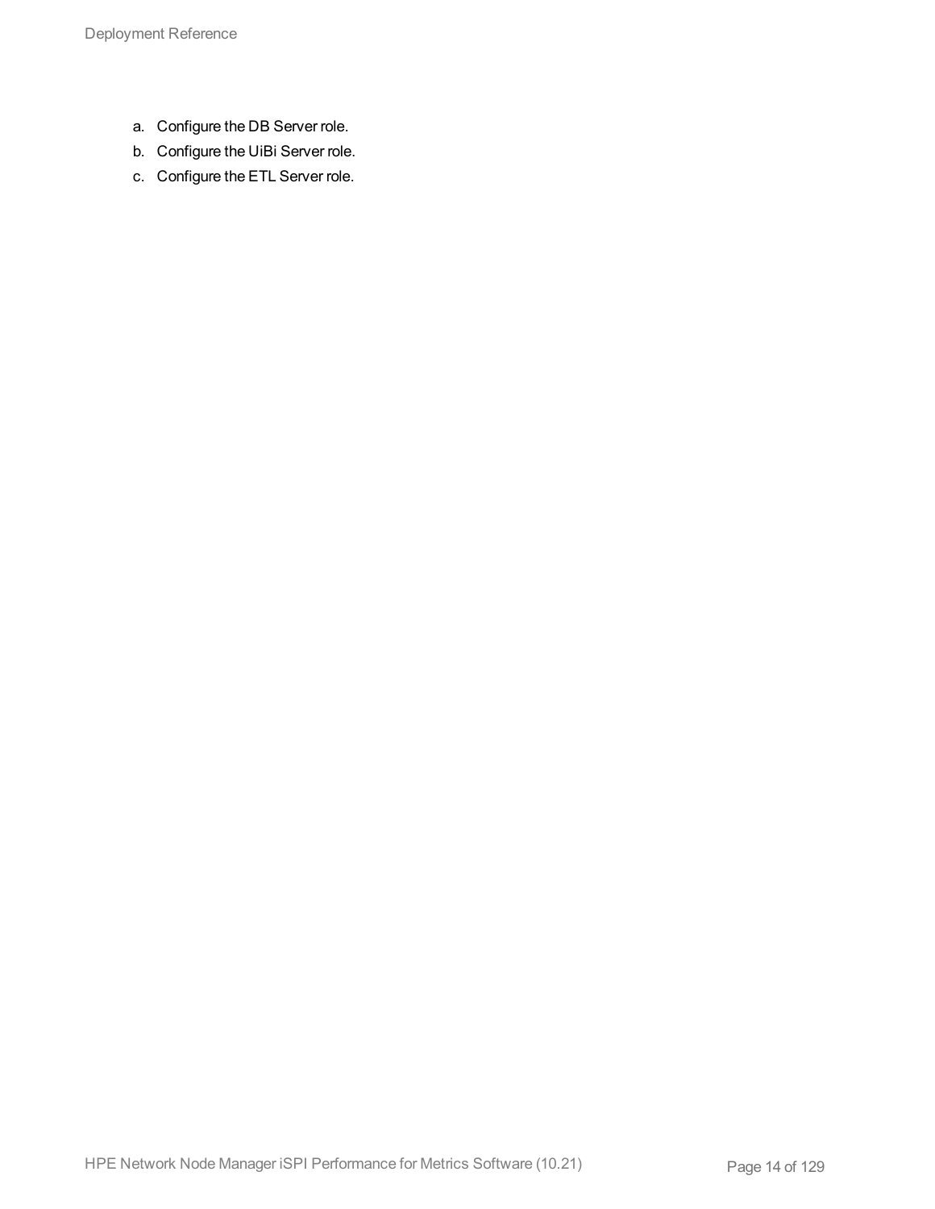a. Configure the DB Server role.
b. Configure the UiBi Server role.
c. Configure the ETL Server role.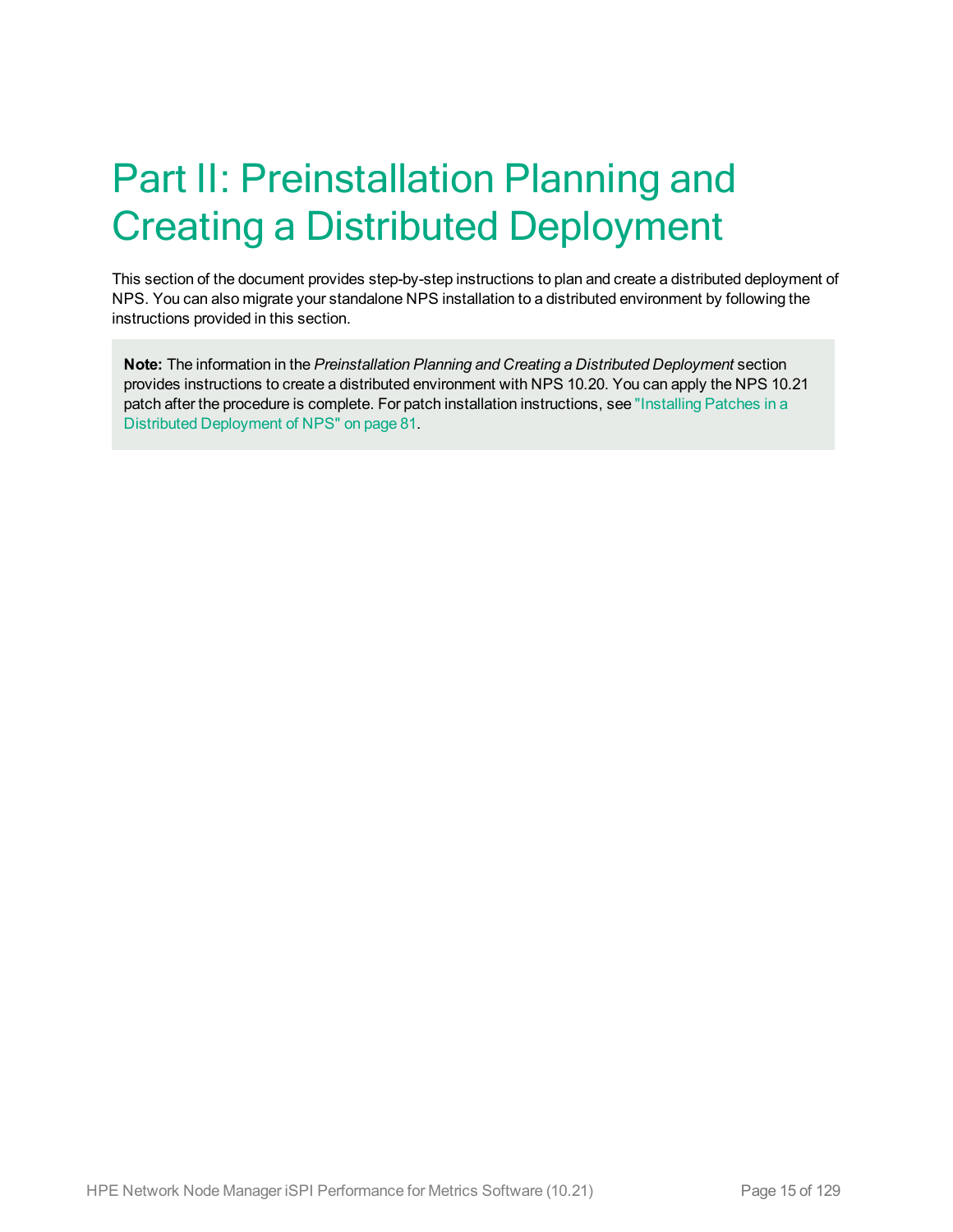# Part II: Preinstallation Planning and Creating a Distributed Deployment

This section of the document provides step-by-step instructions to plan and create a distributed deployment of NPS. You can also migrate your standalone NPS installation to a distributed environment by following the instructions provided in this section.

> **Note:** The information in the *Preinstallation Planning and Creating a Distributed Deployment* section provides instructions to create a distributed environment with NPS 10.20. You can apply the NPS 10.21 patch after the procedure is complete. For patch installation instructions, see "Installing Patches in a Distributed Deployment of NPS" on page 81.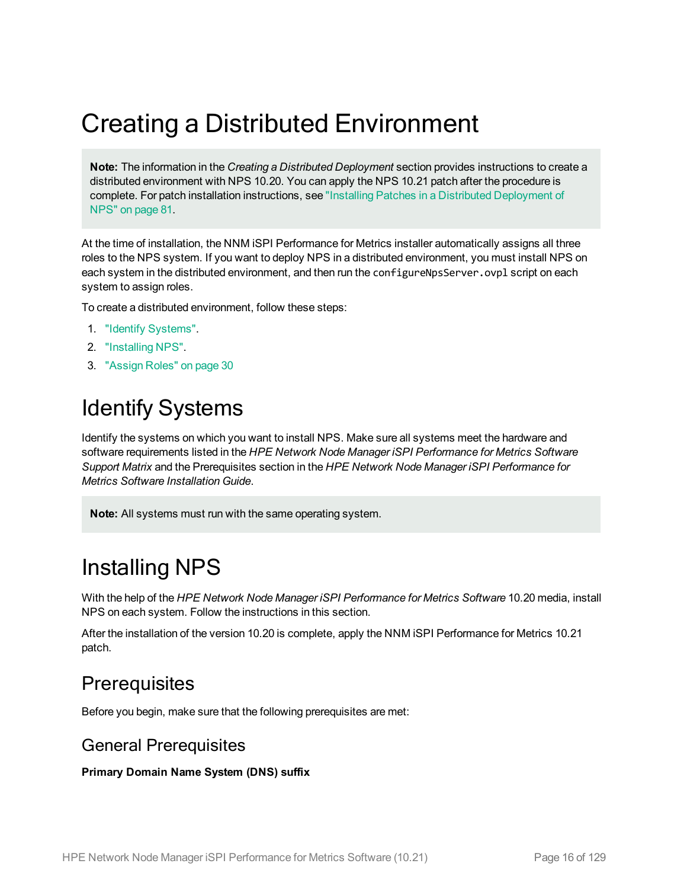# Creating a Distributed Environment

> **Note:** The information in the *Creating a Distributed Deployment* section provides instructions to create a distributed environment with NPS 10.20. You can apply the NPS 10.21 patch after the procedure is complete. For patch installation instructions, see "Installing Patches in a Distributed Deployment of NPS" on page 81.

At the time of installation, the NNM iSPI Performance for Metrics installer automatically assigns all three roles to the NPS system. If you want to deploy NPS in a distributed environment, you must install NPS on each system in the distributed environment, and then run the `configureNpsServer.ovpl` script on each system to assign roles.

To create a distributed environment, follow these steps:

1. "Identify Systems".
2. "Installing NPS".
3. "Assign Roles" on page 30

# Identify Systems

Identify the systems on which you want to install NPS. Make sure all systems meet the hardware and software requirements listed in the *HPE Network Node Manager iSPI Performance for Metrics Software Support Matrix* and the Prerequisites section in the *HPE Network Node Manager iSPI Performance for Metrics Software Installation Guide*.

> **Note:** All systems must run with the same operating system.

# Installing NPS

With the help of the *HPE Network Node Manager iSPI Performance for Metrics Software* 10.20 media, install NPS on each system. Follow the instructions in this section.

After the installation of the version 10.20 is complete, apply the NNM iSPI Performance for Metrics 10.21 patch.

## Prerequisites

Before you begin, make sure that the following prerequisites are met:

### General Prerequisites

**Primary Domain Name System (DNS) suffix**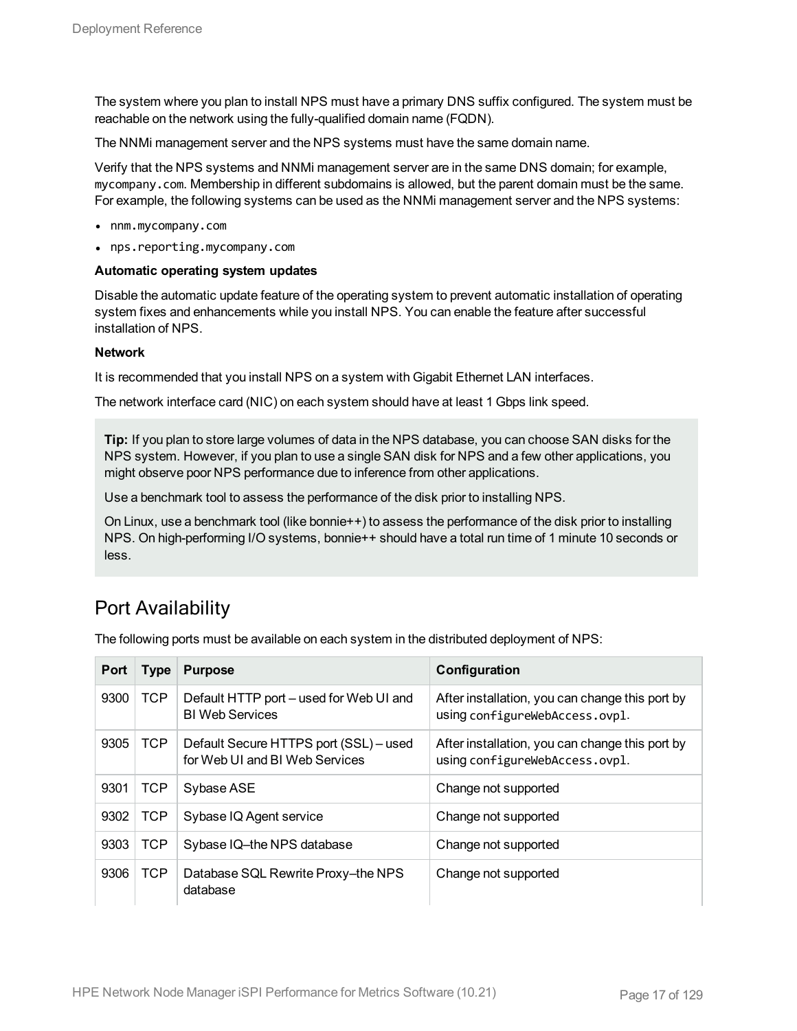The system where you plan to install NPS must have a primary DNS suffix configured. The system must be reachable on the network using the fully-qualified domain name (FQDN).

The NNMi management server and the NPS systems must have the same domain name.

Verify that the NPS systems and NNMi management server are in the same DNS domain; for example, `mycompany.com`. Membership in different subdomains is allowed, but the parent domain must be the same. For example, the following systems can be used as the NNMi management server and the NPS systems:

- `nnm.mycompany.com`
- `nps.reporting.mycompany.com`

**Automatic operating system updates**

Disable the automatic update feature of the operating system to prevent automatic installation of operating system fixes and enhancements while you install NPS. You can enable the feature after successful installation of NPS.

**Network**

It is recommended that you install NPS on a system with Gigabit Ethernet LAN interfaces.

The network interface card (NIC) on each system should have at least 1 Gbps link speed.

> **Tip:** If you plan to store large volumes of data in the NPS database, you can choose SAN disks for the NPS system. However, if you plan to use a single SAN disk for NPS and a few other applications, you might observe poor NPS performance due to inference from other applications.
>
> Use a benchmark tool to assess the performance of the disk prior to installing NPS.
>
> On Linux, use a benchmark tool (like bonnie++) to assess the performance of the disk prior to installing NPS. On high-performing I/O systems, bonnie++ should have a total run time of 1 minute 10 seconds or less.

## Port Availability

The following ports must be available on each system in the distributed deployment of NPS:

| Port | Type | Purpose | Configuration |
| --- | --- | --- | --- |
| 9300 | TCP | Default HTTP port – used for Web UI and BI Web Services | After installation, you can change this port by using `configureWebAccess.ovpl`. |
| 9305 | TCP | Default Secure HTTPS port (SSL) – used for Web UI and BI Web Services | After installation, you can change this port by using `configureWebAccess.ovpl`. |
| 9301 | TCP | Sybase ASE | Change not supported |
| 9302 | TCP | Sybase IQ Agent service | Change not supported |
| 9303 | TCP | Sybase IQ–the NPS database | Change not supported |
| 9306 | TCP | Database SQL Rewrite Proxy–the NPS database | Change not supported |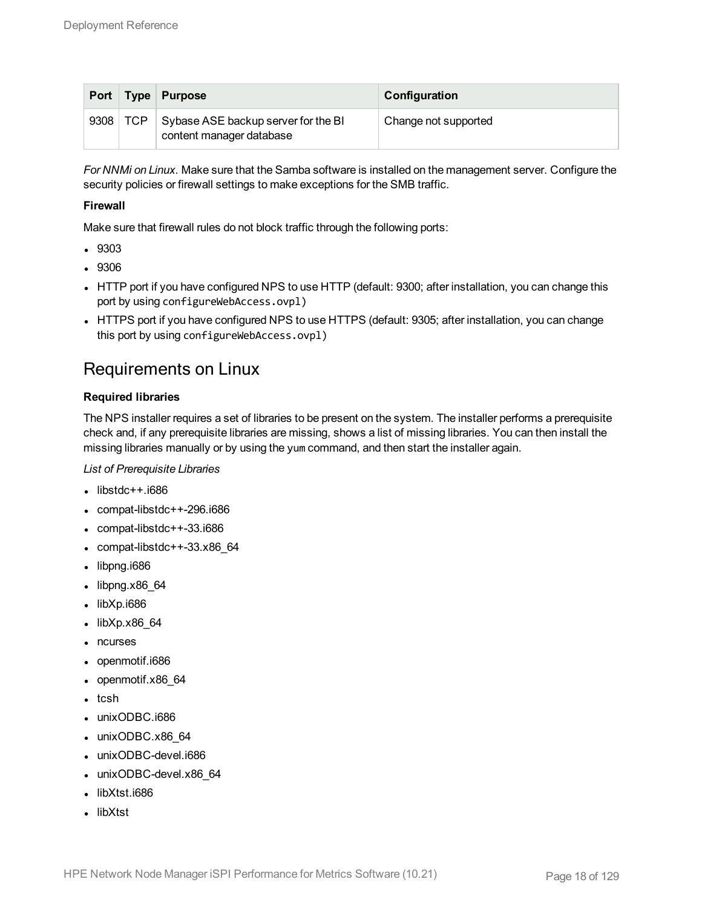| Port | Type | Purpose | Configuration |
| --- | --- | --- | --- |
| 9308 | TCP | Sybase ASE backup server for the BI content manager database | Change not supported |

*For NNMi on Linux*. Make sure that the Samba software is installed on the management server. Configure the security policies or firewall settings to make exceptions for the SMB traffic.

**Firewall**

Make sure that firewall rules do not block traffic through the following ports:

- 9303
- 9306
- HTTP port if you have configured NPS to use HTTP (default: 9300; after installation, you can change this port by using `configureWebAccess.ovpl`)
- HTTPS port if you have configured NPS to use HTTPS (default: 9305; after installation, you can change this port by using `configureWebAccess.ovpl`)

## Requirements on Linux

**Required libraries**

The NPS installer requires a set of libraries to be present on the system. The installer performs a prerequisite check and, if any prerequisite libraries are missing, shows a list of missing libraries. You can then install the missing libraries manually or by using the `yum` command, and then start the installer again.

*List of Prerequisite Libraries*

- libstdc++.i686
- compat-libstdc++-296.i686
- compat-libstdc++-33.i686
- compat-libstdc++-33.x86_64
- libpng.i686
- libpng.x86_64
- libXp.i686
- libXp.x86_64
- ncurses
- openmotif.i686
- openmotif.x86_64
- tcsh
- unixODBC.i686
- unixODBC.x86_64
- unixODBC-devel.i686
- unixODBC-devel.x86_64
- libXtst.i686
- libXtst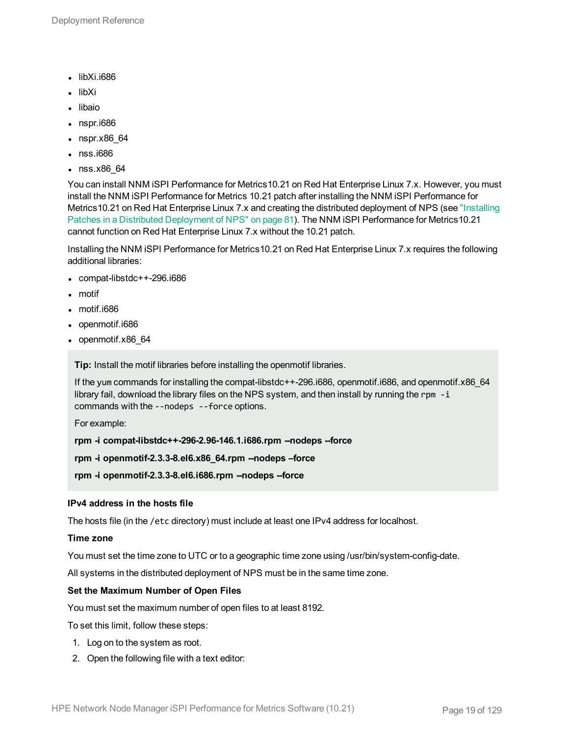- libXi.i686
- libXi
- libaio
- nspr.i686
- nspr.x86_64
- nss.i686
- nss.x86_64

You can install NNM iSPI Performance for Metrics10.21 on Red Hat Enterprise Linux 7.x. However, you must install the NNM iSPI Performance for Metrics 10.21 patch after installing the NNM iSPI Performance for Metrics10.21 on Red Hat Enterprise Linux 7.x and creating the distributed deployment of NPS (see "Installing Patches in a Distributed Deployment of NPS" on page 81). The NNM iSPI Performance for Metrics10.21 cannot function on Red Hat Enterprise Linux 7.x without the 10.21 patch.

Installing the NNM iSPI Performance for Metrics10.21 on Red Hat Enterprise Linux 7.x requires the following additional libraries:

- compat-libstdc++-296.i686
- motif
- motif.i686
- openmotif.i686
- openmotif.x86_64

> **Tip:** Install the motif libraries before installing the openmotif libraries.
>
> If the `yum` commands for installing the compat-libstdc++-296.i686, openmotif.i686, and openmotif.x86_64 library fail, download the library files on the NPS system, and then install by running the `rpm -i` commands with the `--nodeps --force` options.
>
> For example:
>
> **rpm -i compat-libstdc++-296-2.96-146.1.i686.rpm --nodeps --force**
>
> **rpm -i openmotif-2.3.3-8.el6.x86_64.rpm --nodeps –force**
>
> **rpm -i openmotif-2.3.3-8.el6.i686.rpm --nodeps --force**

**IPv4 address in the hosts file**

The hosts file (in the `/etc` directory) must include at least one IPv4 address for localhost.

**Time zone**

You must set the time zone to UTC or to a geographic time zone using /usr/bin/system-config-date.

All systems in the distributed deployment of NPS must be in the same time zone.

**Set the Maximum Number of Open Files**

You must set the maximum number of open files to at least 8192.

To set this limit, follow these steps:

1. Log on to the system as root.
2. Open the following file with a text editor: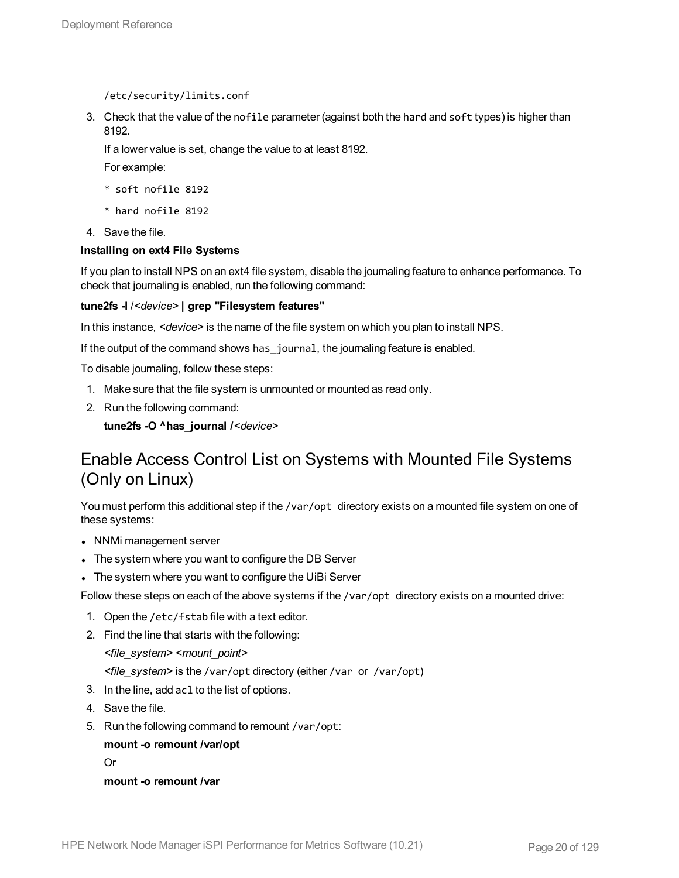`/etc/security/limits.conf`

3. Check that the value of the `nofile` parameter (against both the `hard` and `soft` types) is higher than 8192.

   If a lower value is set, change the value to at least 8192.

   For example:

   ```
   * soft nofile 8192
   * hard nofile 8192
   ```

4. Save the file.

**Installing on ext4 File Systems**

If you plan to install NPS on an ext4 file system, disable the journaling feature to enhance performance. To check that journaling is enabled, run the following command:

**tune2fs -l** /<*device*> **| grep "Filesystem features"**

In this instance, <*device*> is the name of the file system on which you plan to install NPS.

If the output of the command shows `has_journal`, the journaling feature is enabled.

To disable journaling, follow these steps:

1. Make sure that the file system is unmounted or mounted as read only.
2. Run the following command:

   **tune2fs -O ^has_journal /**<*device*>

## Enable Access Control List on Systems with Mounted File Systems (Only on Linux)

You must perform this additional step if the `/var/opt` directory exists on a mounted file system on one of these systems:

- NNMi management server
- The system where you want to configure the DB Server
- The system where you want to configure the UiBi Server

Follow these steps on each of the above systems if the `/var/opt` directory exists on a mounted drive:

1. Open the `/etc/fstab` file with a text editor.
2. Find the line that starts with the following:

   *<file_system> <mount_point>*

   *<file_system>* is the `/var/opt` directory (either `/var` or `/var/opt`)

3. In the line, add `acl` to the list of options.
4. Save the file.
5. Run the following command to remount `/var/opt`:

   **mount -o remount /var/opt**

   Or

   **mount -o remount /var**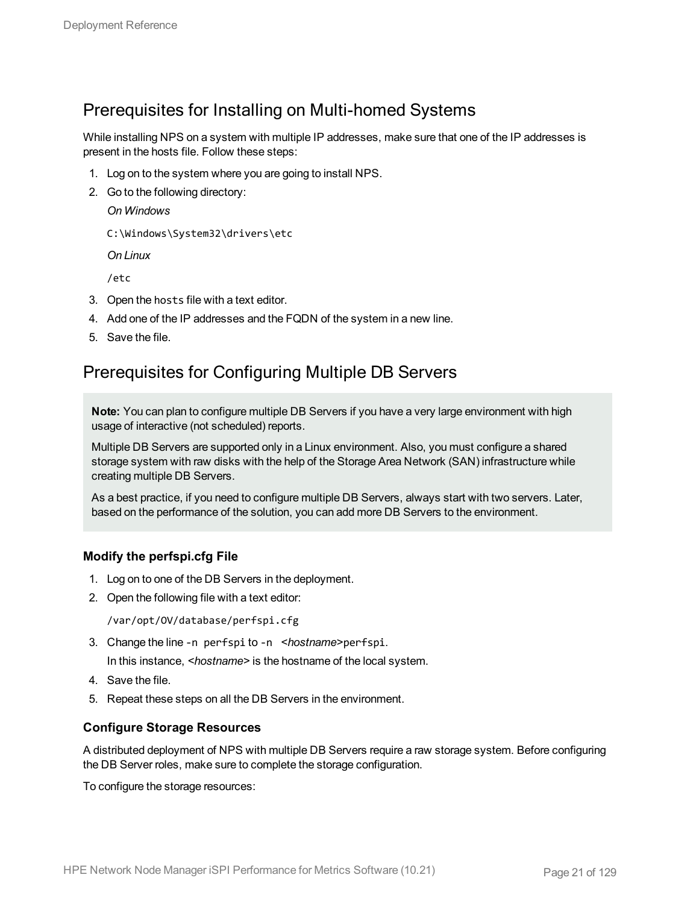## Prerequisites for Installing on Multi-homed Systems

While installing NPS on a system with multiple IP addresses, make sure that one of the IP addresses is present in the hosts file. Follow these steps:

1. Log on to the system where you are going to install NPS.
2. Go to the following directory:

   *On Windows*

   `C:\Windows\System32\drivers\etc`

   *On Linux*

   `/etc`

3. Open the `hosts` file with a text editor.
4. Add one of the IP addresses and the FQDN of the system in a new line.
5. Save the file.

## Prerequisites for Configuring Multiple DB Servers

> **Note:** You can plan to configure multiple DB Servers if you have a very large environment with high usage of interactive (not scheduled) reports.
>
> Multiple DB Servers are supported only in a Linux environment. Also, you must configure a shared storage system with raw disks with the help of the Storage Area Network (SAN) infrastructure while creating multiple DB Servers.
>
> As a best practice, if you need to configure multiple DB Servers, always start with two servers. Later, based on the performance of the solution, you can add more DB Servers to the environment.

### Modify the perfspi.cfg File

1. Log on to one of the DB Servers in the deployment.
2. Open the following file with a text editor:

   `/var/opt/OV/database/perfspi.cfg`

3. Change the line `-n perfspi` to `-n <hostname>perfspi`.

   In this instance, <*hostname*> is the hostname of the local system.

4. Save the file.
5. Repeat these steps on all the DB Servers in the environment.

### Configure Storage Resources

A distributed deployment of NPS with multiple DB Servers require a raw storage system. Before configuring the DB Server roles, make sure to complete the storage configuration.

To configure the storage resources: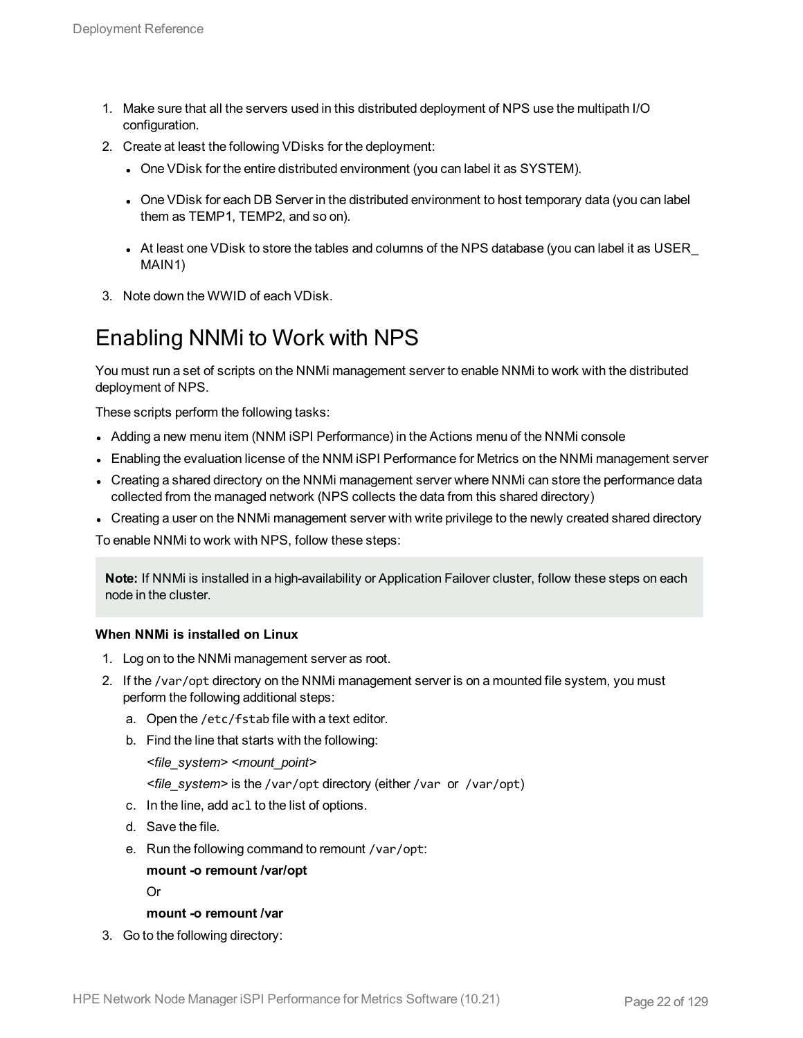1. Make sure that all the servers used in this distributed deployment of NPS use the multipath I/O configuration.
2. Create at least the following VDisks for the deployment:
   - One VDisk for the entire distributed environment (you can label it as SYSTEM).
   - One VDisk for each DB Server in the distributed environment to host temporary data (you can label them as TEMP1, TEMP2, and so on).
   - At least one VDisk to store the tables and columns of the NPS database (you can label it as USER_MAIN1)
3. Note down the WWID of each VDisk.

# Enabling NNMi to Work with NPS

You must run a set of scripts on the NNMi management server to enable NNMi to work with the distributed deployment of NPS.

These scripts perform the following tasks:

- Adding a new menu item (NNM iSPI Performance) in the Actions menu of the NNMi console
- Enabling the evaluation license of the NNM iSPI Performance for Metrics on the NNMi management server
- Creating a shared directory on the NNMi management server where NNMi can store the performance data collected from the managed network (NPS collects the data from this shared directory)
- Creating a user on the NNMi management server with write privilege to the newly created shared directory

To enable NNMi to work with NPS, follow these steps:

> **Note:** If NNMi is installed in a high-availability or Application Failover cluster, follow these steps on each node in the cluster.

**When NNMi is installed on Linux**

1. Log on to the NNMi management server as root.
2. If the `/var/opt` directory on the NNMi management server is on a mounted file system, you must perform the following additional steps:
   a. Open the `/etc/fstab` file with a text editor.
   b. Find the line that starts with the following:
      *<file_system> <mount_point>*
      *<file_system>* is the `/var/opt` directory (either `/var` or `/var/opt`)
   c. In the line, add `acl` to the list of options.
   d. Save the file.
   e. Run the following command to remount `/var/opt`:
      **mount -o remount /var/opt**
      Or
      **mount -o remount /var**
3. Go to the following directory: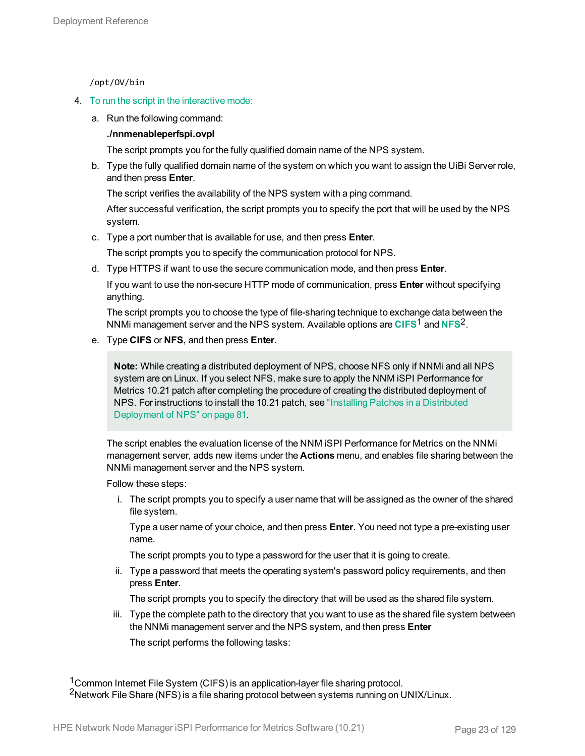```
/opt/OV/bin
```

4. To run the script in the interactive mode:

   a. Run the following command:

      **./nnmenableperfspi.ovpl**

      The script prompts you for the fully qualified domain name of the NPS system.

   b. Type the fully qualified domain name of the system on which you want to assign the UiBi Server role, and then press **Enter**.

      The script verifies the availability of the NPS system with a ping command.

      After successful verification, the script prompts you to specify the port that will be used by the NPS system.

   c. Type a port number that is available for use, and then press **Enter**.

      The script prompts you to specify the communication protocol for NPS.

   d. Type HTTPS if want to use the secure communication mode, and then press **Enter**.

      If you want to use the non-secure HTTP mode of communication, press **Enter** without specifying anything.

      The script prompts you to choose the type of file-sharing technique to exchange data between the NNMi management server and the NPS system. Available options are **CIFS**[1] and **NFS**[2].

   e. Type **CIFS** or **NFS**, and then press **Enter**.

      > **Note:** While creating a distributed deployment of NPS, choose NFS only if NNMi and all NPS system are on Linux. If you select NFS, make sure to apply the NNM iSPI Performance for Metrics 10.21 patch after completing the procedure of creating the distributed deployment of NPS. For instructions to install the 10.21 patch, see "Installing Patches in a Distributed Deployment of NPS" on page 81.

      The script enables the evaluation license of the NNM iSPI Performance for Metrics on the NNMi management server, adds new items under the **Actions** menu, and enables file sharing between the NNMi management server and the NPS system.

      Follow these steps:

      i. The script prompts you to specify a user name that will be assigned as the owner of the shared file system.

         Type a user name of your choice, and then press **Enter**. You need not type a pre-existing user name.

         The script prompts you to type a password for the user that it is going to create.

      ii. Type a password that meets the operating system's password policy requirements, and then press **Enter**.

         The script prompts you to specify the directory that will be used as the shared file system.

      iii. Type the complete path to the directory that you want to use as the shared file system between the NNMi management server and the NPS system, and then press **Enter**

         The script performs the following tasks:

[1] Common Internet File System (CIFS) is an application-layer file sharing protocol.
[2] Network File Share (NFS) is a file sharing protocol between systems running on UNIX/Linux.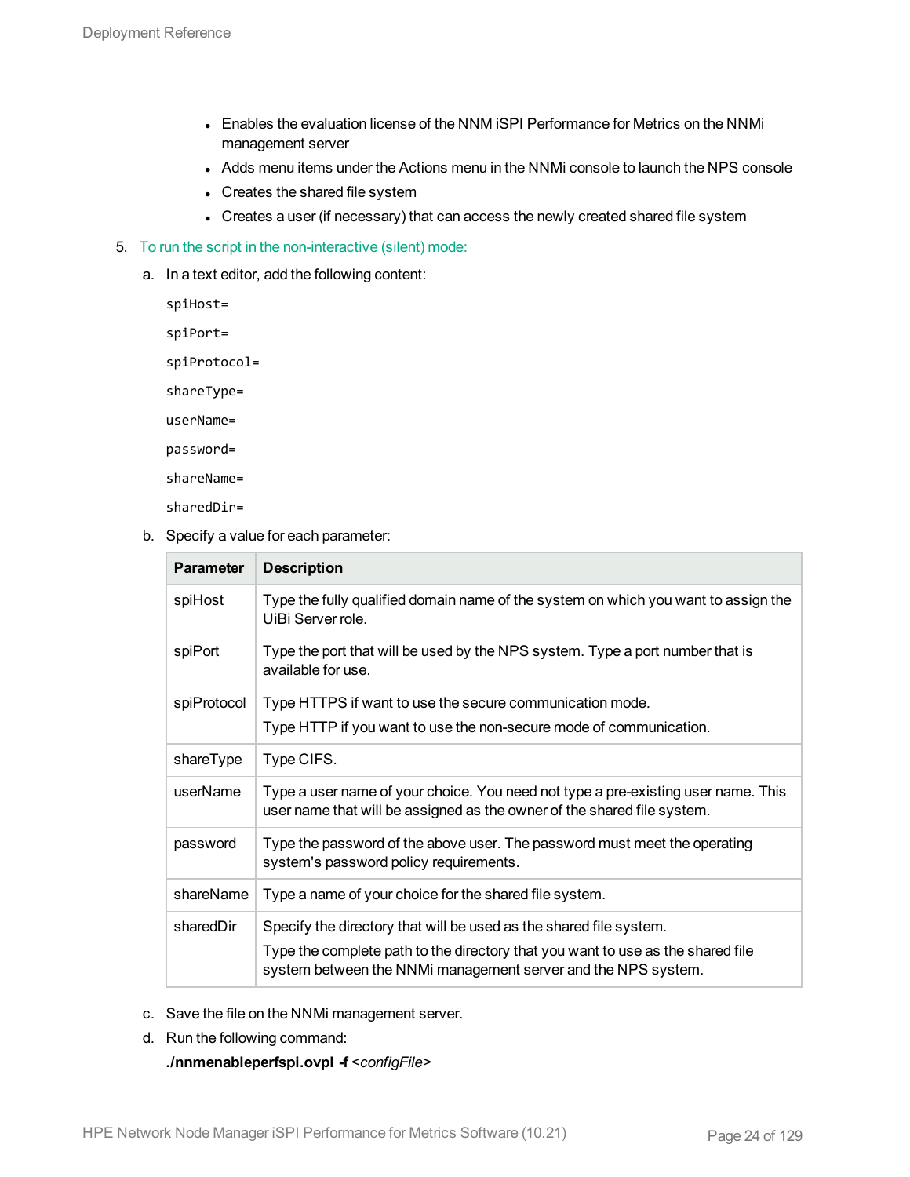- Enables the evaluation license of the NNM iSPI Performance for Metrics on the NNMi management server
- Adds menu items under the Actions menu in the NNMi console to launch the NPS console
- Creates the shared file system
- Creates a user (if necessary) that can access the newly created shared file system

5. To run the script in the non-interactive (silent) mode:

   a. In a text editor, add the following content:

   ```
   spiHost=
   spiPort=
   spiProtocol=
   shareType=
   userName=
   password=
   shareName=
   sharedDir=
   ```

   b. Specify a value for each parameter:

   | Parameter | Description |
   |---|---|
   | spiHost | Type the fully qualified domain name of the system on which you want to assign the UiBi Server role. |
   | spiPort | Type the port that will be used by the NPS system. Type a port number that is available for use. |
   | spiProtocol | Type HTTPS if want to use the secure communication mode.<br>Type HTTP if you want to use the non-secure mode of communication. |
   | shareType | Type CIFS. |
   | userName | Type a user name of your choice. You need not type a pre-existing user name. This user name that will be assigned as the owner of the shared file system. |
   | password | Type the password of the above user. The password must meet the operating system's password policy requirements. |
   | shareName | Type a name of your choice for the shared file system. |
   | sharedDir | Specify the directory that will be used as the shared file system.<br>Type the complete path to the directory that you want to use as the shared file system between the NNMi management server and the NPS system. |

   c. Save the file on the NNMi management server.

   d. Run the following command:

   **./nnmenableperfspi.ovpl -f** *<configFile>*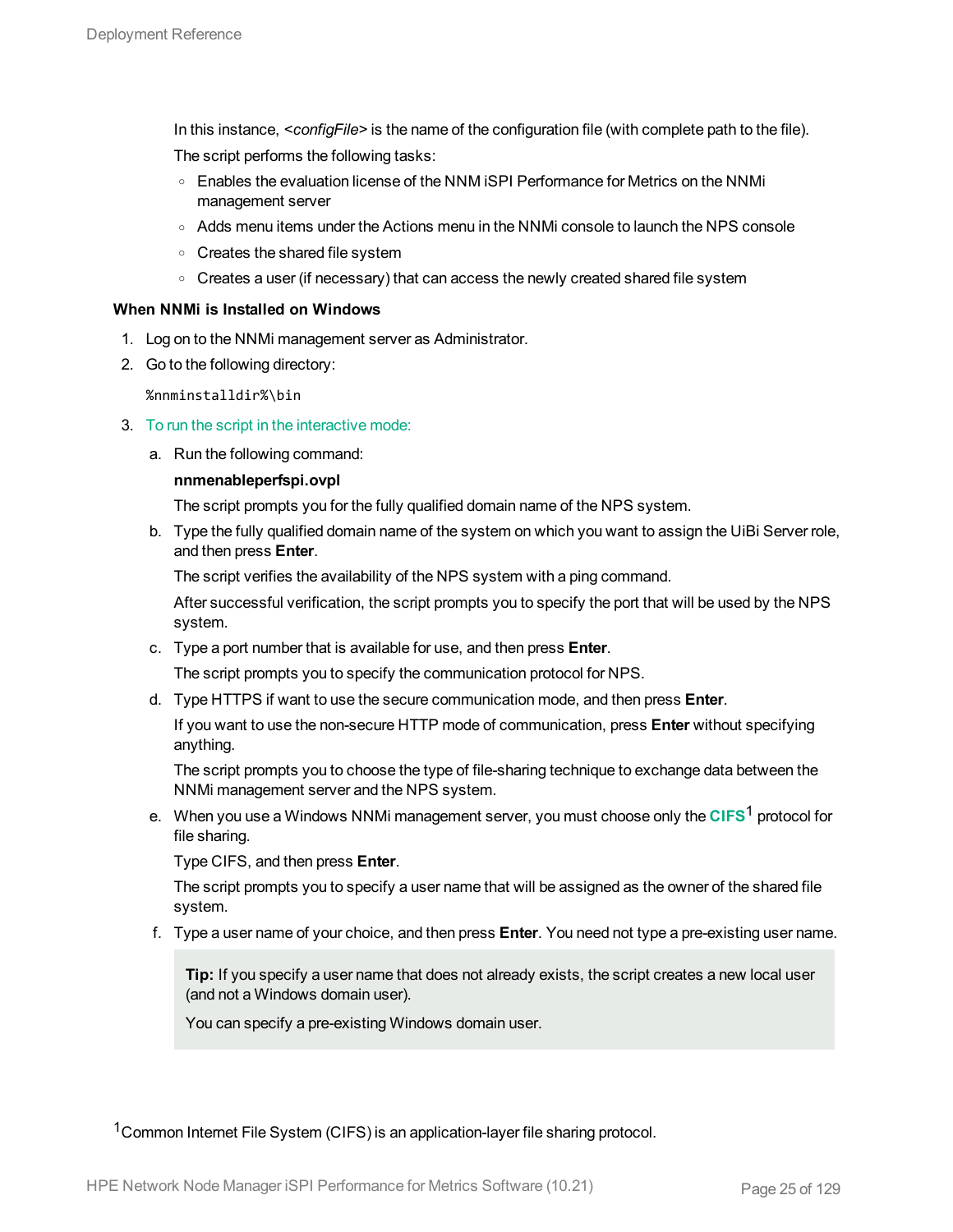In this instance, *<configFile>* is the name of the configuration file (with complete path to the file).

The script performs the following tasks:

- Enables the evaluation license of the NNM iSPI Performance for Metrics on the NNMi management server
- Adds menu items under the Actions menu in the NNMi console to launch the NPS console
- Creates the shared file system
- Creates a user (if necessary) that can access the newly created shared file system

**When NNMi is Installed on Windows**

1. Log on to the NNMi management server as Administrator.
2. Go to the following directory:

   ```
   %nnminstalldir%\bin
   ```

3. To run the script in the interactive mode:

   a. Run the following command:

      **nnmenableperfspi.ovpl**

      The script prompts you for the fully qualified domain name of the NPS system.

   b. Type the fully qualified domain name of the system on which you want to assign the UiBi Server role, and then press **Enter**.

      The script verifies the availability of the NPS system with a ping command.

      After successful verification, the script prompts you to specify the port that will be used by the NPS system.

   c. Type a port number that is available for use, and then press **Enter**.

      The script prompts you to specify the communication protocol for NPS.

   d. Type HTTPS if want to use the secure communication mode, and then press **Enter**.

      If you want to use the non-secure HTTP mode of communication, press **Enter** without specifying anything.

      The script prompts you to choose the type of file-sharing technique to exchange data between the NNMi management server and the NPS system.

   e. When you use a Windows NNMi management server, you must choose only the **CIFS**[1] protocol for file sharing.

      Type CIFS, and then press **Enter**.

      The script prompts you to specify a user name that will be assigned as the owner of the shared file system.

   f. Type a user name of your choice, and then press **Enter**. You need not type a pre-existing user name.

      > **Tip:** If you specify a user name that does not already exists, the script creates a new local user (and not a Windows domain user).
      >
      > You can specify a pre-existing Windows domain user.

[1] Common Internet File System (CIFS) is an application-layer file sharing protocol.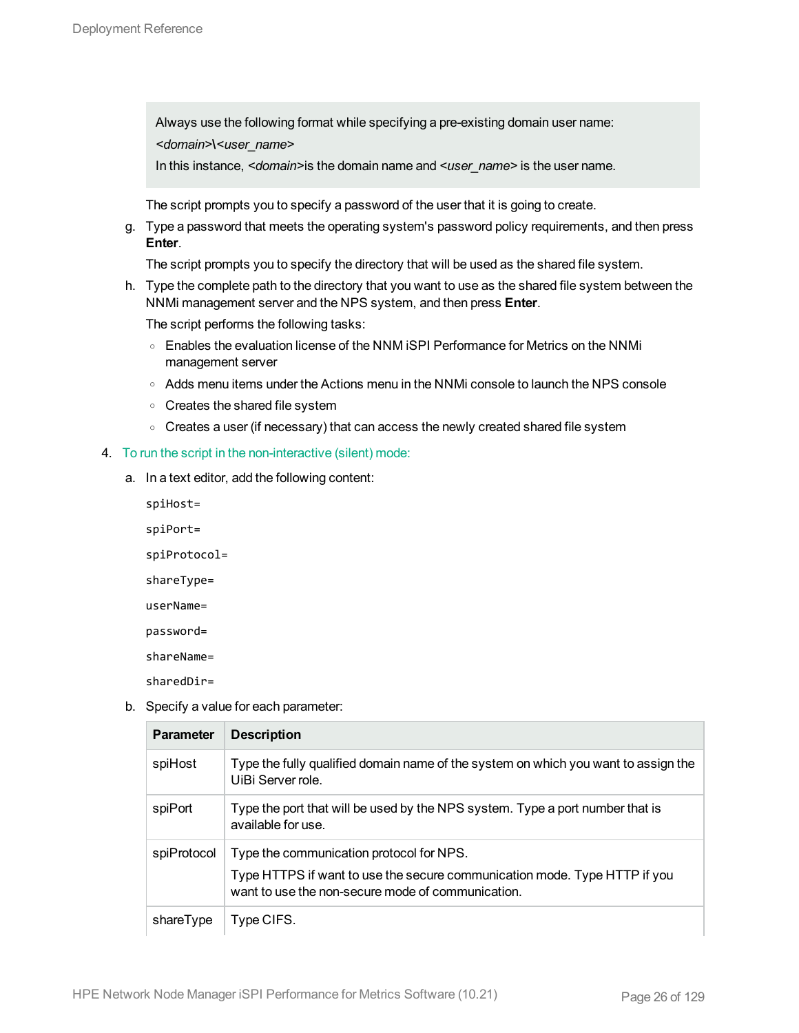> Always use the following format while specifying a pre-existing domain user name:
>
> *<domain>***\\***<user_name>*
>
> In this instance, *<domain>*is the domain name and *<user_name>* is the user name.

The script prompts you to specify a password of the user that it is going to create.

g. Type a password that meets the operating system's password policy requirements, and then press **Enter**.

   The script prompts you to specify the directory that will be used as the shared file system.

h. Type the complete path to the directory that you want to use as the shared file system between the NNMi management server and the NPS system, and then press **Enter**.

   The script performs the following tasks:

   - Enables the evaluation license of the NNM iSPI Performance for Metrics on the NNMi management server
   - Adds menu items under the Actions menu in the NNMi console to launch the NPS console
   - Creates the shared file system
   - Creates a user (if necessary) that can access the newly created shared file system

4. To run the script in the non-interactive (silent) mode:

   a. In a text editor, add the following content:

```
spiHost=
spiPort=
spiProtocol=
shareType=
userName=
password=
shareName=
sharedDir=
```

   b. Specify a value for each parameter:

| Parameter | Description |
|---|---|
| spiHost | Type the fully qualified domain name of the system on which you want to assign the UiBi Server role. |
| spiPort | Type the port that will be used by the NPS system. Type a port number that is available for use. |
| spiProtocol | Type the communication protocol for NPS.<br><br>Type HTTPS if want to use the secure communication mode. Type HTTP if you want to use the non-secure mode of communication. |
| shareType | Type CIFS. |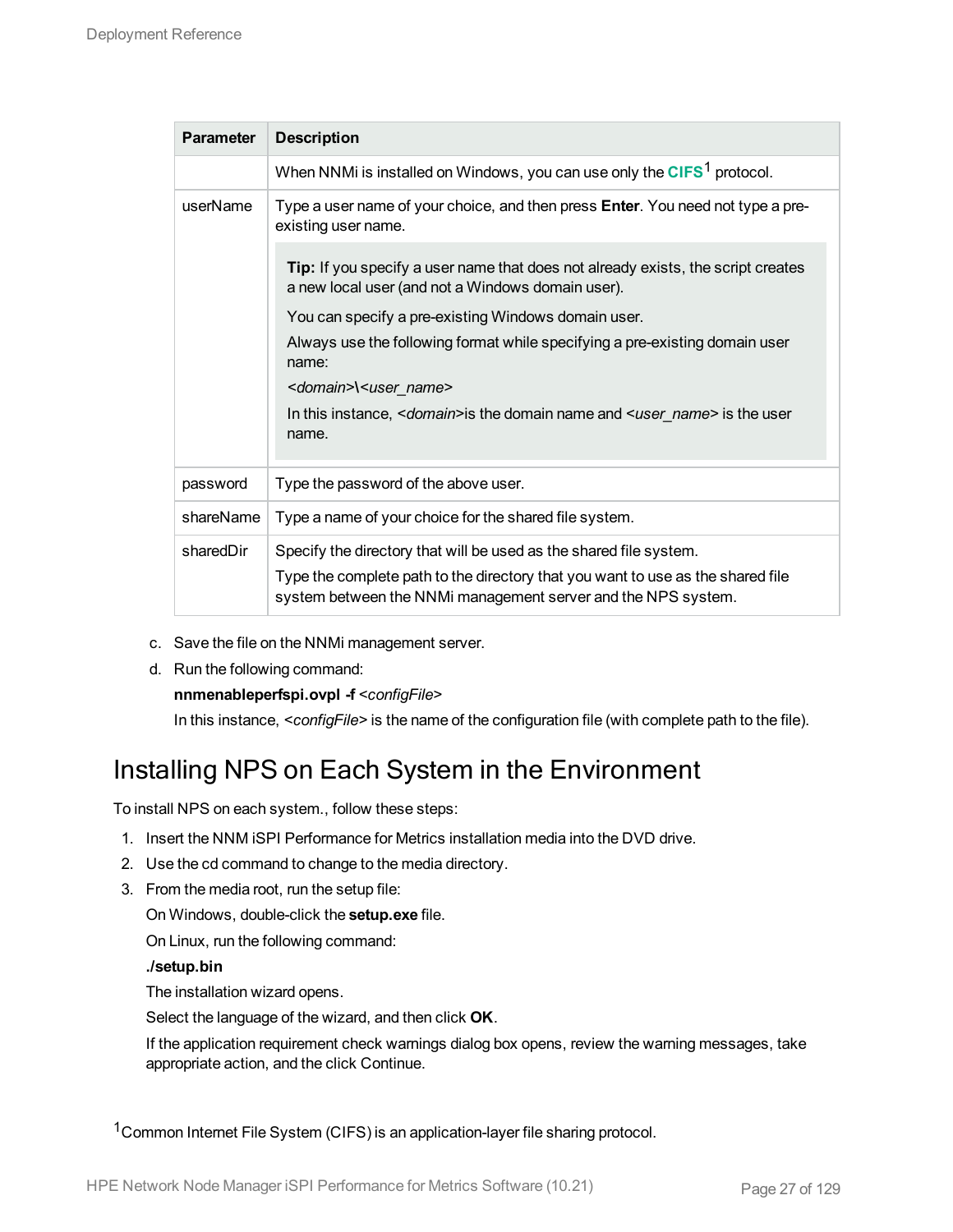| Parameter | Description |
| --- | --- |
| | When NNMi is installed on Windows, you can use only the **CIFS**[1] protocol. |
| userName | Type a user name of your choice, and then press **Enter**. You need not type a pre-existing user name.<br><br>**Tip:** If you specify a user name that does not already exists, the script creates a new local user (and not a Windows domain user).<br><br>You can specify a pre-existing Windows domain user.<br><br>Always use the following format while specifying a pre-existing domain user name:<br><br>*<domain>***\\***<user_name>*<br><br>In this instance, *<domain>*is the domain name and *<user_name>* is the user name. |
| password | Type the password of the above user. |
| shareName | Type a name of your choice for the shared file system. |
| sharedDir | Specify the directory that will be used as the shared file system.<br><br>Type the complete path to the directory that you want to use as the shared file system between the NNMi management server and the NPS system. |

c. Save the file on the NNMi management server.

d. Run the following command:

**nnmenableperfspi.ovpl -f** *<configFile>*

In this instance, *<configFile>* is the name of the configuration file (with complete path to the file).

# Installing NPS on Each System in the Environment

To install NPS on each system., follow these steps:

1. Insert the NNM iSPI Performance for Metrics installation media into the DVD drive.
2. Use the cd command to change to the media directory.
3. From the media root, run the setup file:

   On Windows, double-click the **setup.exe** file.

   On Linux, run the following command:

   **./setup.bin**

   The installation wizard opens.

   Select the language of the wizard, and then click **OK**.

   If the application requirement check warnings dialog box opens, review the warning messages, take appropriate action, and the click Continue.

[1] Common Internet File System (CIFS) is an application-layer file sharing protocol.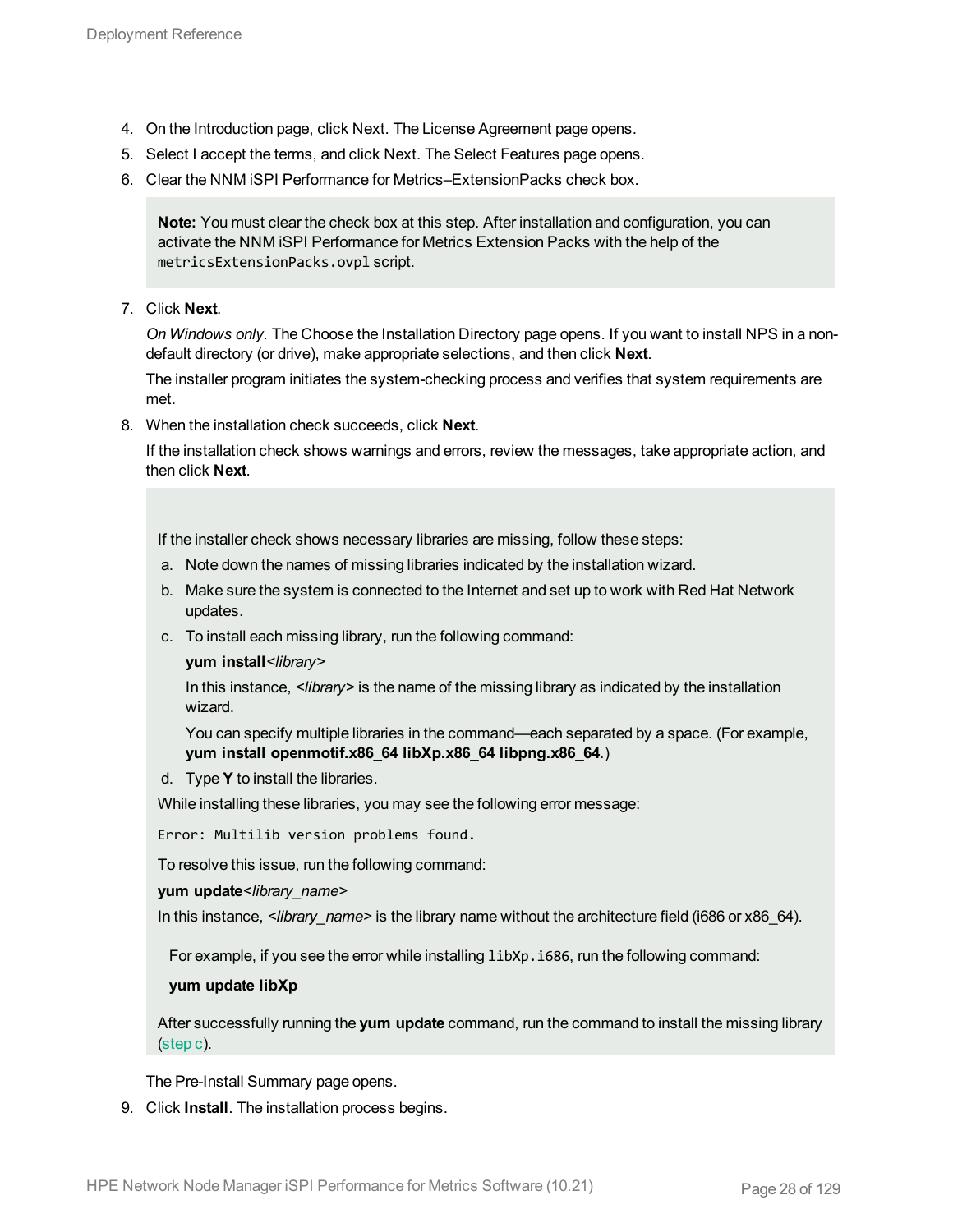4. On the Introduction page, click Next. The License Agreement page opens.
5. Select I accept the terms, and click Next. The Select Features page opens.
6. Clear the NNM iSPI Performance for Metrics–ExtensionPacks check box.

   > **Note:** You must clear the check box at this step. After installation and configuration, you can activate the NNM iSPI Performance for Metrics Extension Packs with the help of the `metricsExtensionPacks.ovpl` script.

7. Click **Next**.

   *On Windows only*. The Choose the Installation Directory page opens. If you want to install NPS in a non-default directory (or drive), make appropriate selections, and then click **Next**.

   The installer program initiates the system-checking process and verifies that system requirements are met.

8. When the installation check succeeds, click **Next**.

   If the installation check shows warnings and errors, review the messages, take appropriate action, and then click **Next**.

   > If the installer check shows necessary libraries are missing, follow these steps:
   >
   > a. Note down the names of missing libraries indicated by the installation wizard.
   > b. Make sure the system is connected to the Internet and set up to work with Red Hat Network updates.
   > c. To install each missing library, run the following command:
   >
   >    **yum install***<library>*
   >
   >    In this instance, *<library>* is the name of the missing library as indicated by the installation wizard.
   >
   >    You can specify multiple libraries in the command—each separated by a space. (For example, **yum install openmotif.x86_64 libXp.x86_64 libpng.x86_64**.)
   > d. Type **Y** to install the libraries.
   >
   > While installing these libraries, you may see the following error message:
   >
   > `Error: Multilib version problems found.`
   >
   > To resolve this issue, run the following command:
   >
   > **yum update***<library_name>*
   >
   > In this instance, *<library_name>* is the library name without the architecture field (i686 or x86_64).
   >
   > For example, if you see the error while installing `libXp.i686`, run the following command:
   >
   > **yum update libXp**
   >
   > After successfully running the **yum update** command, run the command to install the missing library (step c).

   The Pre-Install Summary page opens.

9. Click **Install**. The installation process begins.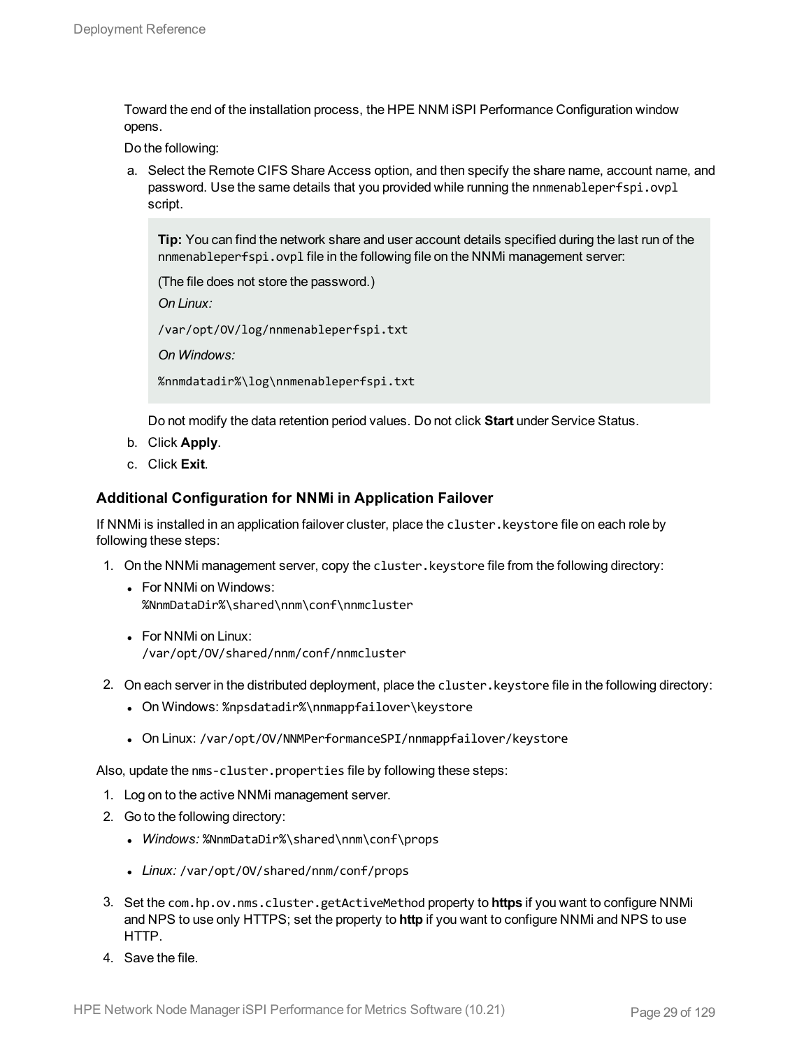Toward the end of the installation process, the HPE NNM iSPI Performance Configuration window opens.

Do the following:

a. Select the Remote CIFS Share Access option, and then specify the share name, account name, and password. Use the same details that you provided while running the `nnmenableperfspi.ovpl` script.

> **Tip:** You can find the network share and user account details specified during the last run of the `nnmenableperfspi.ovpl` file in the following file on the NNMi management server:
>
> (The file does not store the password.)
>
> *On Linux:*
>
> `/var/opt/OV/log/nnmenableperfspi.txt`
>
> *On Windows:*
>
> `%nnmdatadir%\log\nnmenableperfspi.txt`

Do not modify the data retention period values. Do not click **Start** under Service Status.

b. Click **Apply**.

c. Click **Exit**.

### Additional Configuration for NNMi in Application Failover

If NNMi is installed in an application failover cluster, place the `cluster.keystore` file on each role by following these steps:

1. On the NNMi management server, copy the `cluster.keystore` file from the following directory:
   - For NNMi on Windows:
     `%NnmDataDir%\shared\nnm\conf\nnmcluster`
   - For NNMi on Linux:
     `/var/opt/OV/shared/nnm/conf/nnmcluster`
2. On each server in the distributed deployment, place the `cluster.keystore` file in the following directory:
   - On Windows: `%npsdatadir%\nnmappfailover\keystore`
   - On Linux: `/var/opt/OV/NNMPerformanceSPI/nnmappfailover/keystore`

Also, update the `nms-cluster.properties` file by following these steps:

1. Log on to the active NNMi management server.
2. Go to the following directory:
   - *Windows:* `%NnmDataDir%\shared\nnm\conf\props`
   - *Linux:* `/var/opt/OV/shared/nnm/conf/props`
3. Set the `com.hp.ov.nms.cluster.getActiveMethod` property to **https** if you want to configure NNMi and NPS to use only HTTPS; set the property to **http** if you want to configure NNMi and NPS to use HTTP.
4. Save the file.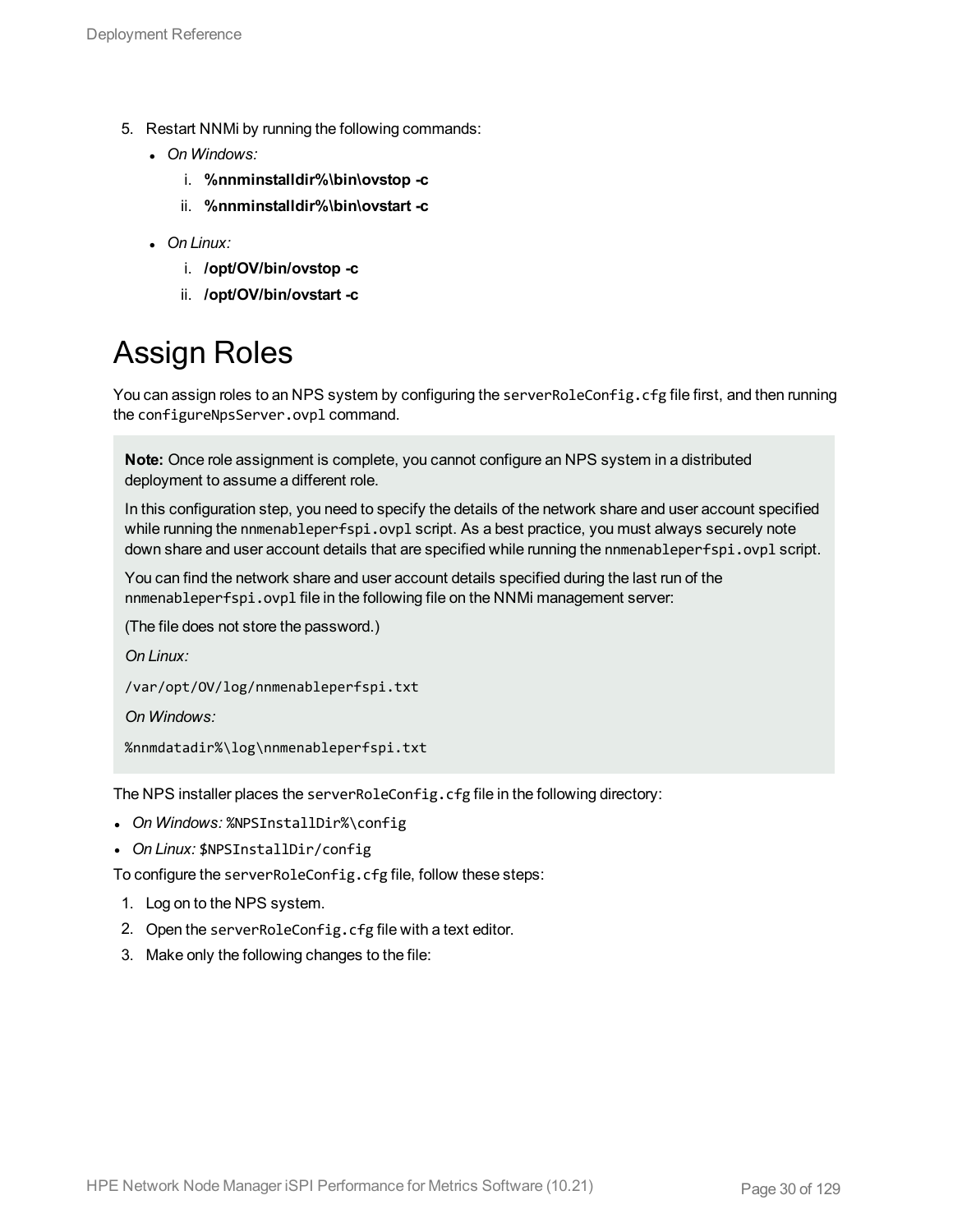5. Restart NNMi by running the following commands:
   - *On Windows:*
     1. **%nnminstalldir%\bin\ovstop -c**
     2. **%nnminstalldir%\bin\ovstart -c**
   - *On Linux:*
     1. **/opt/OV/bin/ovstop -c**
     2. **/opt/OV/bin/ovstart -c**

# Assign Roles

You can assign roles to an NPS system by configuring the `serverRoleConfig.cfg` file first, and then running the `configureNpsServer.ovpl` command.

> **Note:** Once role assignment is complete, you cannot configure an NPS system in a distributed deployment to assume a different role.
>
> In this configuration step, you need to specify the details of the network share and user account specified while running the `nnmenableperfspi.ovpl` script. As a best practice, you must always securely note down share and user account details that are specified while running the `nnmenableperfspi.ovpl` script.
>
> You can find the network share and user account details specified during the last run of the `nnmenableperfspi.ovpl` file in the following file on the NNMi management server:
>
> (The file does not store the password.)
>
> *On Linux:*
>
> `/var/opt/OV/log/nnmenableperfspi.txt`
>
> *On Windows:*
>
> `%nnmdatadir%\log\nnmenableperfspi.txt`

The NPS installer places the `serverRoleConfig.cfg` file in the following directory:

- *On Windows:* `%NPSInstallDir%\config`
- *On Linux:* `$NPSInstallDir/config`

To configure the `serverRoleConfig.cfg` file, follow these steps:

1. Log on to the NPS system.
2. Open the `serverRoleConfig.cfg` file with a text editor.
3. Make only the following changes to the file: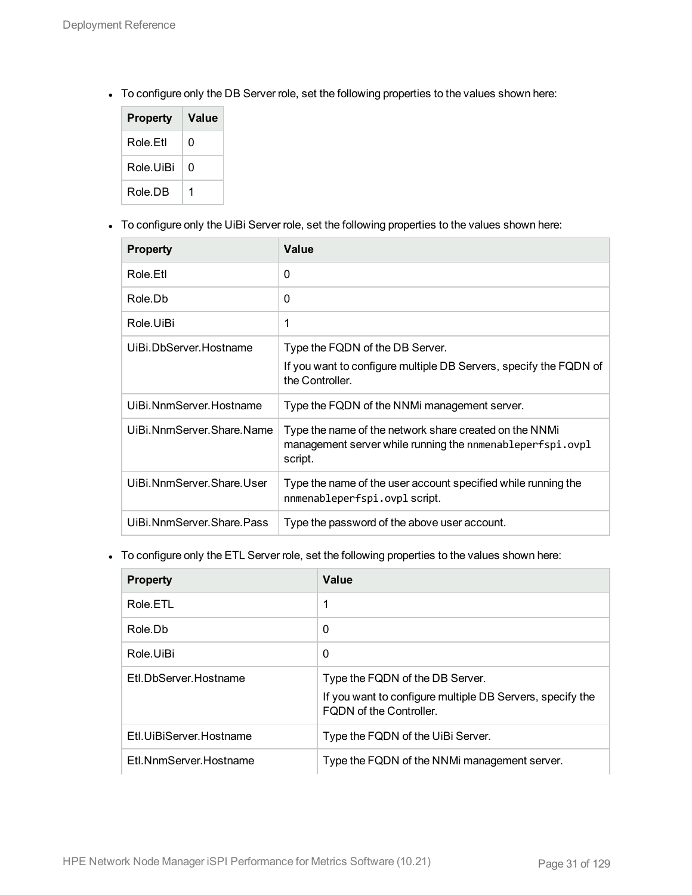- To configure only the DB Server role, set the following properties to the values shown here:

| Property | Value |
|---|---|
| Role.Etl | 0 |
| Role.UiBi | 0 |
| Role.DB | 1 |

- To configure only the UiBi Server role, set the following properties to the values shown here:

| Property | Value |
|---|---|
| Role.Etl | 0 |
| Role.Db | 0 |
| Role.UiBi | 1 |
| UiBi.DbServer.Hostname | Type the FQDN of the DB Server.<br>If you want to configure multiple DB Servers, specify the FQDN of the Controller. |
| UiBi.NnmServer.Hostname | Type the FQDN of the NNMi management server. |
| UiBi.NnmServer.Share.Name | Type the name of the network share created on the NNMi management server while running the `nnmenableperfspi.ovpl` script. |
| UiBi.NnmServer.Share.User | Type the name of the user account specified while running the `nnmenableperfspi.ovpl` script. |
| UiBi.NnmServer.Share.Pass | Type the password of the above user account. |

- To configure only the ETL Server role, set the following properties to the values shown here:

| Property | Value |
|---|---|
| Role.ETL | 1 |
| Role.Db | 0 |
| Role.UiBi | 0 |
| Etl.DbServer.Hostname | Type the FQDN of the DB Server.<br>If you want to configure multiple DB Servers, specify the FQDN of the Controller. |
| Etl.UiBiServer.Hostname | Type the FQDN of the UiBi Server. |
| Etl.NnmServer.Hostname | Type the FQDN of the NNMi management server. |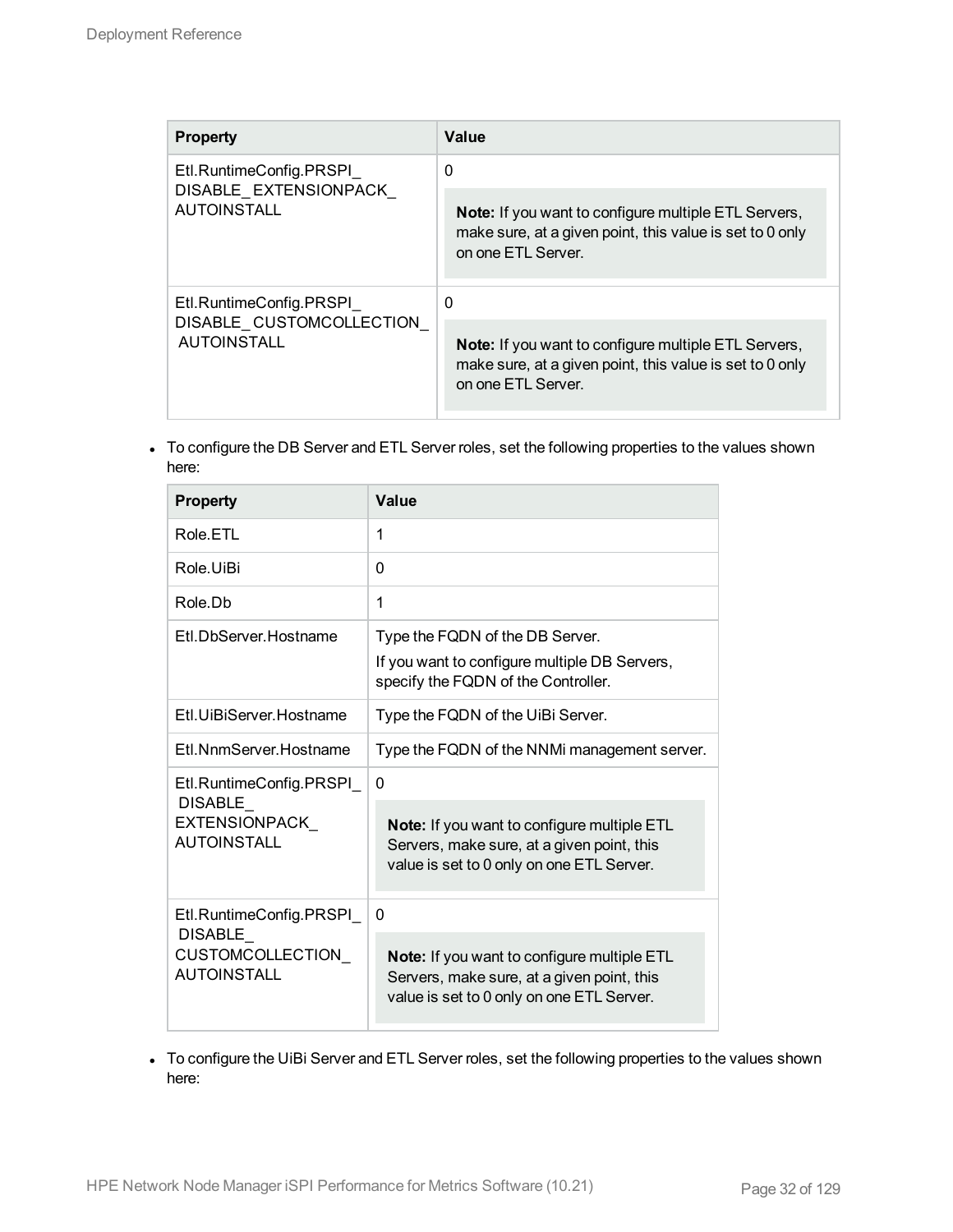| Property | Value |
| --- | --- |
| Etl.RuntimeConfig.PRSPI_DISABLE_EXTENSIONPACK_AUTOINSTALL | 0<br><br>**Note:** If you want to configure multiple ETL Servers, make sure, at a given point, this value is set to 0 only on one ETL Server. |
| Etl.RuntimeConfig.PRSPI_DISABLE_CUSTOMCOLLECTION_AUTOINSTALL | 0<br><br>**Note:** If you want to configure multiple ETL Servers, make sure, at a given point, this value is set to 0 only on one ETL Server. |

- To configure the DB Server and ETL Server roles, set the following properties to the values shown here:

| Property | Value |
| --- | --- |
| Role.ETL | 1 |
| Role.UiBi | 0 |
| Role.Db | 1 |
| Etl.DbServer.Hostname | Type the FQDN of the DB Server.<br>If you want to configure multiple DB Servers, specify the FQDN of the Controller. |
| Etl.UiBiServer.Hostname | Type the FQDN of the UiBi Server. |
| Etl.NnmServer.Hostname | Type the FQDN of the NNMi management server. |
| Etl.RuntimeConfig.PRSPI_DISABLE_EXTENSIONPACK_AUTOINSTALL | 0<br><br>**Note:** If you want to configure multiple ETL Servers, make sure, at a given point, this value is set to 0 only on one ETL Server. |
| Etl.RuntimeConfig.PRSPI_DISABLE_CUSTOMCOLLECTION_AUTOINSTALL | 0<br><br>**Note:** If you want to configure multiple ETL Servers, make sure, at a given point, this value is set to 0 only on one ETL Server. |

- To configure the UiBi Server and ETL Server roles, set the following properties to the values shown here: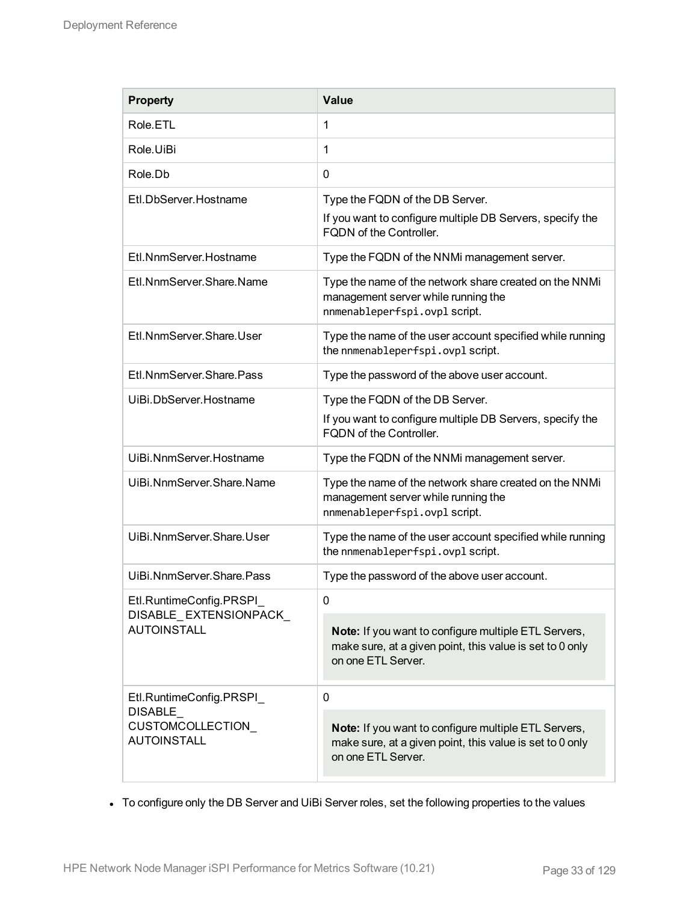| Property | Value |
| --- | --- |
| Role.ETL | 1 |
| Role.UiBi | 1 |
| Role.Db | 0 |
| Etl.DbServer.Hostname | Type the FQDN of the DB Server.<br>If you want to configure multiple DB Servers, specify the FQDN of the Controller. |
| Etl.NnmServer.Hostname | Type the FQDN of the NNMi management server. |
| Etl.NnmServer.Share.Name | Type the name of the network share created on the NNMi management server while running the `nnmenableperfspi.ovpl` script. |
| Etl.NnmServer.Share.User | Type the name of the user account specified while running the `nnmenableperfspi.ovpl` script. |
| Etl.NnmServer.Share.Pass | Type the password of the above user account. |
| UiBi.DbServer.Hostname | Type the FQDN of the DB Server.<br>If you want to configure multiple DB Servers, specify the FQDN of the Controller. |
| UiBi.NnmServer.Hostname | Type the FQDN of the NNMi management server. |
| UiBi.NnmServer.Share.Name | Type the name of the network share created on the NNMi management server while running the `nnmenableperfspi.ovpl` script. |
| UiBi.NnmServer.Share.User | Type the name of the user account specified while running the `nnmenableperfspi.ovpl` script. |
| UiBi.NnmServer.Share.Pass | Type the password of the above user account. |
| Etl.RuntimeConfig.PRSPI_DISABLE_EXTENSIONPACK_AUTOINSTALL | 0<br>**Note:** If you want to configure multiple ETL Servers, make sure, at a given point, this value is set to 0 only on one ETL Server. |
| Etl.RuntimeConfig.PRSPI_DISABLE_CUSTOMCOLLECTION_AUTOINSTALL | 0<br>**Note:** If you want to configure multiple ETL Servers, make sure, at a given point, this value is set to 0 only on one ETL Server. |

- To configure only the DB Server and UiBi Server roles, set the following properties to the values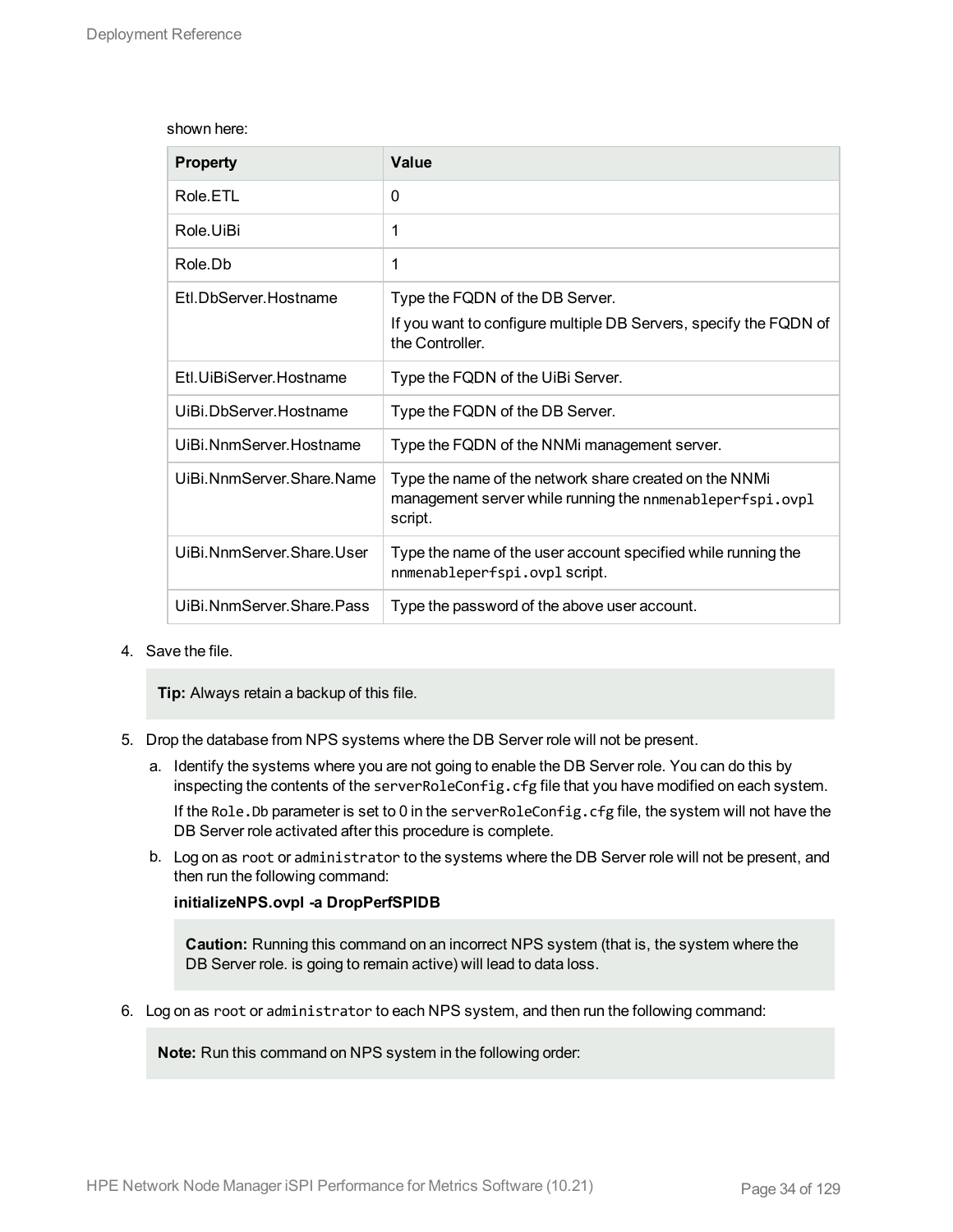shown here:

| Property | Value |
| --- | --- |
| Role.ETL | 0 |
| Role.UiBi | 1 |
| Role.Db | 1 |
| Etl.DbServer.Hostname | Type the FQDN of the DB Server.<br>If you want to configure multiple DB Servers, specify the FQDN of the Controller. |
| Etl.UiBiServer.Hostname | Type the FQDN of the UiBi Server. |
| UiBi.DbServer.Hostname | Type the FQDN of the DB Server. |
| UiBi.NnmServer.Hostname | Type the FQDN of the NNMi management server. |
| UiBi.NnmServer.Share.Name | Type the name of the network share created on the NNMi management server while running the `nnmenableperfspi.ovpl` script. |
| UiBi.NnmServer.Share.User | Type the name of the user account specified while running the `nnmenableperfspi.ovpl` script. |
| UiBi.NnmServer.Share.Pass | Type the password of the above user account. |

4. Save the file.

   > **Tip:** Always retain a backup of this file.

5. Drop the database from NPS systems where the DB Server role will not be present.
   a. Identify the systems where you are not going to enable the DB Server role. You can do this by inspecting the contents of the `serverRoleConfig.cfg` file that you have modified on each system.

      If the `Role.Db` parameter is set to 0 in the `serverRoleConfig.cfg` file, the system will not have the DB Server role activated after this procedure is complete.
   b. Log on as `root` or `administrator` to the systems where the DB Server role will not be present, and then run the following command:

      **initializeNPS.ovpl -a DropPerfSPIDB**

      > **Caution:** Running this command on an incorrect NPS system (that is, the system where the DB Server role. is going to remain active) will lead to data loss.

6. Log on as `root` or `administrator` to each NPS system, and then run the following command:

   > **Note:** Run this command on NPS system in the following order: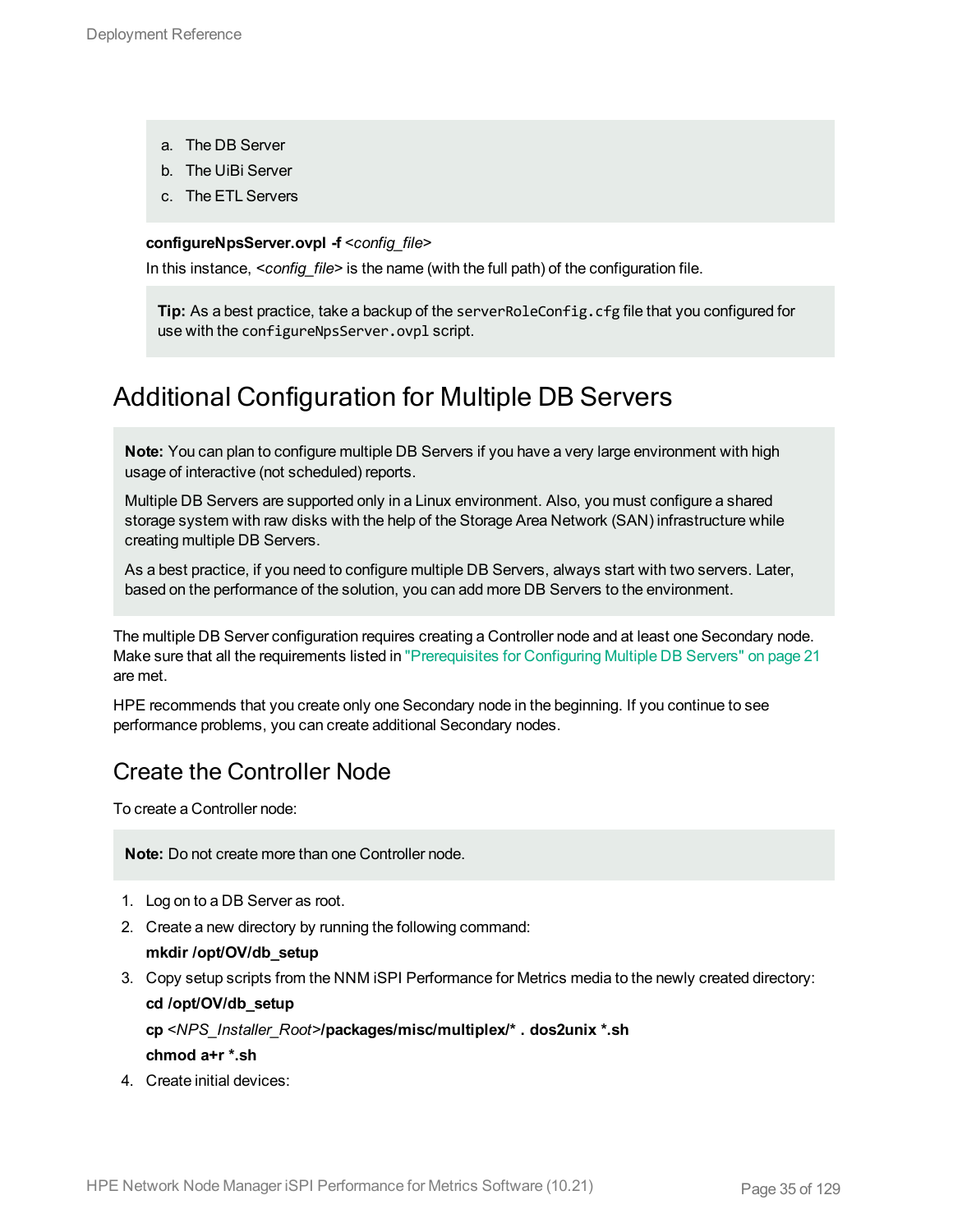a. The DB Server
b. The UiBi Server
c. The ETL Servers

**configureNpsServer.ovpl -f** <*config_file*>

In this instance, <*config_file*> is the name (with the full path) of the configuration file.

> **Tip:** As a best practice, take a backup of the `serverRoleConfig.cfg` file that you configured for use with the `configureNpsServer.ovpl` script.

## Additional Configuration for Multiple DB Servers

> **Note:** You can plan to configure multiple DB Servers if you have a very large environment with high usage of interactive (not scheduled) reports.
>
> Multiple DB Servers are supported only in a Linux environment. Also, you must configure a shared storage system with raw disks with the help of the Storage Area Network (SAN) infrastructure while creating multiple DB Servers.
>
> As a best practice, if you need to configure multiple DB Servers, always start with two servers. Later, based on the performance of the solution, you can add more DB Servers to the environment.

The multiple DB Server configuration requires creating a Controller node and at least one Secondary node. Make sure that all the requirements listed in "Prerequisites for Configuring Multiple DB Servers" on page 21 are met.

HPE recommends that you create only one Secondary node in the beginning. If you continue to see performance problems, you can create additional Secondary nodes.

### Create the Controller Node

To create a Controller node:

> **Note:** Do not create more than one Controller node.

1. Log on to a DB Server as root.
2. Create a new directory by running the following command:

   **mkdir /opt/OV/db_setup**
3. Copy setup scripts from the NNM iSPI Performance for Metrics media to the newly created directory:

   **cd /opt/OV/db_setup**

   **cp** <*NPS_Installer_Root*>**/packages/misc/multiplex/* . dos2unix *.sh**

   **chmod a+r *.sh**
4. Create initial devices: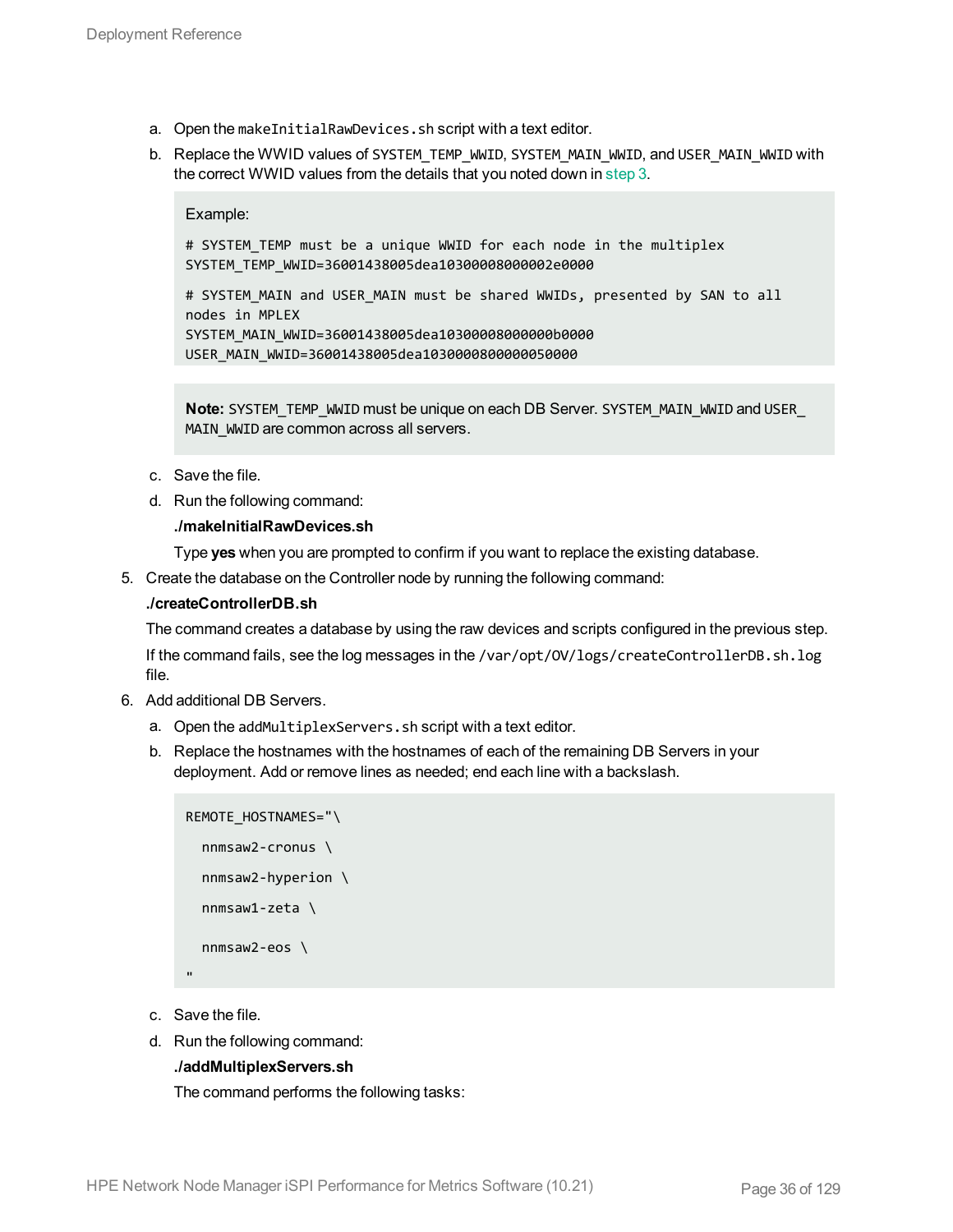a. Open the `makeInitialRawDevices.sh` script with a text editor.

b. Replace the WWID values of `SYSTEM_TEMP_WWID`, `SYSTEM_MAIN_WWID`, and `USER_MAIN_WWID` with the correct WWID values from the details that you noted down in step 3.

> Example:
>
> ```
> # SYSTEM_TEMP must be a unique WWID for each node in the multiplex
> SYSTEM_TEMP_WWID=36001438005dea10300008000002e0000
> ```
>
> ```
> # SYSTEM_MAIN and USER_MAIN must be shared WWIDs, presented by SAN to all
> nodes in MPLEX
> SYSTEM_MAIN_WWID=36001438005dea10300008000000b0000
> USER_MAIN_WWID=36001438005dea10300008000000050000
> ```

> **Note:** `SYSTEM_TEMP_WWID` must be unique on each DB Server. `SYSTEM_MAIN_WWID` and `USER_MAIN_WWID` are common across all servers.

c. Save the file.

d. Run the following command:

**./makeInitialRawDevices.sh**

Type **yes** when you are prompted to confirm if you want to replace the existing database.

5. Create the database on the Controller node by running the following command:

**./createControllerDB.sh**

The command creates a database by using the raw devices and scripts configured in the previous step.

If the command fails, see the log messages in the `/var/opt/OV/logs/createControllerDB.sh.log` file.

6. Add additional DB Servers.

a. Open the `addMultiplexServers.sh` script with a text editor.

b. Replace the hostnames with the hostnames of each of the remaining DB Servers in your deployment. Add or remove lines as needed; end each line with a backslash.

```
REMOTE_HOSTNAMES="\
  nnmsaw2-cronus \
  nnmsaw2-hyperion \
  nnmsaw1-zeta \
  nnmsaw2-eos \
"
```

c. Save the file.

d. Run the following command:

**./addMultiplexServers.sh**

The command performs the following tasks: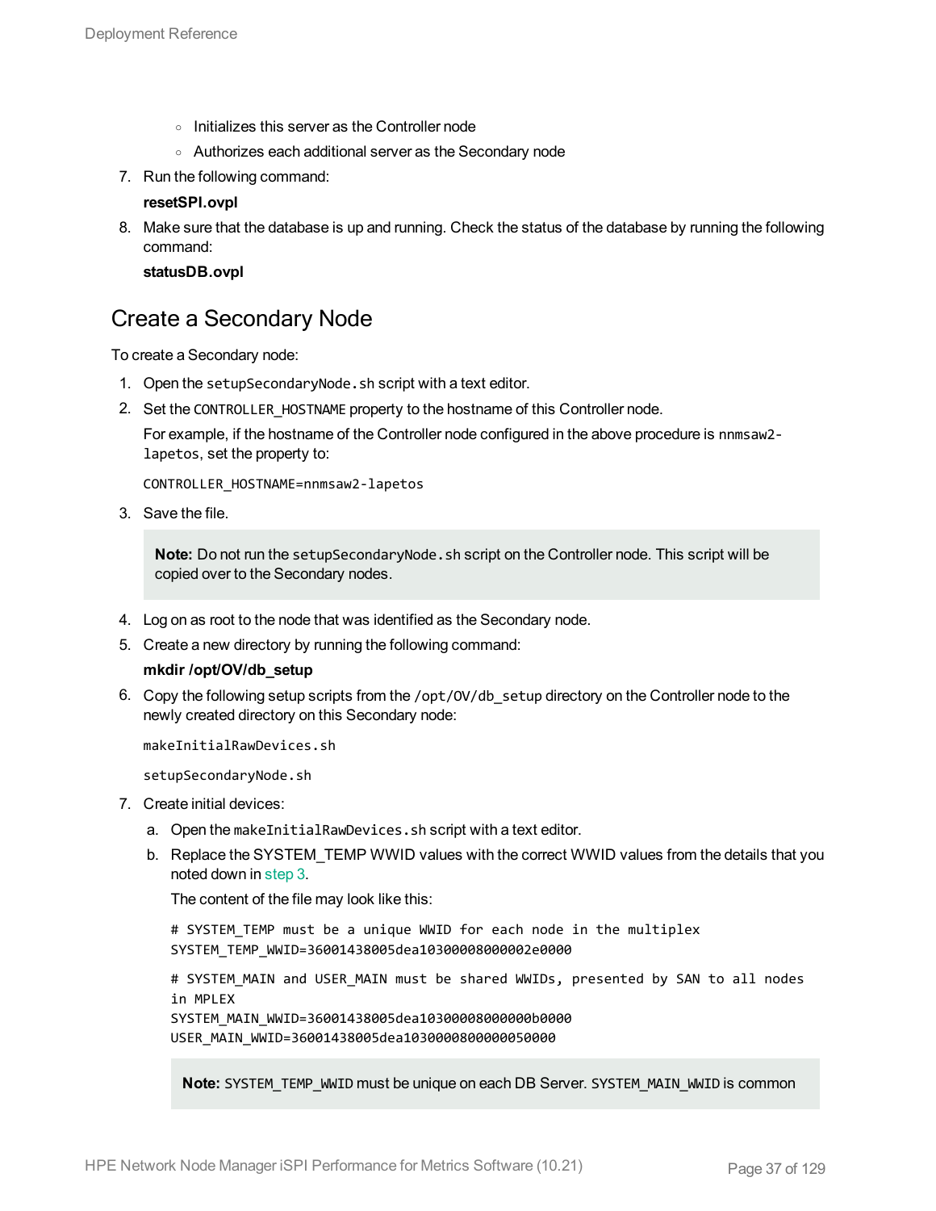- Initializes this server as the Controller node
   - Authorizes each additional server as the Secondary node

7. Run the following command:

   **resetSPI.ovpl**

8. Make sure that the database is up and running. Check the status of the database by running the following command:

   **statusDB.ovpl**

## Create a Secondary Node

To create a Secondary node:

1. Open the `setupSecondaryNode.sh` script with a text editor.
2. Set the `CONTROLLER_HOSTNAME` property to the hostname of this Controller node.

   For example, if the hostname of the Controller node configured in the above procedure is `nnmsaw2-lapetos`, set the property to:

   ```
   CONTROLLER_HOSTNAME=nnmsaw2-lapetos
   ```

3. Save the file.

   > **Note:** Do not run the `setupSecondaryNode.sh` script on the Controller node. This script will be copied over to the Secondary nodes.

4. Log on as root to the node that was identified as the Secondary node.
5. Create a new directory by running the following command:

   **mkdir /opt/OV/db_setup**

6. Copy the following setup scripts from the `/opt/OV/db_setup` directory on the Controller node to the newly created directory on this Secondary node:

   ```
   makeInitialRawDevices.sh
   ```

   ```
   setupSecondaryNode.sh
   ```

7. Create initial devices:

   a. Open the `makeInitialRawDevices.sh` script with a text editor.

   b. Replace the SYSTEM_TEMP WWID values with the correct WWID values from the details that you noted down in step 3.

      The content of the file may look like this:

      ```
      # SYSTEM_TEMP must be a unique WWID for each node in the multiplex
      SYSTEM_TEMP_WWID=36001438005dea10300008000002e0000
      ```

      ```
      # SYSTEM_MAIN and USER_MAIN must be shared WWIDs, presented by SAN to all nodes
      in MPLEX
      SYSTEM_MAIN_WWID=36001438005dea10300008000000b0000
      USER_MAIN_WWID=36001438005dea1030000800000050000
      ```

      > **Note:** `SYSTEM_TEMP_WWID` must be unique on each DB Server. `SYSTEM_MAIN_WWID` is common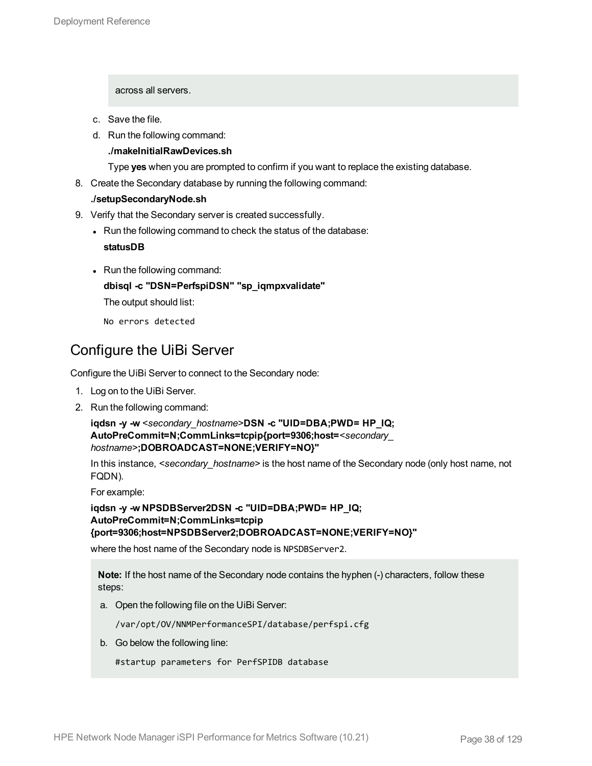> across all servers.

  c. Save the file.
  d. Run the following command:

     **./makeInitialRawDevices.sh**

     Type **yes** when you are prompted to confirm if you want to replace the existing database.

8. Create the Secondary database by running the following command:

   **./setupSecondaryNode.sh**

9. Verify that the Secondary server is created successfully.
   - Run the following command to check the status of the database:

     **statusDB**

   - Run the following command:

     **dbisql -c "DSN=PerfspiDSN" "sp_iqmpxvalidate"**

     The output should list:

     ```
     No errors detected
     ```

## Configure the UiBi Server

Configure the UiBi Server to connect to the Secondary node:

1. Log on to the UiBi Server.
2. Run the following command:

   **iqdsn -y -w** *<secondary_hostname>***DSN -c "UID=DBA;PWD= HP_IQ; AutoPreCommit=N;CommLinks=tcpip{port=9306;host=***<secondary_hostname>***;DOBROADCAST=NONE;VERIFY=NO}"**

   In this instance, *<secondary_hostname>* is the host name of the Secondary node (only host name, not FQDN).

   For example:

   **iqdsn -y -w NPSDBServer2DSN -c "UID=DBA;PWD= HP_IQ; AutoPreCommit=N;CommLinks=tcpip {port=9306;host=NPSDBServer2;DOBROADCAST=NONE;VERIFY=NO}"**

   where the host name of the Secondary node is `NPSDBServer2`.

   > **Note:** If the host name of the Secondary node contains the hyphen (-) characters, follow these steps:
   >
   > a. Open the following file on the UiBi Server:
   >
   > ```
   > /var/opt/OV/NNMPerformanceSPI/database/perfspi.cfg
   > ```
   >
   > b. Go below the following line:
   >
   > ```
   > #startup parameters for PerfSPIDB database
   > ```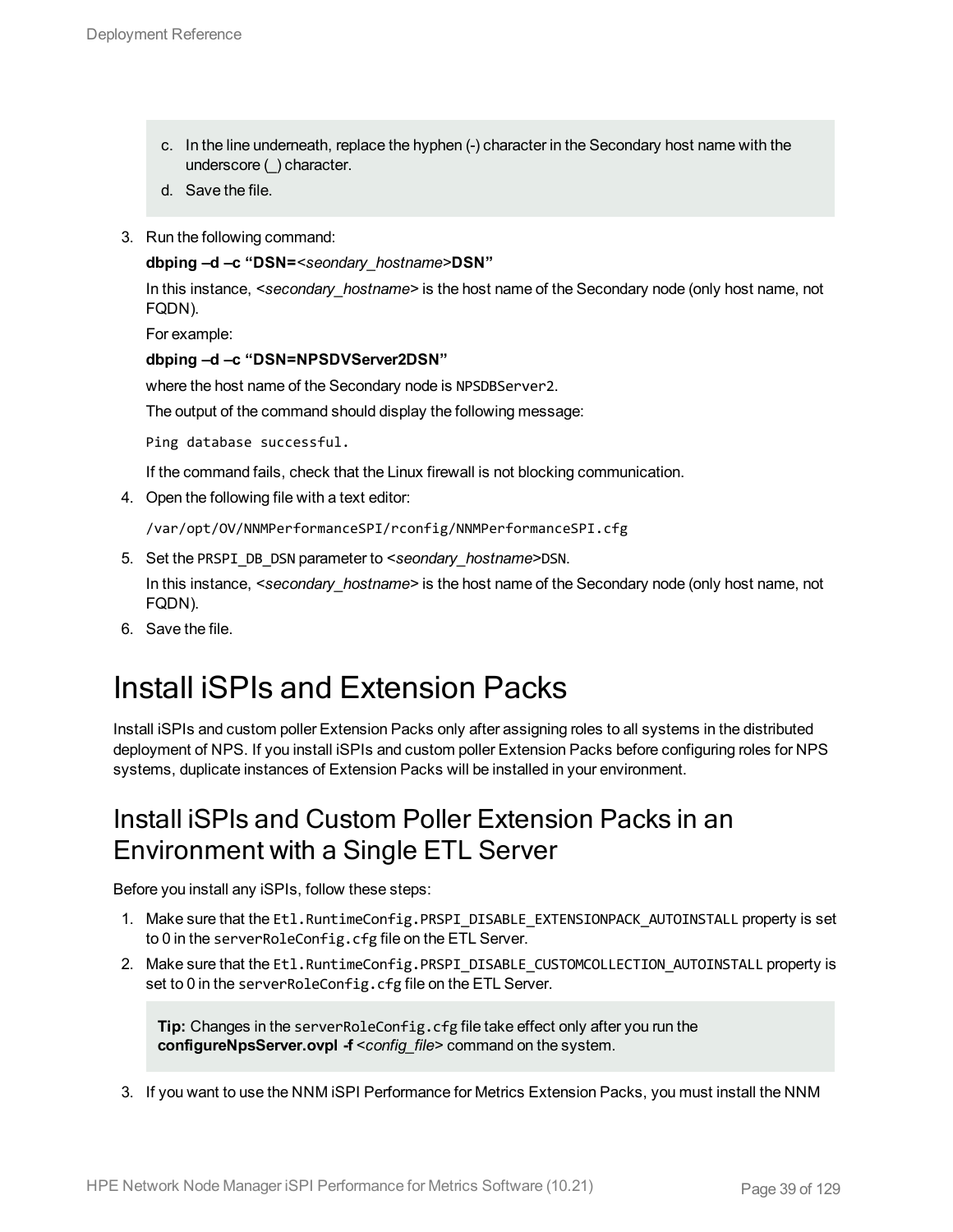c. In the line underneath, replace the hyphen (-) character in the Secondary host name with the underscore (_) character.

d. Save the file.

3. Run the following command:

   **dbping –d –c “DSN=**<*seondary_hostname*>**DSN”**

   In this instance, <*secondary_hostname*> is the host name of the Secondary node (only host name, not FQDN).

   For example:

   **dbping –d –c “DSN=NPSDVServer2DSN”**

   where the host name of the Secondary node is `NPSDBServer2`.

   The output of the command should display the following message:

   ```
   Ping database successful.
   ```

   If the command fails, check that the Linux firewall is not blocking communication.

4. Open the following file with a text editor:

   ```
   /var/opt/OV/NNMPerformanceSPI/rconfig/NNMPerformanceSPI.cfg
   ```

5. Set the `PRSPI_DB_DSN` parameter to <*seondary_hostname*>`DSN`.

   In this instance, <*secondary_hostname*> is the host name of the Secondary node (only host name, not FQDN).

6. Save the file.

# Install iSPIs and Extension Packs

Install iSPIs and custom poller Extension Packs only after assigning roles to all systems in the distributed deployment of NPS. If you install iSPIs and custom poller Extension Packs before configuring roles for NPS systems, duplicate instances of Extension Packs will be installed in your environment.

## Install iSPIs and Custom Poller Extension Packs in an Environment with a Single ETL Server

Before you install any iSPIs, follow these steps:

1. Make sure that the `Etl.RuntimeConfig.PRSPI_DISABLE_EXTENSIONPACK_AUTOINSTALL` property is set to 0 in the `serverRoleConfig.cfg` file on the ETL Server.
2. Make sure that the `Etl.RuntimeConfig.PRSPI_DISABLE_CUSTOMCOLLECTION_AUTOINSTALL` property is set to 0 in the `serverRoleConfig.cfg` file on the ETL Server.

   **Tip:** Changes in the `serverRoleConfig.cfg` file take effect only after you run the **configureNpsServer.ovpl -f** <*config_file*> command on the system.

3. If you want to use the NNM iSPI Performance for Metrics Extension Packs, you must install the NNM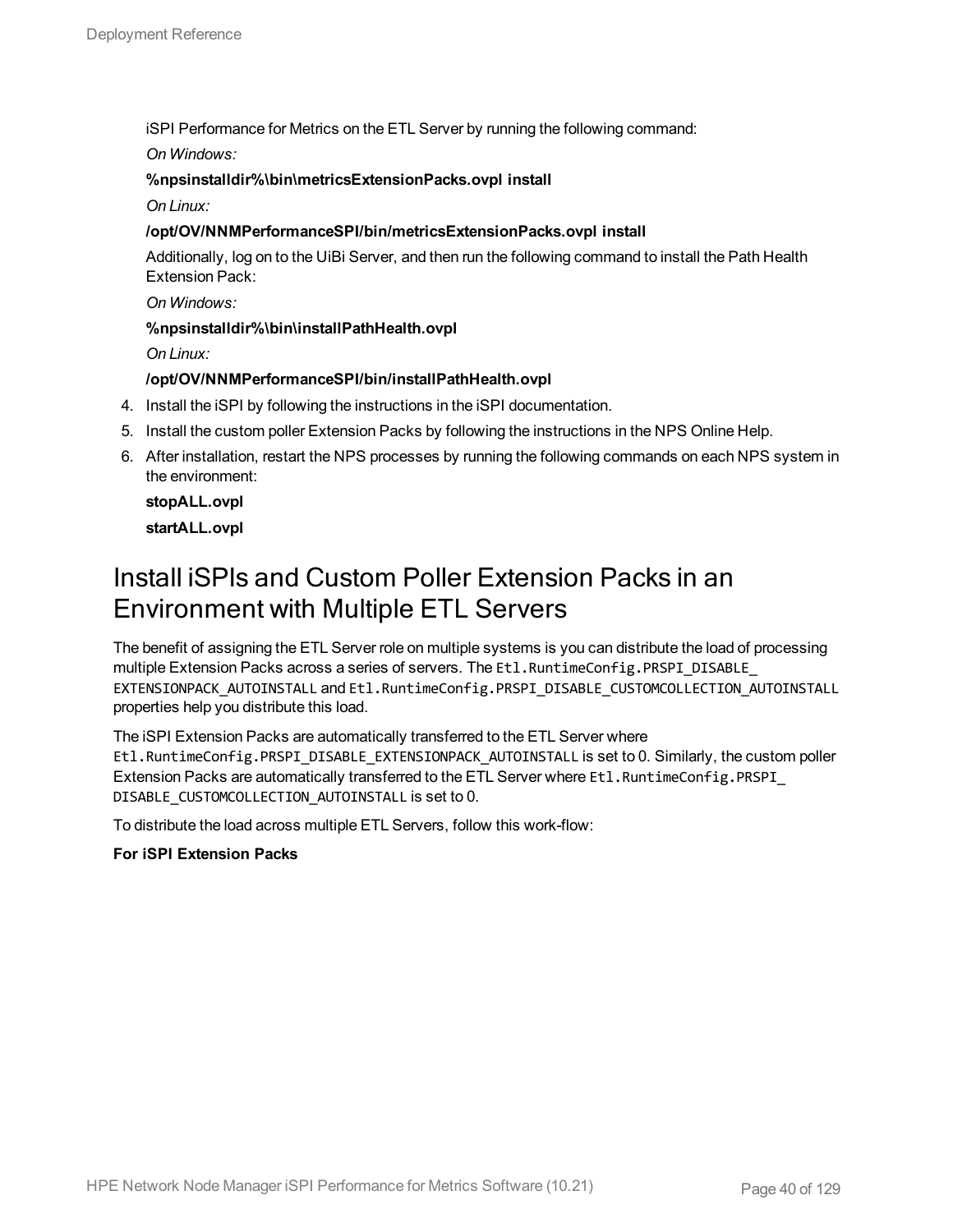iSPI Performance for Metrics on the ETL Server by running the following command:

*On Windows:*

**%npsinstalldir%\bin\metricsExtensionPacks.ovpl install**

*On Linux:*

**/opt/OV/NNMPerformanceSPI/bin/metricsExtensionPacks.ovpl install**

Additionally, log on to the UiBi Server, and then run the following command to install the Path Health Extension Pack:

*On Windows:*

**%npsinstalldir%\bin\installPathHealth.ovpl**

*On Linux:*

**/opt/OV/NNMPerformanceSPI/bin/installPathHealth.ovpl**

4. Install the iSPI by following the instructions in the iSPI documentation.
5. Install the custom poller Extension Packs by following the instructions in the NPS Online Help.
6. After installation, restart the NPS processes by running the following commands on each NPS system in the environment:

   **stopALL.ovpl**

   **startALL.ovpl**

## Install iSPIs and Custom Poller Extension Packs in an Environment with Multiple ETL Servers

The benefit of assigning the ETL Server role on multiple systems is you can distribute the load of processing multiple Extension Packs across a series of servers. The `Etl.RuntimeConfig.PRSPI_DISABLE_EXTENSIONPACK_AUTOINSTALL` and `Etl.RuntimeConfig.PRSPI_DISABLE_CUSTOMCOLLECTION_AUTOINSTALL` properties help you distribute this load.

The iSPI Extension Packs are automatically transferred to the ETL Server where `Etl.RuntimeConfig.PRSPI_DISABLE_EXTENSIONPACK_AUTOINSTALL` is set to 0. Similarly, the custom poller Extension Packs are automatically transferred to the ETL Server where `Etl.RuntimeConfig.PRSPI_DISABLE_CUSTOMCOLLECTION_AUTOINSTALL` is set to 0.

To distribute the load across multiple ETL Servers, follow this work-flow:

**For iSPI Extension Packs**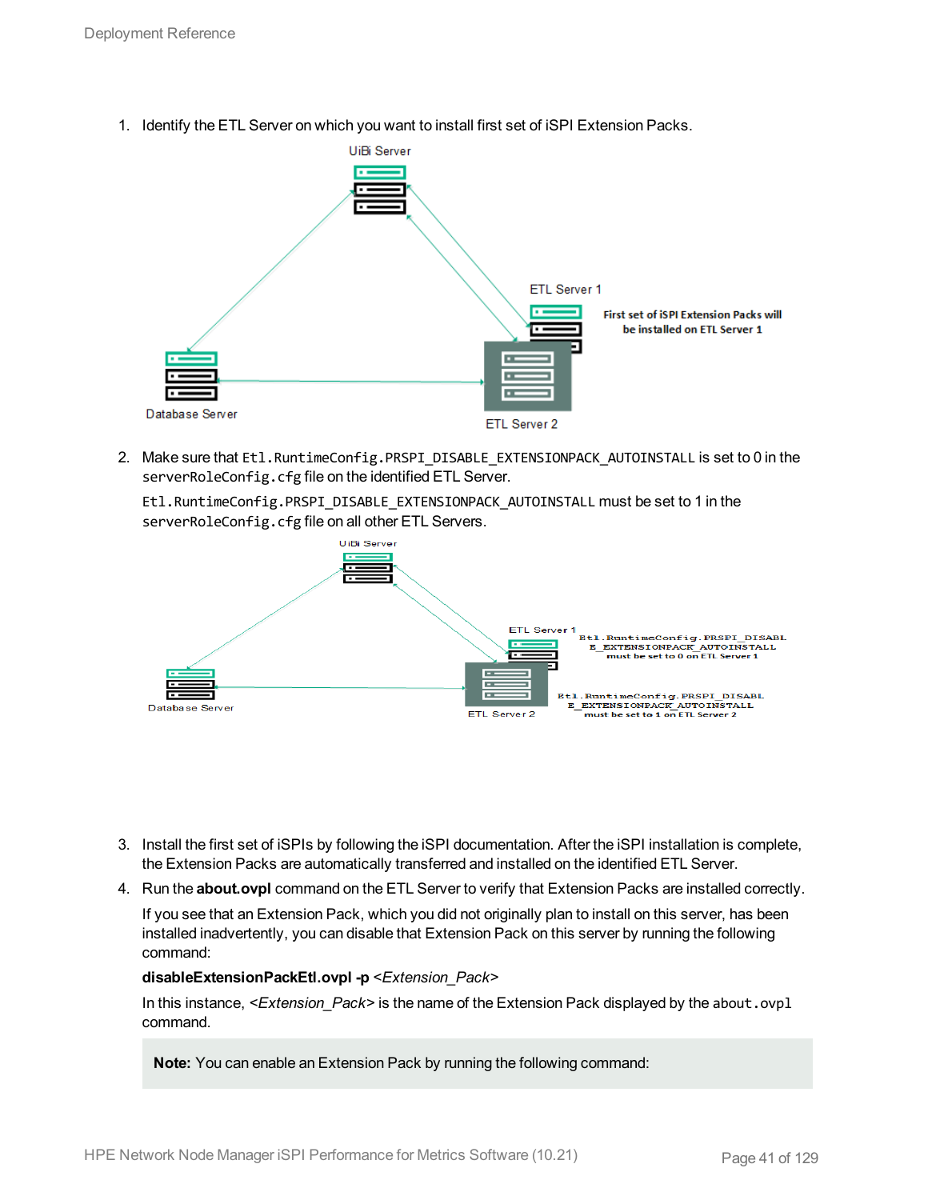1. Identify the ETL Server on which you want to install first set of iSPI Extension Packs.

2. Make sure that `Etl.RuntimeConfig.PRSPI_DISABLE_EXTENSIONPACK_AUTOINSTALL` is set to 0 in the `serverRoleConfig.cfg` file on the identified ETL Server.

   `Etl.RuntimeConfig.PRSPI_DISABLE_EXTENSIONPACK_AUTOINSTALL` must be set to 1 in the `serverRoleConfig.cfg` file on all other ETL Servers.

3. Install the first set of iSPIs by following the iSPI documentation. After the iSPI installation is complete, the Extension Packs are automatically transferred and installed on the identified ETL Server.

4. Run the **about.ovpl** command on the ETL Server to verify that Extension Packs are installed correctly.

   If you see that an Extension Pack, which you did not originally plan to install on this server, has been installed inadvertently, you can disable that Extension Pack on this server by running the following command:

   **disableExtensionPackEtl.ovpl -p** <*Extension_Pack*>

   In this instance, <*Extension_Pack*> is the name of the Extension Pack displayed by the `about.ovpl` command.

   **Note:** You can enable an Extension Pack by running the following command: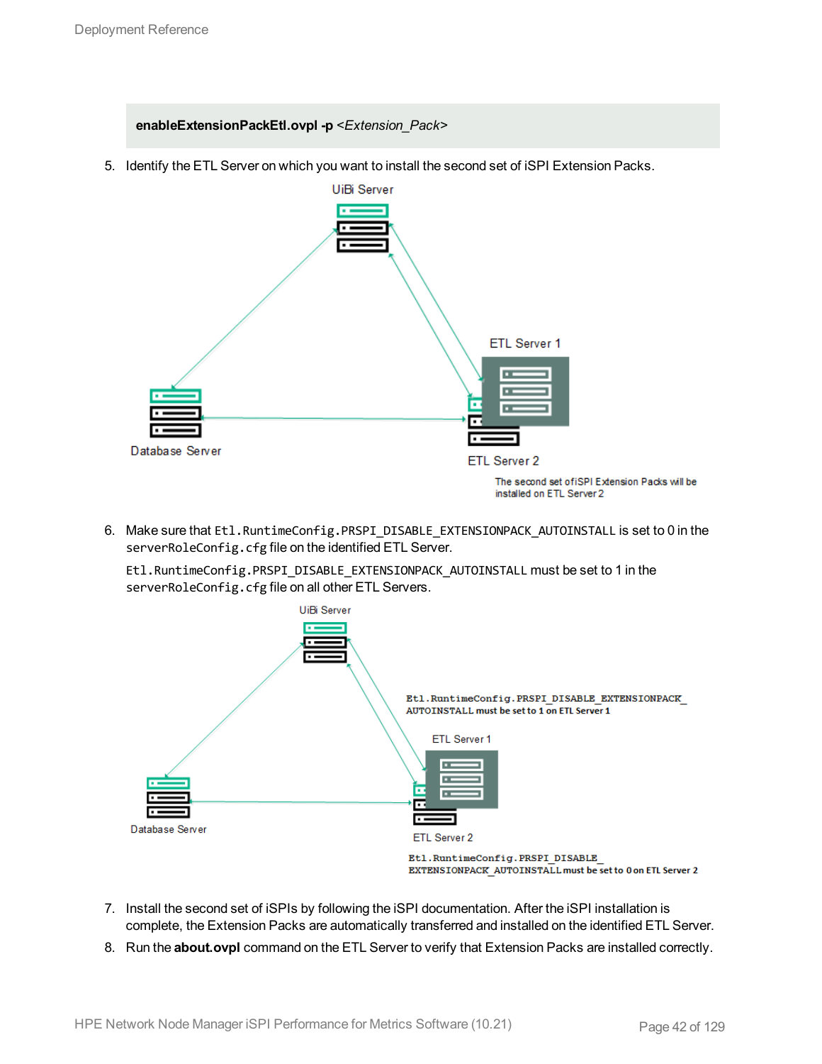**enableExtensionPackEtl.ovpl -p** *<Extension_Pack>*

5. Identify the ETL Server on which you want to install the second set of iSPI Extension Packs.

   UiBi Server

   ETL Server 1

   Database Server

   ETL Server 2

   The second set of iSPI Extension Packs will be installed on ETL Server 2

6. Make sure that `Etl.RuntimeConfig.PRSPI_DISABLE_EXTENSIONPACK_AUTOINSTALL` is set to 0 in the `serverRoleConfig.cfg` file on the identified ETL Server.

   `Etl.RuntimeConfig.PRSPI_DISABLE_EXTENSIONPACK_AUTOINSTALL` must be set to 1 in the `serverRoleConfig.cfg` file on all other ETL Servers.

   UiBi Server

   **`Etl.RuntimeConfig.PRSPI_DISABLE_EXTENSIONPACK_AUTOINSTALL` must be set to 1 on ETL Server 1**

   ETL Server 1

   Database Server

   ETL Server 2

   **`Etl.RuntimeConfig.PRSPI_DISABLE_EXTENSIONPACK_AUTOINSTALL` must be set to 0 on ETL Server 2**

7. Install the second set of iSPIs by following the iSPI documentation. After the iSPI installation is complete, the Extension Packs are automatically transferred and installed on the identified ETL Server.
8. Run the **about.ovpl** command on the ETL Server to verify that Extension Packs are installed correctly.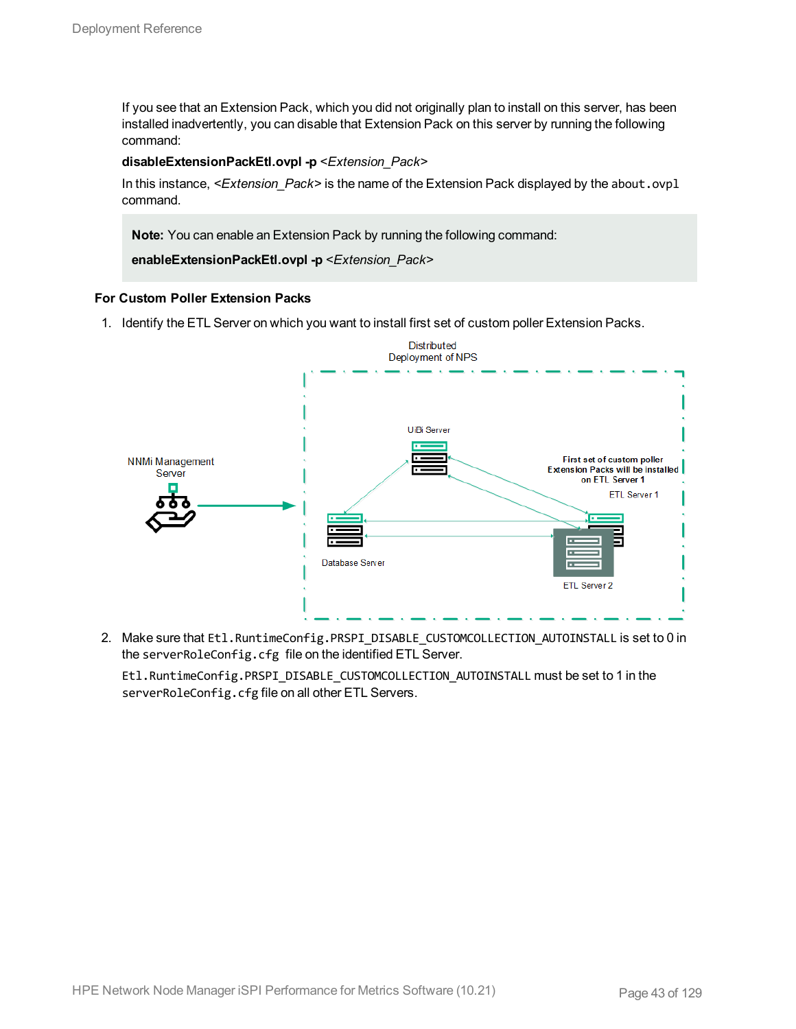If you see that an Extension Pack, which you did not originally plan to install on this server, has been installed inadvertently, you can disable that Extension Pack on this server by running the following command:

**disableExtensionPackEtl.ovpl -p** *<Extension_Pack>*

In this instance, *<Extension_Pack>* is the name of the Extension Pack displayed by the `about.ovpl` command.

> **Note:** You can enable an Extension Pack by running the following command:
>
> **enableExtensionPackEtl.ovpl -p** *<Extension_Pack>*

**For Custom Poller Extension Packs**

1. Identify the ETL Server on which you want to install first set of custom poller Extension Packs.

2. Make sure that `Etl.RuntimeConfig.PRSPI_DISABLE_CUSTOMCOLLECTION_AUTOINSTALL` is set to 0 in the `serverRoleConfig.cfg` file on the identified ETL Server.

   `Etl.RuntimeConfig.PRSPI_DISABLE_CUSTOMCOLLECTION_AUTOINSTALL` must be set to 1 in the `serverRoleConfig.cfg` file on all other ETL Servers.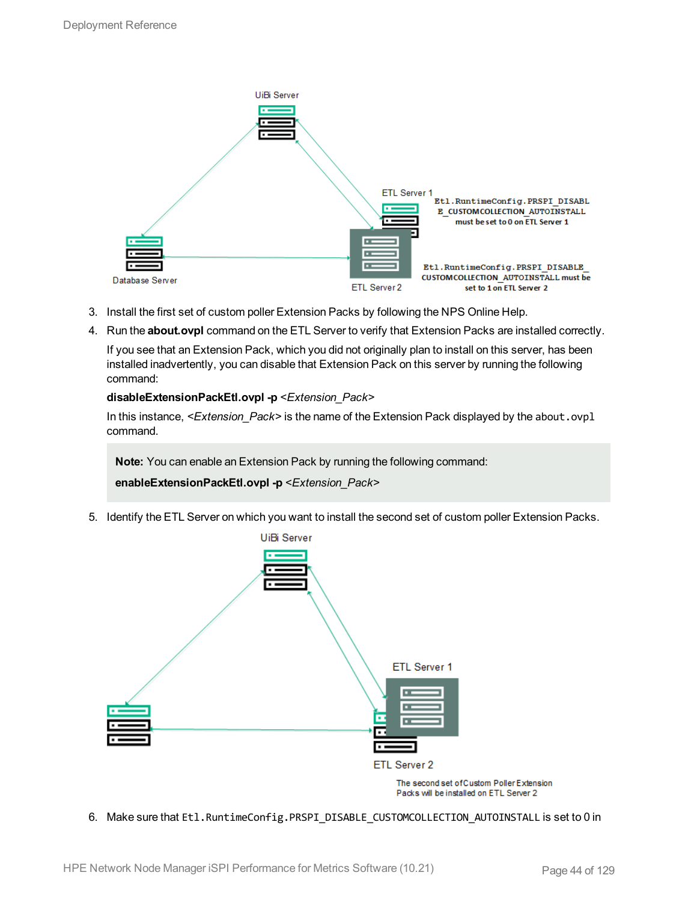3. Install the first set of custom poller Extension Packs by following the NPS Online Help.
4. Run the **about.ovpl** command on the ETL Server to verify that Extension Packs are installed correctly.

   If you see that an Extension Pack, which you did not originally plan to install on this server, has been installed inadvertently, you can disable that Extension Pack on this server by running the following command:

   **disableExtensionPackEtl.ovpl -p** *<Extension_Pack>*

   In this instance, *<Extension_Pack>* is the name of the Extension Pack displayed by the `about.ovpl` command.

   > **Note:** You can enable an Extension Pack by running the following command:
   >
   > **enableExtensionPackEtl.ovpl -p** *<Extension_Pack>*

5. Identify the ETL Server on which you want to install the second set of custom poller Extension Packs.
6. Make sure that `Etl.RuntimeConfig.PRSPI_DISABLE_CUSTOMCOLLECTION_AUTOINSTALL` is set to 0 in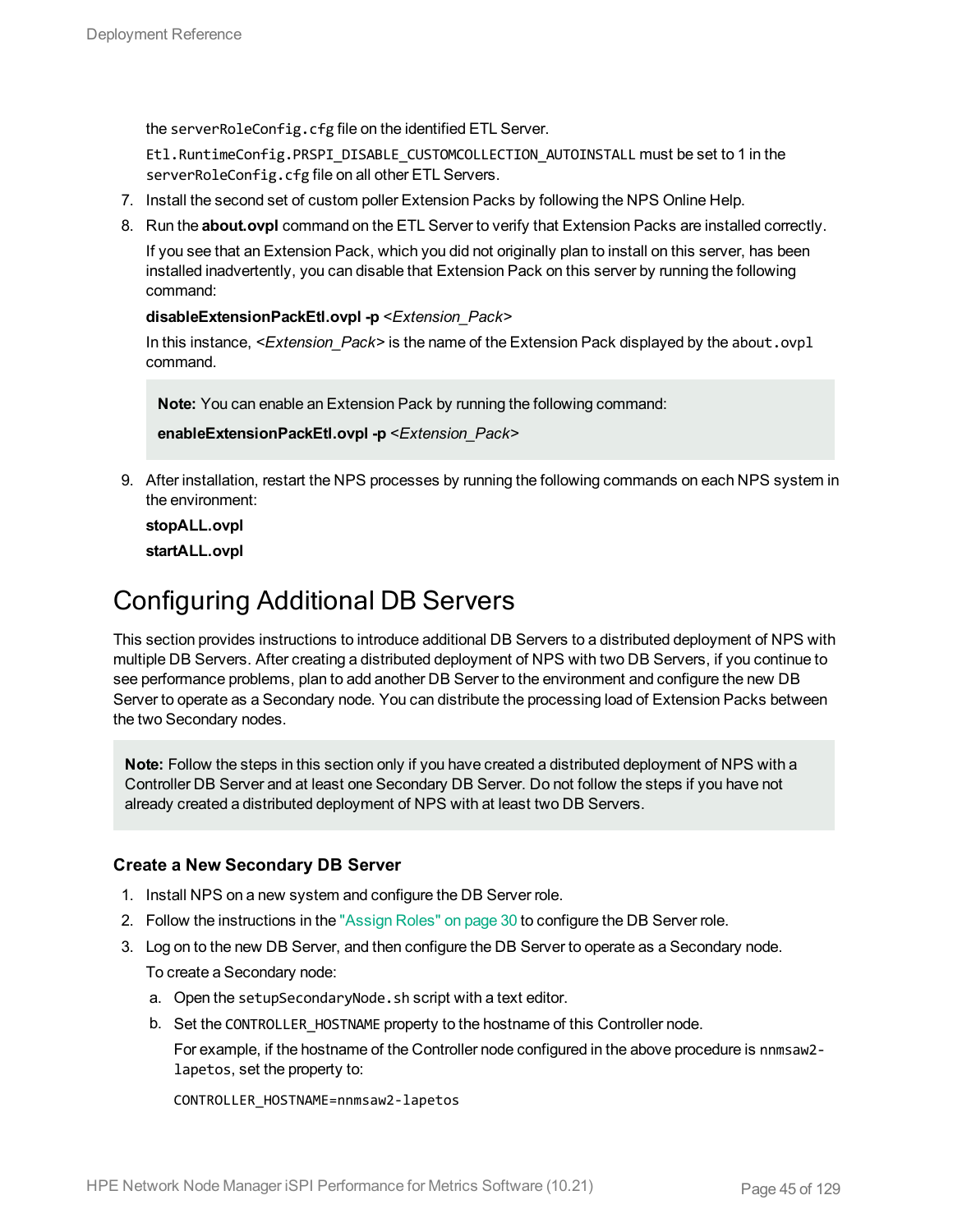the `serverRoleConfig.cfg` file on the identified ETL Server.

`Etl.RuntimeConfig.PRSPI_DISABLE_CUSTOMCOLLECTION_AUTOINSTALL` must be set to 1 in the `serverRoleConfig.cfg` file on all other ETL Servers.

7. Install the second set of custom poller Extension Packs by following the NPS Online Help.
8. Run the **about.ovpl** command on the ETL Server to verify that Extension Packs are installed correctly.

   If you see that an Extension Pack, which you did not originally plan to install on this server, has been installed inadvertently, you can disable that Extension Pack on this server by running the following command:

   **disableExtensionPackEtl.ovpl -p** <*Extension_Pack*>

   In this instance, <*Extension_Pack*> is the name of the Extension Pack displayed by the `about.ovpl` command.

   > **Note:** You can enable an Extension Pack by running the following command:
   >
   > **enableExtensionPackEtl.ovpl -p** <*Extension_Pack*>

9. After installation, restart the NPS processes by running the following commands on each NPS system in the environment:

   **stopALL.ovpl**

   **startALL.ovpl**

# Configuring Additional DB Servers

This section provides instructions to introduce additional DB Servers to a distributed deployment of NPS with multiple DB Servers. After creating a distributed deployment of NPS with two DB Servers, if you continue to see performance problems, plan to add another DB Server to the environment and configure the new DB Server to operate as a Secondary node. You can distribute the processing load of Extension Packs between the two Secondary nodes.

> **Note:** Follow the steps in this section only if you have created a distributed deployment of NPS with a Controller DB Server and at least one Secondary DB Server. Do not follow the steps if you have not already created a distributed deployment of NPS with at least two DB Servers.

### Create a New Secondary DB Server

1. Install NPS on a new system and configure the DB Server role.
2. Follow the instructions in the "Assign Roles" on page 30 to configure the DB Server role.
3. Log on to the new DB Server, and then configure the DB Server to operate as a Secondary node.

   To create a Secondary node:

   a. Open the `setupSecondaryNode.sh` script with a text editor.
   b. Set the `CONTROLLER_HOSTNAME` property to the hostname of this Controller node.

      For example, if the hostname of the Controller node configured in the above procedure is `nnmsaw2-lapetos`, set the property to:

      ```
      CONTROLLER_HOSTNAME=nnmsaw2-lapetos
      ```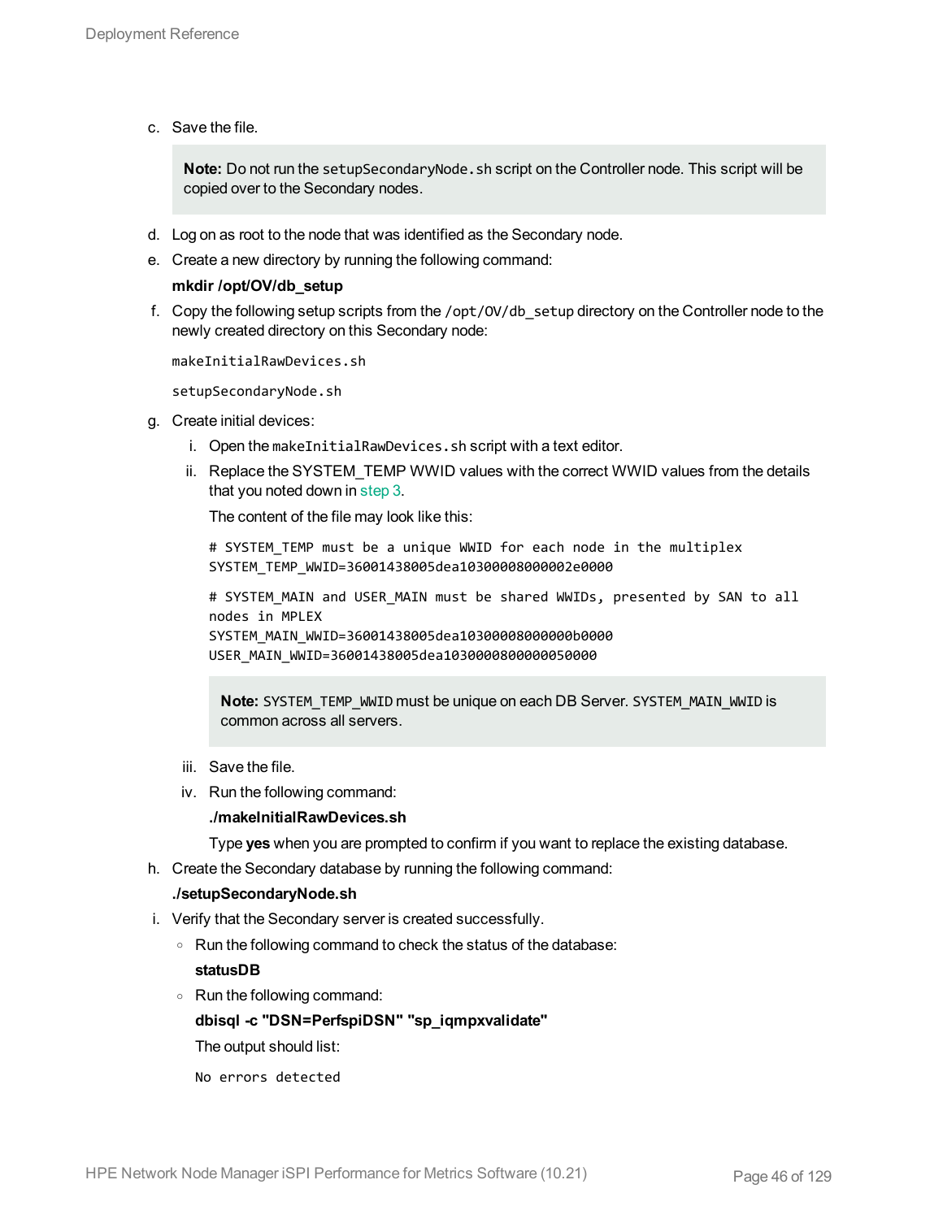c. Save the file.

> **Note:** Do not run the `setupSecondaryNode.sh` script on the Controller node. This script will be copied over to the Secondary nodes.

d. Log on as root to the node that was identified as the Secondary node.

e. Create a new directory by running the following command:

   **mkdir /opt/OV/db_setup**

f. Copy the following setup scripts from the `/opt/OV/db_setup` directory on the Controller node to the newly created directory on this Secondary node:

   ```
   makeInitialRawDevices.sh
   ```

   ```
   setupSecondaryNode.sh
   ```

g. Create initial devices:

   i. Open the `makeInitialRawDevices.sh` script with a text editor.

   ii. Replace the SYSTEM_TEMP WWID values with the correct WWID values from the details that you noted down in step 3.

   The content of the file may look like this:

   ```
   # SYSTEM_TEMP must be a unique WWID for each node in the multiplex
   SYSTEM_TEMP_WWID=36001438005dea10300008000002e0000
   ```

   ```
   # SYSTEM_MAIN and USER_MAIN must be shared WWIDs, presented by SAN to all
   nodes in MPLEX
   SYSTEM_MAIN_WWID=36001438005dea10300008000000b0000
   USER_MAIN_WWID=36001438005dea1030000800000050000
   ```

   > **Note:** `SYSTEM_TEMP_WWID` must be unique on each DB Server. `SYSTEM_MAIN_WWID` is common across all servers.

   iii. Save the file.

   iv. Run the following command:

   **./makeInitialRawDevices.sh**

   Type **yes** when you are prompted to confirm if you want to replace the existing database.

h. Create the Secondary database by running the following command:

   **./setupSecondaryNode.sh**

i. Verify that the Secondary server is created successfully.

   - Run the following command to check the status of the database:

     **statusDB**

   - Run the following command:

     **dbisql -c "DSN=PerfspiDSN" "sp_iqmpxvalidate"**

     The output should list:

     ```
     No errors detected
     ```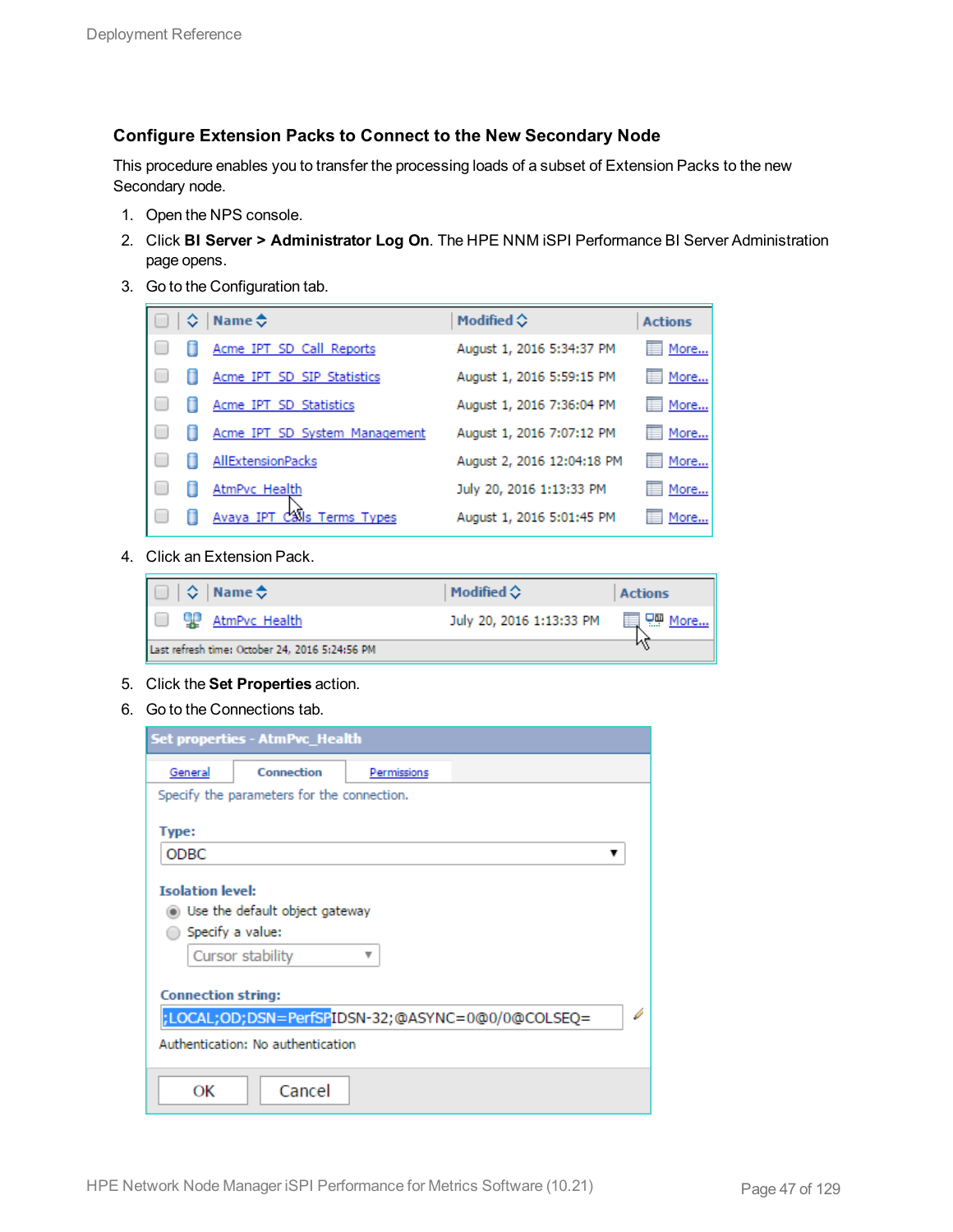### Configure Extension Packs to Connect to the New Secondary Node

This procedure enables you to transfer the processing loads of a subset of Extension Packs to the new Secondary node.

1. Open the NPS console.
2. Click **BI Server > Administrator Log On**. The HPE NNM iSPI Performance BI Server Administration page opens.
3. Go to the Configuration tab.
4. Click an Extension Pack.
5. Click the **Set Properties** action.
6. Go to the Connections tab.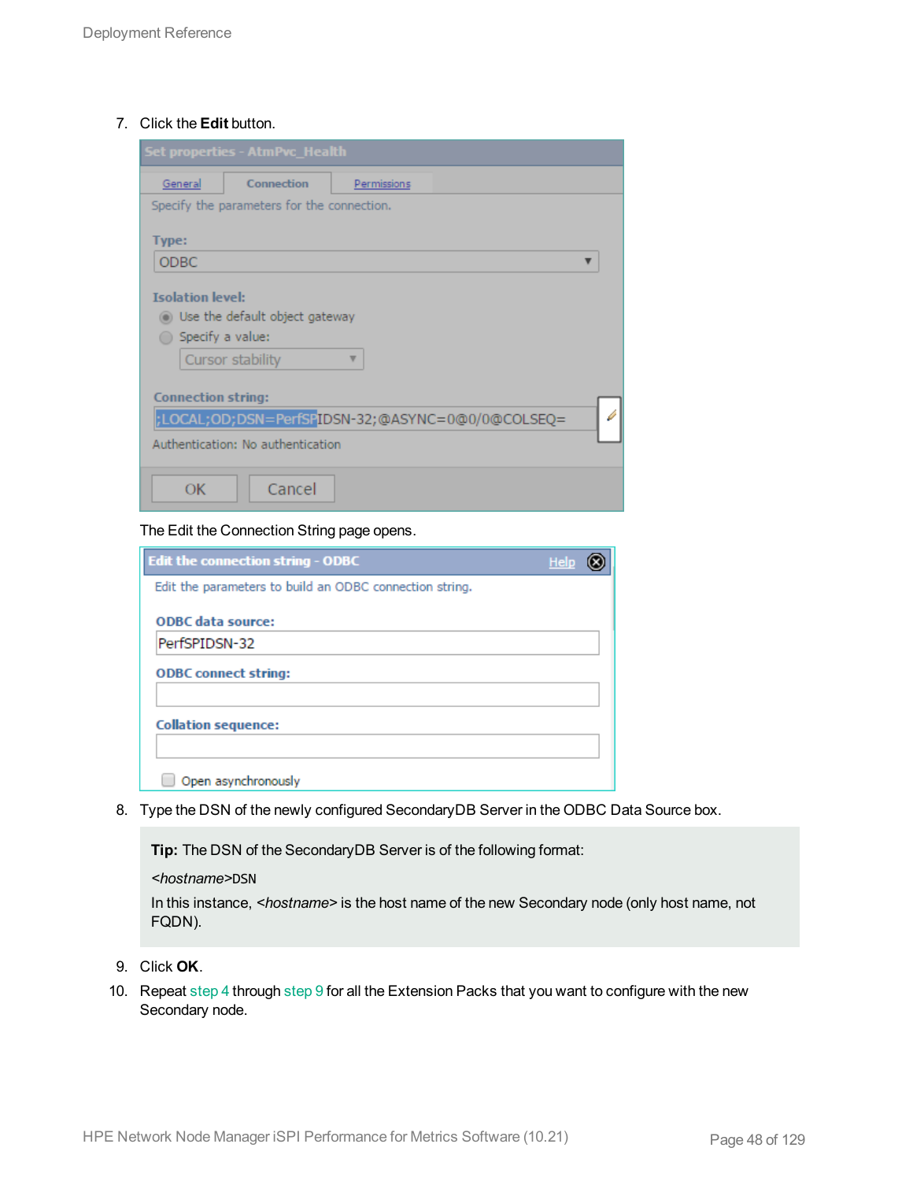7. Click the **Edit** button.

   The Edit the Connection String page opens.

8. Type the DSN of the newly configured SecondaryDB Server in the ODBC Data Source box.

   > **Tip:** The DSN of the SecondaryDB Server is of the following format:
   >
   > *<hostname>*`DSN`
   >
   > In this instance, *<hostname>* is the host name of the new Secondary node (only host name, not FQDN).

9. Click **OK**.

10. Repeat step 4 through step 9 for all the Extension Packs that you want to configure with the new Secondary node.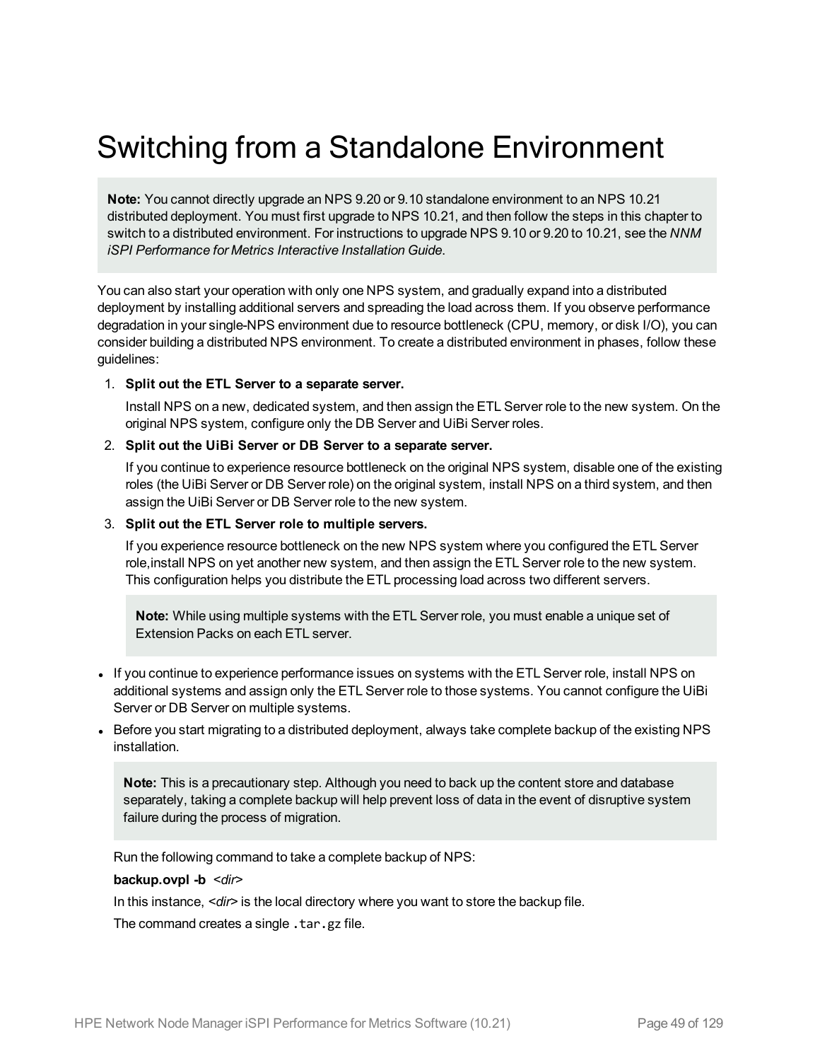# Switching from a Standalone Environment

> **Note:** You cannot directly upgrade an NPS 9.20 or 9.10 standalone environment to an NPS 10.21 distributed deployment. You must first upgrade to NPS 10.21, and then follow the steps in this chapter to switch to a distributed environment. For instructions to upgrade NPS 9.10 or 9.20 to 10.21, see the *NNM iSPI Performance for Metrics Interactive Installation Guide*.

You can also start your operation with only one NPS system, and gradually expand into a distributed deployment by installing additional servers and spreading the load across them. If you observe performance degradation in your single-NPS environment due to resource bottleneck (CPU, memory, or disk I/O), you can consider building a distributed NPS environment. To create a distributed environment in phases, follow these guidelines:

1. **Split out the ETL Server to a separate server.**

   Install NPS on a new, dedicated system, and then assign the ETL Server role to the new system. On the original NPS system, configure only the DB Server and UiBi Server roles.

2. **Split out the UiBi Server or DB Server to a separate server.**

   If you continue to experience resource bottleneck on the original NPS system, disable one of the existing roles (the UiBi Server or DB Server role) on the original system, install NPS on a third system, and then assign the UiBi Server or DB Server role to the new system.

3. **Split out the ETL Server role to multiple servers.**

   If you experience resource bottleneck on the new NPS system where you configured the ETL Server role,install NPS on yet another new system, and then assign the ETL Server role to the new system. This configuration helps you distribute the ETL processing load across two different servers.

   > **Note:** While using multiple systems with the ETL Server role, you must enable a unique set of Extension Packs on each ETL server.

- If you continue to experience performance issues on systems with the ETL Server role, install NPS on additional systems and assign only the ETL Server role to those systems. You cannot configure the UiBi Server or DB Server on multiple systems.
- Before you start migrating to a distributed deployment, always take complete backup of the existing NPS installation.

  > **Note:** This is a precautionary step. Although you need to back up the content store and database separately, taking a complete backup will help prevent loss of data in the event of disruptive system failure during the process of migration.

  Run the following command to take a complete backup of NPS:

  **backup.ovpl -b** *<dir>*

  In this instance, *<dir>* is the local directory where you want to store the backup file.

  The command creates a single `.tar.gz` file.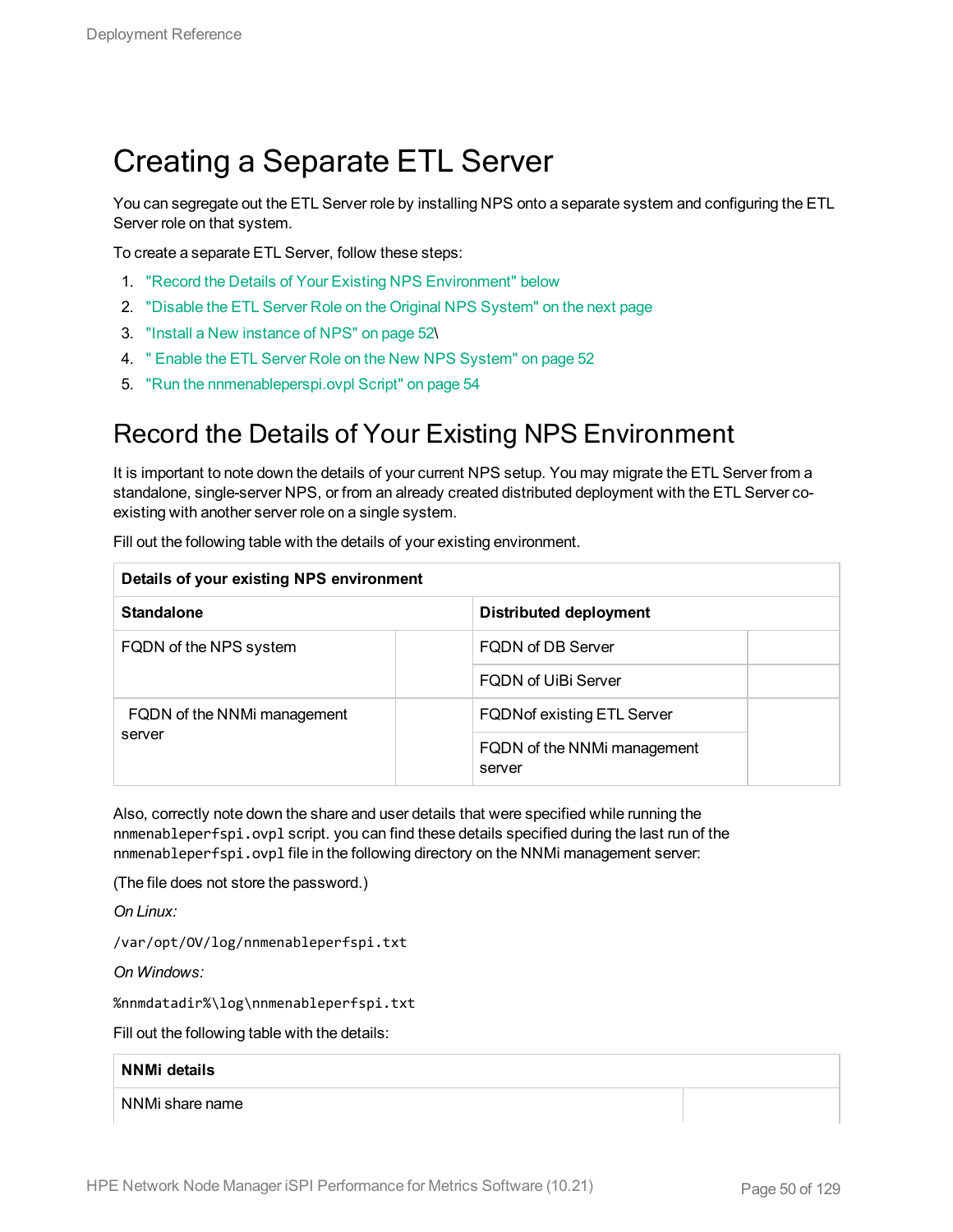# Creating a Separate ETL Server

You can segregate out the ETL Server role by installing NPS onto a separate system and configuring the ETL Server role on that system.

To create a separate ETL Server, follow these steps:

1. "Record the Details of Your Existing NPS Environment" below
2. "Disable the ETL Server Role on the Original NPS System" on the next page
3. "Install a New instance of NPS" on page 52\
4. " Enable the ETL Server Role on the New NPS System" on page 52
5. "Run the nnmenableperspi.ovpl Script" on page 54

## Record the Details of Your Existing NPS Environment

It is important to note down the details of your current NPS setup. You may migrate the ETL Server from a standalone, single-server NPS, or from an already created distributed deployment with the ETL Server co-existing with another server role on a single system.

Fill out the following table with the details of your existing environment.

| **Details of your existing NPS environment** | | | |
|---|---|---|---|
| **Standalone** | | **Distributed deployment** | |
| FQDN of the NPS system | | FQDN of DB Server | |
| | | FQDN of UiBi Server | |
| FQDN of the NNMi management server | | FQDNof existing ETL Server | |
| | | FQDN of the NNMi management server | |

Also, correctly note down the share and user details that were specified while running the `nnmenableperfspi.ovpl` script. you can find these details specified during the last run of the `nnmenableperfspi.ovpl` file in the following directory on the NNMi management server:

(The file does not store the password.)

*On Linux:*

```
/var/opt/OV/log/nnmenableperfspi.txt
```

*On Windows:*

```
%nnmdatadir%\log\nnmenableperfspi.txt
```

Fill out the following table with the details:

| **NNMi details** | |
|---|---|
| NNMi share name | |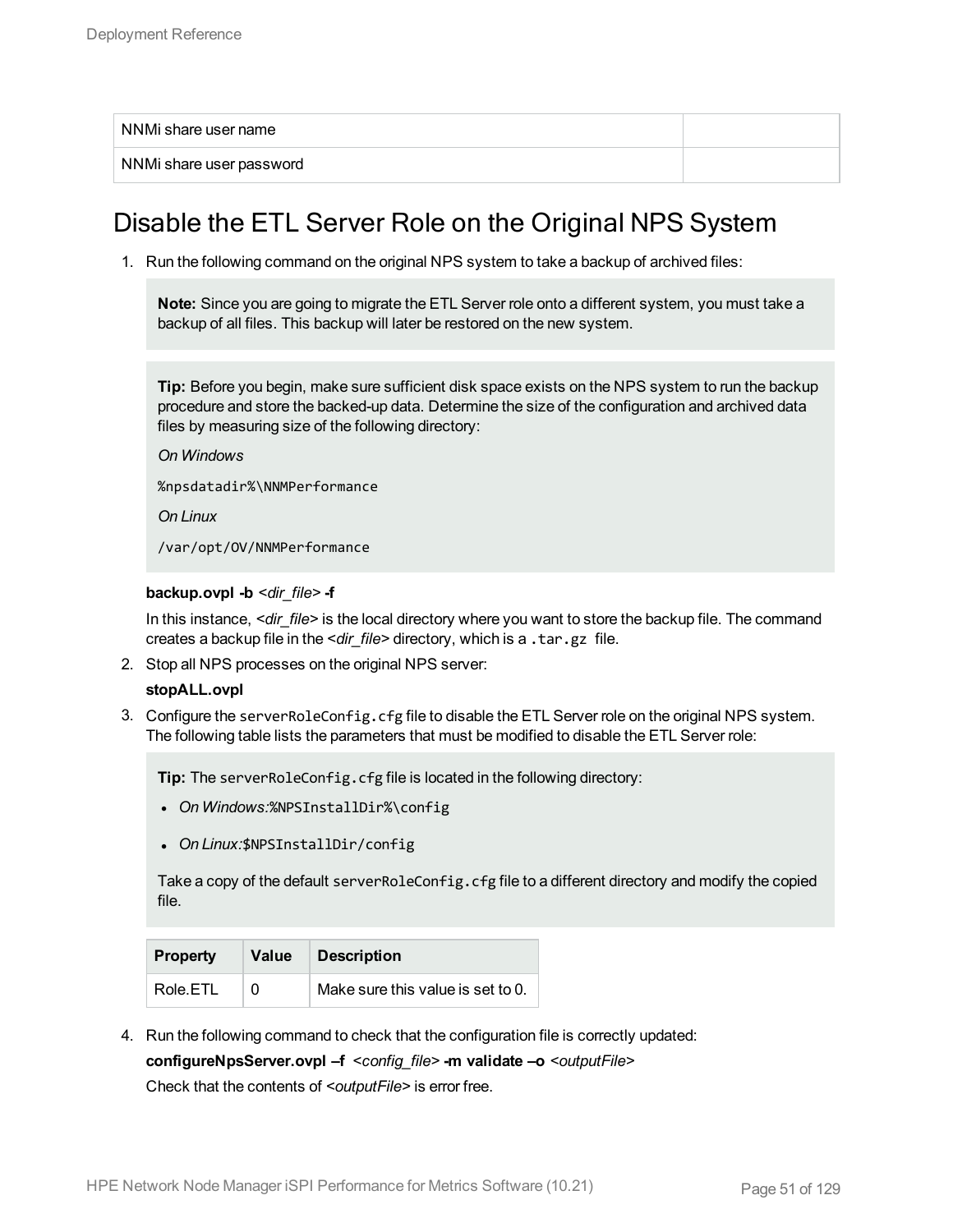| NNMi share user name | |
|---|---|
| NNMi share user password | |

# Disable the ETL Server Role on the Original NPS System

1. Run the following command on the original NPS system to take a backup of archived files:

   > **Note:** Since you are going to migrate the ETL Server role onto a different system, you must take a backup of all files. This backup will later be restored on the new system.

   > **Tip:** Before you begin, make sure sufficient disk space exists on the NPS system to run the backup procedure and store the backed-up data. Determine the size of the configuration and archived data files by measuring size of the following directory:
   >
   > *On Windows*
   >
   > `%npsdatadir%\NNMPerformance`
   >
   > *On Linux*
   >
   > `/var/opt/OV/NNMPerformance`

   **backup.ovpl -b** *<dir_file>* **-f**

   In this instance, *<dir_file>* is the local directory where you want to store the backup file. The command creates a backup file in the *<dir_file>* directory, which is a `.tar.gz` file.

2. Stop all NPS processes on the original NPS server:

   **stopALL.ovpl**

3. Configure the `serverRoleConfig.cfg` file to disable the ETL Server role on the original NPS system. The following table lists the parameters that must be modified to disable the ETL Server role:

   > **Tip:** The `serverRoleConfig.cfg` file is located in the following directory:
   >
   > - *On Windows:*`%NPSInstallDir%\config`
   > - *On Linux:*`$NPSInstallDir/config`
   >
   > Take a copy of the default `serverRoleConfig.cfg` file to a different directory and modify the copied file.

   | Property | Value | Description |
   |---|---|---|
   | Role.ETL | 0 | Make sure this value is set to 0. |

4. Run the following command to check that the configuration file is correctly updated:

   **configureNpsServer.ovpl –f** *<config_file>* **-m validate –o** *<outputFile>*

   Check that the contents of *<outputFile>* is error free.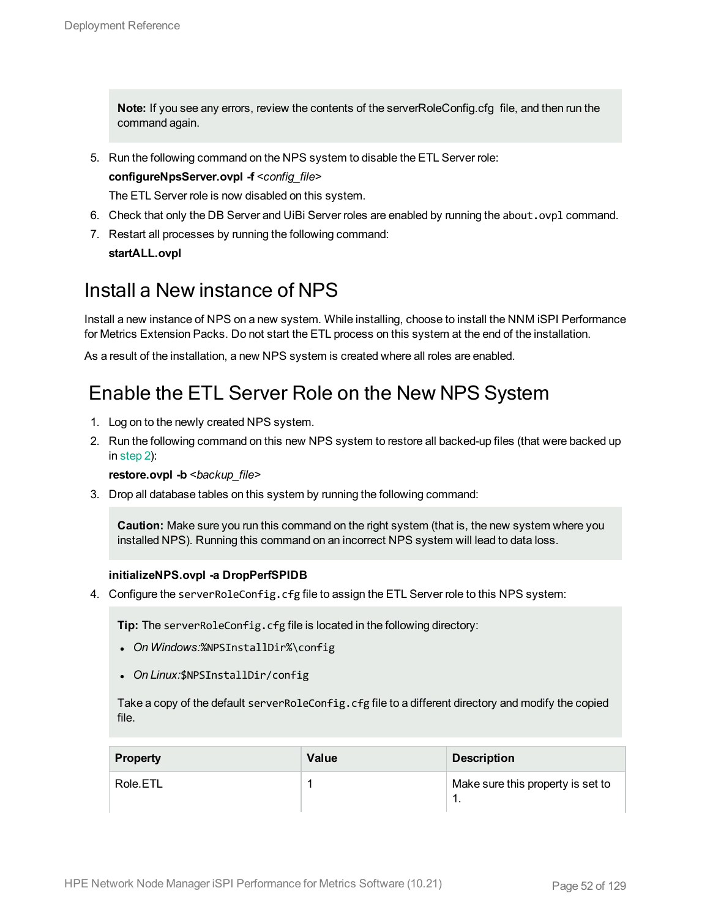> **Note:** If you see any errors, review the contents of the serverRoleConfig.cfg file, and then run the command again.

5. Run the following command on the NPS system to disable the ETL Server role:

   **configureNpsServer.ovpl -f** *<config_file>*

   The ETL Server role is now disabled on this system.
6. Check that only the DB Server and UiBi Server roles are enabled by running the `about.ovpl` command.
7. Restart all processes by running the following command:

   **startALL.ovpl**

## Install a New instance of NPS

Install a new instance of NPS on a new system. While installing, choose to install the NNM iSPI Performance for Metrics Extension Packs. Do not start the ETL process on this system at the end of the installation.

As a result of the installation, a new NPS system is created where all roles are enabled.

## Enable the ETL Server Role on the New NPS System

1. Log on to the newly created NPS system.
2. Run the following command on this new NPS system to restore all backed-up files (that were backed up in step 2):

   **restore.ovpl -b** *<backup_file>*
3. Drop all database tables on this system by running the following command:

   > **Caution:** Make sure you run this command on the right system (that is, the new system where you installed NPS). Running this command on an incorrect NPS system will lead to data loss.

   **initializeNPS.ovpl -a DropPerfSPIDB**
4. Configure the `serverRoleConfig.cfg` file to assign the ETL Server role to this NPS system:

   > **Tip:** The `serverRoleConfig.cfg` file is located in the following directory:
   >
   > - *On Windows:* `%NPSInstallDir%\config`
   > - *On Linux:* `$NPSInstallDir/config`
   >
   > Take a copy of the default `serverRoleConfig.cfg` file to a different directory and modify the copied file.

   | Property | Value | Description |
   | --- | --- | --- |
   | Role.ETL | 1 | Make sure this property is set to 1. |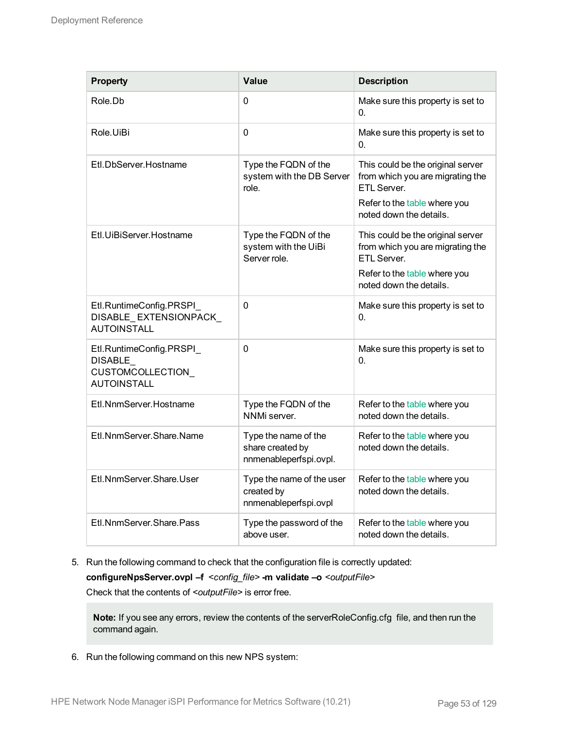| Property | Value | Description |
| --- | --- | --- |
| Role.Db | 0 | Make sure this property is set to 0. |
| Role.UiBi | 0 | Make sure this property is set to 0. |
| Etl.DbServer.Hostname | Type the FQDN of the system with the DB Server role. | This could be the original server from which you are migrating the ETL Server. Refer to the table where you noted down the details. |
| Etl.UiBiServer.Hostname | Type the FQDN of the system with the UiBi Server role. | This could be the original server from which you are migrating the ETL Server. Refer to the table where you noted down the details. |
| Etl.RuntimeConfig.PRSPI_DISABLE_EXTENSIONPACK_AUTOINSTALL | 0 | Make sure this property is set to 0. |
| Etl.RuntimeConfig.PRSPI_DISABLE_CUSTOMCOLLECTION_AUTOINSTALL | 0 | Make sure this property is set to 0. |
| Etl.NnmServer.Hostname | Type the FQDN of the NNMi server. | Refer to the table where you noted down the details. |
| Etl.NnmServer.Share.Name | Type the name of the share created by nnmenableperfspi.ovpl. | Refer to the table where you noted down the details. |
| Etl.NnmServer.Share.User | Type the name of the user created by nnmenableperfspi.ovpl | Refer to the table where you noted down the details. |
| Etl.NnmServer.Share.Pass | Type the password of the above user. | Refer to the table where you noted down the details. |

5. Run the following command to check that the configuration file is correctly updated:

   **configureNpsServer.ovpl –f** *<config_file>* **-m validate –o** *<outputFile>*

   Check that the contents of *<outputFile>* is error free.

   > **Note:** If you see any errors, review the contents of the serverRoleConfig.cfg file, and then run the command again.

6. Run the following command on this new NPS system: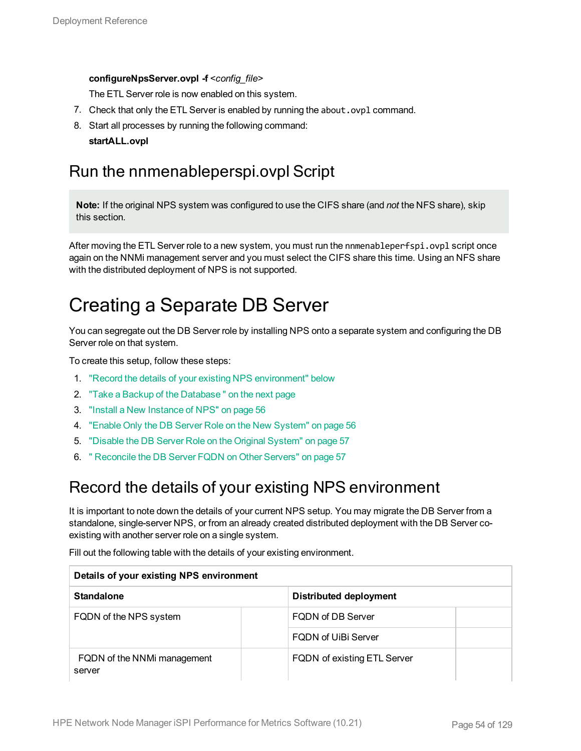**configureNpsServer.ovpl -f** *<config_file>*

The ETL Server role is now enabled on this system.

7. Check that only the ETL Server is enabled by running the `about.ovpl` command.
8. Start all processes by running the following command:

   **startALL.ovpl**

## Run the nnmenableperspi.ovpl Script

> **Note:** If the original NPS system was configured to use the CIFS share (and *not* the NFS share), skip this section.

After moving the ETL Server role to a new system, you must run the `nnmenableperfspi.ovpl` script once again on the NNMi management server and you must select the CIFS share this time. Using an NFS share with the distributed deployment of NPS is not supported.

# Creating a Separate DB Server

You can segregate out the DB Server role by installing NPS onto a separate system and configuring the DB Server role on that system.

To create this setup, follow these steps:

1. "Record the details of your existing NPS environment" below
2. "Take a Backup of the Database " on the next page
3. "Install a New Instance of NPS" on page 56
4. "Enable Only the DB Server Role on the New System" on page 56
5. "Disable the DB Server Role on the Original System" on page 57
6. " Reconcile the DB Server FQDN on Other Servers" on page 57

## Record the details of your existing NPS environment

It is important to note down the details of your current NPS setup. You may migrate the DB Server from a standalone, single-server NPS, or from an already created distributed deployment with the DB Server co-existing with another server role on a single system.

Fill out the following table with the details of your existing environment.

| Details of your existing NPS environment | | | |
|---|---|---|---|
| **Standalone** | | **Distributed deployment** | |
| FQDN of the NPS system | | FQDN of DB Server | |
| | | FQDN of UiBi Server | |
| FQDN of the NNMi management server | | FQDN of existing ETL Server | |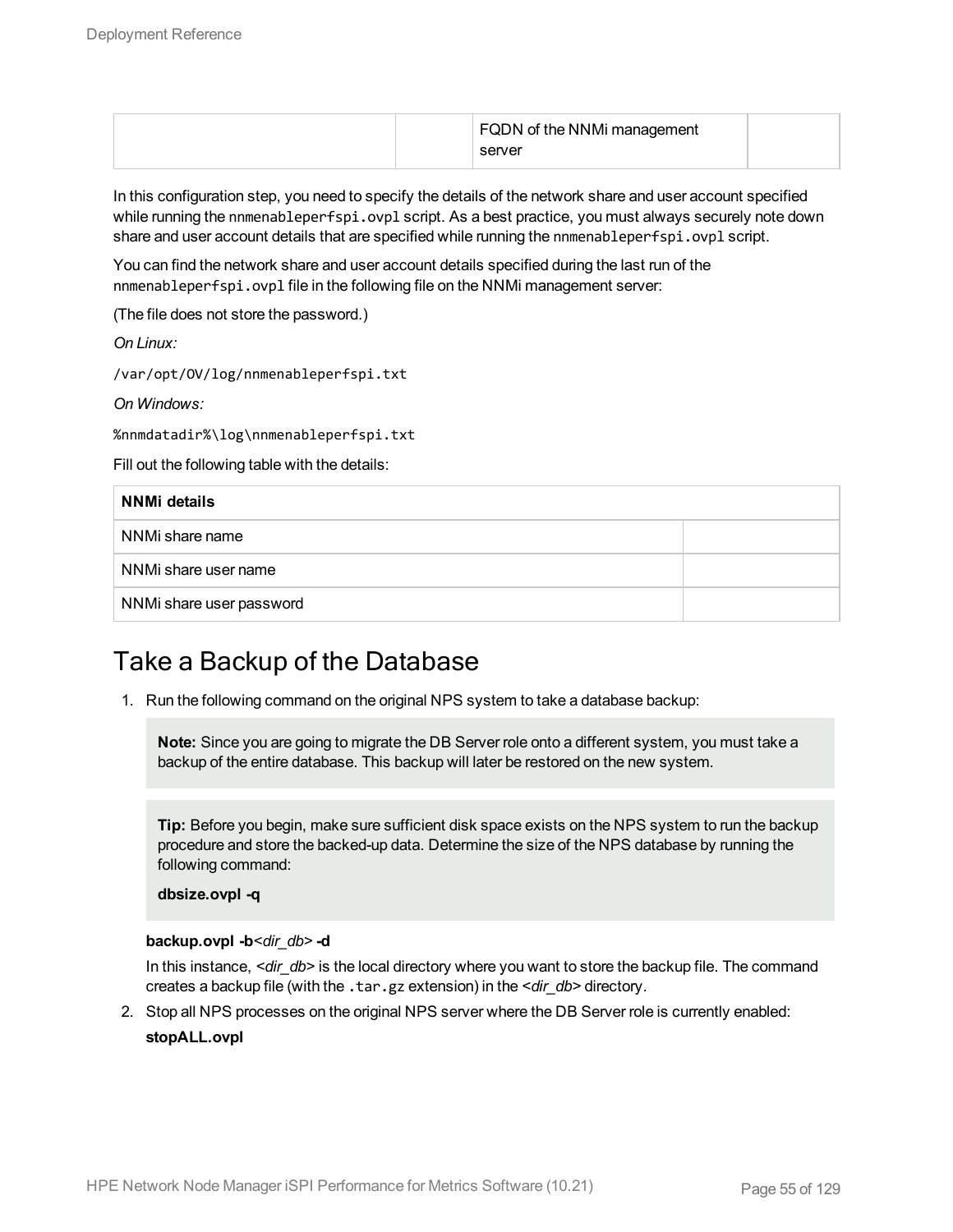| | | FQDN of the NNMi management server | |
|---|---|---|---|

In this configuration step, you need to specify the details of the network share and user account specified while running the `nnmenableperfspi.ovpl` script. As a best practice, you must always securely note down share and user account details that are specified while running the `nnmenableperfspi.ovpl` script.

You can find the network share and user account details specified during the last run of the `nnmenableperfspi.ovpl` file in the following file on the NNMi management server:

(The file does not store the password.)

*On Linux:*

`/var/opt/OV/log/nnmenableperfspi.txt`

*On Windows:*

`%nnmdatadir%\log\nnmenableperfspi.txt`

Fill out the following table with the details:

| NNMi details | |
|---|---|
| NNMi share name | |
| NNMi share user name | |
| NNMi share user password | |

# Take a Backup of the Database

1. Run the following command on the original NPS system to take a database backup:

   > **Note:** Since you are going to migrate the DB Server role onto a different system, you must take a backup of the entire database. This backup will later be restored on the new system.

   > **Tip:** Before you begin, make sure sufficient disk space exists on the NPS system to run the backup procedure and store the backed-up data. Determine the size of the NPS database by running the following command:
   >
   > **dbsize.ovpl -q**

   **backup.ovpl -b**<*dir_db*> **-d**

   In this instance, <*dir_db*> is the local directory where you want to store the backup file. The command creates a backup file (with the `.tar.gz` extension) in the <*dir_db*> directory.

2. Stop all NPS processes on the original NPS server where the DB Server role is currently enabled:

   **stopALL.ovpl**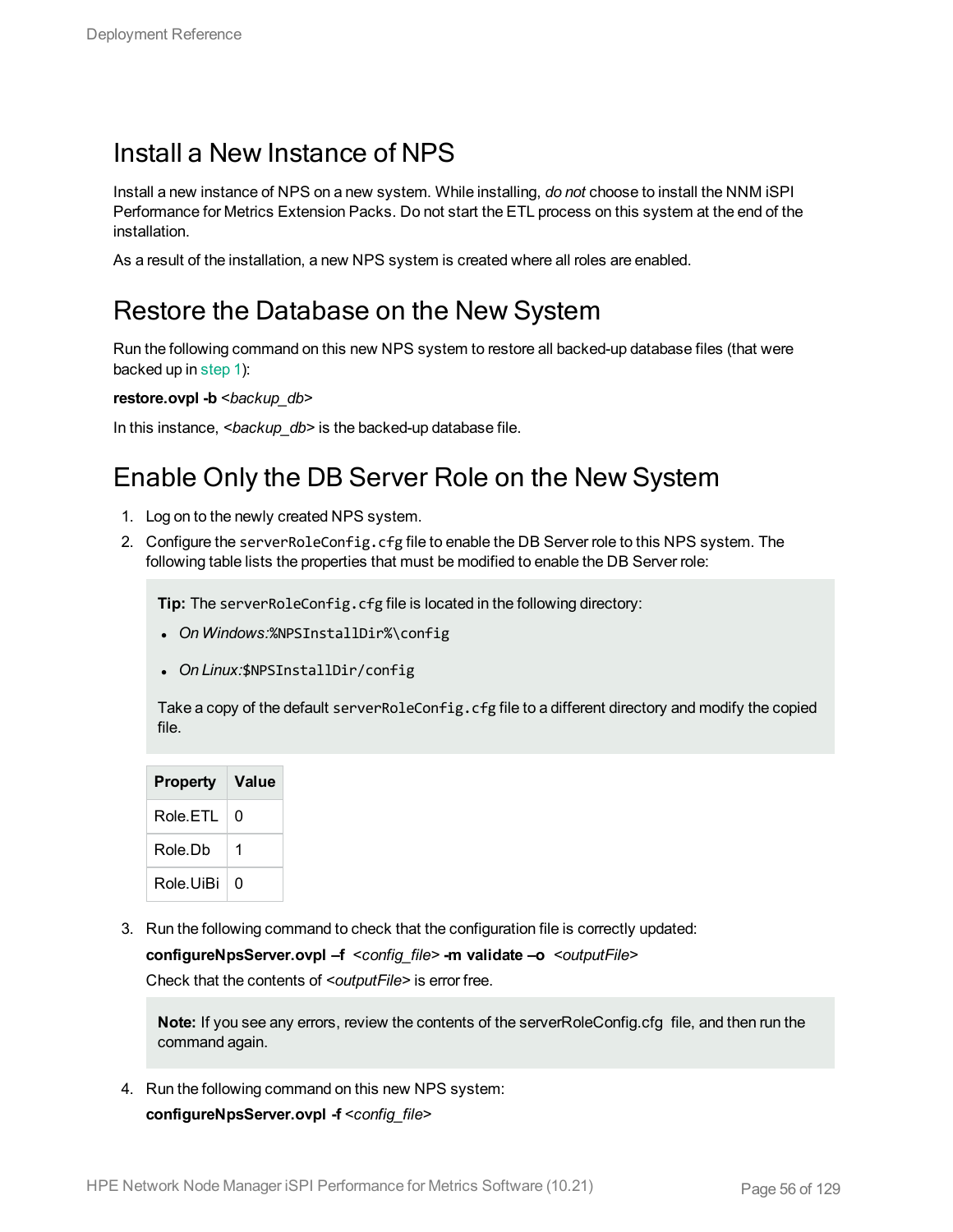## Install a New Instance of NPS

Install a new instance of NPS on a new system. While installing, *do not* choose to install the NNM iSPI Performance for Metrics Extension Packs. Do not start the ETL process on this system at the end of the installation.

As a result of the installation, a new NPS system is created where all roles are enabled.

## Restore the Database on the New System

Run the following command on this new NPS system to restore all backed-up database files (that were backed up in step 1):

**restore.ovpl -b** <*backup_db*>

In this instance, <*backup_db*> is the backed-up database file.

## Enable Only the DB Server Role on the New System

1. Log on to the newly created NPS system.
2. Configure the `serverRoleConfig.cfg` file to enable the DB Server role to this NPS system. The following table lists the properties that must be modified to enable the DB Server role:

   > **Tip:** The `serverRoleConfig.cfg` file is located in the following directory:
   >
   > - *On Windows:*`%NPSInstallDir%\config`
   > - *On Linux:*`$NPSInstallDir/config`
   >
   > Take a copy of the default `serverRoleConfig.cfg` file to a different directory and modify the copied file.

   | Property | Value |
   |---|---|
   | Role.ETL | 0 |
   | Role.Db | 1 |
   | Role.UiBi | 0 |

3. Run the following command to check that the configuration file is correctly updated:

   **configureNpsServer.ovpl –f** <*config_file*> **-m validate –o** <*outputFile*>

   Check that the contents of <*outputFile*> is error free.

   > **Note:** If you see any errors, review the contents of the serverRoleConfig.cfg file, and then run the command again.

4. Run the following command on this new NPS system:

   **configureNpsServer.ovpl -f** <*config_file*>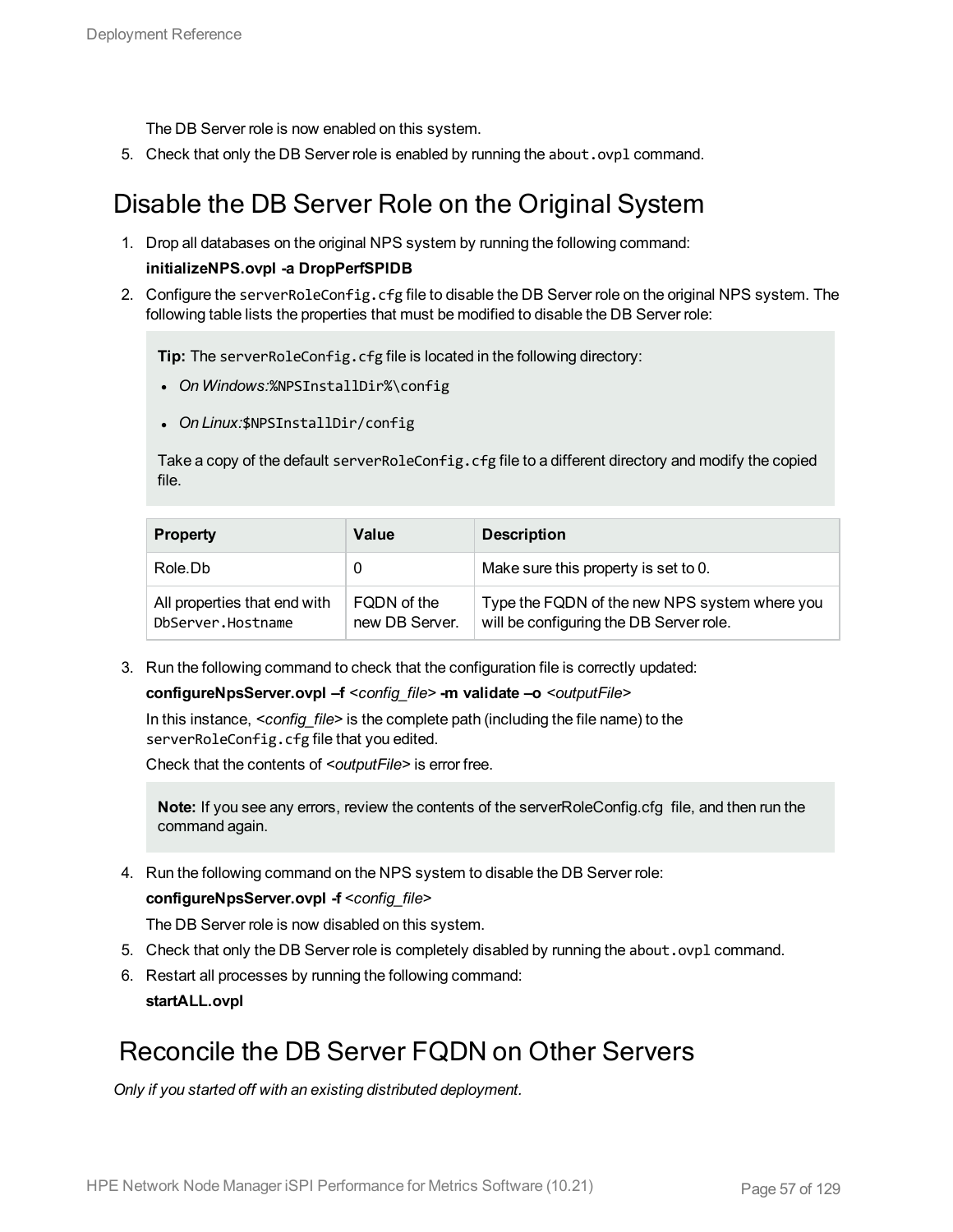The DB Server role is now enabled on this system.

5. Check that only the DB Server role is enabled by running the `about.ovpl` command.

## Disable the DB Server Role on the Original System

1. Drop all databases on the original NPS system by running the following command:

   **initializeNPS.ovpl -a DropPerfSPIDB**

2. Configure the `serverRoleConfig.cfg` file to disable the DB Server role on the original NPS system. The following table lists the properties that must be modified to disable the DB Server role:

   > **Tip:** The `serverRoleConfig.cfg` file is located in the following directory:
   >
   > - *On Windows:* `%NPSInstallDir%\config`
   > - *On Linux:* `$NPSInstallDir/config`
   >
   > Take a copy of the default `serverRoleConfig.cfg` file to a different directory and modify the copied file.

   | Property | Value | Description |
   | --- | --- | --- |
   | Role.Db | 0 | Make sure this property is set to 0. |
   | All properties that end with `DbServer.Hostname` | FQDN of the new DB Server. | Type the FQDN of the new NPS system where you will be configuring the DB Server role. |

3. Run the following command to check that the configuration file is correctly updated:

   **configureNpsServer.ovpl –f** *<config_file>* **-m validate –o** *<outputFile>*

   In this instance, *<config_file>* is the complete path (including the file name) to the `serverRoleConfig.cfg` file that you edited.

   Check that the contents of *<outputFile>* is error free.

   > **Note:** If you see any errors, review the contents of the serverRoleConfig.cfg file, and then run the command again.

4. Run the following command on the NPS system to disable the DB Server role:

   **configureNpsServer.ovpl -f** *<config_file>*

   The DB Server role is now disabled on this system.

5. Check that only the DB Server role is completely disabled by running the `about.ovpl` command.

6. Restart all processes by running the following command:

   **startALL.ovpl**

## Reconcile the DB Server FQDN on Other Servers

*Only if you started off with an existing distributed deployment.*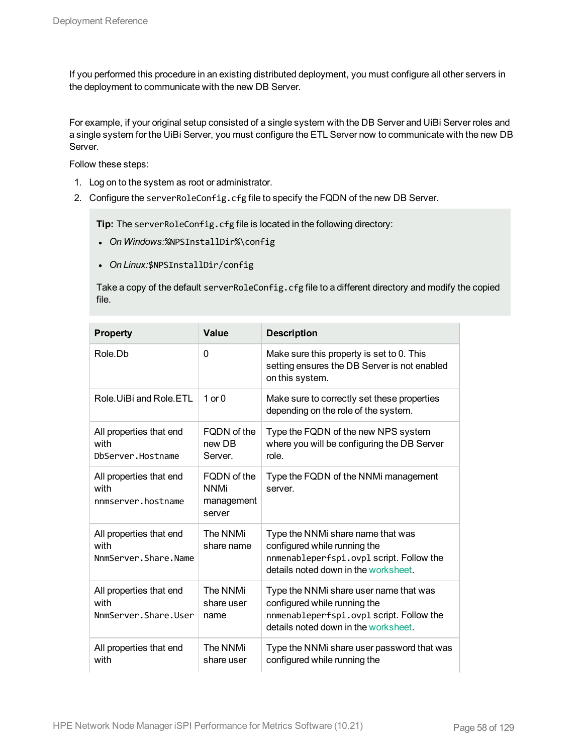If you performed this procedure in an existing distributed deployment, you must configure all other servers in the deployment to communicate with the new DB Server.

For example, if your original setup consisted of a single system with the DB Server and UiBi Server roles and a single system for the UiBi Server, you must configure the ETL Server now to communicate with the new DB Server.

Follow these steps:

1. Log on to the system as root or administrator.
2. Configure the `serverRoleConfig.cfg` file to specify the FQDN of the new DB Server.

   **Tip:** The `serverRoleConfig.cfg` file is located in the following directory:

   - *On Windows:*`%NPSInstallDir%\config`
   - *On Linux:*`$NPSInstallDir/config`

   Take a copy of the default `serverRoleConfig.cfg` file to a different directory and modify the copied file.

| Property | Value | Description |
|---|---|---|
| Role.Db | 0 | Make sure this property is set to 0. This setting ensures the DB Server is not enabled on this system. |
| Role.UiBi and Role.ETL | 1 or 0 | Make sure to correctly set these properties depending on the role of the system. |
| All properties that end with `DbServer.Hostname` | FQDN of the new DB Server. | Type the FQDN of the new NPS system where you will be configuring the DB Server role. |
| All properties that end with `nnmserver.hostname` | FQDN of the NNMi management server | Type the FQDN of the NNMi management server. |
| All properties that end with `NnmServer.Share.Name` | The NNMi share name | Type the NNMi share name that was configured while running the `nnmenableperfspi.ovpl` script. Follow the details noted down in the worksheet. |
| All properties that end with `NnmServer.Share.User` | The NNMi share user name | Type the NNMi share user name that was configured while running the `nnmenableperfspi.ovpl` script. Follow the details noted down in the worksheet. |
| All properties that end with | The NNMi share user | Type the NNMi share user password that was configured while running the |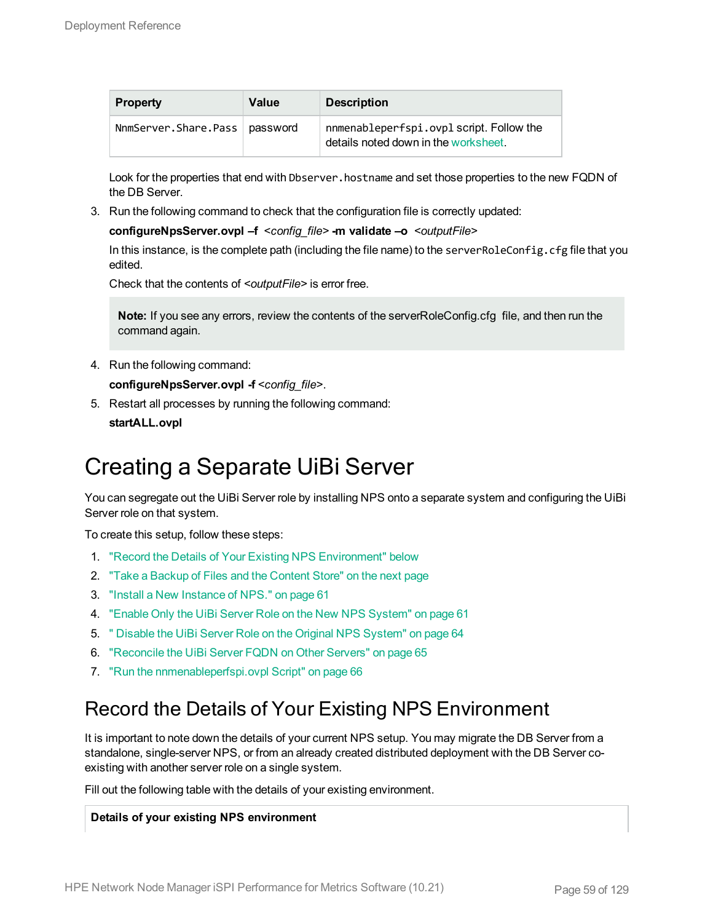| Property | Value | Description |
|---|---|---|
| `NnmServer.Share.Pass` | password | `nnmenableperfspi.ovpl` script. Follow the details noted down in the worksheet. |

Look for the properties that end with `Dbserver.hostname` and set those properties to the new FQDN of the DB Server.

3. Run the following command to check that the configuration file is correctly updated:

   **configureNpsServer.ovpl –f** *<config_file>* **-m validate –o** *<outputFile>*

   In this instance, is the complete path (including the file name) to the `serverRoleConfig.cfg` file that you edited.

   Check that the contents of *<outputFile>* is error free.

   > **Note:** If you see any errors, review the contents of the serverRoleConfig.cfg file, and then run the command again.

4. Run the following command:

   **configureNpsServer.ovpl -f** *<config_file>*.

5. Restart all processes by running the following command:

   **startALL.ovpl**

# Creating a Separate UiBi Server

You can segregate out the UiBi Server role by installing NPS onto a separate system and configuring the UiBi Server role on that system.

To create this setup, follow these steps:

1. "Record the Details of Your Existing NPS Environment" below
2. "Take a Backup of Files and the Content Store" on the next page
3. "Install a New Instance of NPS." on page 61
4. "Enable Only the UiBi Server Role on the New NPS System" on page 61
5. " Disable the UiBi Server Role on the Original NPS System" on page 64
6. "Reconcile the UiBi Server FQDN on Other Servers" on page 65
7. "Run the nnmenableperfspi.ovpl Script" on page 66

## Record the Details of Your Existing NPS Environment

It is important to note down the details of your current NPS setup. You may migrate the DB Server from a standalone, single-server NPS, or from an already created distributed deployment with the DB Server co-existing with another server role on a single system.

Fill out the following table with the details of your existing environment.

| **Details of your existing NPS environment** |
|---|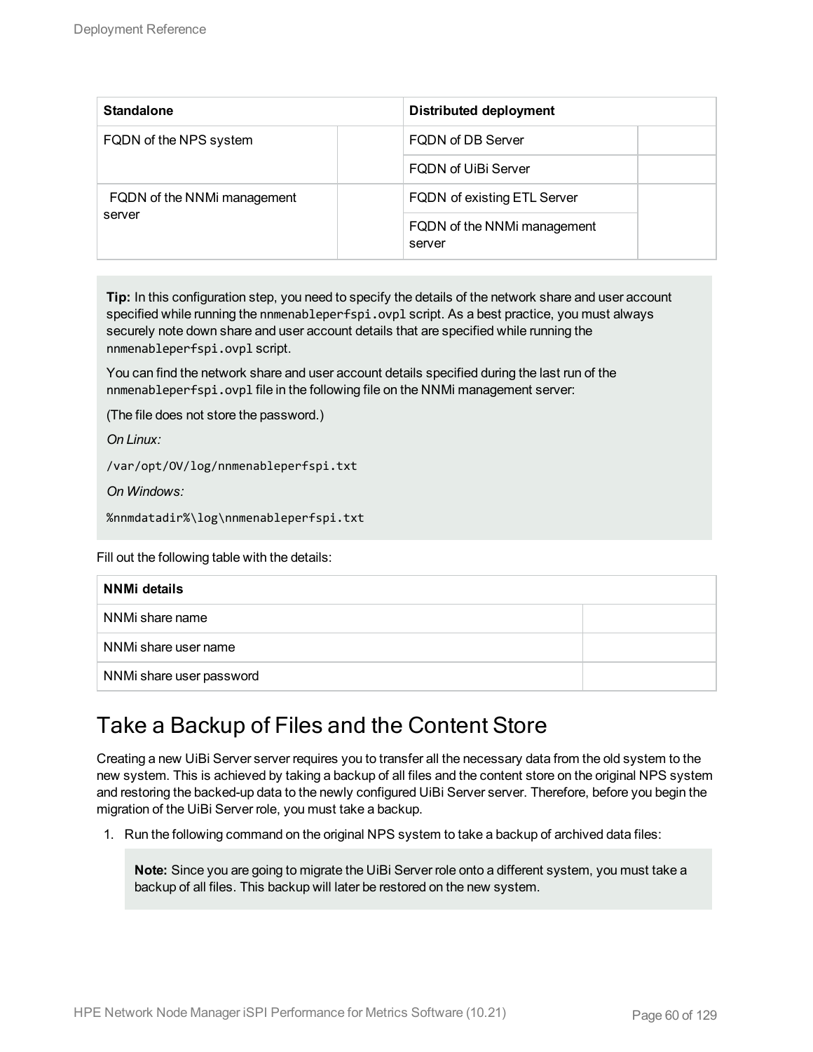| Standalone | | Distributed deployment | |
|---|---|---|---|
| FQDN of the NPS system | | FQDN of DB Server | |
| | | FQDN of UiBi Server | |
| FQDN of the NNMi management server | | FQDN of existing ETL Server | |
| | | FQDN of the NNMi management server | |

**Tip:** In this configuration step, you need to specify the details of the network share and user account specified while running the `nnmenableperfspi.ovpl` script. As a best practice, you must always securely note down share and user account details that are specified while running the `nnmenableperfspi.ovpl` script.

You can find the network share and user account details specified during the last run of the `nnmenableperfspi.ovpl` file in the following file on the NNMi management server:

(The file does not store the password.)

*On Linux:*

```
/var/opt/OV/log/nnmenableperfspi.txt
```

*On Windows:*

```
%nnmdatadir%\log\nnmenableperfspi.txt
```

Fill out the following table with the details:

| NNMi details | |
|---|---|
| NNMi share name | |
| NNMi share user name | |
| NNMi share user password | |

## Take a Backup of Files and the Content Store

Creating a new UiBi Server server requires you to transfer all the necessary data from the old system to the new system. This is achieved by taking a backup of all files and the content store on the original NPS system and restoring the backed-up data to the newly configured UiBi Server server. Therefore, before you begin the migration of the UiBi Server role, you must take a backup.

1. Run the following command on the original NPS system to take a backup of archived data files:

   **Note:** Since you are going to migrate the UiBi Server role onto a different system, you must take a backup of all files. This backup will later be restored on the new system.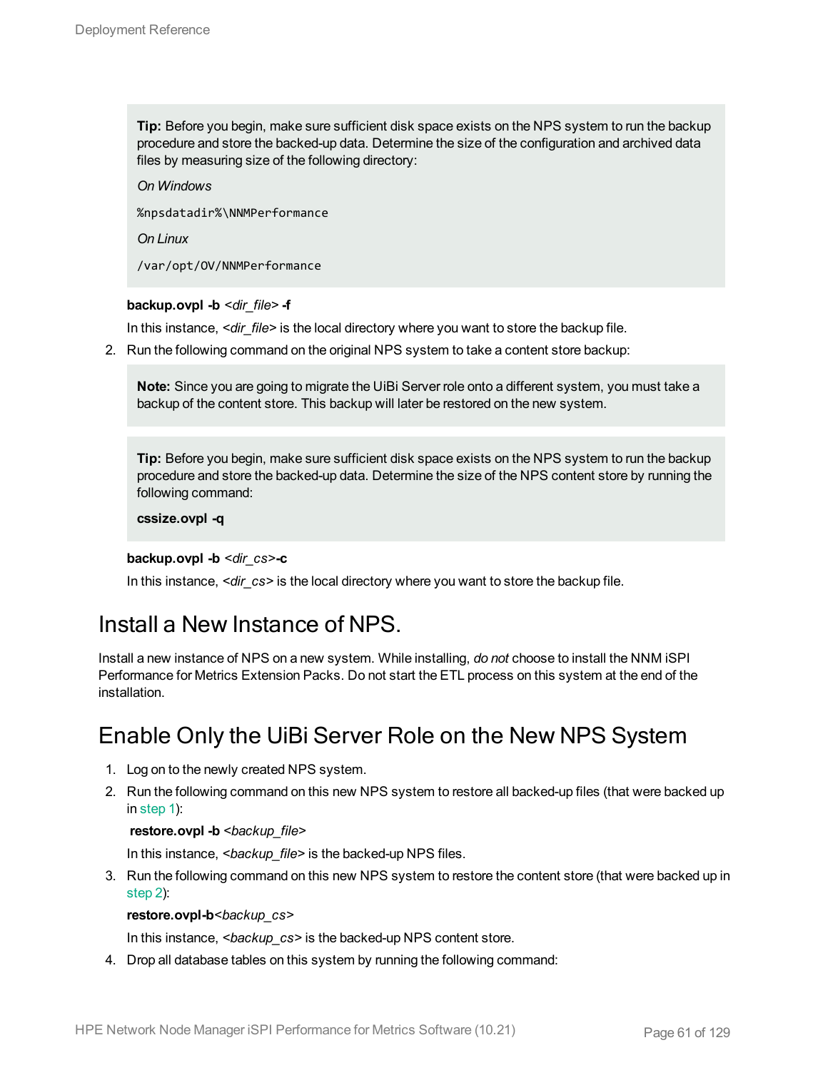> **Tip:** Before you begin, make sure sufficient disk space exists on the NPS system to run the backup procedure and store the backed-up data. Determine the size of the configuration and archived data files by measuring size of the following directory:
>
> *On Windows*
>
> `%npsdatadir%\NNMPerformance`
>
> *On Linux*
>
> `/var/opt/OV/NNMPerformance`

**backup.ovpl -b** *<dir_file>* **-f**

In this instance, *<dir_file>* is the local directory where you want to store the backup file.

2. Run the following command on the original NPS system to take a content store backup:

> **Note:** Since you are going to migrate the UiBi Server role onto a different system, you must take a backup of the content store. This backup will later be restored on the new system.

> **Tip:** Before you begin, make sure sufficient disk space exists on the NPS system to run the backup procedure and store the backed-up data. Determine the size of the NPS content store by running the following command:
>
> **cssize.ovpl -q**

**backup.ovpl -b** *<dir_cs>***-c**

In this instance, *<dir_cs>* is the local directory where you want to store the backup file.

## Install a New Instance of NPS.

Install a new instance of NPS on a new system. While installing, *do not* choose to install the NNM iSPI Performance for Metrics Extension Packs. Do not start the ETL process on this system at the end of the installation.

## Enable Only the UiBi Server Role on the New NPS System

1. Log on to the newly created NPS system.
2. Run the following command on this new NPS system to restore all backed-up files (that were backed up in step 1):

   **restore.ovpl -b** *<backup_file>*

   In this instance, *<backup_file>* is the backed-up NPS files.
3. Run the following command on this new NPS system to restore the content store (that were backed up in step 2):

   **restore.ovpl-b***<backup_cs>*

   In this instance, *<backup_cs>* is the backed-up NPS content store.
4. Drop all database tables on this system by running the following command: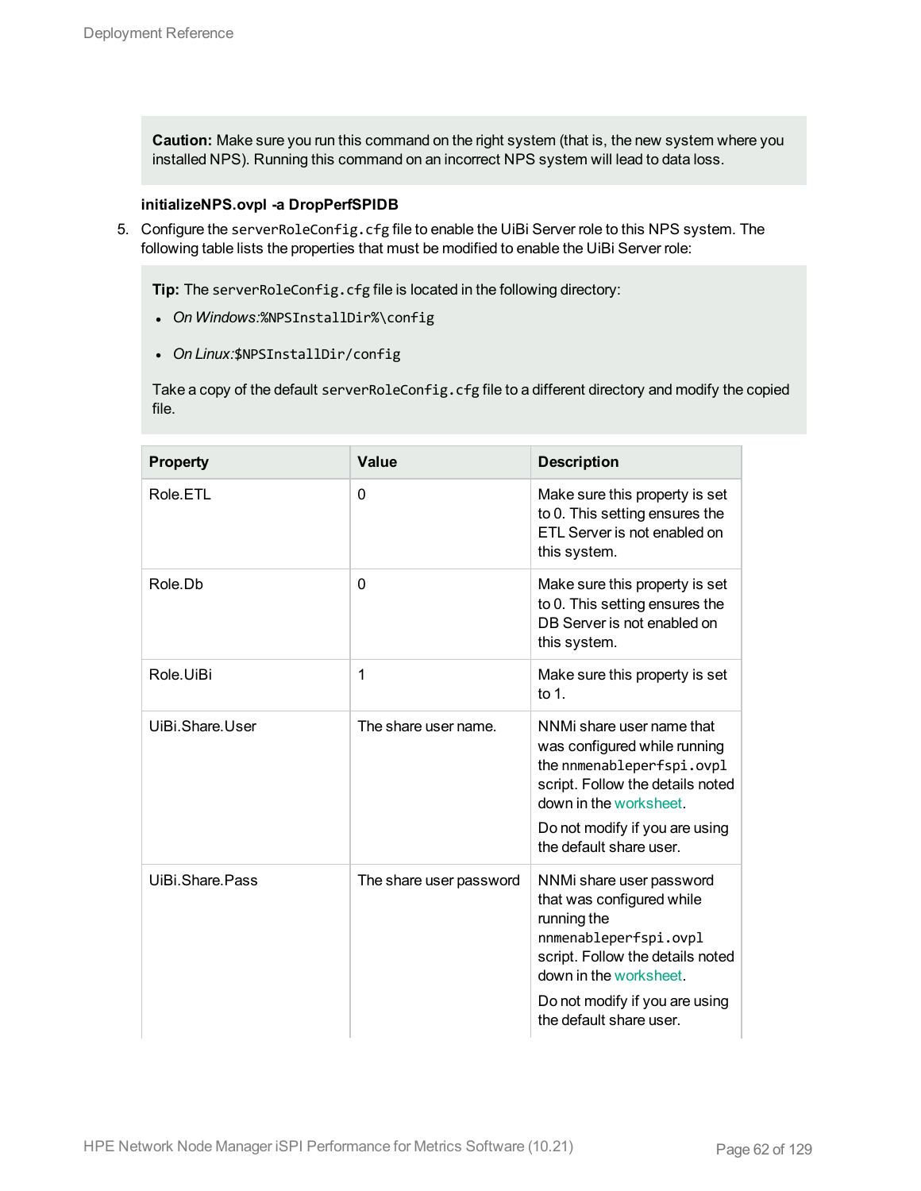**Caution:** Make sure you run this command on the right system (that is, the new system where you installed NPS). Running this command on an incorrect NPS system will lead to data loss.

**initializeNPS.ovpl -a DropPerfSPIDB**

5. Configure the `serverRoleConfig.cfg` file to enable the UiBi Server role to this NPS system. The following table lists the properties that must be modified to enable the UiBi Server role:

   **Tip:** The `serverRoleConfig.cfg` file is located in the following directory:

   - *On Windows:*`%NPSInstallDir%\config`
   - *On Linux:*`$NPSInstallDir/config`

   Take a copy of the default `serverRoleConfig.cfg` file to a different directory and modify the copied file.

| Property | Value | Description |
|---|---|---|
| Role.ETL | 0 | Make sure this property is set to 0. This setting ensures the ETL Server is not enabled on this system. |
| Role.Db | 0 | Make sure this property is set to 0. This setting ensures the DB Server is not enabled on this system. |
| Role.UiBi | 1 | Make sure this property is set to 1. |
| UiBi.Share.User | The share user name. | NNMi share user name that was configured while running the `nnmenableperfspi.ovpl` script. Follow the details noted down in the worksheet.<br><br>Do not modify if you are using the default share user. |
| UiBi.Share.Pass | The share user password | NNMi share user password that was configured while running the `nnmenableperfspi.ovpl` script. Follow the details noted down in the worksheet.<br><br>Do not modify if you are using the default share user. |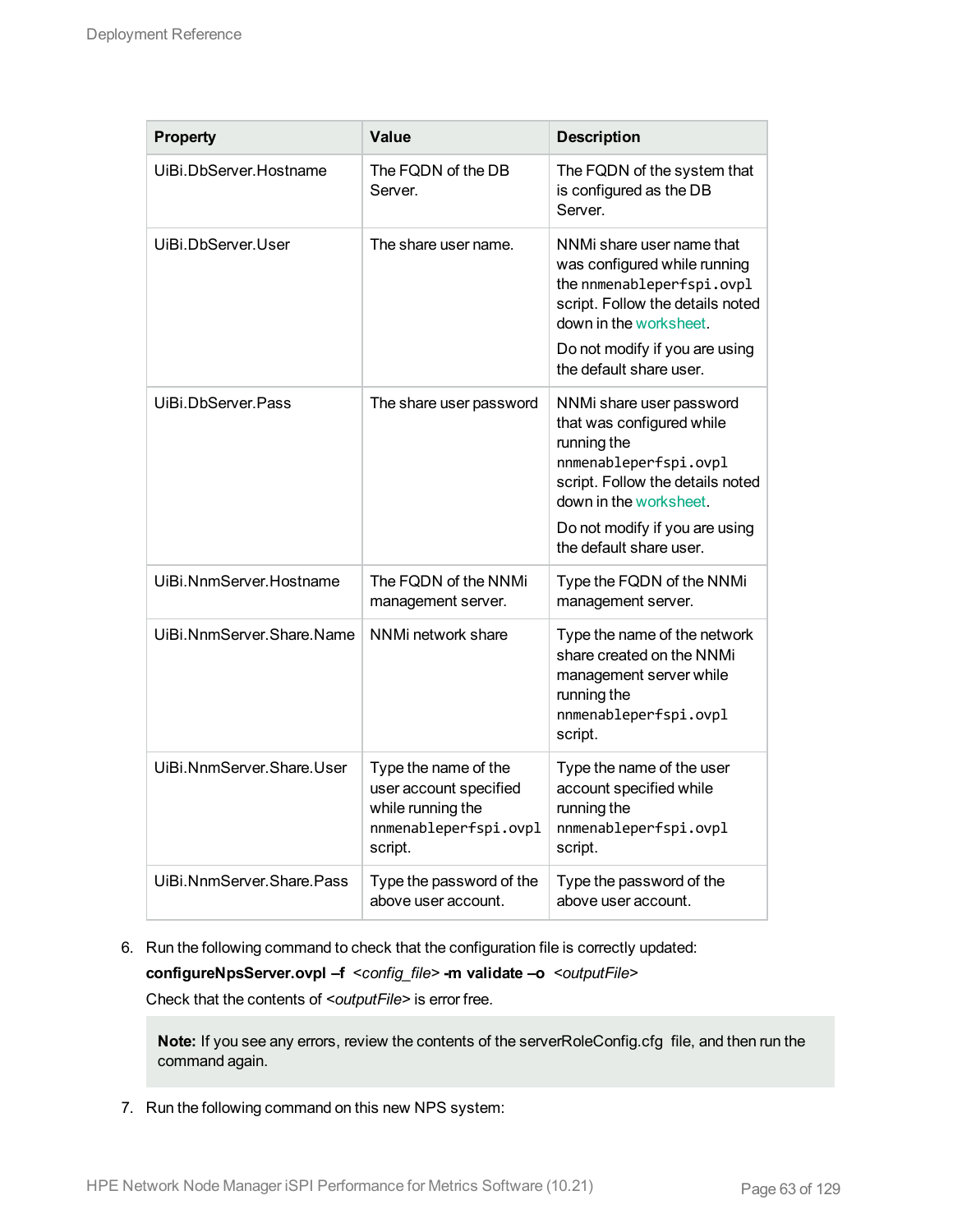| Property | Value | Description |
| --- | --- | --- |
| UiBi.DbServer.Hostname | The FQDN of the DB Server. | The FQDN of the system that is configured as the DB Server. |
| UiBi.DbServer.User | The share user name. | NNMi share user name that was configured while running the `nnmenableperfspi.ovpl` script. Follow the details noted down in the worksheet.<br><br>Do not modify if you are using the default share user. |
| UiBi.DbServer.Pass | The share user password | NNMi share user password that was configured while running the `nnmenableperfspi.ovpl` script. Follow the details noted down in the worksheet.<br><br>Do not modify if you are using the default share user. |
| UiBi.NnmServer.Hostname | The FQDN of the NNMi management server. | Type the FQDN of the NNMi management server. |
| UiBi.NnmServer.Share.Name | NNMi network share | Type the name of the network share created on the NNMi management server while running the `nnmenableperfspi.ovpl` script. |
| UiBi.NnmServer.Share.User | Type the name of the user account specified while running the `nnmenableperfspi.ovpl` script. | Type the name of the user account specified while running the `nnmenableperfspi.ovpl` script. |
| UiBi.NnmServer.Share.Pass | Type the password of the above user account. | Type the password of the above user account. |

6. Run the following command to check that the configuration file is correctly updated:

   **configureNpsServer.ovpl –f** *<config_file>* **-m validate –o** *<outputFile>*

   Check that the contents of *<outputFile>* is error free.

   > **Note:** If you see any errors, review the contents of the serverRoleConfig.cfg file, and then run the command again.

7. Run the following command on this new NPS system: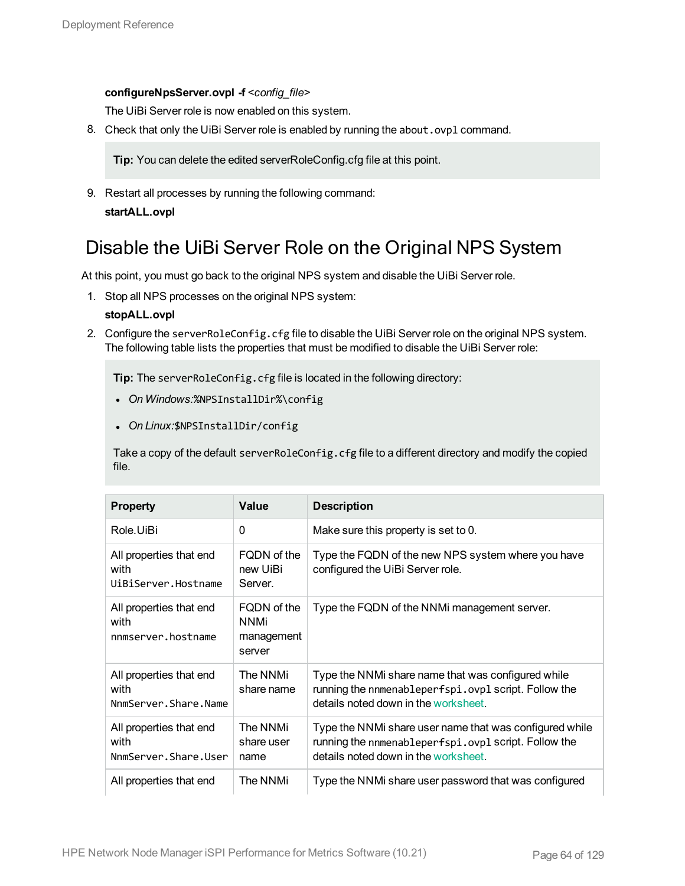**configureNpsServer.ovpl -f** *<config_file>*

The UiBi Server role is now enabled on this system.

8. Check that only the UiBi Server role is enabled by running the `about.ovpl` command.

   **Tip:** You can delete the edited serverRoleConfig.cfg file at this point.

9. Restart all processes by running the following command:

   **startALL.ovpl**

## Disable the UiBi Server Role on the Original NPS System

At this point, you must go back to the original NPS system and disable the UiBi Server role.

1. Stop all NPS processes on the original NPS system:

   **stopALL.ovpl**

2. Configure the `serverRoleConfig.cfg` file to disable the UiBi Server role on the original NPS system. The following table lists the properties that must be modified to disable the UiBi Server role:

   **Tip:** The `serverRoleConfig.cfg` file is located in the following directory:

   - *On Windows:*`%NPSInstallDir%\config`
   - *On Linux:*`$NPSInstallDir/config`

   Take a copy of the default `serverRoleConfig.cfg` file to a different directory and modify the copied file.

| Property | Value | Description |
| --- | --- | --- |
| Role.UiBi | 0 | Make sure this property is set to 0. |
| All properties that end with `UiBiServer.Hostname` | FQDN of the new UiBi Server. | Type the FQDN of the new NPS system where you have configured the UiBi Server role. |
| All properties that end with `nnmserver.hostname` | FQDN of the NNMi management server | Type the FQDN of the NNMi management server. |
| All properties that end with `NnmServer.Share.Name` | The NNMi share name | Type the NNMi share name that was configured while running the `nnmenableperfspi.ovpl` script. Follow the details noted down in the worksheet. |
| All properties that end with `NnmServer.Share.User` | The NNMi share user name | Type the NNMi share user name that was configured while running the `nnmenableperfspi.ovpl` script. Follow the details noted down in the worksheet. |
| All properties that end | The NNMi | Type the NNMi share user password that was configured |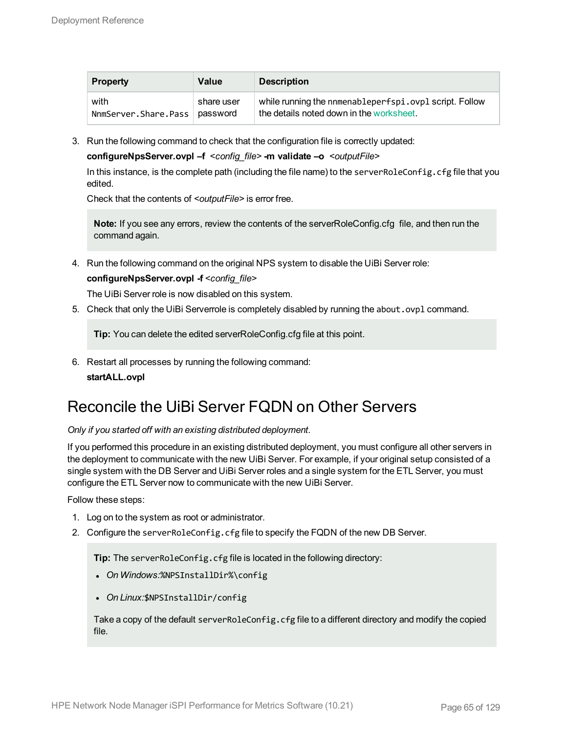| Property | Value | Description |
|---|---|---|
| with `NnmServer.Share.Pass` | share user password | while running the `nnmenableperfspi.ovpl` script. Follow the details noted down in the worksheet. |

3. Run the following command to check that the configuration file is correctly updated:

   **configureNpsServer.ovpl –f** *<config_file>* **-m validate –o** *<outputFile>*

   In this instance, is the complete path (including the file name) to the `serverRoleConfig.cfg` file that you edited.

   Check that the contents of *<outputFile>* is error free.

   > **Note:** If you see any errors, review the contents of the serverRoleConfig.cfg file, and then run the command again.

4. Run the following command on the original NPS system to disable the UiBi Server role:

   **configureNpsServer.ovpl -f** *<config_file>*

   The UiBi Server role is now disabled on this system.

5. Check that only the UiBi Serverrole is completely disabled by running the `about.ovpl` command.

   > **Tip:** You can delete the edited serverRoleConfig.cfg file at this point.

6. Restart all processes by running the following command:

   **startALL.ovpl**

# Reconcile the UiBi Server FQDN on Other Servers

*Only if you started off with an existing distributed deployment.*

If you performed this procedure in an existing distributed deployment, you must configure all other servers in the deployment to communicate with the new UiBi Server. For example, if your original setup consisted of a single system with the DB Server and UiBi Server roles and a single system for the ETL Server, you must configure the ETL Server now to communicate with the new UiBi Server.

Follow these steps:

1. Log on to the system as root or administrator.
2. Configure the `serverRoleConfig.cfg` file to specify the FQDN of the new DB Server.

   > **Tip:** The `serverRoleConfig.cfg` file is located in the following directory:
   >
   > - *On Windows:*`%NPSInstallDir%\config`
   > - *On Linux:*`$NPSInstallDir/config`
   >
   > Take a copy of the default `serverRoleConfig.cfg` file to a different directory and modify the copied file.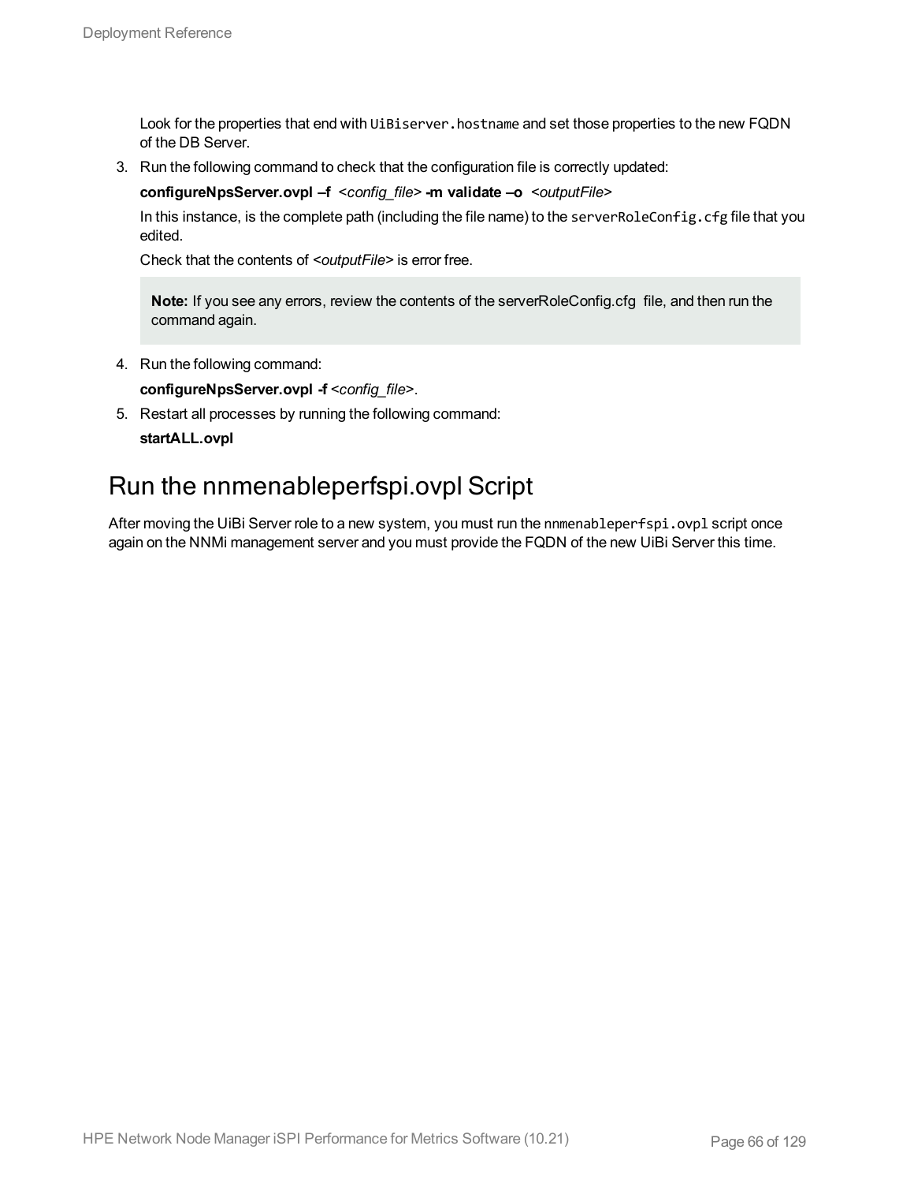Look for the properties that end with `UiBiserver.hostname` and set those properties to the new FQDN of the DB Server.

3. Run the following command to check that the configuration file is correctly updated:

   **configureNpsServer.ovpl –f** *<config_file>* **-m validate –o** *<outputFile>*

   In this instance, is the complete path (including the file name) to the `serverRoleConfig.cfg` file that you edited.

   Check that the contents of <*outputFile*> is error free.

   > **Note:** If you see any errors, review the contents of the serverRoleConfig.cfg file, and then run the command again.

4. Run the following command:

   **configureNpsServer.ovpl -f** *<config_file>*.

5. Restart all processes by running the following command:

   **startALL.ovpl**

## Run the nnmenableperfspi.ovpl Script

After moving the UiBi Server role to a new system, you must run the `nnmenableperfspi.ovpl` script once again on the NNMi management server and you must provide the FQDN of the new UiBi Server this time.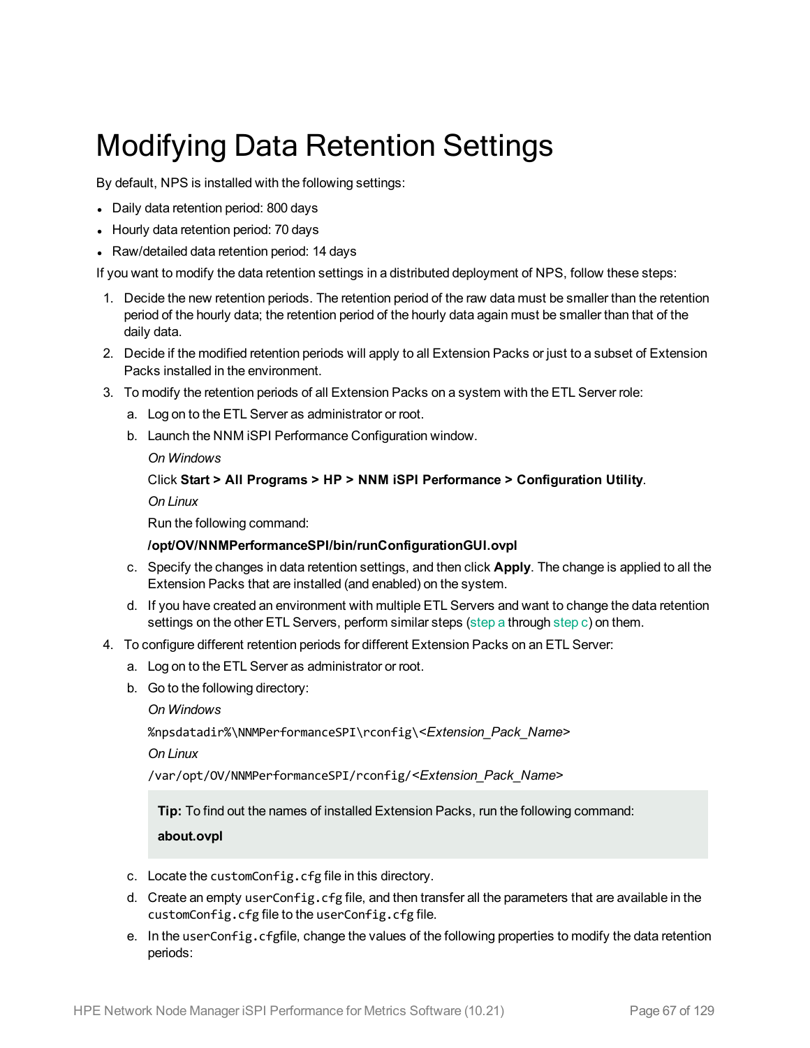# Modifying Data Retention Settings

By default, NPS is installed with the following settings:

- Daily data retention period: 800 days
- Hourly data retention period: 70 days
- Raw/detailed data retention period: 14 days

If you want to modify the data retention settings in a distributed deployment of NPS, follow these steps:

1. Decide the new retention periods. The retention period of the raw data must be smaller than the retention period of the hourly data; the retention period of the hourly data again must be smaller than that of the daily data.
2. Decide if the modified retention periods will apply to all Extension Packs or just to a subset of Extension Packs installed in the environment.
3. To modify the retention periods of all Extension Packs on a system with the ETL Server role:
   a. Log on to the ETL Server as administrator or root.
   b. Launch the NNM iSPI Performance Configuration window.

      *On Windows*

      Click **Start > All Programs > HP > NNM iSPI Performance > Configuration Utility**.

      *On Linux*

      Run the following command:

      **/opt/OV/NNMPerformanceSPI/bin/runConfigurationGUI.ovpl**
   c. Specify the changes in data retention settings, and then click **Apply**. The change is applied to all the Extension Packs that are installed (and enabled) on the system.
   d. If you have created an environment with multiple ETL Servers and want to change the data retention settings on the other ETL Servers, perform similar steps (step a through step c) on them.
4. To configure different retention periods for different Extension Packs on an ETL Server:
   a. Log on to the ETL Server as administrator or root.
   b. Go to the following directory:

      *On Windows*

      `%npsdatadir%\NNMPerformanceSPI\rconfig\`<*Extension_Pack_Name*>

      *On Linux*

      `/var/opt/OV/NNMPerformanceSPI/rconfig/`<*Extension_Pack_Name*>

      > **Tip:** To find out the names of installed Extension Packs, run the following command:
      >
      > **about.ovpl**
   c. Locate the `customConfig.cfg` file in this directory.
   d. Create an empty `userConfig.cfg` file, and then transfer all the parameters that are available in the `customConfig.cfg` file to the `userConfig.cfg` file.
   e. In the `userConfig.cfg`file, change the values of the following properties to modify the data retention periods: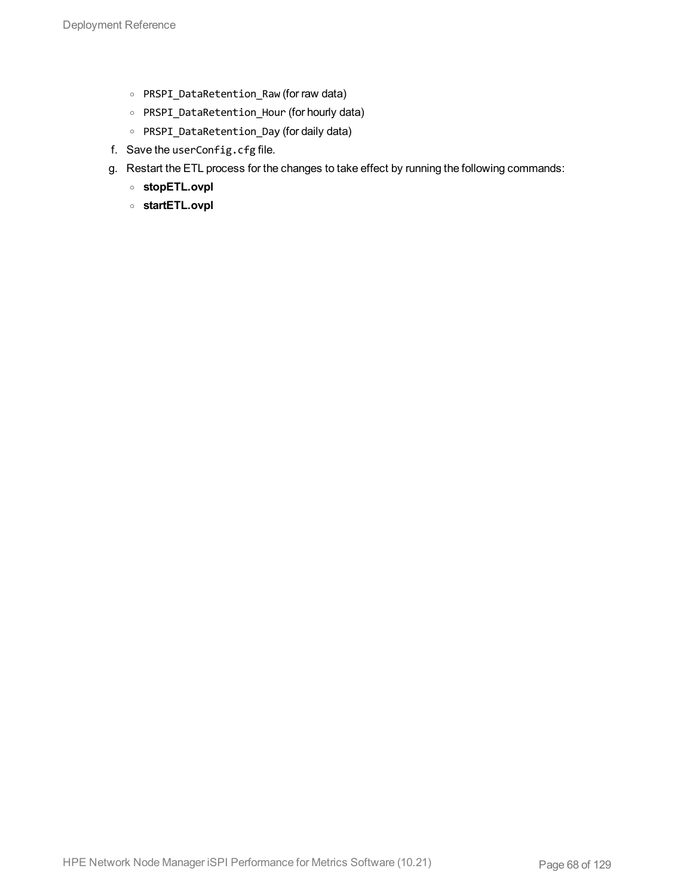- `PRSPI_DataRetention_Raw` (for raw data)
   - `PRSPI_DataRetention_Hour` (for hourly data)
   - `PRSPI_DataRetention_Day` (for daily data)

f. Save the `userConfig.cfg` file.

g. Restart the ETL process for the changes to take effect by running the following commands:
   - **stopETL.ovpl**
   - **startETL.ovpl**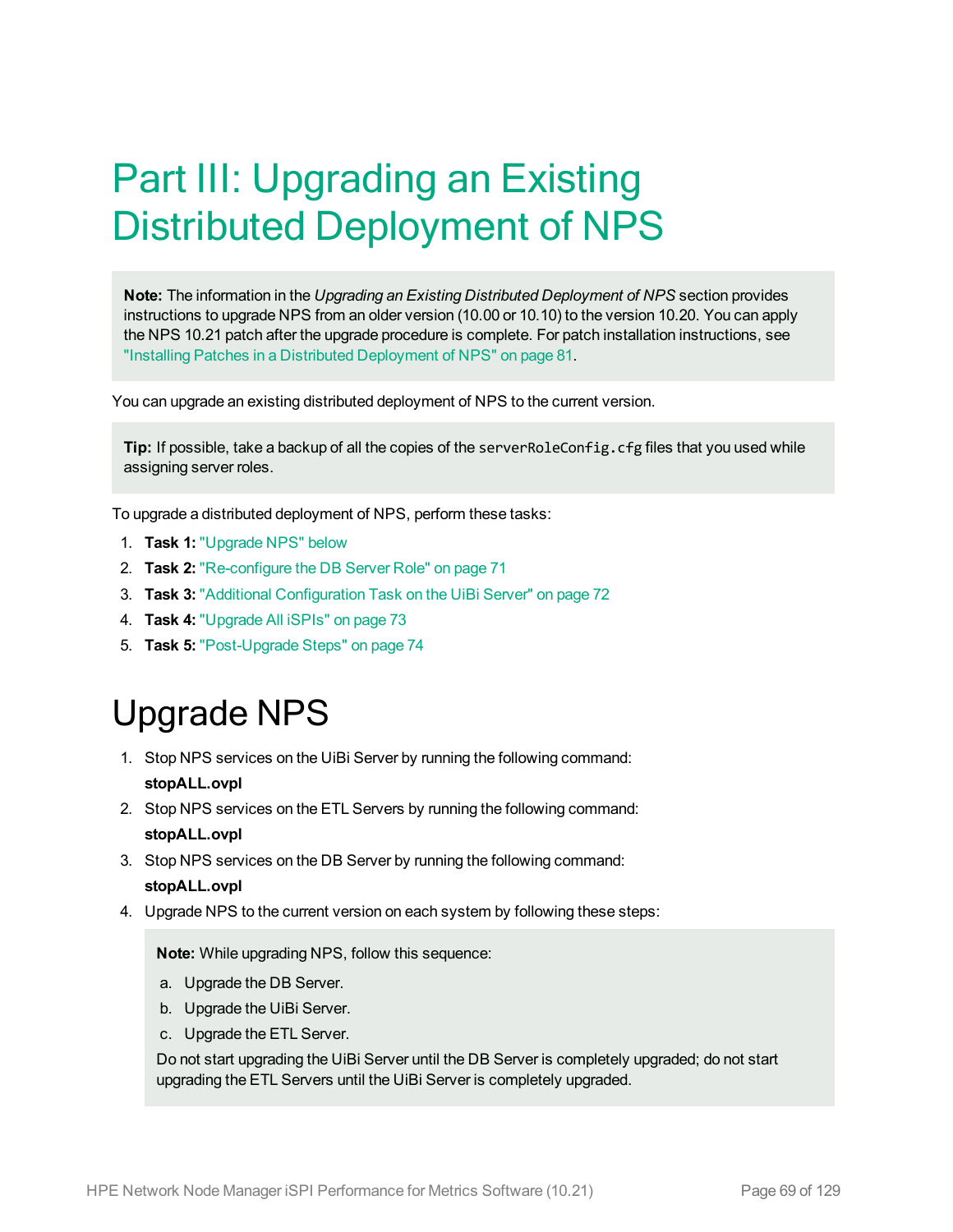# Part III: Upgrading an Existing Distributed Deployment of NPS

> **Note:** The information in the *Upgrading an Existing Distributed Deployment of NPS* section provides instructions to upgrade NPS from an older version (10.00 or 10.10) to the version 10.20. You can apply the NPS 10.21 patch after the upgrade procedure is complete. For patch installation instructions, see "Installing Patches in a Distributed Deployment of NPS" on page 81.

You can upgrade an existing distributed deployment of NPS to the current version.

> **Tip:** If possible, take a backup of all the copies of the `serverRoleConfig.cfg` files that you used while assigning server roles.

To upgrade a distributed deployment of NPS, perform these tasks:

1. **Task 1:** "Upgrade NPS" below
2. **Task 2:** "Re-configure the DB Server Role" on page 71
3. **Task 3:** "Additional Configuration Task on the UiBi Server" on page 72
4. **Task 4:** "Upgrade All iSPIs" on page 73
5. **Task 5:** "Post-Upgrade Steps" on page 74

## Upgrade NPS

1. Stop NPS services on the UiBi Server by running the following command:

   **stopALL.ovpl**

2. Stop NPS services on the ETL Servers by running the following command:

   **stopALL.ovpl**

3. Stop NPS services on the DB Server by running the following command:

   **stopALL.ovpl**

4. Upgrade NPS to the current version on each system by following these steps:

   > **Note:** While upgrading NPS, follow this sequence:
   >
   > a. Upgrade the DB Server.
   >
   > b. Upgrade the UiBi Server.
   >
   > c. Upgrade the ETL Server.
   >
   > Do not start upgrading the UiBi Server until the DB Server is completely upgraded; do not start upgrading the ETL Servers until the UiBi Server is completely upgraded.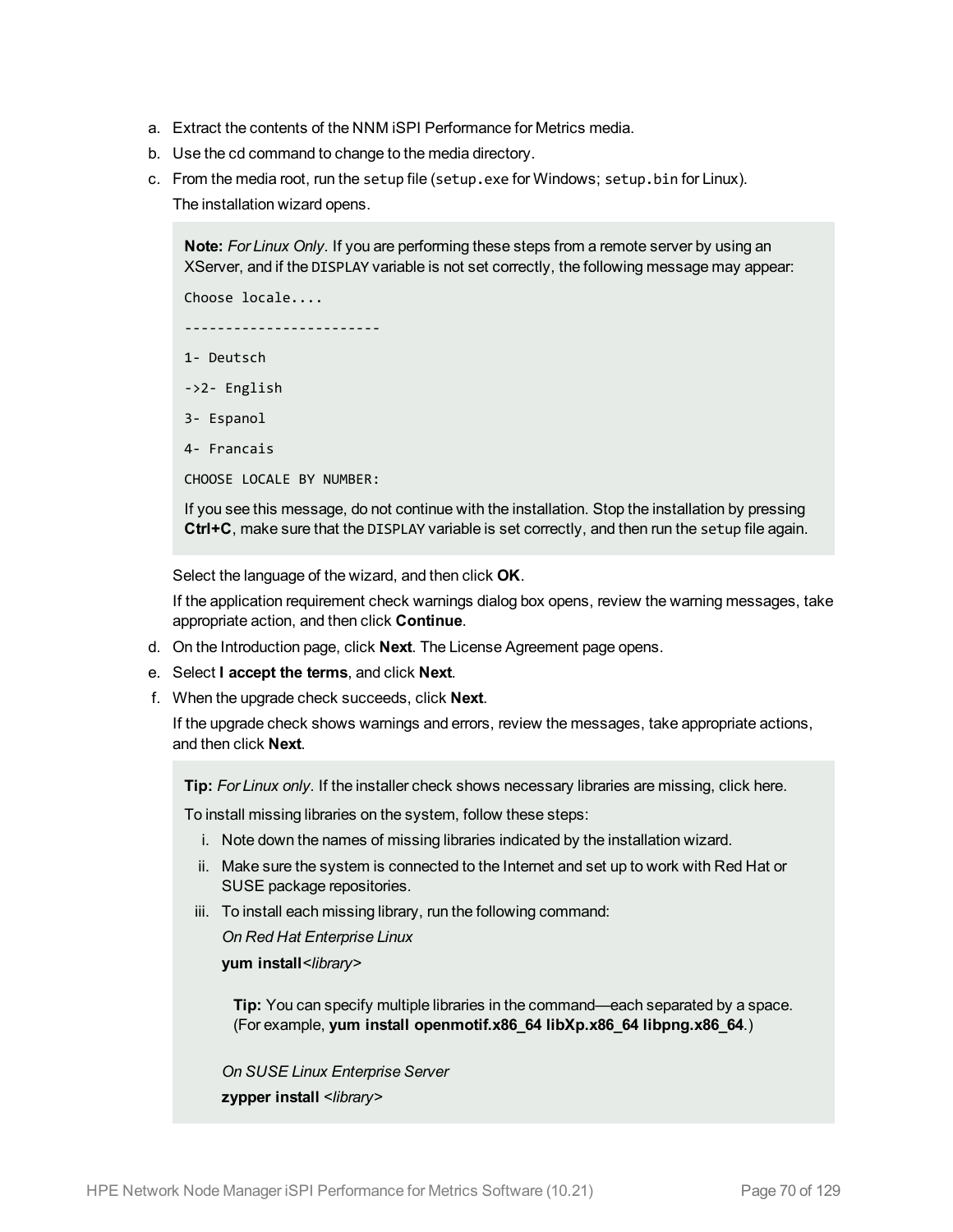a. Extract the contents of the NNM iSPI Performance for Metrics media.
b. Use the cd command to change to the media directory.
c. From the media root, run the `setup` file (`setup.exe` for Windows; `setup.bin` for Linux).

   The installation wizard opens.

   > **Note:** *For Linux Only*. If you are performing these steps from a remote server by using an XServer, and if the `DISPLAY` variable is not set correctly, the following message may appear:
   >
   > ```
   > Choose locale....
   >
   > ------------------------
   >
   > 1- Deutsch
   >
   > ->2- English
   >
   > 3- Espanol
   >
   > 4- Francais
   >
   > CHOOSE LOCALE BY NUMBER:
   > ```
   >
   > If you see this message, do not continue with the installation. Stop the installation by pressing **Ctrl+C**, make sure that the `DISPLAY` variable is set correctly, and then run the `setup` file again.

   Select the language of the wizard, and then click **OK**.

   If the application requirement check warnings dialog box opens, review the warning messages, take appropriate action, and then click **Continue**.

d. On the Introduction page, click **Next**. The License Agreement page opens.
e. Select **I accept the terms**, and click **Next**.
f. When the upgrade check succeeds, click **Next**.

   If the upgrade check shows warnings and errors, review the messages, take appropriate actions, and then click **Next**.

   > **Tip:** *For Linux only*. If the installer check shows necessary libraries are missing, click here.
   >
   > To install missing libraries on the system, follow these steps:
   >
   > i. Note down the names of missing libraries indicated by the installation wizard.
   > ii. Make sure the system is connected to the Internet and set up to work with Red Hat or SUSE package repositories.
   > iii. To install each missing library, run the following command:
   >
   >    *On Red Hat Enterprise Linux*
   >
   >    **yum install**<*library*>
   >
   >    > **Tip:** You can specify multiple libraries in the command—each separated by a space. (For example, **yum install openmotif.x86_64 libXp.x86_64 libpng.x86_64**.)
   >
   >    *On SUSE Linux Enterprise Server*
   >
   >    **zypper install** <*library*>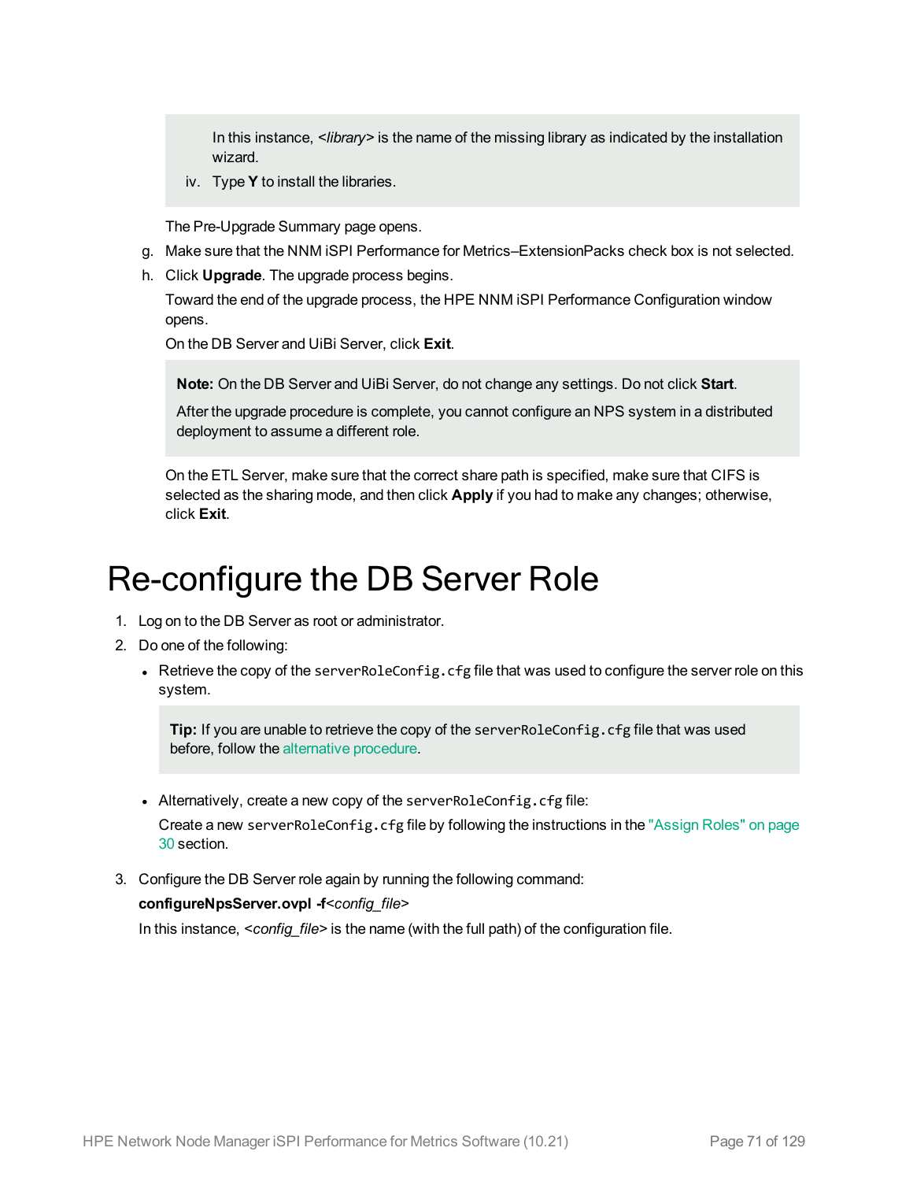> In this instance, *<library>* is the name of the missing library as indicated by the installation wizard.
>
> iv. Type **Y** to install the libraries.

The Pre-Upgrade Summary page opens.

g. Make sure that the NNM iSPI Performance for Metrics–ExtensionPacks check box is not selected.

h. Click **Upgrade**. The upgrade process begins.

   Toward the end of the upgrade process, the HPE NNM iSPI Performance Configuration window opens.

   On the DB Server and UiBi Server, click **Exit**.

   > **Note:** On the DB Server and UiBi Server, do not change any settings. Do not click **Start**.
   >
   > After the upgrade procedure is complete, you cannot configure an NPS system in a distributed deployment to assume a different role.

   On the ETL Server, make sure that the correct share path is specified, make sure that CIFS is selected as the sharing mode, and then click **Apply** if you had to make any changes; otherwise, click **Exit**.

# Re-configure the DB Server Role

1. Log on to the DB Server as root or administrator.
2. Do one of the following:
   - Retrieve the copy of the `serverRoleConfig.cfg` file that was used to configure the server role on this system.

     > **Tip:** If you are unable to retrieve the copy of the `serverRoleConfig.cfg` file that was used before, follow the alternative procedure.

   - Alternatively, create a new copy of the `serverRoleConfig.cfg` file:

     Create a new `serverRoleConfig.cfg` file by following the instructions in the "Assign Roles" on page 30 section.
3. Configure the DB Server role again by running the following command:

   **configureNpsServer.ovpl -f***<config_file>*

   In this instance, *<config_file>* is the name (with the full path) of the configuration file.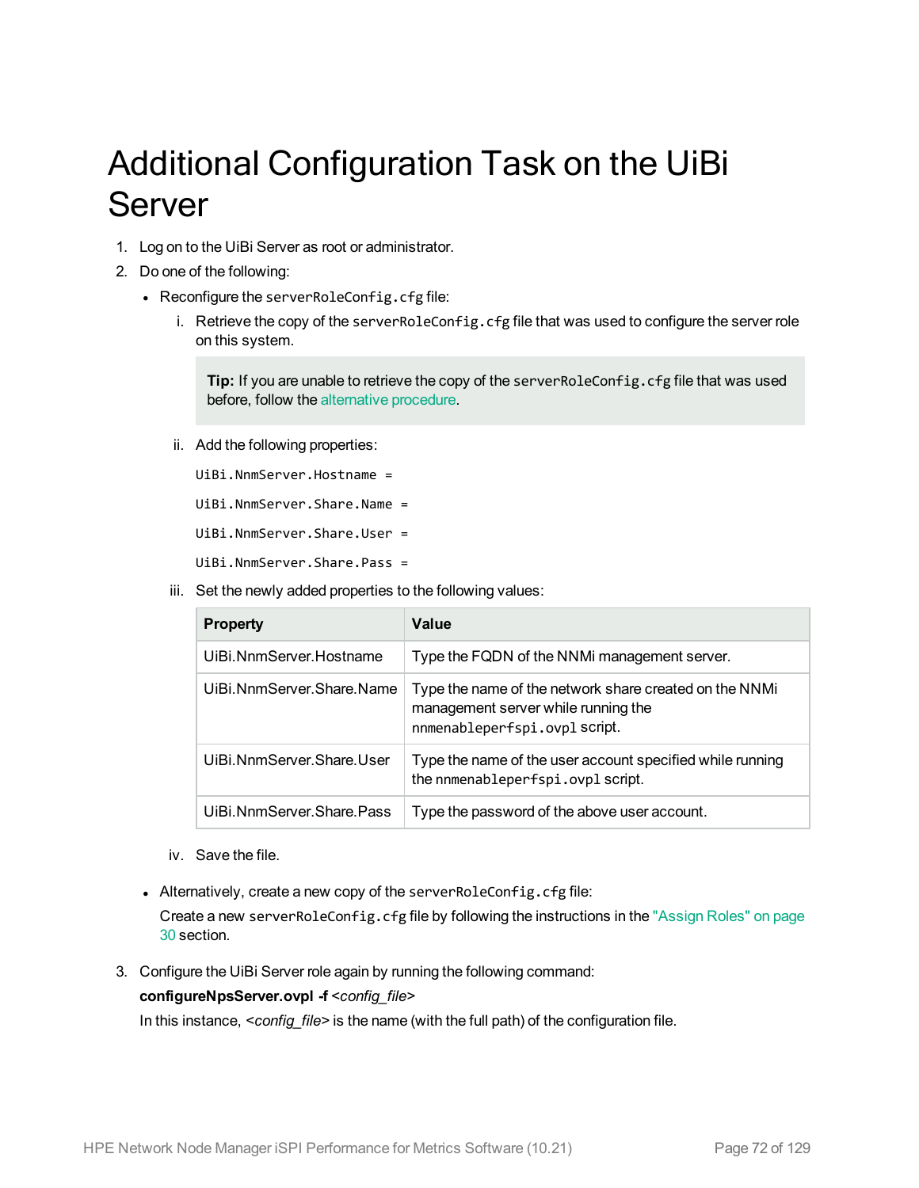# Additional Configuration Task on the UiBi Server

1. Log on to the UiBi Server as root or administrator.
2. Do one of the following:
   - Reconfigure the `serverRoleConfig.cfg` file:
     1. Retrieve the copy of the `serverRoleConfig.cfg` file that was used to configure the server role on this system.

        **Tip:** If you are unable to retrieve the copy of the `serverRoleConfig.cfg` file that was used before, follow the alternative procedure.

     2. Add the following properties:

        ```
        UiBi.NnmServer.Hostname =
        UiBi.NnmServer.Share.Name =
        UiBi.NnmServer.Share.User =
        UiBi.NnmServer.Share.Pass =
        ```

     3. Set the newly added properties to the following values:

        | Property | Value |
        | --- | --- |
        | UiBi.NnmServer.Hostname | Type the FQDN of the NNMi management server. |
        | UiBi.NnmServer.Share.Name | Type the name of the network share created on the NNMi management server while running the `nnmenableperfspi.ovpl` script. |
        | UiBi.NnmServer.Share.User | Type the name of the user account specified while running the `nnmenableperfspi.ovpl` script. |
        | UiBi.NnmServer.Share.Pass | Type the password of the above user account. |

     4. Save the file.
   - Alternatively, create a new copy of the `serverRoleConfig.cfg` file:

     Create a new `serverRoleConfig.cfg` file by following the instructions in the "Assign Roles" on page 30 section.
3. Configure the UiBi Server role again by running the following command:

   **configureNpsServer.ovpl -f** *<config_file>*

   In this instance, *<config_file>* is the name (with the full path) of the configuration file.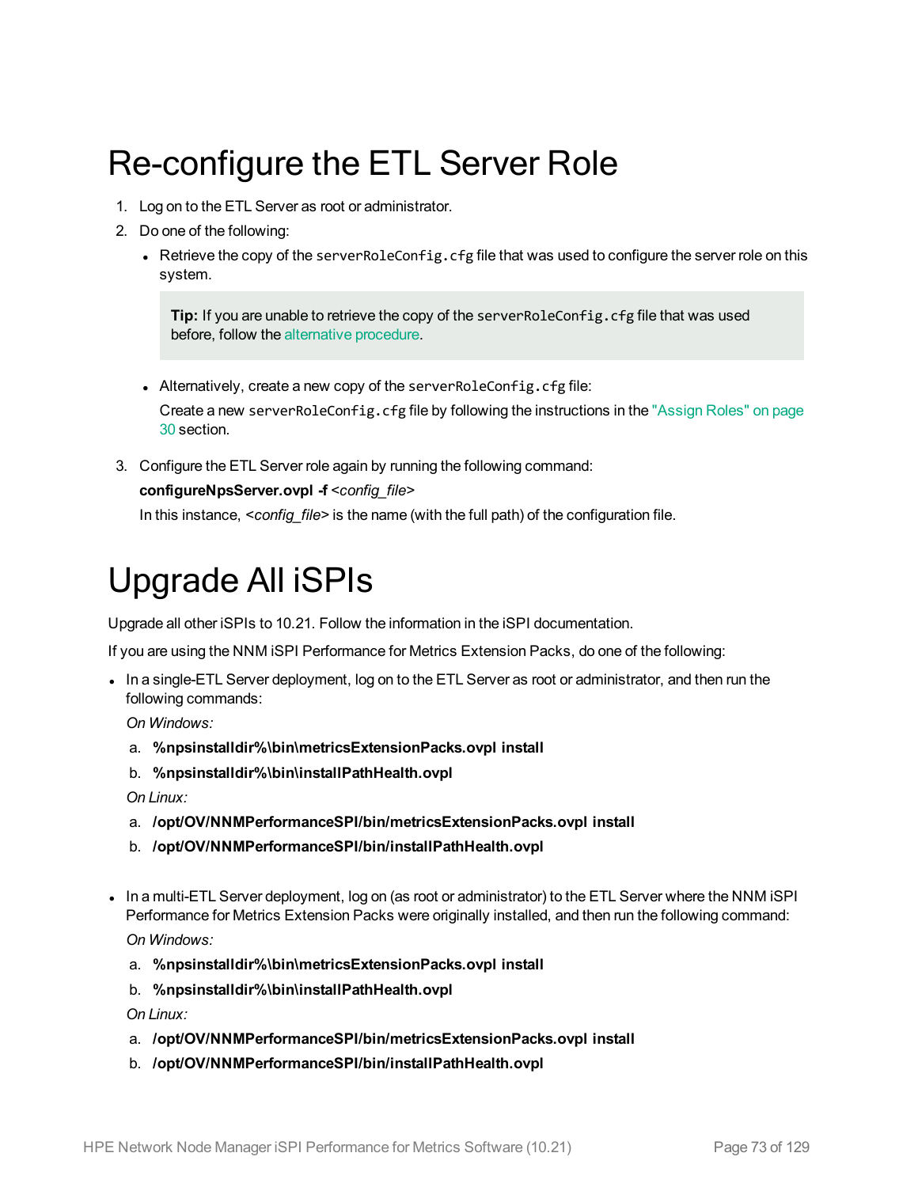# Re-configure the ETL Server Role

1. Log on to the ETL Server as root or administrator.
2. Do one of the following:
   - Retrieve the copy of the `serverRoleConfig.cfg` file that was used to configure the server role on this system.

     > **Tip:** If you are unable to retrieve the copy of the `serverRoleConfig.cfg` file that was used before, follow the alternative procedure.

   - Alternatively, create a new copy of the `serverRoleConfig.cfg` file:

     Create a new `serverRoleConfig.cfg` file by following the instructions in the "Assign Roles" on page 30 section.
3. Configure the ETL Server role again by running the following command:

   **configureNpsServer.ovpl -f** *<config_file>*

   In this instance, *<config_file>* is the name (with the full path) of the configuration file.

# Upgrade All iSPIs

Upgrade all other iSPIs to 10.21. Follow the information in the iSPI documentation.

If you are using the NNM iSPI Performance for Metrics Extension Packs, do one of the following:

- In a single-ETL Server deployment, log on to the ETL Server as root or administrator, and then run the following commands:

  *On Windows:*

  a. **%npsinstalldir%\bin\metricsExtensionPacks.ovpl install**
  b. **%npsinstalldir%\bin\installPathHealth.ovpl**

  *On Linux:*

  a. **/opt/OV/NNMPerformanceSPI/bin/metricsExtensionPacks.ovpl install**
  b. **/opt/OV/NNMPerformanceSPI/bin/installPathHealth.ovpl**

- In a multi-ETL Server deployment, log on (as root or administrator) to the ETL Server where the NNM iSPI Performance for Metrics Extension Packs were originally installed, and then run the following command:

  *On Windows:*

  a. **%npsinstalldir%\bin\metricsExtensionPacks.ovpl install**
  b. **%npsinstalldir%\bin\installPathHealth.ovpl**

  *On Linux:*

  a. **/opt/OV/NNMPerformanceSPI/bin/metricsExtensionPacks.ovpl install**
  b. **/opt/OV/NNMPerformanceSPI/bin/installPathHealth.ovpl**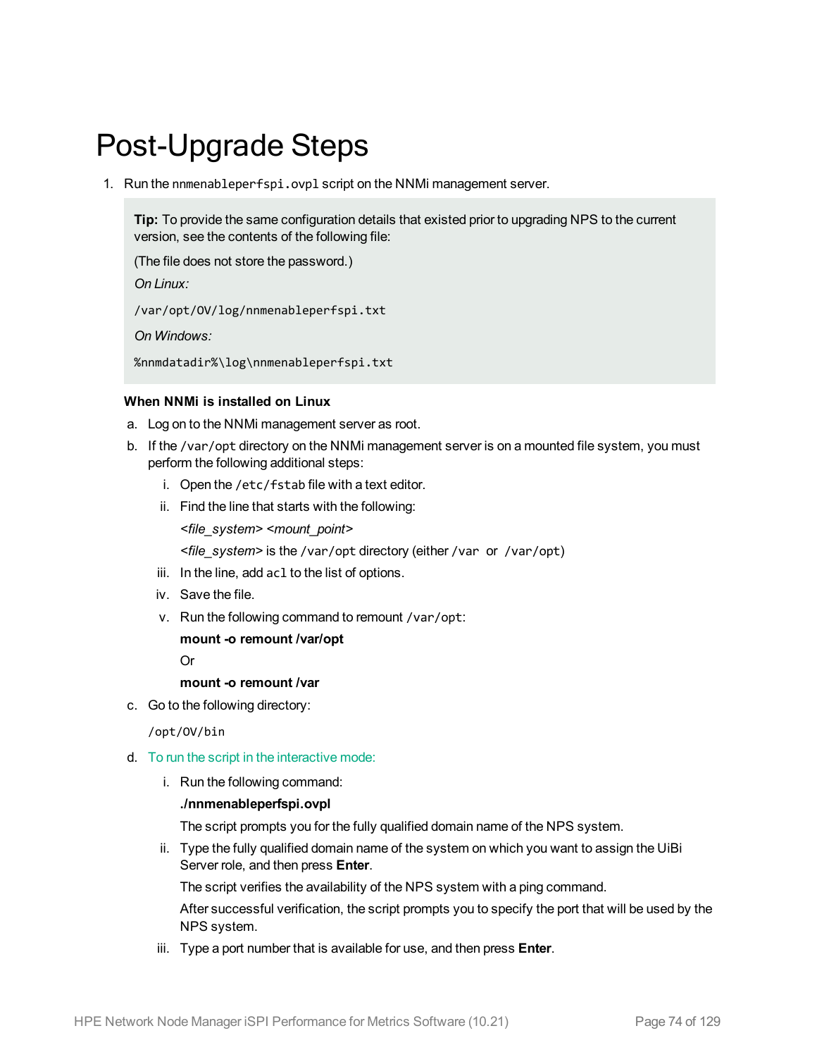# Post-Upgrade Steps

1. Run the `nnmenableperfspi.ovpl` script on the NNMi management server.

> **Tip:** To provide the same configuration details that existed prior to upgrading NPS to the current version, see the contents of the following file:
>
> (The file does not store the password.)
>
> *On Linux:*
>
> `/var/opt/OV/log/nnmenableperfspi.txt`
>
> *On Windows:*
>
> `%nnmdatadir%\log\nnmenableperfspi.txt`

**When NNMi is installed on Linux**

a. Log on to the NNMi management server as root.

b. If the `/var/opt` directory on the NNMi management server is on a mounted file system, you must perform the following additional steps:

   i. Open the `/etc/fstab` file with a text editor.

   ii. Find the line that starts with the following:

      *<file_system> <mount_point>*

      *<file_system>* is the `/var/opt` directory (either `/var` or `/var/opt`)

   iii. In the line, add `acl` to the list of options.

   iv. Save the file.

   v. Run the following command to remount `/var/opt`:

      **mount -o remount /var/opt**

      Or

      **mount -o remount /var**

c. Go to the following directory:

   `/opt/OV/bin`

d. To run the script in the interactive mode:

   i. Run the following command:

      **./nnmenableperfspi.ovpl**

      The script prompts you for the fully qualified domain name of the NPS system.

   ii. Type the fully qualified domain name of the system on which you want to assign the UiBi Server role, and then press **Enter**.

      The script verifies the availability of the NPS system with a ping command.

      After successful verification, the script prompts you to specify the port that will be used by the NPS system.

   iii. Type a port number that is available for use, and then press **Enter**.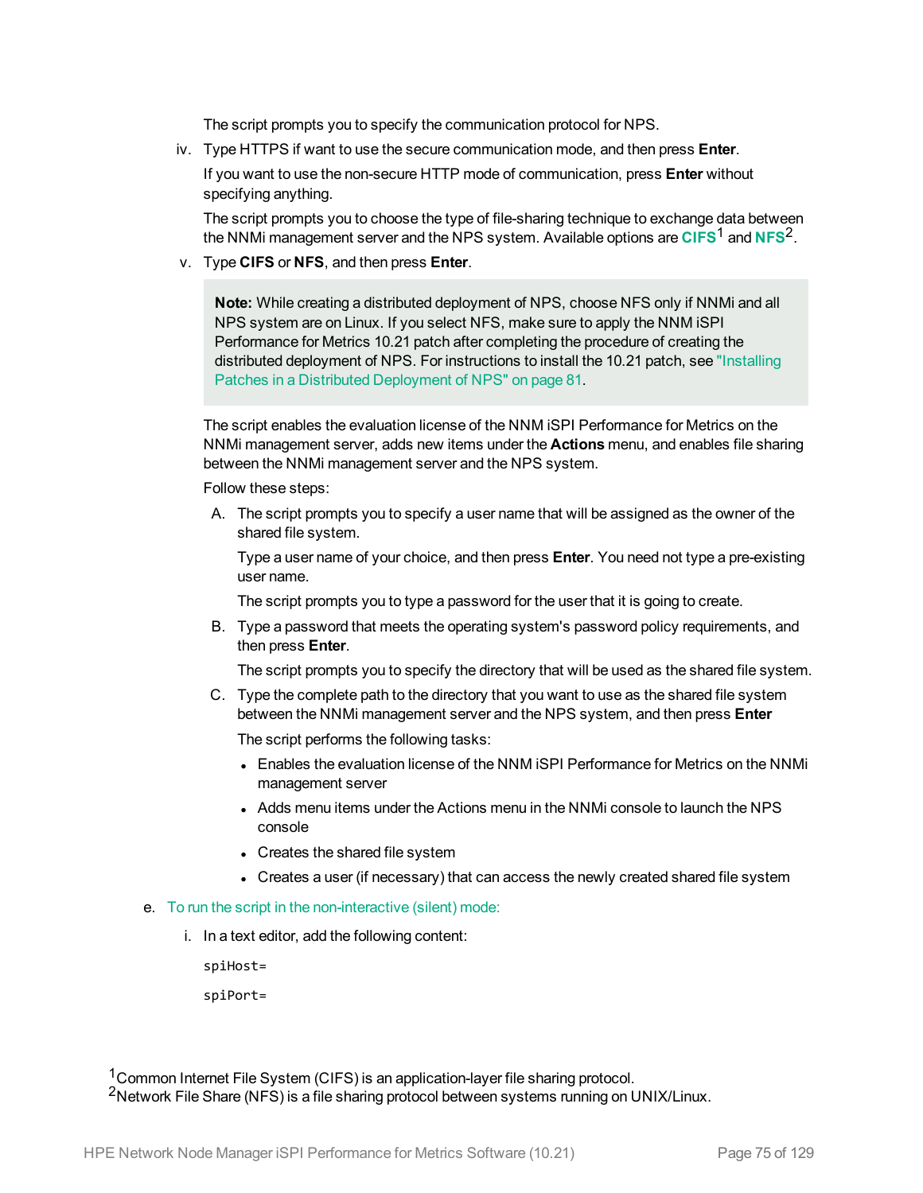The script prompts you to specify the communication protocol for NPS.

iv. Type HTTPS if want to use the secure communication mode, and then press **Enter**.

   If you want to use the non-secure HTTP mode of communication, press **Enter** without specifying anything.

   The script prompts you to choose the type of file-sharing technique to exchange data between the NNMi management server and the NPS system. Available options are **CIFS**[1] and **NFS**[2].

v. Type **CIFS** or **NFS**, and then press **Enter**.

   > **Note:** While creating a distributed deployment of NPS, choose NFS only if NNMi and all NPS system are on Linux. If you select NFS, make sure to apply the NNM iSPI Performance for Metrics 10.21 patch after completing the procedure of creating the distributed deployment of NPS. For instructions to install the 10.21 patch, see "Installing Patches in a Distributed Deployment of NPS" on page 81.

   The script enables the evaluation license of the NNM iSPI Performance for Metrics on the NNMi management server, adds new items under the **Actions** menu, and enables file sharing between the NNMi management server and the NPS system.

   Follow these steps:

   A. The script prompts you to specify a user name that will be assigned as the owner of the shared file system.

      Type a user name of your choice, and then press **Enter**. You need not type a pre-existing user name.

      The script prompts you to type a password for the user that it is going to create.

   B. Type a password that meets the operating system's password policy requirements, and then press **Enter**.

      The script prompts you to specify the directory that will be used as the shared file system.

   C. Type the complete path to the directory that you want to use as the shared file system between the NNMi management server and the NPS system, and then press **Enter**

      The script performs the following tasks:

      - Enables the evaluation license of the NNM iSPI Performance for Metrics on the NNMi management server
      - Adds menu items under the Actions menu in the NNMi console to launch the NPS console
      - Creates the shared file system
      - Creates a user (if necessary) that can access the newly created shared file system

e. To run the script in the non-interactive (silent) mode:

   i. In a text editor, add the following content:

```
spiHost=

spiPort=
```

[1] Common Internet File System (CIFS) is an application-layer file sharing protocol.
[2] Network File Share (NFS) is a file sharing protocol between systems running on UNIX/Linux.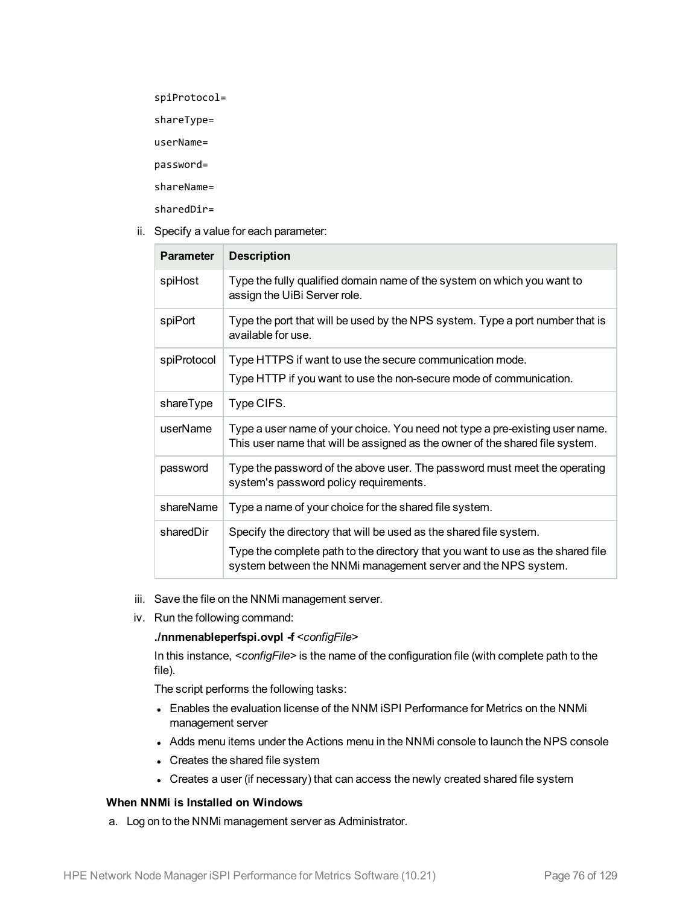```
spiProtocol=
shareType=
userName=
password=
shareName=
sharedDir=
```

ii. Specify a value for each parameter:

| Parameter | Description |
|---|---|
| spiHost | Type the fully qualified domain name of the system on which you want to assign the UiBi Server role. |
| spiPort | Type the port that will be used by the NPS system. Type a port number that is available for use. |
| spiProtocol | Type HTTPS if want to use the secure communication mode.<br>Type HTTP if you want to use the non-secure mode of communication. |
| shareType | Type CIFS. |
| userName | Type a user name of your choice. You need not type a pre-existing user name. This user name that will be assigned as the owner of the shared file system. |
| password | Type the password of the above user. The password must meet the operating system's password policy requirements. |
| shareName | Type a name of your choice for the shared file system. |
| sharedDir | Specify the directory that will be used as the shared file system.<br>Type the complete path to the directory that you want to use as the shared file system between the NNMi management server and the NPS system. |

iii. Save the file on the NNMi management server.

iv. Run the following command:

**./nnmenableperfspi.ovpl -f** *<configFile>*

In this instance, *<configFile>* is the name of the configuration file (with complete path to the file).

The script performs the following tasks:

- Enables the evaluation license of the NNM iSPI Performance for Metrics on the NNMi management server
- Adds menu items under the Actions menu in the NNMi console to launch the NPS console
- Creates the shared file system
- Creates a user (if necessary) that can access the newly created shared file system

**When NNMi is Installed on Windows**

a. Log on to the NNMi management server as Administrator.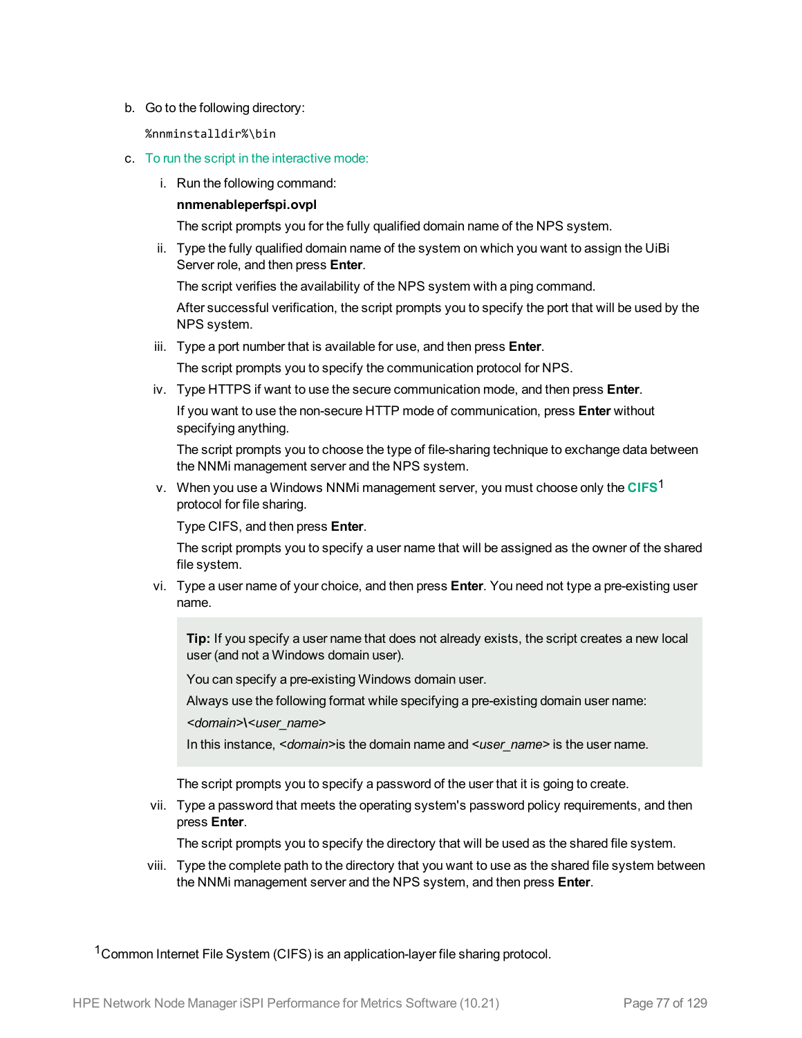b. Go to the following directory:

   `%nnminstalldir%\bin`

c. To run the script in the interactive mode:

   i. Run the following command:

      **nnmenableperfspi.ovpl**

      The script prompts you for the fully qualified domain name of the NPS system.

   ii. Type the fully qualified domain name of the system on which you want to assign the UiBi Server role, and then press **Enter**.

      The script verifies the availability of the NPS system with a ping command.

      After successful verification, the script prompts you to specify the port that will be used by the NPS system.

   iii. Type a port number that is available for use, and then press **Enter**.

      The script prompts you to specify the communication protocol for NPS.

   iv. Type HTTPS if want to use the secure communication mode, and then press **Enter**.

      If you want to use the non-secure HTTP mode of communication, press **Enter** without specifying anything.

      The script prompts you to choose the type of file-sharing technique to exchange data between the NNMi management server and the NPS system.

   v. When you use a Windows NNMi management server, you must choose only the **CIFS**[1] protocol for file sharing.

      Type CIFS, and then press **Enter**.

      The script prompts you to specify a user name that will be assigned as the owner of the shared file system.

   vi. Type a user name of your choice, and then press **Enter**. You need not type a pre-existing user name.

      > **Tip:** If you specify a user name that does not already exists, the script creates a new local user (and not a Windows domain user).
      >
      > You can specify a pre-existing Windows domain user.
      >
      > Always use the following format while specifying a pre-existing domain user name:
      >
      > *<domain>*\\*<user_name>*
      >
      > In this instance, *<domain>*is the domain name and *<user_name>* is the user name.

      The script prompts you to specify a password of the user that it is going to create.

   vii. Type a password that meets the operating system's password policy requirements, and then press **Enter**.

      The script prompts you to specify the directory that will be used as the shared file system.

   viii. Type the complete path to the directory that you want to use as the shared file system between the NNMi management server and the NPS system, and then press **Enter**.

[1] Common Internet File System (CIFS) is an application-layer file sharing protocol.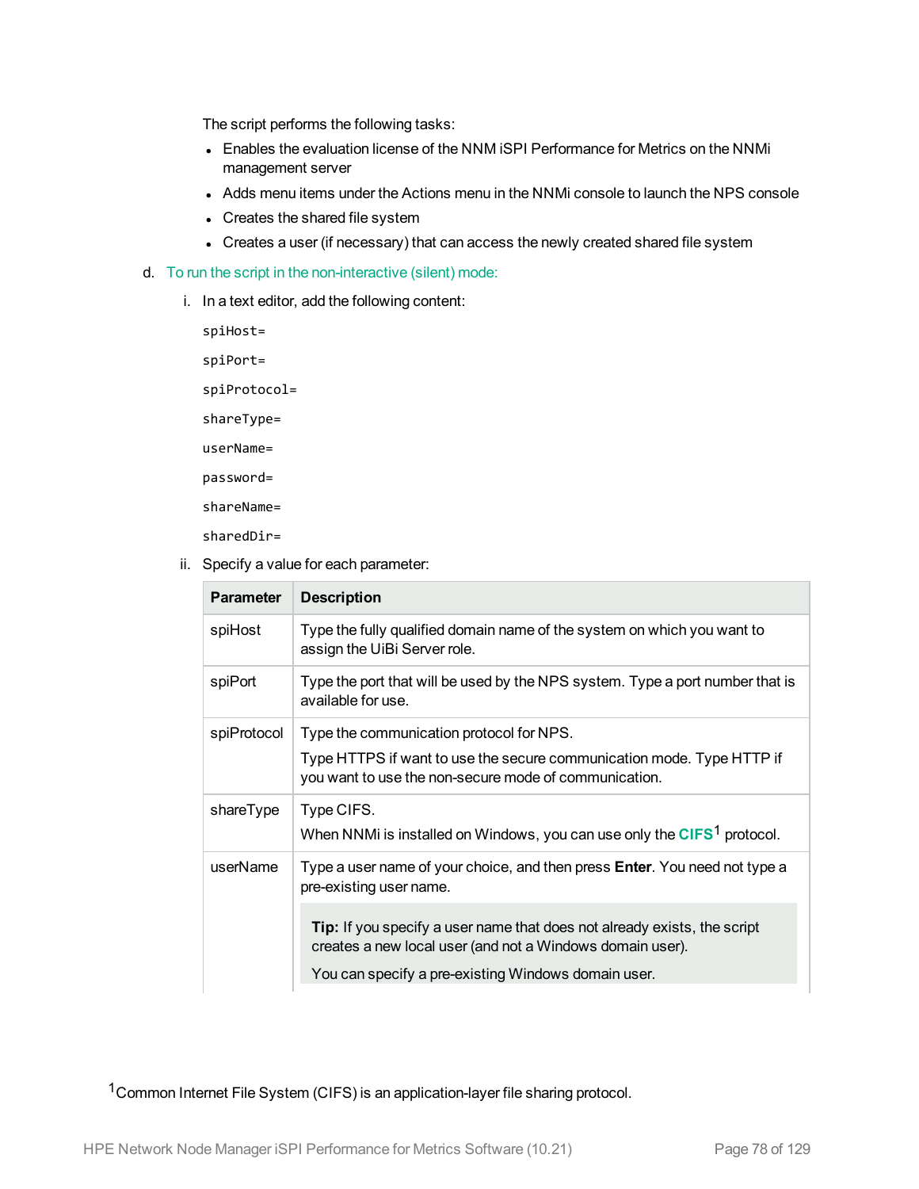The script performs the following tasks:

- Enables the evaluation license of the NNM iSPI Performance for Metrics on the NNMi management server
- Adds menu items under the Actions menu in the NNMi console to launch the NPS console
- Creates the shared file system
- Creates a user (if necessary) that can access the newly created shared file system

d. To run the script in the non-interactive (silent) mode:

   i. In a text editor, add the following content:

```
spiHost=

spiPort=

spiProtocol=

shareType=

userName=

password=

shareName=

sharedDir=
```

   ii. Specify a value for each parameter:

| Parameter | Description |
|---|---|
| spiHost | Type the fully qualified domain name of the system on which you want to assign the UiBi Server role. |
| spiPort | Type the port that will be used by the NPS system. Type a port number that is available for use. |
| spiProtocol | Type the communication protocol for NPS.<br><br>Type HTTPS if want to use the secure communication mode. Type HTTP if you want to use the non-secure mode of communication. |
| shareType | Type CIFS.<br><br>When NNMi is installed on Windows, you can use only the **CIFS**[1] protocol. |
| userName | Type a user name of your choice, and then press **Enter**. You need not type a pre-existing user name.<br><br>**Tip:** If you specify a user name that does not already exists, the script creates a new local user (and not a Windows domain user).<br><br>You can specify a pre-existing Windows domain user. |

[1] Common Internet File System (CIFS) is an application-layer file sharing protocol.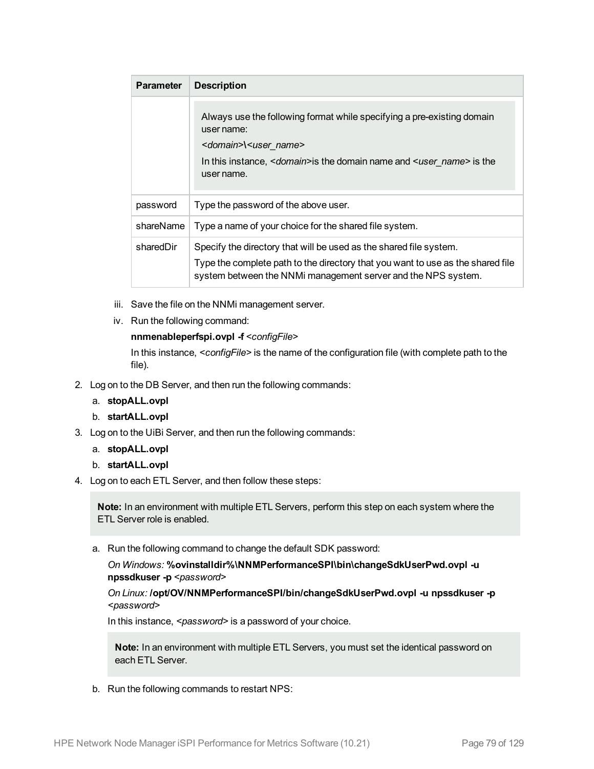| Parameter | Description |
| --- | --- |
| | Always use the following format while specifying a pre-existing domain user name:<br>*<domain>***\\***<user_name>*<br>In this instance, *<domain>*is the domain name and *<user_name>* is the user name. |
| password | Type the password of the above user. |
| shareName | Type a name of your choice for the shared file system. |
| sharedDir | Specify the directory that will be used as the shared file system.<br>Type the complete path to the directory that you want to use as the shared file system between the NNMi management server and the NPS system. |

iii. Save the file on the NNMi management server.

iv. Run the following command:

**nnmenableperfspi.ovpl -f** *<configFile>*

In this instance, *<configFile>* is the name of the configuration file (with complete path to the file).

2. Log on to the DB Server, and then run the following commands:
   a. **stopALL.ovpl**
   b. **startALL.ovpl**
3. Log on to the UiBi Server, and then run the following commands:
   a. **stopALL.ovpl**
   b. **startALL.ovpl**
4. Log on to each ETL Server, and then follow these steps:

   > **Note:** In an environment with multiple ETL Servers, perform this step on each system where the ETL Server role is enabled.

   a. Run the following command to change the default SDK password:

   *On Windows:* **%ovinstalldir%\NNMPerformanceSPI\bin\changeSdkUserPwd.ovpl -u npssdkuser -p** *<password>*

   *On Linux:* **/opt/OV/NNMPerformanceSPI/bin/changeSdkUserPwd.ovpl -u npssdkuser -p** *<password>*

   In this instance, *<password>* is a password of your choice.

   > **Note:** In an environment with multiple ETL Servers, you must set the identical password on each ETL Server.

   b. Run the following commands to restart NPS: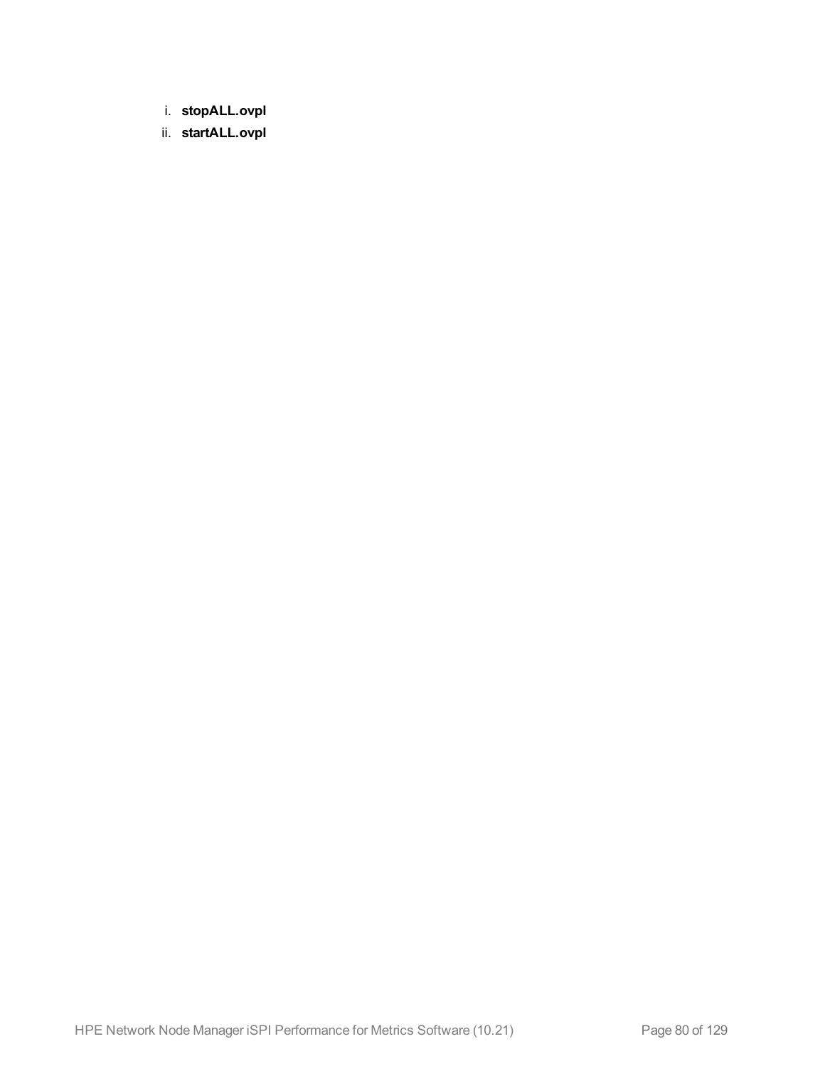i. **stopALL.ovpl**
ii. **startALL.ovpl**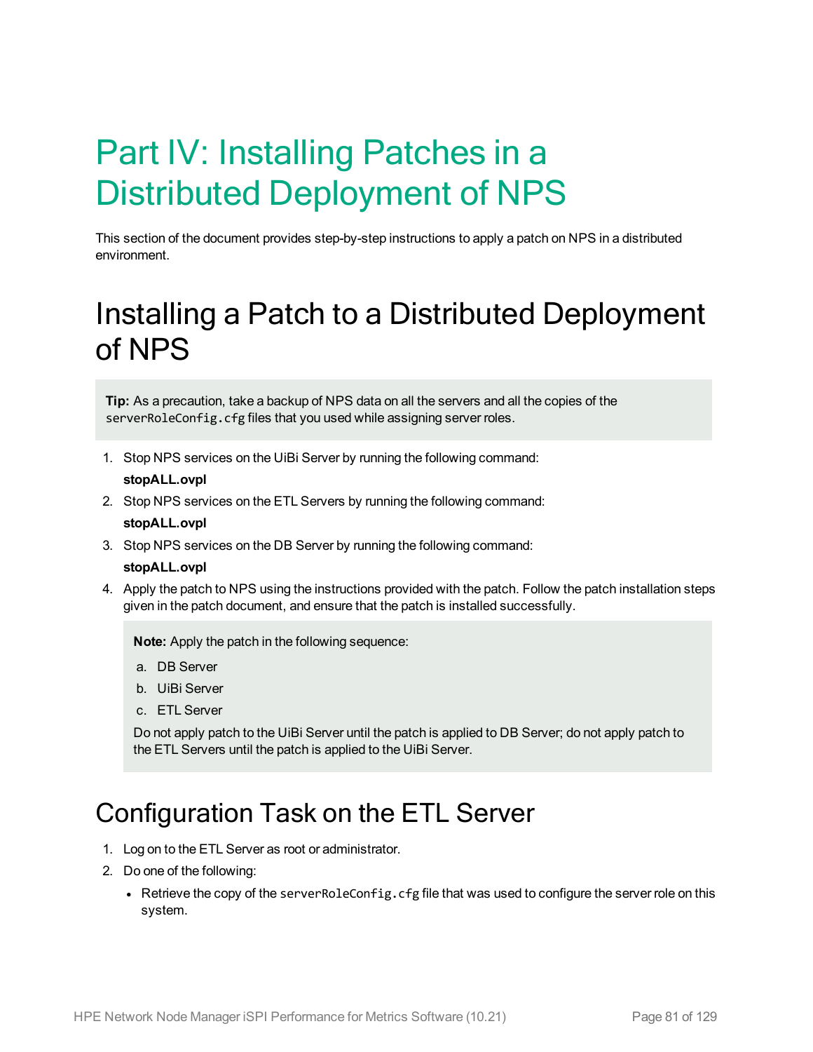# Part IV: Installing Patches in a Distributed Deployment of NPS

This section of the document provides step-by-step instructions to apply a patch on NPS in a distributed environment.

# Installing a Patch to a Distributed Deployment of NPS

> **Tip:** As a precaution, take a backup of NPS data on all the servers and all the copies of the `serverRoleConfig.cfg` files that you used while assigning server roles.

1. Stop NPS services on the UiBi Server by running the following command:

   **stopALL.ovpl**

2. Stop NPS services on the ETL Servers by running the following command:

   **stopALL.ovpl**

3. Stop NPS services on the DB Server by running the following command:

   **stopALL.ovpl**

4. Apply the patch to NPS using the instructions provided with the patch. Follow the patch installation steps given in the patch document, and ensure that the patch is installed successfully.

   > **Note:** Apply the patch in the following sequence:
   >
   > a. DB Server
   >
   > b. UiBi Server
   >
   > c. ETL Server
   >
   > Do not apply patch to the UiBi Server until the patch is applied to DB Server; do not apply patch to the ETL Servers until the patch is applied to the UiBi Server.

# Configuration Task on the ETL Server

1. Log on to the ETL Server as root or administrator.
2. Do one of the following:
   - Retrieve the copy of the `serverRoleConfig.cfg` file that was used to configure the server role on this system.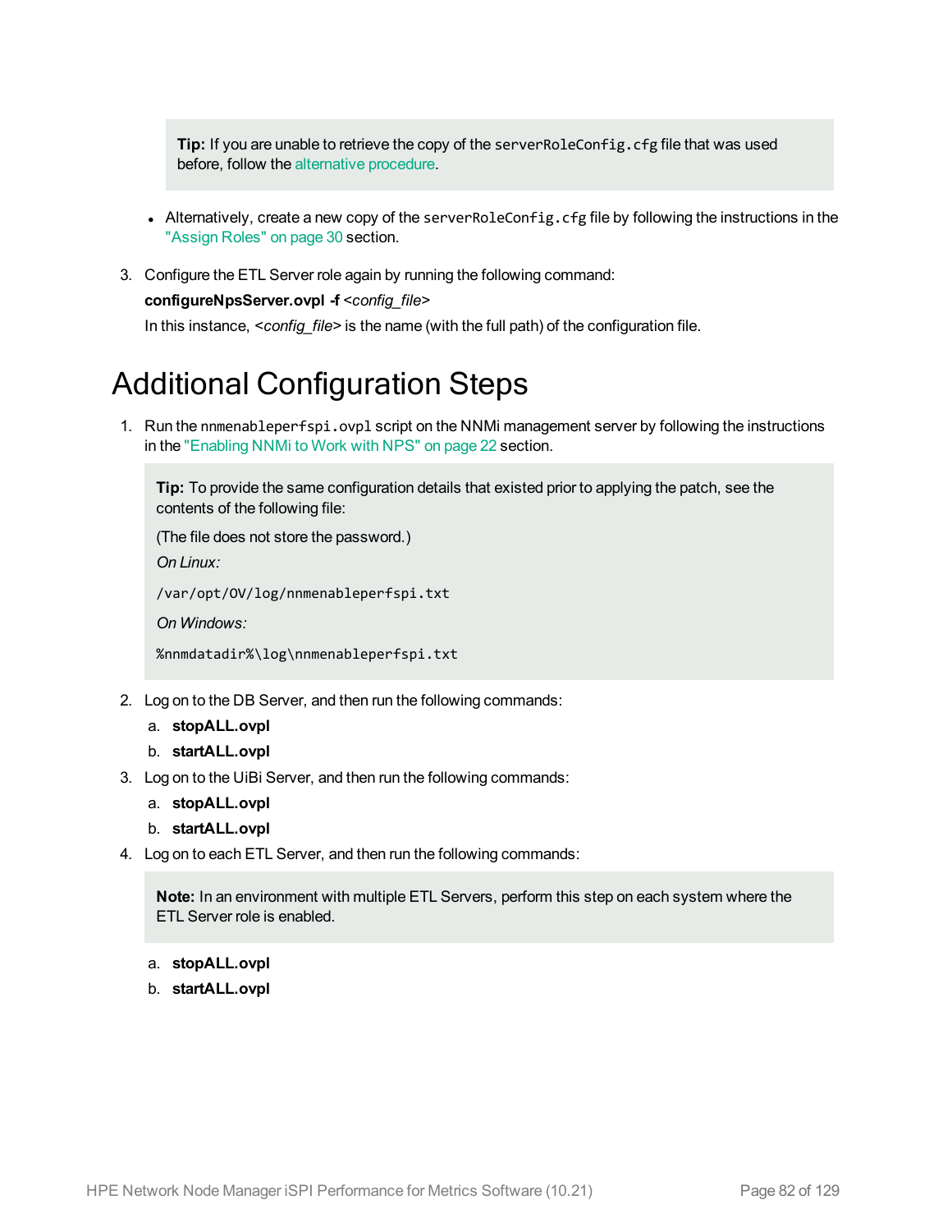> **Tip:** If you are unable to retrieve the copy of the `serverRoleConfig.cfg` file that was used before, follow the alternative procedure.

- Alternatively, create a new copy of the `serverRoleConfig.cfg` file by following the instructions in the "Assign Roles" on page 30 section.

3. Configure the ETL Server role again by running the following command:

   **configureNpsServer.ovpl -f** <*config_file*>

   In this instance, <*config_file*> is the name (with the full path) of the configuration file.

# Additional Configuration Steps

1. Run the `nnmenableperfspi.ovpl` script on the NNMi management server by following the instructions in the "Enabling NNMi to Work with NPS" on page 22 section.

   > **Tip:** To provide the same configuration details that existed prior to applying the patch, see the contents of the following file:
   >
   > (The file does not store the password.)
   >
   > *On Linux:*
   >
   > `/var/opt/OV/log/nnmenableperfspi.txt`
   >
   > *On Windows:*
   >
   > `%nnmdatadir%\log\nnmenableperfspi.txt`

2. Log on to the DB Server, and then run the following commands:
   a. **stopALL.ovpl**
   b. **startALL.ovpl**
3. Log on to the UiBi Server, and then run the following commands:
   a. **stopALL.ovpl**
   b. **startALL.ovpl**
4. Log on to each ETL Server, and then run the following commands:

   > **Note:** In an environment with multiple ETL Servers, perform this step on each system where the ETL Server role is enabled.

   a. **stopALL.ovpl**
   b. **startALL.ovpl**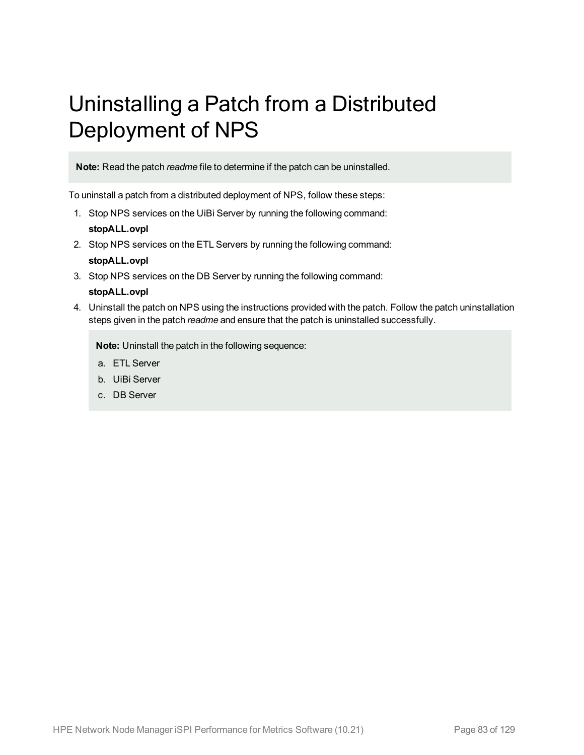# Uninstalling a Patch from a Distributed Deployment of NPS

> **Note:** Read the patch *readme* file to determine if the patch can be uninstalled.

To uninstall a patch from a distributed deployment of NPS, follow these steps:

1. Stop NPS services on the UiBi Server by running the following command:
   **stopALL.ovpl**
2. Stop NPS services on the ETL Servers by running the following command:
   **stopALL.ovpl**
3. Stop NPS services on the DB Server by running the following command:
   **stopALL.ovpl**
4. Uninstall the patch on NPS using the instructions provided with the patch. Follow the patch uninstallation steps given in the patch *readme* and ensure that the patch is uninstalled successfully.

   > **Note:** Uninstall the patch in the following sequence:
   >
   > a. ETL Server
   > b. UiBi Server
   > c. DB Server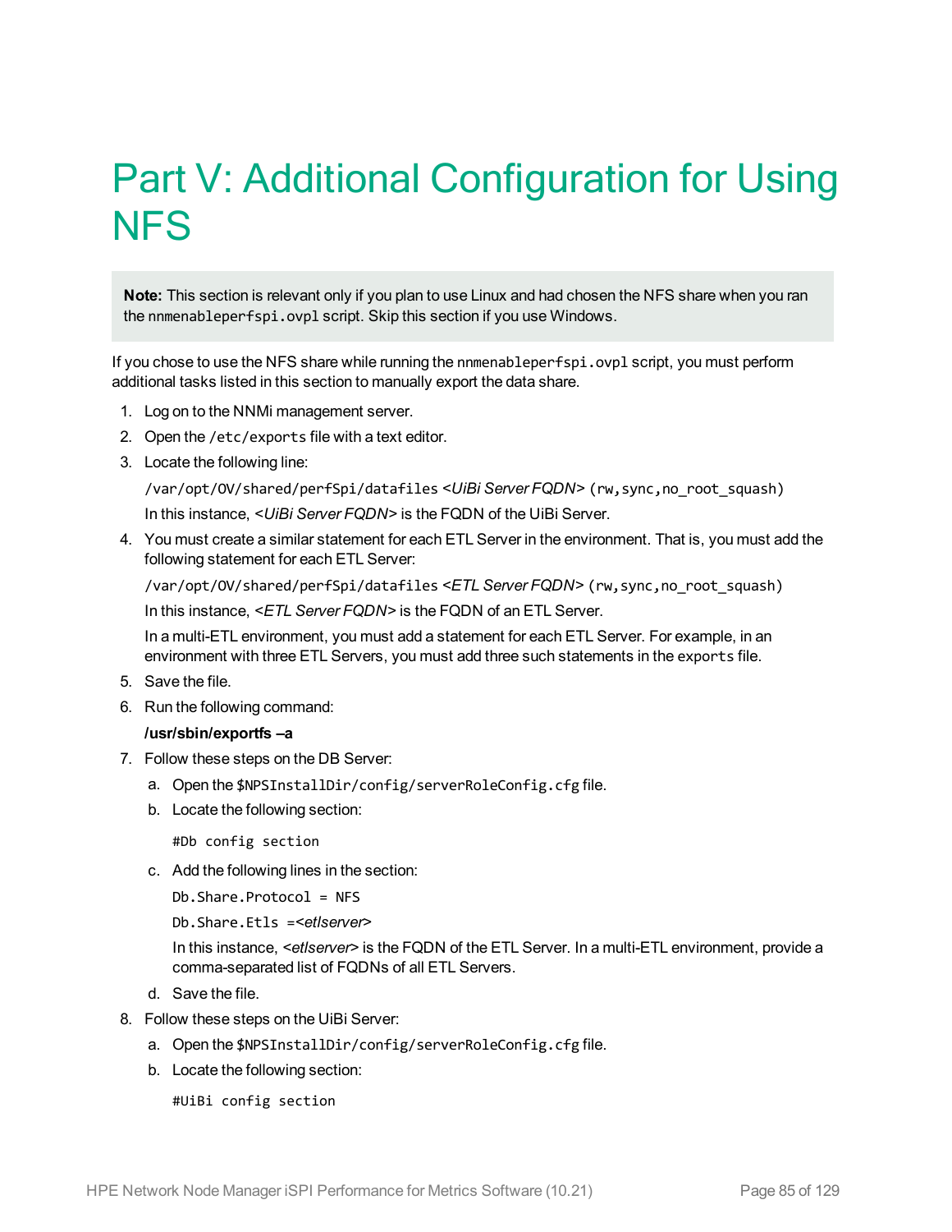# Part V: Additional Configuration for Using NFS

> **Note:** This section is relevant only if you plan to use Linux and had chosen the NFS share when you ran the `nnmenableperfspi.ovpl` script. Skip this section if you use Windows.

If you chose to use the NFS share while running the `nnmenableperfspi.ovpl` script, you must perform additional tasks listed in this section to manually export the data share.

1. Log on to the NNMi management server.
2. Open the `/etc/exports` file with a text editor.
3. Locate the following line:

   `/var/opt/OV/shared/perfSpi/datafiles` <*UiBi Server FQDN*> `(rw,sync,no_root_squash)`

   In this instance, <*UiBi Server FQDN*> is the FQDN of the UiBi Server.
4. You must create a similar statement for each ETL Server in the environment. That is, you must add the following statement for each ETL Server:

   `/var/opt/OV/shared/perfSpi/datafiles` <*ETL Server FQDN*> `(rw,sync,no_root_squash)`

   In this instance, <*ETL Server FQDN*> is the FQDN of an ETL Server.

   In a multi-ETL environment, you must add a statement for each ETL Server. For example, in an environment with three ETL Servers, you must add three such statements in the `exports` file.
5. Save the file.
6. Run the following command:

   **/usr/sbin/exportfs –a**
7. Follow these steps on the DB Server:

   a. Open the `$NPSInstallDir/config/serverRoleConfig.cfg` file.

   b. Locate the following section:

   ```
   #Db config section
   ```

   c. Add the following lines in the section:

   `Db.Share.Protocol = NFS`

   `Db.Share.Etls =`<*etlserver*>

   In this instance, <*etlserver*> is the FQDN of the ETL Server. In a multi-ETL environment, provide a comma-separated list of FQDNs of all ETL Servers.

   d. Save the file.
8. Follow these steps on the UiBi Server:

   a. Open the `$NPSInstallDir/config/serverRoleConfig.cfg` file.

   b. Locate the following section:

   ```
   #UiBi config section
   ```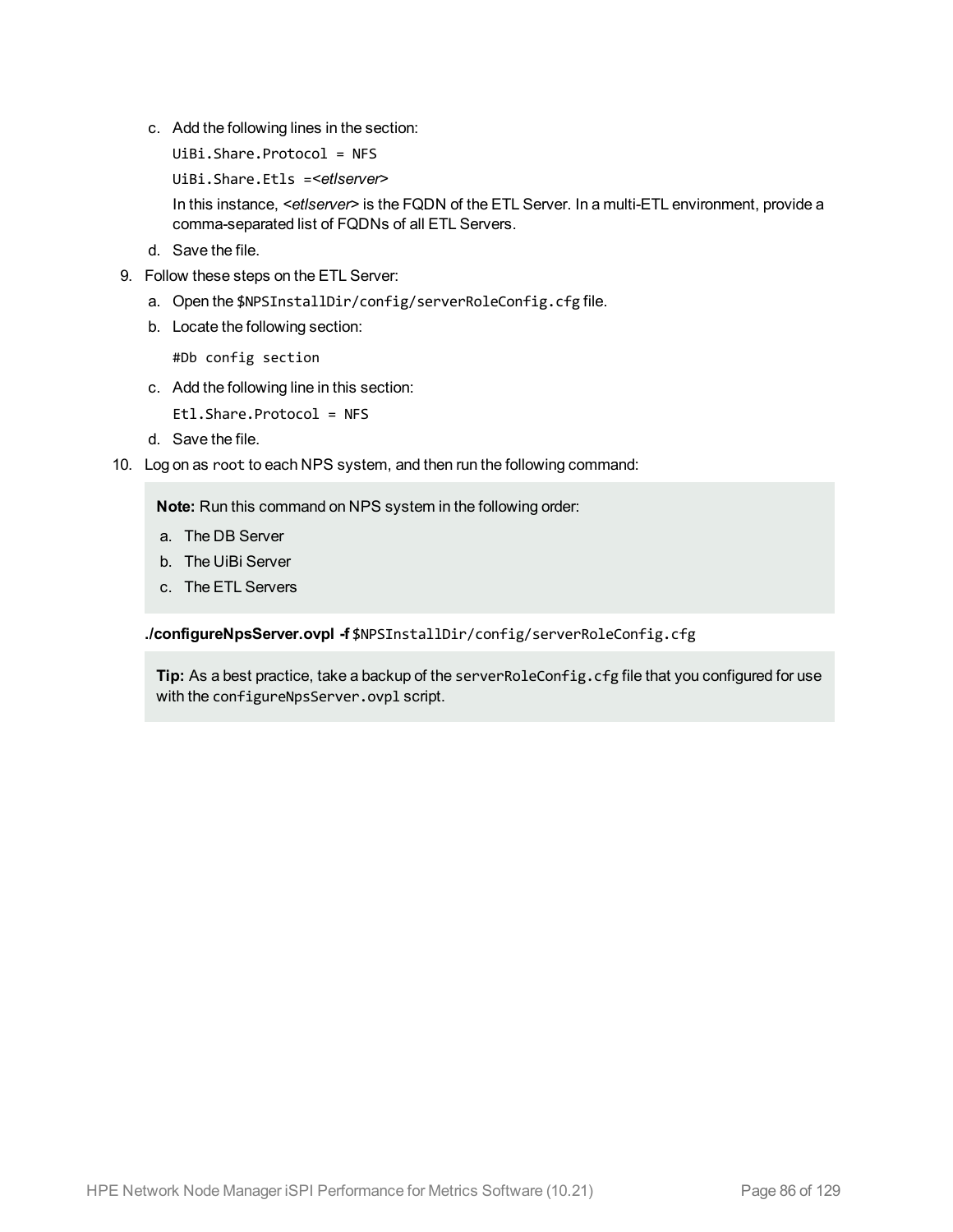c. Add the following lines in the section:

      `UiBi.Share.Protocol = NFS`

      `UiBi.Share.Etls =<etlserver>`

      In this instance, *<etlserver>* is the FQDN of the ETL Server. In a multi-ETL environment, provide a comma-separated list of FQDNs of all ETL Servers.

   d. Save the file.

9. Follow these steps on the ETL Server:

   a. Open the `$NPSInstallDir/config/serverRoleConfig.cfg` file.

   b. Locate the following section:

      ```
      #Db config section
      ```

   c. Add the following line in this section:

      `Etl.Share.Protocol = NFS`

   d. Save the file.

10. Log on as `root` to each NPS system, and then run the following command:

    > **Note:** Run this command on NPS system in the following order:
    >
    > a. The DB Server
    >
    > b. The UiBi Server
    >
    > c. The ETL Servers

    **./configureNpsServer.ovpl -f** `$NPSInstallDir/config/serverRoleConfig.cfg`

    > **Tip:** As a best practice, take a backup of the `serverRoleConfig.cfg` file that you configured for use with the `configureNpsServer.ovpl` script.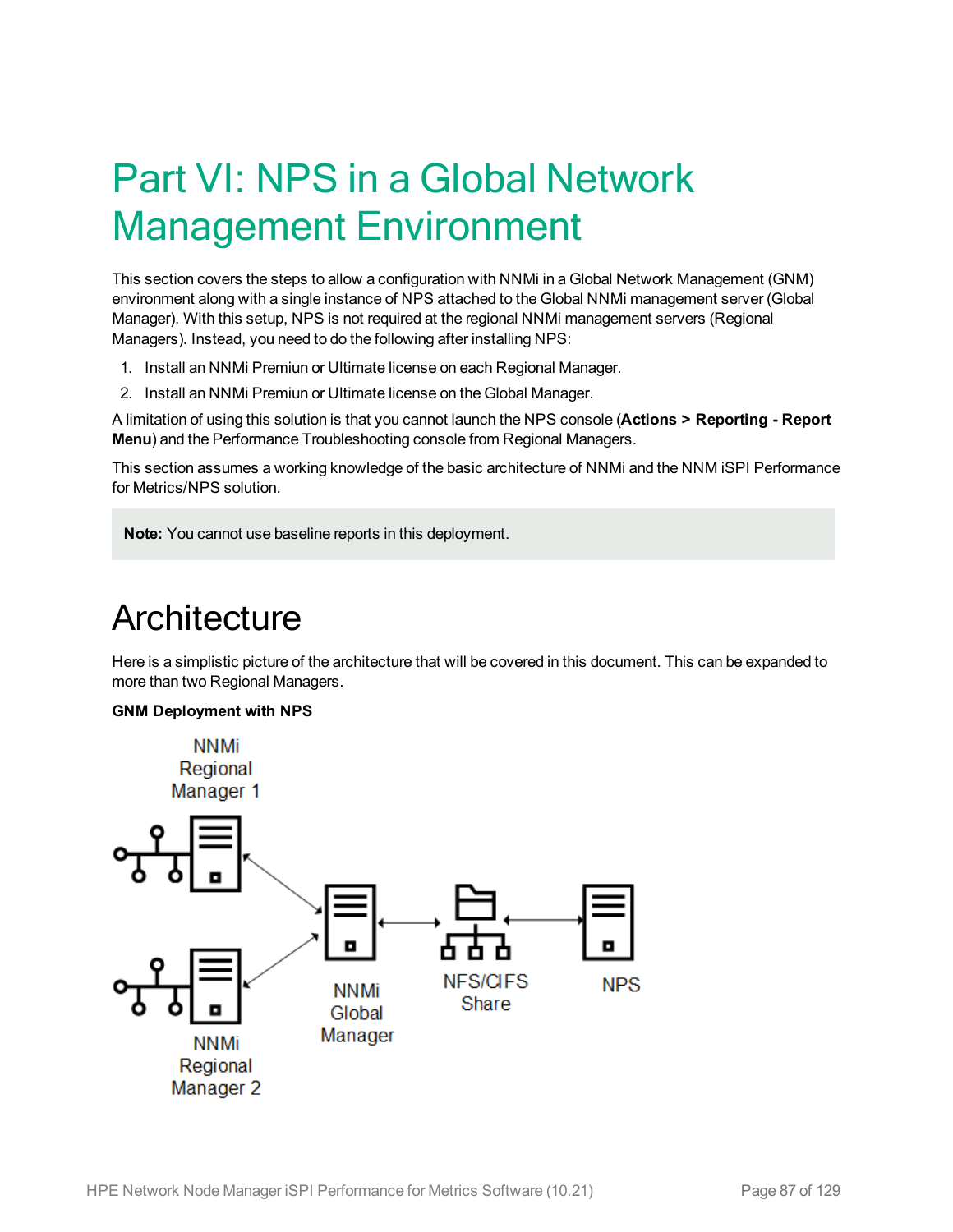# Part VI: NPS in a Global Network Management Environment

This section covers the steps to allow a configuration with NNMi in a Global Network Management (GNM) environment along with a single instance of NPS attached to the Global NNMi management server (Global Manager). With this setup, NPS is not required at the regional NNMi management servers (Regional Managers). Instead, you need to do the following after installing NPS:

1. Install an NNMi Premiun or Ultimate license on each Regional Manager.
2. Install an NNMi Premiun or Ultimate license on the Global Manager.

A limitation of using this solution is that you cannot launch the NPS console (**Actions > Reporting - Report Menu**) and the Performance Troubleshooting console from Regional Managers.

This section assumes a working knowledge of the basic architecture of NNMi and the NNM iSPI Performance for Metrics/NPS solution.

> **Note:** You cannot use baseline reports in this deployment.

## Architecture

Here is a simplistic picture of the architecture that will be covered in this document. This can be expanded to more than two Regional Managers.

**GNM Deployment with NPS**

NNMi Regional Manager 1

NNMi Regional Manager 2

NNMi Global Manager

NFS/CIFS Share

NPS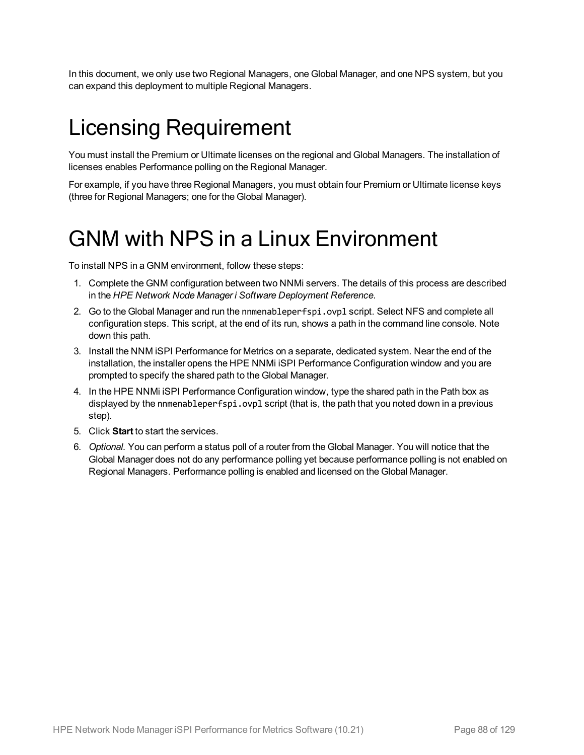In this document, we only use two Regional Managers, one Global Manager, and one NPS system, but you can expand this deployment to multiple Regional Managers.

# Licensing Requirement

You must install the Premium or Ultimate licenses on the regional and Global Managers. The installation of licenses enables Performance polling on the Regional Manager.

For example, if you have three Regional Managers, you must obtain four Premium or Ultimate license keys (three for Regional Managers; one for the Global Manager).

# GNM with NPS in a Linux Environment

To install NPS in a GNM environment, follow these steps:

1. Complete the GNM configuration between two NNMi servers. The details of this process are described in the *HPE Network Node Manager i Software Deployment Reference*.
2. Go to the Global Manager and run the `nnmenableperfspi.ovpl` script. Select NFS and complete all configuration steps. This script, at the end of its run, shows a path in the command line console. Note down this path.
3. Install the NNM iSPI Performance for Metrics on a separate, dedicated system. Near the end of the installation, the installer opens the HPE NNMi iSPI Performance Configuration window and you are prompted to specify the shared path to the Global Manager.
4. In the HPE NNMi iSPI Performance Configuration window, type the shared path in the Path box as displayed by the `nnmenableperfspi.ovpl` script (that is, the path that you noted down in a previous step).
5. Click **Start** to start the services.
6. *Optional.* You can perform a status poll of a router from the Global Manager. You will notice that the Global Manager does not do any performance polling yet because performance polling is not enabled on Regional Managers. Performance polling is enabled and licensed on the Global Manager.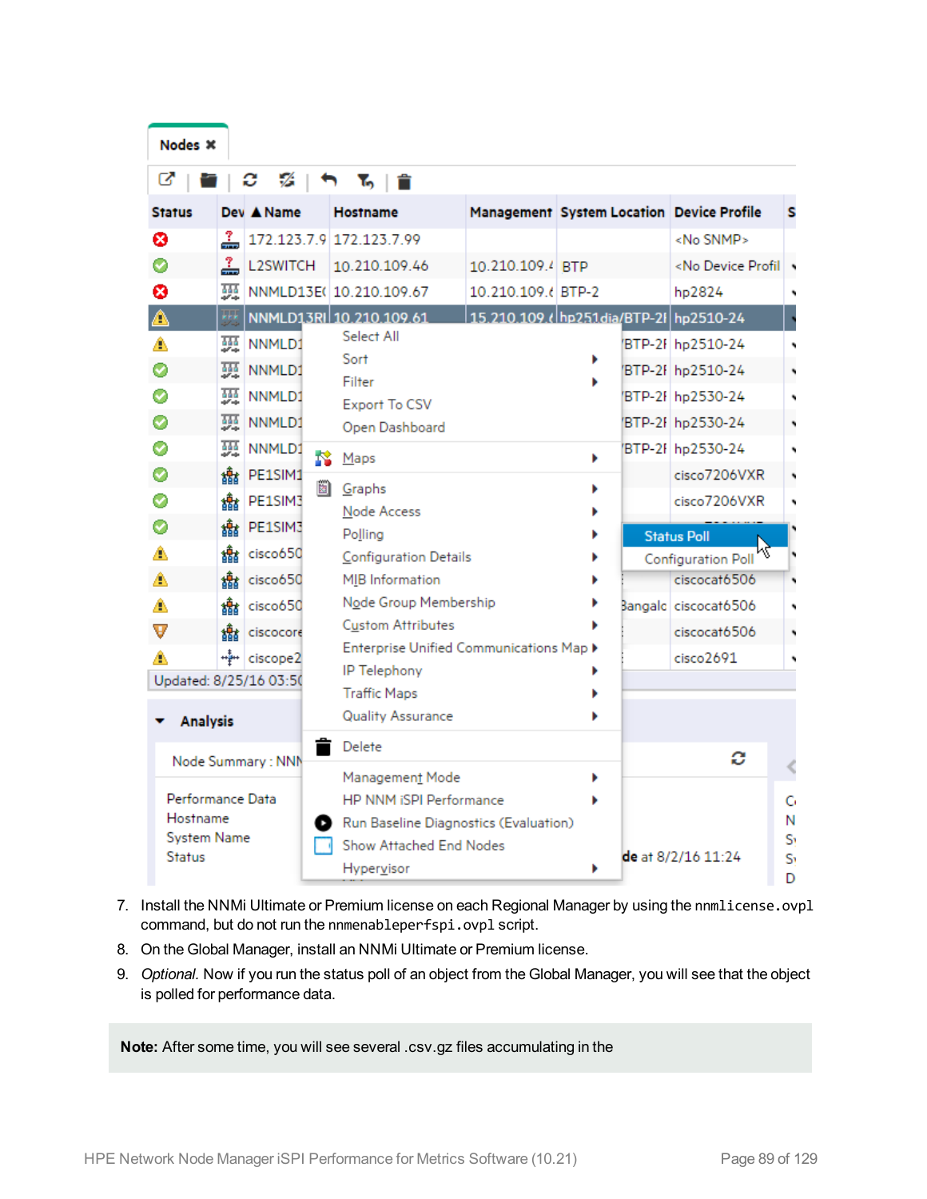7. Install the NNMi Ultimate or Premium license on each Regional Manager by using the `nnmlicense.ovpl` command, but do not run the `nnmenableperfspi.ovpl` script.
8. On the Global Manager, install an NNMi Ultimate or Premium license.
9. *Optional.* Now if you run the status poll of an object from the Global Manager, you will see that the object is polled for performance data.

> **Note:** After some time, you will see several .csv.gz files accumulating in the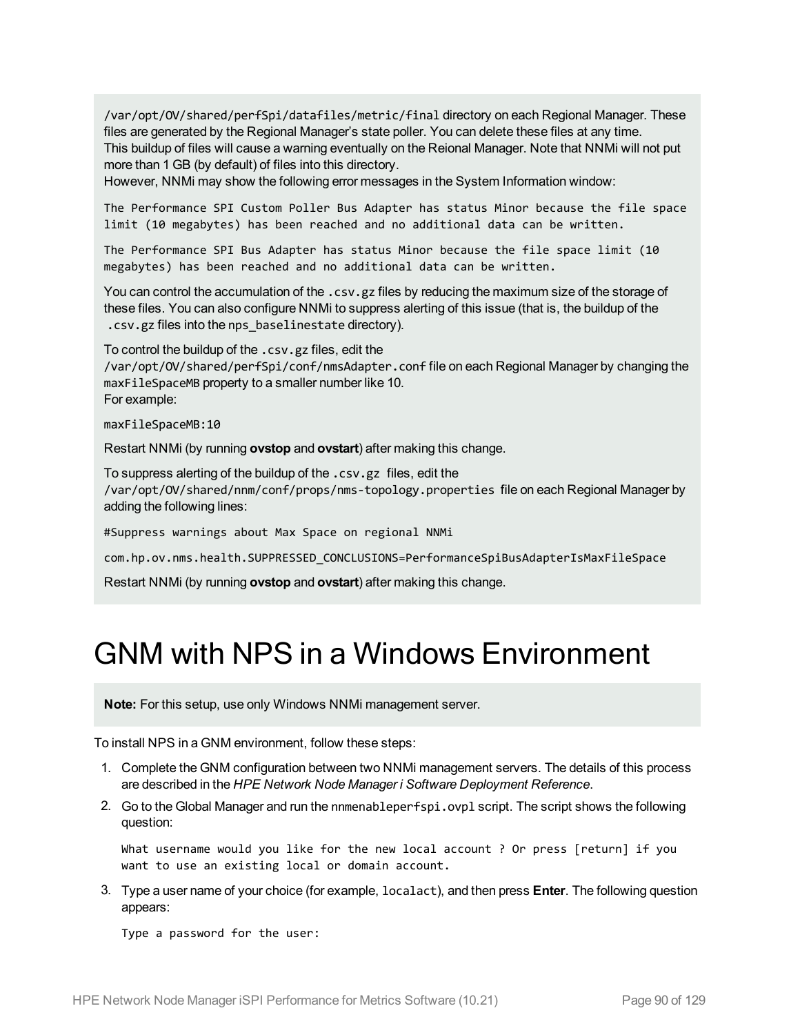`/var/opt/OV/shared/perfSpi/datafiles/metric/final` directory on each Regional Manager. These files are generated by the Regional Manager's state poller. You can delete these files at any time.
This buildup of files will cause a warning eventually on the Reional Manager. Note that NNMi will not put more than 1 GB (by default) of files into this directory.
However, NNMi may show the following error messages in the System Information window:

```
The Performance SPI Custom Poller Bus Adapter has status Minor because the file space limit (10 megabytes) has been reached and no additional data can be written.
```

```
The Performance SPI Bus Adapter has status Minor because the file space limit (10 megabytes) has been reached and no additional data can be written.
```

You can control the accumulation of the `.csv.gz` files by reducing the maximum size of the storage of these files. You can also configure NNMi to suppress alerting of this issue (that is, the buildup of the `.csv.gz` files into the `nps_baselinestate` directory).

To control the buildup of the `.csv.gz` files, edit the `/var/opt/OV/shared/perfSpi/conf/nmsAdapter.conf` file on each Regional Manager by changing the `maxFileSpaceMB` property to a smaller number like 10.
For example:

```
maxFileSpaceMB:10
```

Restart NNMi (by running **ovstop** and **ovstart**) after making this change.

To suppress alerting of the buildup of the `.csv.gz` files, edit the `/var/opt/OV/shared/nnm/conf/props/nms-topology.properties` file on each Regional Manager by adding the following lines:

```
#Suppress warnings about Max Space on regional NNMi
```

```
com.hp.ov.nms.health.SUPPRESSED_CONCLUSIONS=PerformanceSpiBusAdapterIsMaxFileSpace
```

Restart NNMi (by running **ovstop** and **ovstart**) after making this change.

# GNM with NPS in a Windows Environment

**Note:** For this setup, use only Windows NNMi management server.

To install NPS in a GNM environment, follow these steps:

1. Complete the GNM configuration between two NNMi management servers. The details of this process are described in the *HPE Network Node Manager i Software Deployment Reference*.
2. Go to the Global Manager and run the `nnmenableperfspi.ovpl` script. The script shows the following question:

   ```
   What username would you like for the new local account ? Or press [return] if you want to use an existing local or domain account.
   ```

3. Type a user name of your choice (for example, `localact`), and then press **Enter**. The following question appears:

   ```
   Type a password for the user:
   ```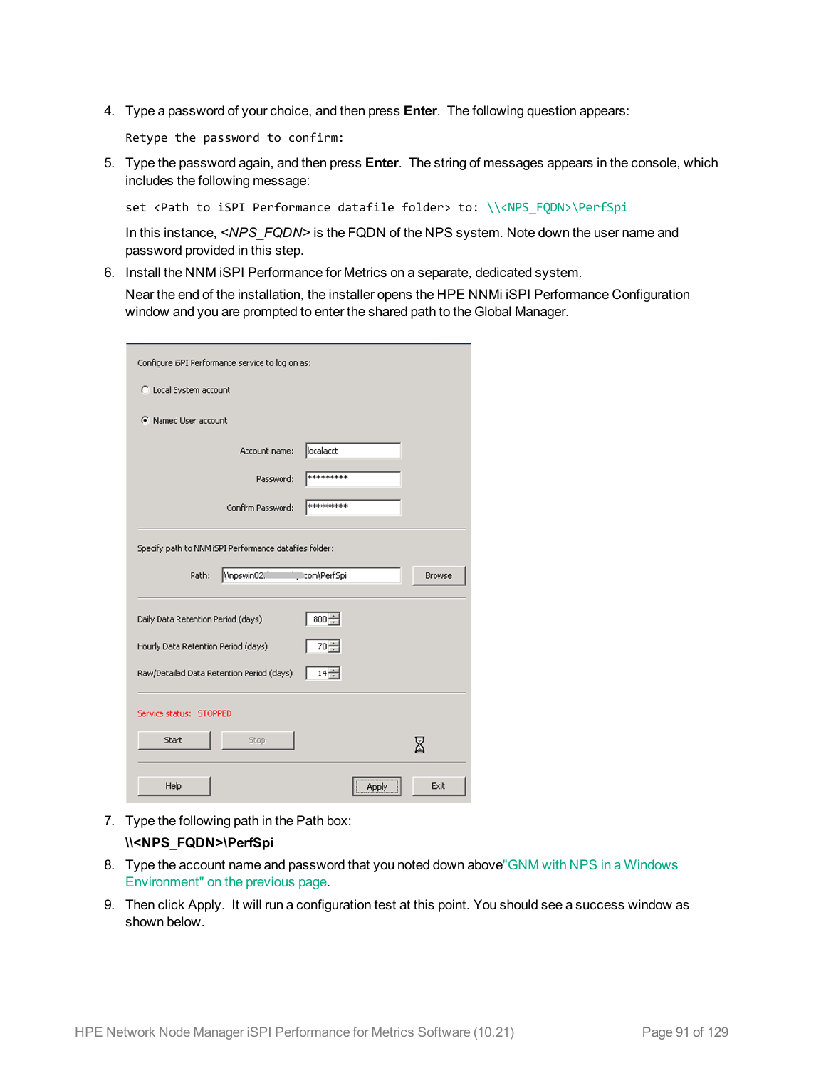4. Type a password of your choice, and then press **Enter**. The following question appears:

   ```
   Retype the password to confirm:
   ```

5. Type the password again, and then press **Enter**. The string of messages appears in the console, which includes the following message:

   ```
   set <Path to iSPI Performance datafile folder> to: \\<NPS_FQDN>\PerfSpi
   ```

   In this instance, *<NPS_FQDN>* is the FQDN of the NPS system. Note down the user name and password provided in this step.

6. Install the NNM iSPI Performance for Metrics on a separate, dedicated system.

   Near the end of the installation, the installer opens the HPE NNMi iSPI Performance Configuration window and you are prompted to enter the shared path to the Global Manager.

7. Type the following path in the Path box:

   **\\<NPS_FQDN>\PerfSpi**

8. Type the account name and password that you noted down above"GNM with NPS in a Windows Environment" on the previous page.

9. Then click Apply. It will run a configuration test at this point. You should see a success window as shown below.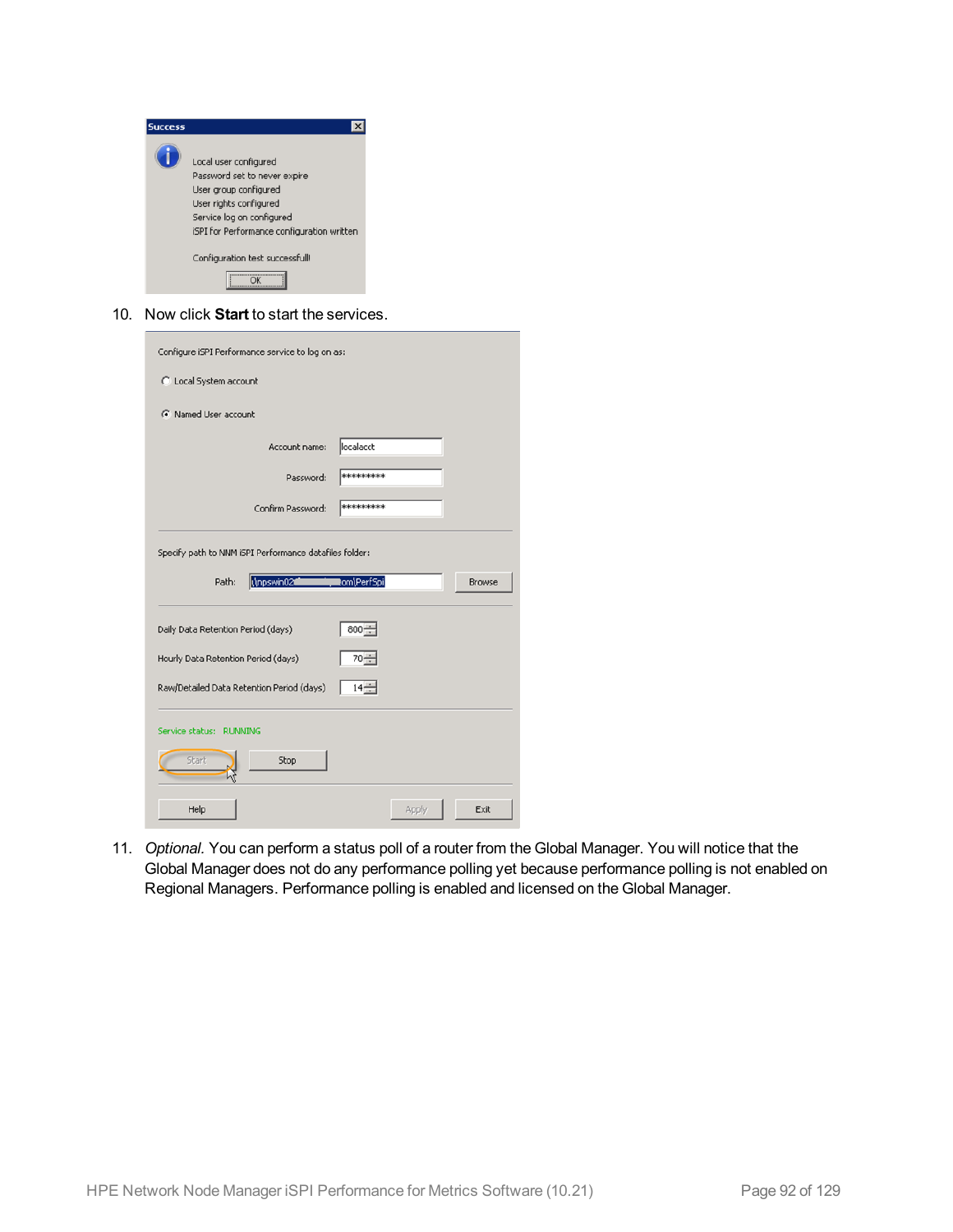10. Now click **Start** to start the services.

11. *Optional.* You can perform a status poll of a router from the Global Manager. You will notice that the Global Manager does not do any performance polling yet because performance polling is not enabled on Regional Managers. Performance polling is enabled and licensed on the Global Manager.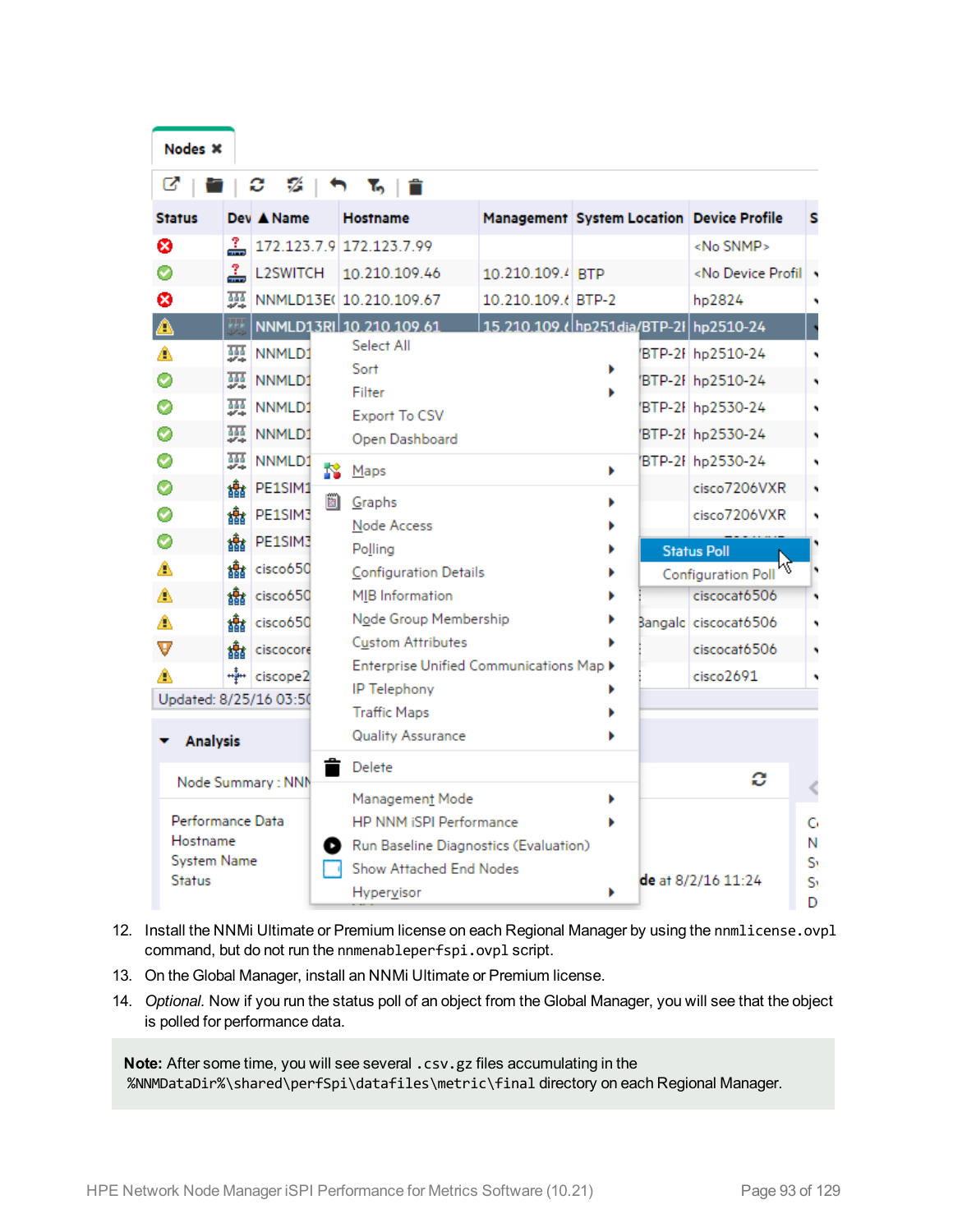12. Install the NNMi Ultimate or Premium license on each Regional Manager by using the `nnmlicense.ovpl` command, but do not run the `nnmenableperfspi.ovpl` script.
13. On the Global Manager, install an NNMi Ultimate or Premium license.
14. *Optional.* Now if you run the status poll of an object from the Global Manager, you will see that the object is polled for performance data.

**Note:** After some time, you will see several `.csv.gz` files accumulating in the `%NNMDataDir%\shared\perfSpi\datafiles\metric\final` directory on each Regional Manager.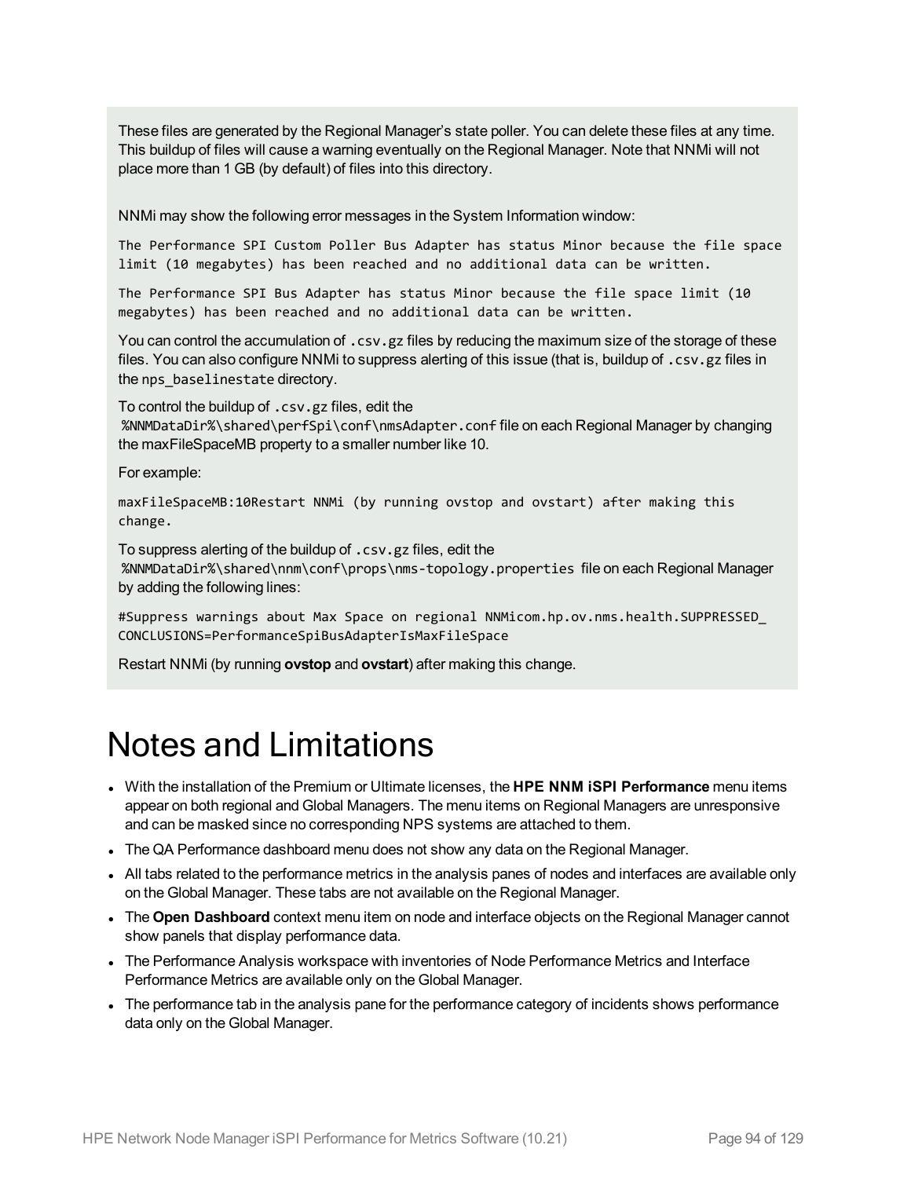These files are generated by the Regional Manager's state poller. You can delete these files at any time. This buildup of files will cause a warning eventually on the Regional Manager. Note that NNMi will not place more than 1 GB (by default) of files into this directory.

NNMi may show the following error messages in the System Information window:

```
The Performance SPI Custom Poller Bus Adapter has status Minor because the file space limit (10 megabytes) has been reached and no additional data can be written.
```

```
The Performance SPI Bus Adapter has status Minor because the file space limit (10 megabytes) has been reached and no additional data can be written.
```

You can control the accumulation of `.csv.gz` files by reducing the maximum size of the storage of these files. You can also configure NNMi to suppress alerting of this issue (that is, buildup of `.csv.gz` files in the `nps_baselinestate` directory.

To control the buildup of `.csv.gz` files, edit the `%NNMDataDir%\shared\perfSpi\conf\nmsAdapter.conf` file on each Regional Manager by changing the maxFileSpaceMB property to a smaller number like 10.

For example:

```
maxFileSpaceMB:10Restart NNMi (by running ovstop and ovstart) after making this change.
```

To suppress alerting of the buildup of `.csv.gz` files, edit the `%NNMDataDir%\shared\nnm\conf\props\nms-topology.properties` file on each Regional Manager by adding the following lines:

```
#Suppress warnings about Max Space on regional NNMicom.hp.ov.nms.health.SUPPRESSED_CONCLUSIONS=PerformanceSpiBusAdapterIsMaxFileSpace
```

Restart NNMi (by running **ovstop** and **ovstart**) after making this change.

# Notes and Limitations

- With the installation of the Premium or Ultimate licenses, the **HPE NNM iSPI Performance** menu items appear on both regional and Global Managers. The menu items on Regional Managers are unresponsive and can be masked since no corresponding NPS systems are attached to them.
- The QA Performance dashboard menu does not show any data on the Regional Manager.
- All tabs related to the performance metrics in the analysis panes of nodes and interfaces are available only on the Global Manager. These tabs are not available on the Regional Manager.
- The **Open Dashboard** context menu item on node and interface objects on the Regional Manager cannot show panels that display performance data.
- The Performance Analysis workspace with inventories of Node Performance Metrics and Interface Performance Metrics are available only on the Global Manager.
- The performance tab in the analysis pane for the performance category of incidents shows performance data only on the Global Manager.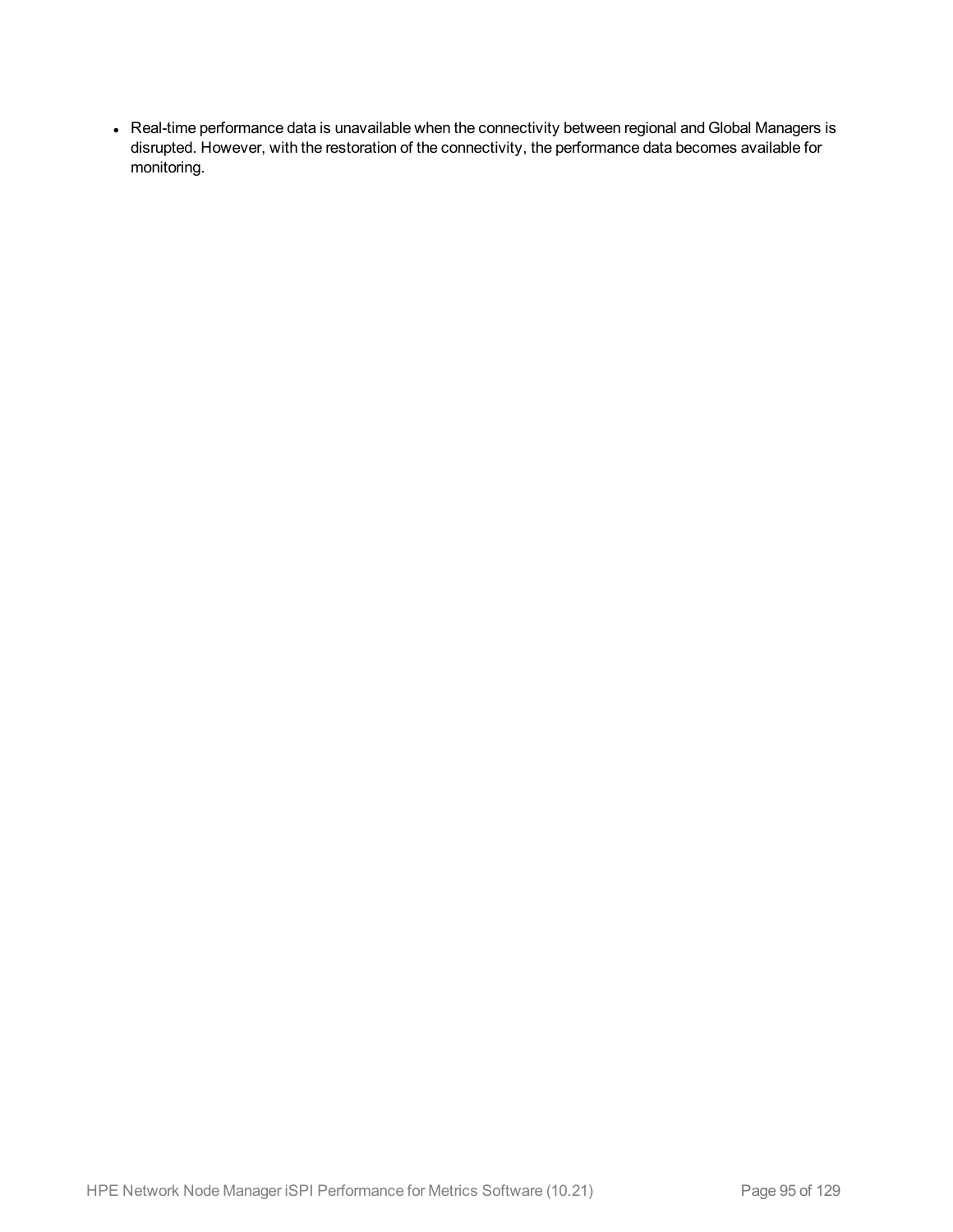- Real-time performance data is unavailable when the connectivity between regional and Global Managers is disrupted. However, with the restoration of the connectivity, the performance data becomes available for monitoring.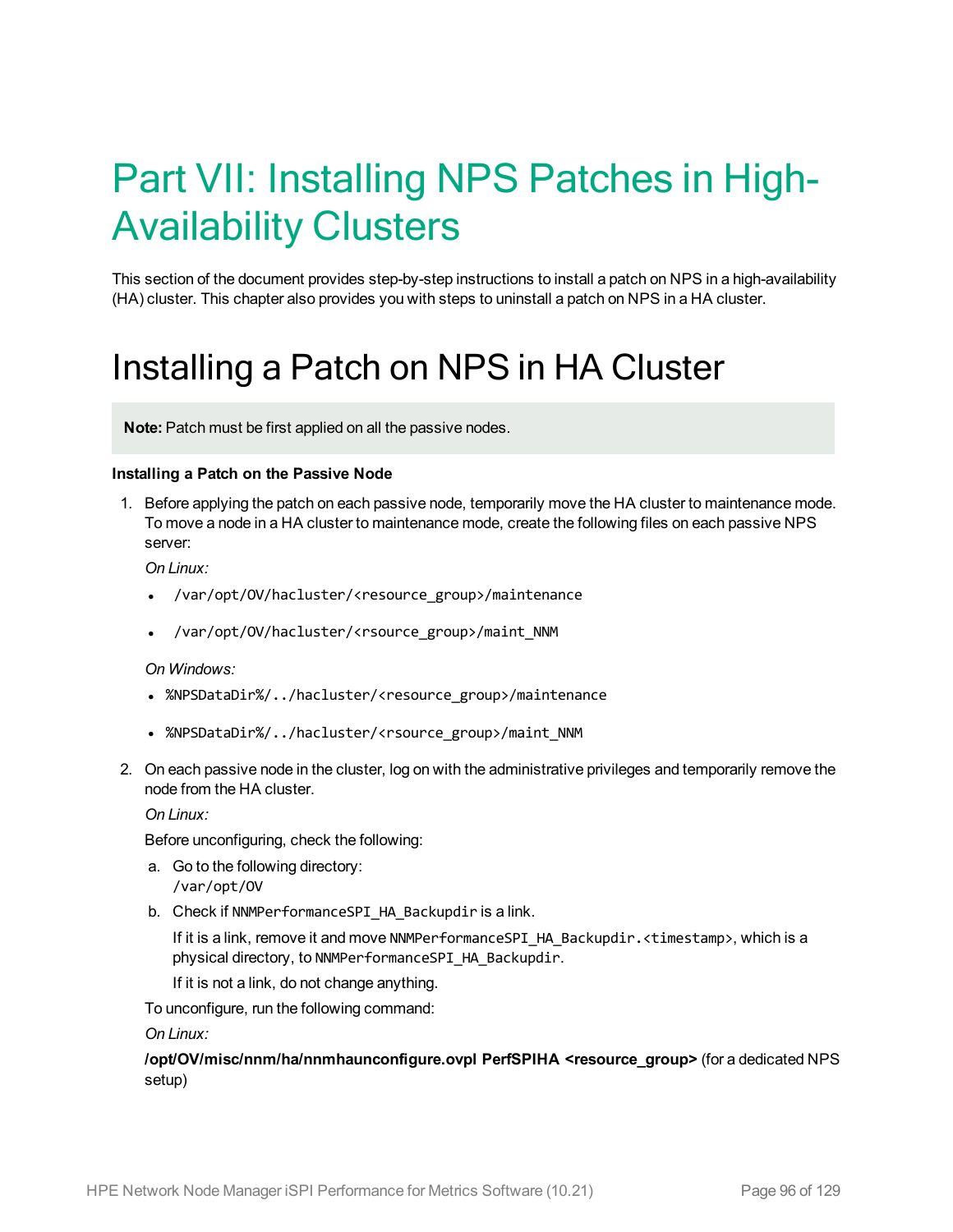# Part VII: Installing NPS Patches in High-Availability Clusters

This section of the document provides step-by-step instructions to install a patch on NPS in a high-availability (HA) cluster. This chapter also provides you with steps to uninstall a patch on NPS in a HA cluster.

# Installing a Patch on NPS in HA Cluster

> **Note:** Patch must be first applied on all the passive nodes.

**Installing a Patch on the Passive Node**

1. Before applying the patch on each passive node, temporarily move the HA cluster to maintenance mode. To move a node in a HA cluster to maintenance mode, create the following files on each passive NPS server:

   *On Linux:*

   - `/var/opt/OV/hacluster/<resource_group>/maintenance`
   - `/var/opt/OV/hacluster/<rsource_group>/maint_NNM`

   *On Windows:*

   - `%NPSDataDir%/../hacluster/<resource_group>/maintenance`
   - `%NPSDataDir%/../hacluster/<rsource_group>/maint_NNM`

2. On each passive node in the cluster, log on with the administrative privileges and temporarily remove the node from the HA cluster.

   *On Linux:*

   Before unconfiguring, check the following:

   a. Go to the following directory:
      `/var/opt/OV`

   b. Check if `NNMPerformanceSPI_HA_Backupdir` is a link.

      If it is a link, remove it and move `NNMPerformanceSPI_HA_Backupdir.<timestamp>`, which is a physical directory, to `NNMPerformanceSPI_HA_Backupdir`.

      If it is not a link, do not change anything.

   To unconfigure, run the following command:

   *On Linux:*

   **/opt/OV/misc/nnm/ha/nnmhaunconfigure.ovpl PerfSPIHA <resource_group>** (for a dedicated NPS setup)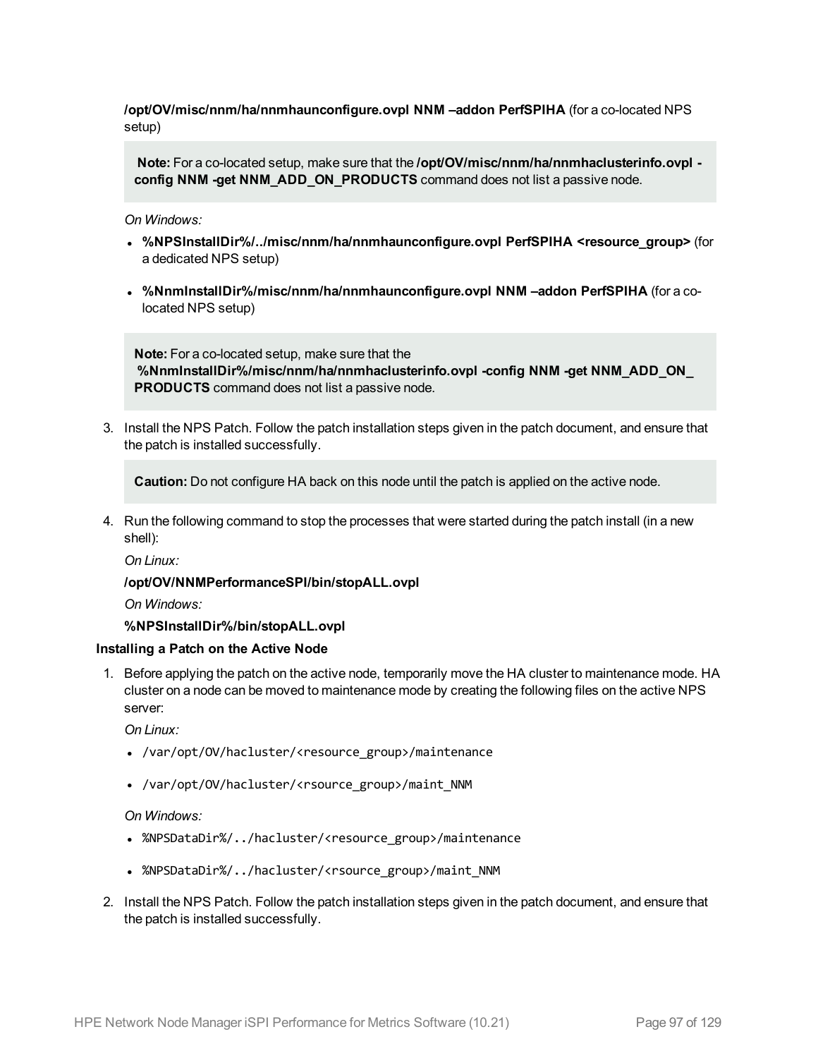**/opt/OV/misc/nnm/ha/nnmhaunconfigure.ovpl NNM –addon PerfSPIHA** (for a co-located NPS setup)

> **Note:** For a co-located setup, make sure that the **/opt/OV/misc/nnm/ha/nnmhaclusterinfo.ovpl -config NNM -get NNM_ADD_ON_PRODUCTS** command does not list a passive node.

*On Windows:*

- **%NPSInstallDir%/../misc/nnm/ha/nnmhaunconfigure.ovpl PerfSPIHA <resource_group>** (for a dedicated NPS setup)
- **%NnmInstallDir%/misc/nnm/ha/nnmhaunconfigure.ovpl NNM –addon PerfSPIHA** (for a co-located NPS setup)

> **Note:** For a co-located setup, make sure that the **%NnmInstallDir%/misc/nnm/ha/nnmhaclusterinfo.ovpl -config NNM -get NNM_ADD_ON_PRODUCTS** command does not list a passive node.

3. Install the NPS Patch. Follow the patch installation steps given in the patch document, and ensure that the patch is installed successfully.

   > **Caution:** Do not configure HA back on this node until the patch is applied on the active node.

4. Run the following command to stop the processes that were started during the patch install (in a new shell):

   *On Linux:*

   **/opt/OV/NNMPerformanceSPI/bin/stopALL.ovpl**

   *On Windows:*

   **%NPSInstallDir%/bin/stopALL.ovpl**

**Installing a Patch on the Active Node**

1. Before applying the patch on the active node, temporarily move the HA cluster to maintenance mode. HA cluster on a node can be moved to maintenance mode by creating the following files on the active NPS server:

   *On Linux:*

   - `/var/opt/OV/hacluster/<resource_group>/maintenance`
   - `/var/opt/OV/hacluster/<rsource_group>/maint_NNM`

   *On Windows:*

   - `%NPSDataDir%/../hacluster/<resource_group>/maintenance`
   - `%NPSDataDir%/../hacluster/<rsource_group>/maint_NNM`

2. Install the NPS Patch. Follow the patch installation steps given in the patch document, and ensure that the patch is installed successfully.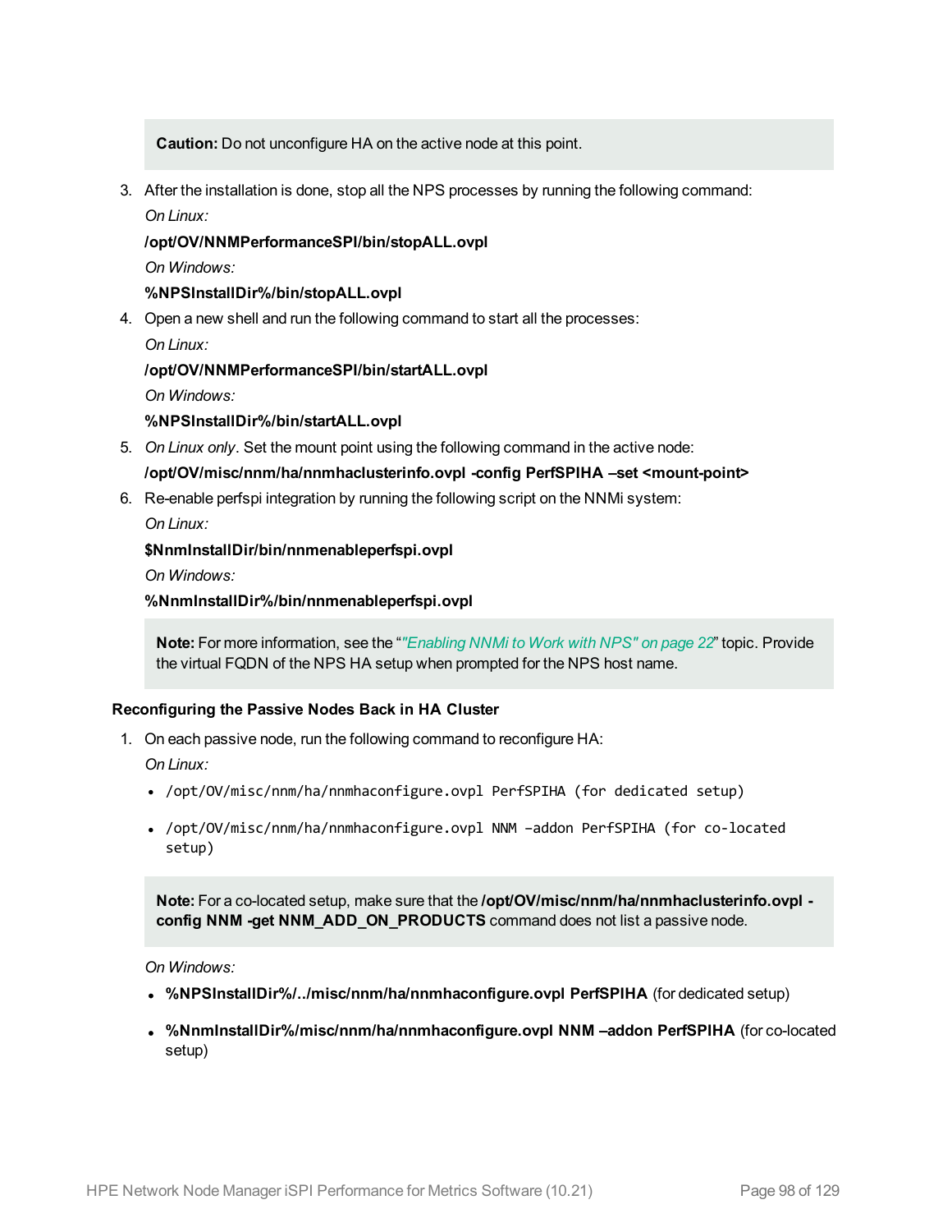> **Caution:** Do not unconfigure HA on the active node at this point.

3. After the installation is done, stop all the NPS processes by running the following command:

   *On Linux:*

   **/opt/OV/NNMPerformanceSPI/bin/stopALL.ovpl**

   *On Windows:*

   **%NPSInstallDir%/bin/stopALL.ovpl**

4. Open a new shell and run the following command to start all the processes:

   *On Linux:*

   **/opt/OV/NNMPerformanceSPI/bin/startALL.ovpl**

   *On Windows:*

   **%NPSInstallDir%/bin/startALL.ovpl**

5. *On Linux only*. Set the mount point using the following command in the active node:

   **/opt/OV/misc/nnm/ha/nnmhaclusterinfo.ovpl -config PerfSPIHA –set <mount-point>**

6. Re-enable perfspi integration by running the following script on the NNMi system:

   *On Linux:*

   **$NnmInstallDir/bin/nnmenableperfspi.ovpl**

   *On Windows:*

   **%NnmInstallDir%/bin/nnmenableperfspi.ovpl**

   > **Note:** For more information, see the "*"Enabling NNMi to Work with NPS" on page 22*" topic. Provide the virtual FQDN of the NPS HA setup when prompted for the NPS host name.

#### Reconfiguring the Passive Nodes Back in HA Cluster

1. On each passive node, run the following command to reconfigure HA:

   *On Linux:*

   - `/opt/OV/misc/nnm/ha/nnmhaconfigure.ovpl PerfSPIHA (for dedicated setup)`
   - `/opt/OV/misc/nnm/ha/nnmhaconfigure.ovpl NNM –addon PerfSPIHA (for co-located setup)`

   > **Note:** For a co-located setup, make sure that the **/opt/OV/misc/nnm/ha/nnmhaclusterinfo.ovpl -config NNM -get NNM_ADD_ON_PRODUCTS** command does not list a passive node.

   *On Windows:*

   - **%NPSInstallDir%/../misc/nnm/ha/nnmhaconfigure.ovpl PerfSPIHA** (for dedicated setup)
   - **%NnmInstallDir%/misc/nnm/ha/nnmhaconfigure.ovpl NNM –addon PerfSPIHA** (for co-located setup)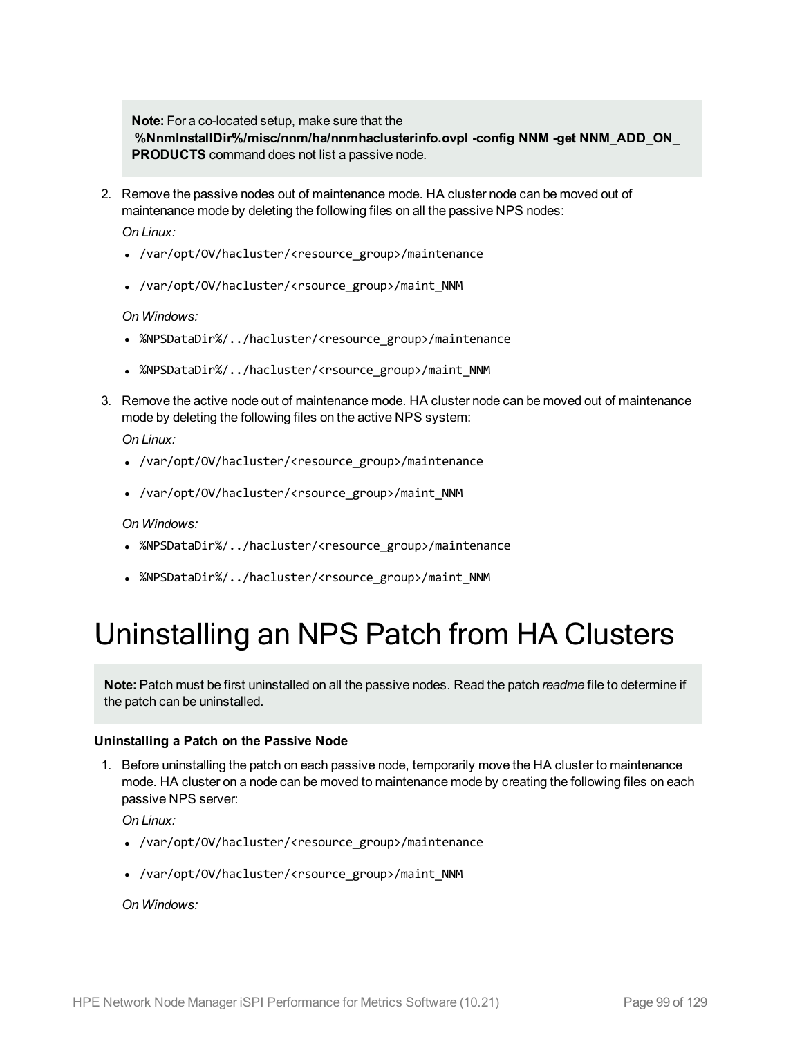**Note:** For a co-located setup, make sure that the **%NnmInstallDir%/misc/nnm/ha/nnmhaclusterinfo.ovpl -config NNM -get NNM_ADD_ON_PRODUCTS** command does not list a passive node.

2. Remove the passive nodes out of maintenance mode. HA cluster node can be moved out of maintenance mode by deleting the following files on all the passive NPS nodes:

   *On Linux:*

   - `/var/opt/OV/hacluster/<resource_group>/maintenance`
   - `/var/opt/OV/hacluster/<rsource_group>/maint_NNM`

   *On Windows:*

   - `%NPSDataDir%/../hacluster/<resource_group>/maintenance`
   - `%NPSDataDir%/../hacluster/<rsource_group>/maint_NNM`

3. Remove the active node out of maintenance mode. HA cluster node can be moved out of maintenance mode by deleting the following files on the active NPS system:

   *On Linux:*

   - `/var/opt/OV/hacluster/<resource_group>/maintenance`
   - `/var/opt/OV/hacluster/<rsource_group>/maint_NNM`

   *On Windows:*

   - `%NPSDataDir%/../hacluster/<resource_group>/maintenance`
   - `%NPSDataDir%/../hacluster/<rsource_group>/maint_NNM`

# Uninstalling an NPS Patch from HA Clusters

**Note:** Patch must be first uninstalled on all the passive nodes. Read the patch *readme* file to determine if the patch can be uninstalled.

**Uninstalling a Patch on the Passive Node**

1. Before uninstalling the patch on each passive node, temporarily move the HA cluster to maintenance mode. HA cluster on a node can be moved to maintenance mode by creating the following files on each passive NPS server:

   *On Linux:*

   - `/var/opt/OV/hacluster/<resource_group>/maintenance`
   - `/var/opt/OV/hacluster/<rsource_group>/maint_NNM`

   *On Windows:*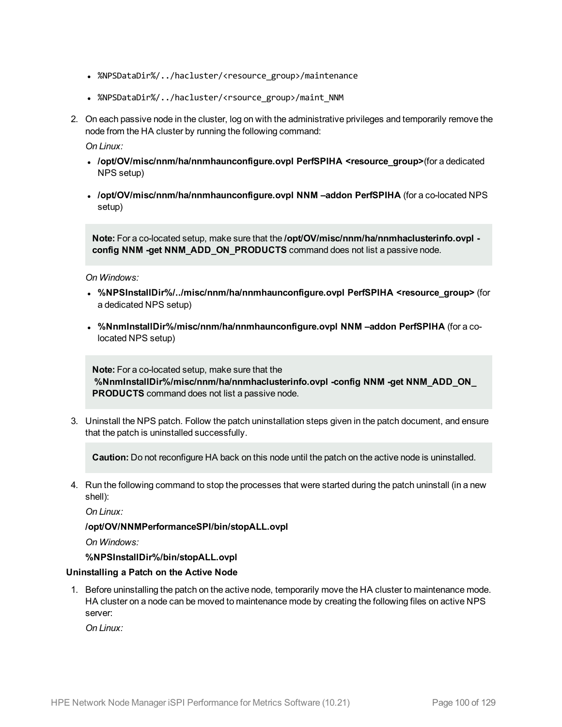- `%NPSDataDir%/../hacluster/<resource_group>/maintenance`
- `%NPSDataDir%/../hacluster/<rsource_group>/maint_NNM`

2. On each passive node in the cluster, log on with the administrative privileges and temporarily remove the node from the HA cluster by running the following command:

   *On Linux:*

   - **/opt/OV/misc/nnm/ha/nnmhaunconfigure.ovpl PerfSPIHA <resource_group>**(for a dedicated NPS setup)
   - **/opt/OV/misc/nnm/ha/nnmhaunconfigure.ovpl NNM –addon PerfSPIHA** (for a co-located NPS setup)

   > **Note:** For a co-located setup, make sure that the **/opt/OV/misc/nnm/ha/nnmhaclusterinfo.ovpl -config NNM -get NNM_ADD_ON_PRODUCTS** command does not list a passive node.

   *On Windows:*

   - **%NPSInstallDir%/../misc/nnm/ha/nnmhaunconfigure.ovpl PerfSPIHA <resource_group>** (for a dedicated NPS setup)
   - **%NnmInstallDir%/misc/nnm/ha/nnmhaunconfigure.ovpl NNM –addon PerfSPIHA** (for a co-located NPS setup)

   > **Note:** For a co-located setup, make sure that the **%NnmInstallDir%/misc/nnm/ha/nnmhaclusterinfo.ovpl -config NNM -get NNM_ADD_ON_PRODUCTS** command does not list a passive node.

3. Uninstall the NPS patch. Follow the patch uninstallation steps given in the patch document, and ensure that the patch is uninstalled successfully.

   > **Caution:** Do not reconfigure HA back on this node until the patch on the active node is uninstalled.

4. Run the following command to stop the processes that were started during the patch uninstall (in a new shell):

   *On Linux:*

   **/opt/OV/NNMPerformanceSPI/bin/stopALL.ovpl**

   *On Windows:*

   **%NPSInstallDir%/bin/stopALL.ovpl**

**Uninstalling a Patch on the Active Node**

1. Before uninstalling the patch on the active node, temporarily move the HA cluster to maintenance mode. HA cluster on a node can be moved to maintenance mode by creating the following files on active NPS server:

   *On Linux:*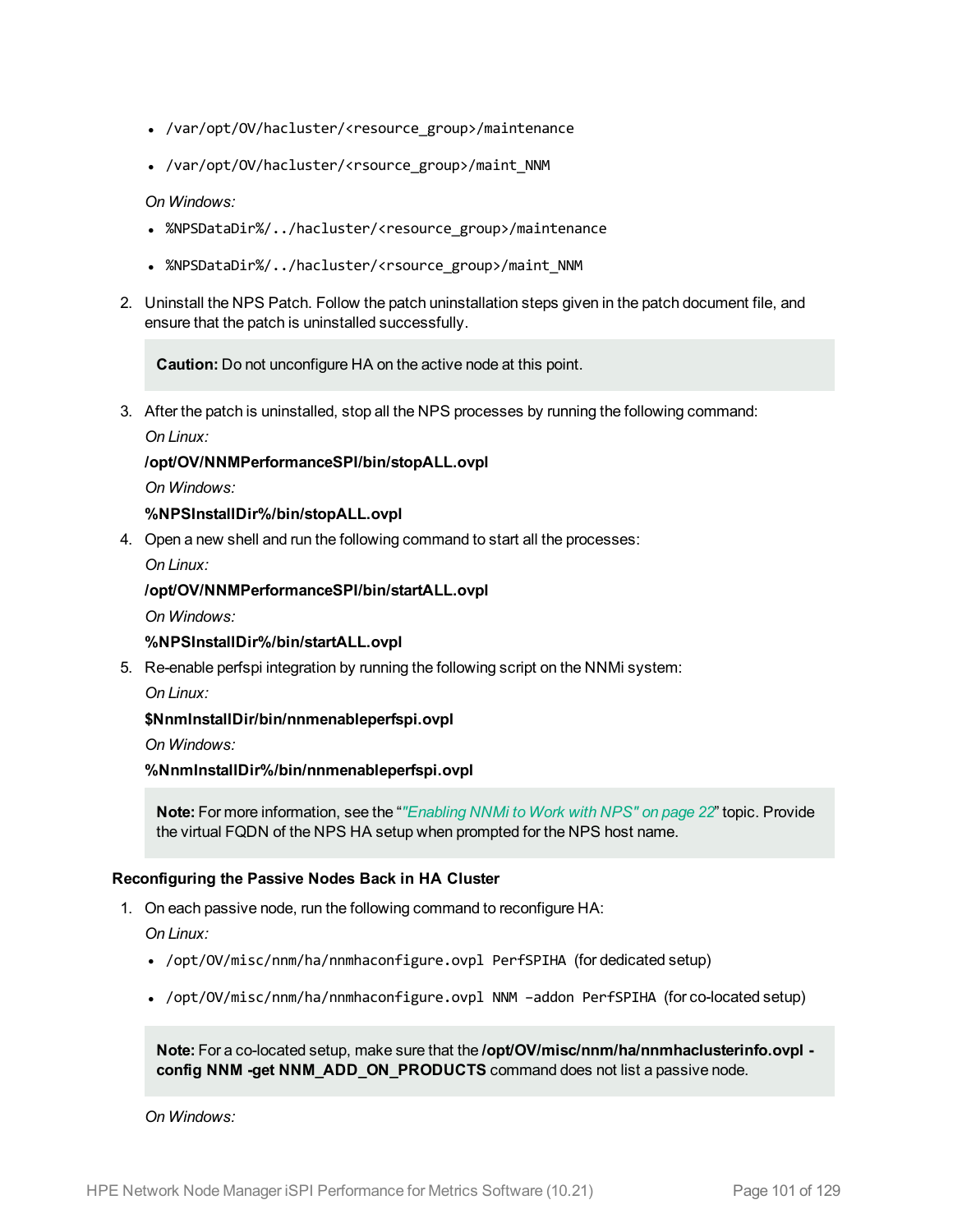- `/var/opt/OV/hacluster/<resource_group>/maintenance`
- `/var/opt/OV/hacluster/<rsource_group>/maint_NNM`

*On Windows:*

- `%NPSDataDir%/../hacluster/<resource_group>/maintenance`
- `%NPSDataDir%/../hacluster/<rsource_group>/maint_NNM`

2. Uninstall the NPS Patch. Follow the patch uninstallation steps given in the patch document file, and ensure that the patch is uninstalled successfully.

   > **Caution:** Do not unconfigure HA on the active node at this point.

3. After the patch is uninstalled, stop all the NPS processes by running the following command:

   *On Linux:*

   **/opt/OV/NNMPerformanceSPI/bin/stopALL.ovpl**

   *On Windows:*

   **%NPSInstallDir%/bin/stopALL.ovpl**

4. Open a new shell and run the following command to start all the processes:

   *On Linux:*

   **/opt/OV/NNMPerformanceSPI/bin/startALL.ovpl**

   *On Windows:*

   **%NPSInstallDir%/bin/startALL.ovpl**

5. Re-enable perfspi integration by running the following script on the NNMi system:

   *On Linux:*

   **$NnmInstallDir/bin/nnmenableperfspi.ovpl**

   *On Windows:*

   **%NnmInstallDir%/bin/nnmenableperfspi.ovpl**

   > **Note:** For more information, see the “*"Enabling NNMi to Work with NPS" on page 22*” topic. Provide the virtual FQDN of the NPS HA setup when prompted for the NPS host name.

#### Reconfiguring the Passive Nodes Back in HA Cluster

1. On each passive node, run the following command to reconfigure HA:

   *On Linux:*

   - `/opt/OV/misc/nnm/ha/nnmhaconfigure.ovpl PerfSPIHA` (for dedicated setup)
   - `/opt/OV/misc/nnm/ha/nnmhaconfigure.ovpl NNM –addon PerfSPIHA` (for co-located setup)

   > **Note:** For a co-located setup, make sure that the **/opt/OV/misc/nnm/ha/nnmhaclusterinfo.ovpl -config NNM -get NNM_ADD_ON_PRODUCTS** command does not list a passive node.

   *On Windows:*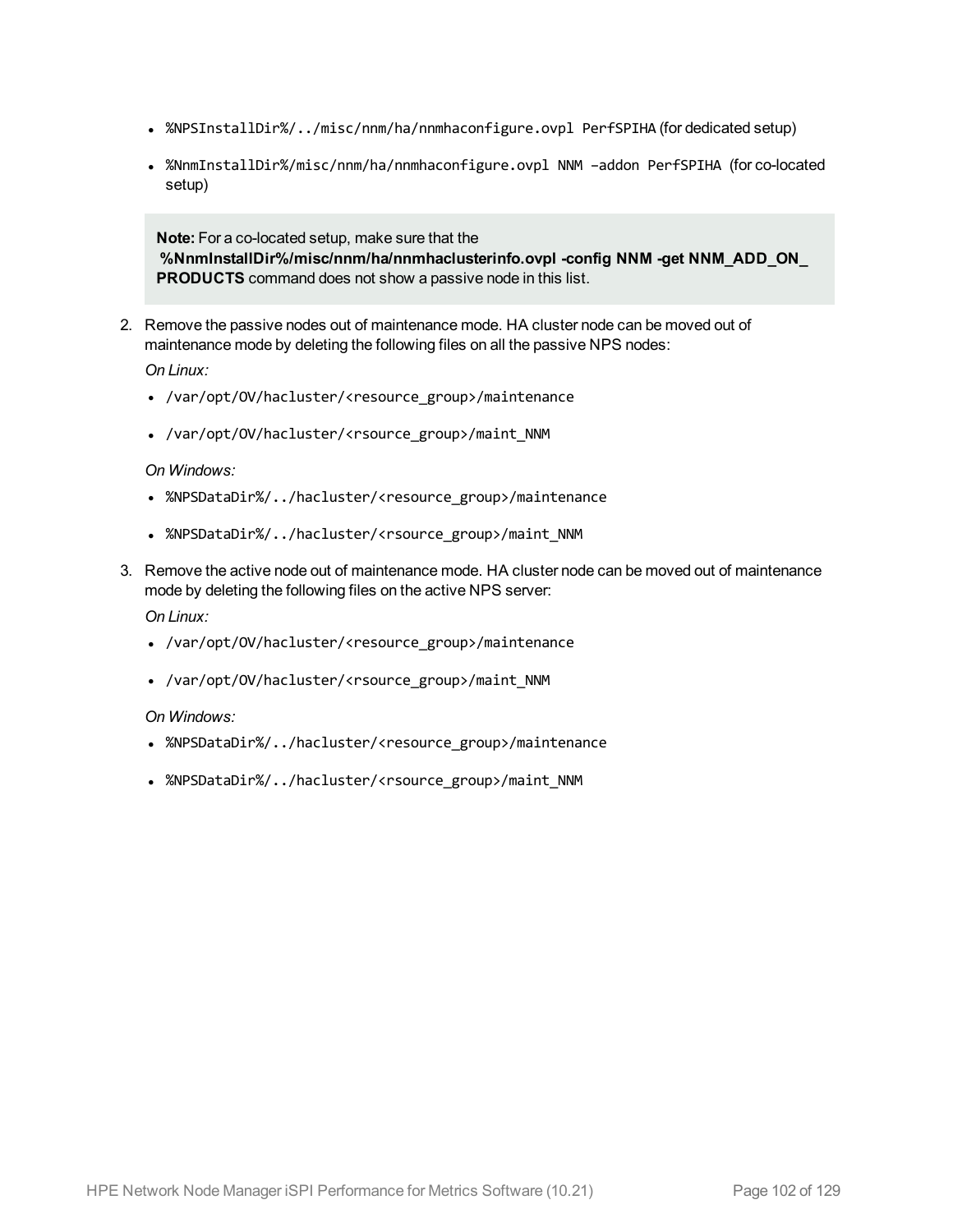- `%NPSInstallDir%/../misc/nnm/ha/nnmhaconfigure.ovpl PerfSPIHA` (for dedicated setup)
- `%NnmInstallDir%/misc/nnm/ha/nnmhaconfigure.ovpl NNM –addon PerfSPIHA` (for co-located setup)

> **Note:** For a co-located setup, make sure that the **%NnmInstallDir%/misc/nnm/ha/nnmhaclusterinfo.ovpl -config NNM -get NNM_ADD_ON_PRODUCTS** command does not show a passive node in this list.

2. Remove the passive nodes out of maintenance mode. HA cluster node can be moved out of maintenance mode by deleting the following files on all the passive NPS nodes:

   *On Linux:*

   - `/var/opt/OV/hacluster/<resource_group>/maintenance`
   - `/var/opt/OV/hacluster/<rsource_group>/maint_NNM`

   *On Windows:*

   - `%NPSDataDir%/../hacluster/<resource_group>/maintenance`
   - `%NPSDataDir%/../hacluster/<rsource_group>/maint_NNM`

3. Remove the active node out of maintenance mode. HA cluster node can be moved out of maintenance mode by deleting the following files on the active NPS server:

   *On Linux:*

   - `/var/opt/OV/hacluster/<resource_group>/maintenance`
   - `/var/opt/OV/hacluster/<rsource_group>/maint_NNM`

   *On Windows:*

   - `%NPSDataDir%/../hacluster/<resource_group>/maintenance`
   - `%NPSDataDir%/../hacluster/<rsource_group>/maint_NNM`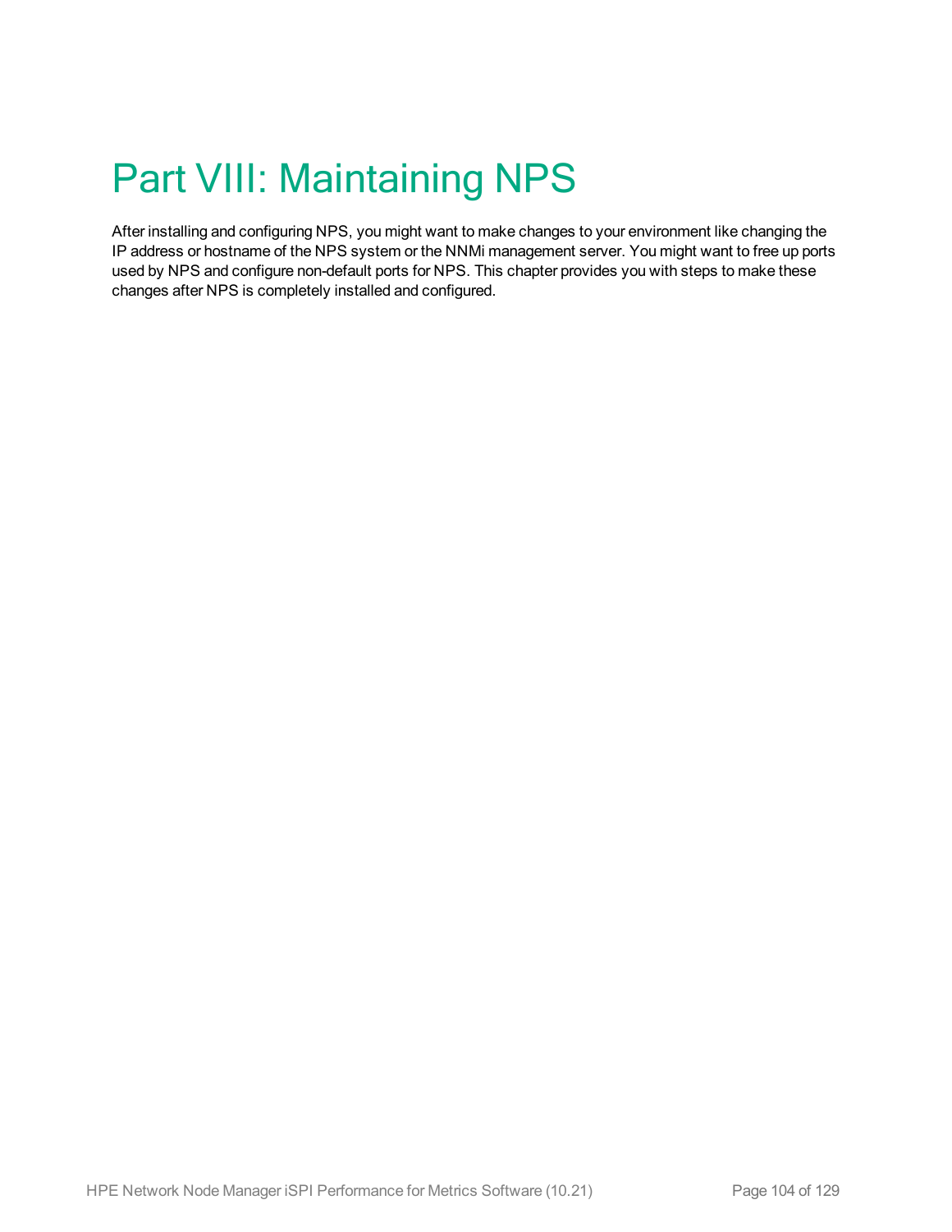# Part VIII: Maintaining NPS

After installing and configuring NPS, you might want to make changes to your environment like changing the IP address or hostname of the NPS system or the NNMi management server. You might want to free up ports used by NPS and configure non-default ports for NPS. This chapter provides you with steps to make these changes after NPS is completely installed and configured.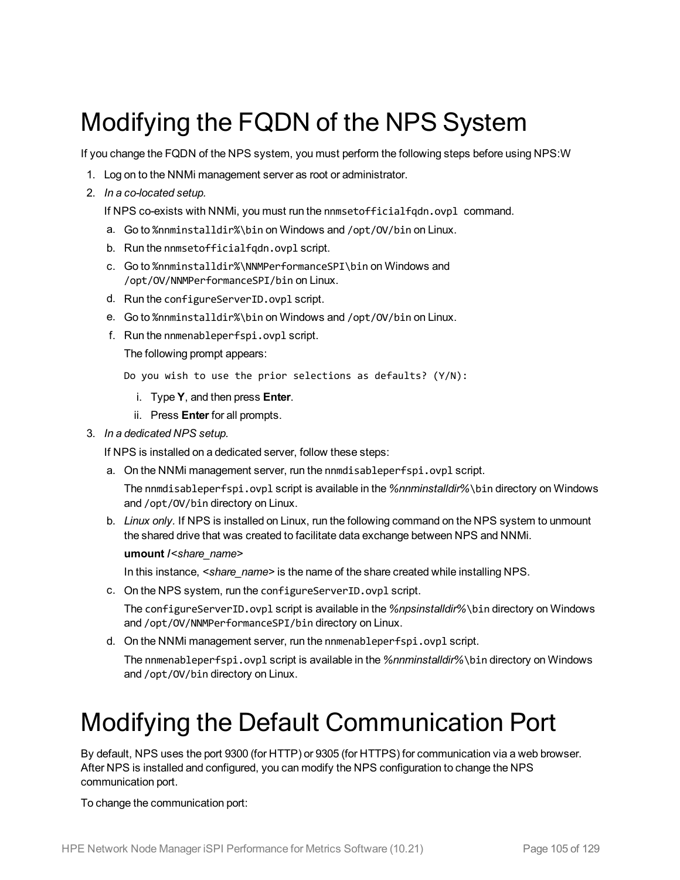# Modifying the FQDN of the NPS System

If you change the FQDN of the NPS system, you must perform the following steps before using NPS:W

1. Log on to the NNMi management server as root or administrator.
2. *In a co-located setup.*

   If NPS co-exists with NNMi, you must run the `nnmsetofficialfqdn.ovpl` command.

   a. Go to `%nnminstalldir%\bin` on Windows and `/opt/OV/bin` on Linux.

   b. Run the `nnmsetofficialfqdn.ovpl` script.

   c. Go to `%nnminstalldir%\NNMPerformanceSPI\bin` on Windows and `/opt/OV/NNMPerformanceSPI/bin` on Linux.

   d. Run the `configureServerID.ovpl` script.

   e. Go to `%nnminstalldir%\bin` on Windows and `/opt/OV/bin` on Linux.

   f. Run the `nnmenableperfspi.ovpl` script.

      The following prompt appears:

      ```
      Do you wish to use the prior selections as defaults? (Y/N):
      ```

      i. Type **Y**, and then press **Enter**.

      ii. Press **Enter** for all prompts.

3. *In a dedicated NPS setup.*

   If NPS is installed on a dedicated server, follow these steps:

   a. On the NNMi management server, run the `nnmdisableperfspi.ovpl` script.

      The `nnmdisableperfspi.ovpl` script is available in the *%nnminstalldir%*`\bin` directory on Windows and `/opt/OV/bin` directory on Linux.

   b. *Linux only.* If NPS is installed on Linux, run the following command on the NPS system to unmount the shared drive that was created to facilitate data exchange between NPS and NNMi.

      **umount /***<share_name>*

      In this instance, *<share_name>* is the name of the share created while installing NPS.

   c. On the NPS system, run the `configureServerID.ovpl` script.

      The `configureServerID.ovpl` script is available in the *%npsinstalldir%*`\bin` directory on Windows and `/opt/OV/NNMPerformanceSPI/bin` directory on Linux.

   d. On the NNMi management server, run the `nnmenableperfspi.ovpl` script.

      The `nnmenableperfspi.ovpl` script is available in the *%nnminstalldir%*`\bin` directory on Windows and `/opt/OV/bin` directory on Linux.

# Modifying the Default Communication Port

By default, NPS uses the port 9300 (for HTTP) or 9305 (for HTTPS) for communication via a web browser. After NPS is installed and configured, you can modify the NPS configuration to change the NPS communication port.

To change the communication port: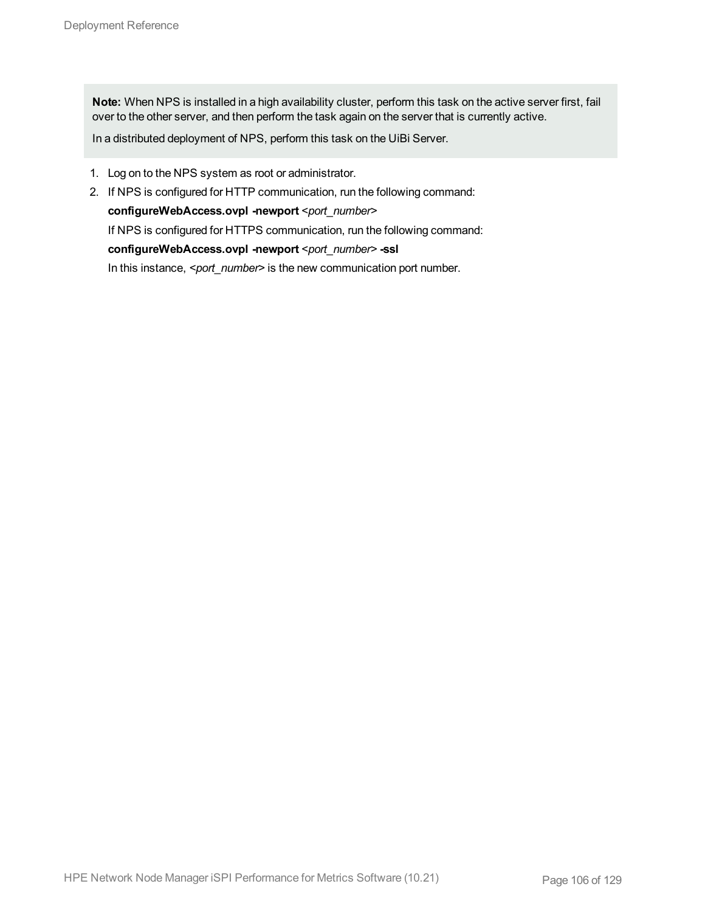> **Note:** When NPS is installed in a high availability cluster, perform this task on the active server first, fail over to the other server, and then perform the task again on the server that is currently active.
>
> In a distributed deployment of NPS, perform this task on the UiBi Server.

1. Log on to the NPS system as root or administrator.
2. If NPS is configured for HTTP communication, run the following command:

   **configureWebAccess.ovpl -newport** <*port_number*>

   If NPS is configured for HTTPS communication, run the following command:

   **configureWebAccess.ovpl -newport** <*port_number*> **-ssl**

   In this instance, <*port_number*> is the new communication port number.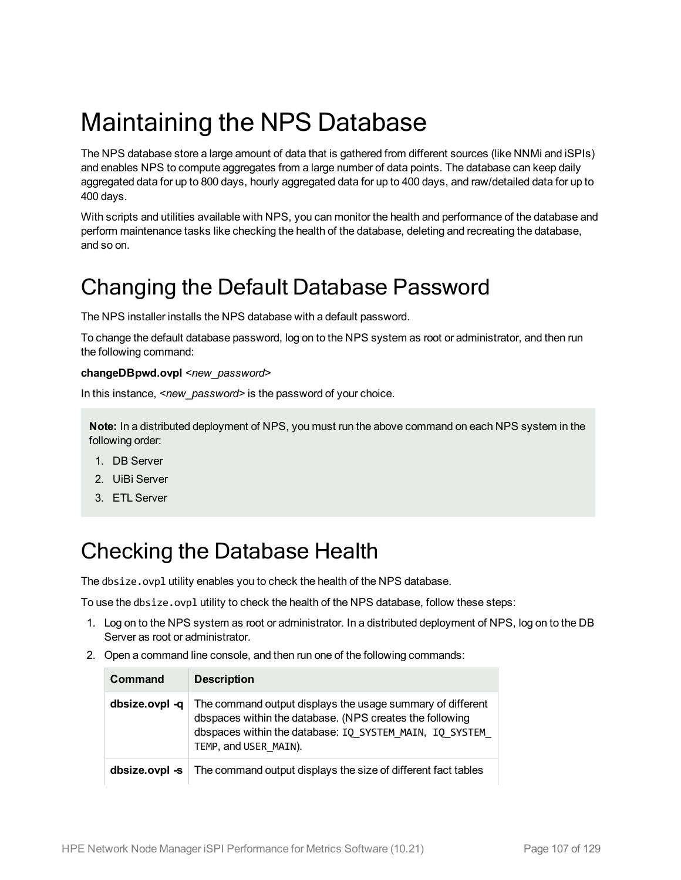# Maintaining the NPS Database

The NPS database store a large amount of data that is gathered from different sources (like NNMi and iSPIs) and enables NPS to compute aggregates from a large number of data points. The database can keep daily aggregated data for up to 800 days, hourly aggregated data for up to 400 days, and raw/detailed data for up to 400 days.

With scripts and utilities available with NPS, you can monitor the health and performance of the database and perform maintenance tasks like checking the health of the database, deleting and recreating the database, and so on.

# Changing the Default Database Password

The NPS installer installs the NPS database with a default password.

To change the default database password, log on to the NPS system as root or administrator, and then run the following command:

**changeDBpwd.ovpl** <*new_password*>

In this instance, <*new_password*> is the password of your choice.

> **Note:** In a distributed deployment of NPS, you must run the above command on each NPS system in the following order:
>
> 1. DB Server
> 2. UiBi Server
> 3. ETL Server

# Checking the Database Health

The `dbsize.ovpl` utility enables you to check the health of the NPS database.

To use the `dbsize.ovpl` utility to check the health of the NPS database, follow these steps:

1. Log on to the NPS system as root or administrator. In a distributed deployment of NPS, log on to the DB Server as root or administrator.
2. Open a command line console, and then run one of the following commands:

| Command | Description |
|---|---|
| **dbsize.ovpl -q** | The command output displays the usage summary of different dbspaces within the database. (NPS creates the following dbspaces within the database: `IQ_SYSTEM_MAIN`, `IQ_SYSTEM_TEMP`, and `USER_MAIN`). |
| **dbsize.ovpl -s** | The command output displays the size of different fact tables |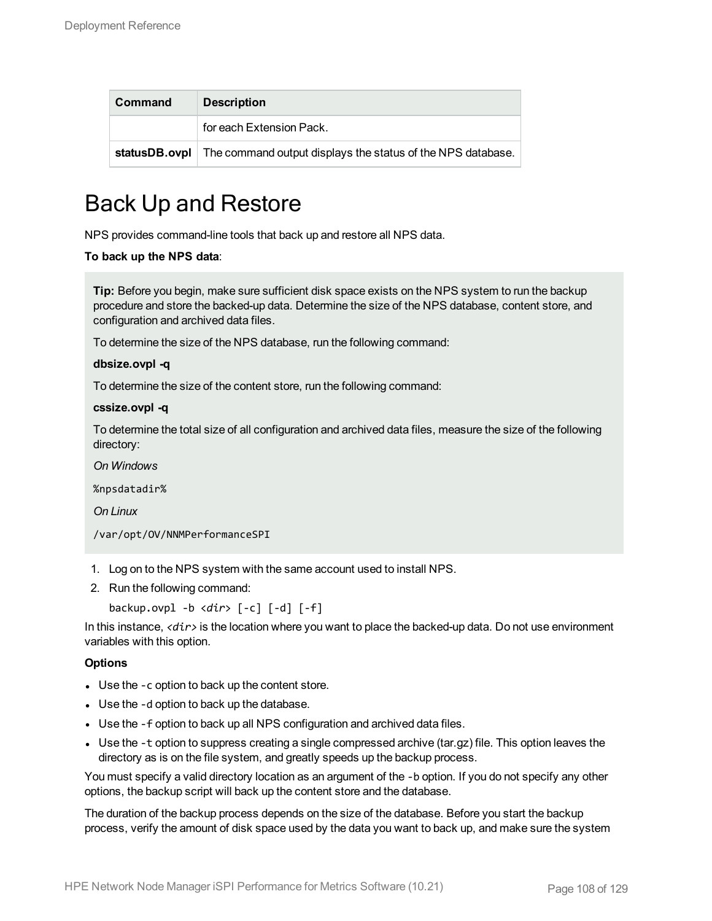| Command | Description |
|---|---|
| | for each Extension Pack. |
| **statusDB.ovpl** | The command output displays the status of the NPS database. |

# Back Up and Restore

NPS provides command-line tools that back up and restore all NPS data.

**To back up the NPS data**:

> **Tip:** Before you begin, make sure sufficient disk space exists on the NPS system to run the backup procedure and store the backed-up data. Determine the size of the NPS database, content store, and configuration and archived data files.
>
> To determine the size of the NPS database, run the following command:
>
> **dbsize.ovpl -q**
>
> To determine the size of the content store, run the following command:
>
> **cssize.ovpl -q**
>
> To determine the total size of all configuration and archived data files, measure the size of the following directory:
>
> *On Windows*
>
> `%npsdatadir%`
>
> *On Linux*
>
> `/var/opt/OV/NNMPerformanceSPI`

1. Log on to the NPS system with the same account used to install NPS.
2. Run the following command:

   `backup.ovpl -b <dir> [-c] [-d] [-f]`

In this instance, *<dir>* is the location where you want to place the backed-up data. Do not use environment variables with this option.

**Options**

- Use the `-c` option to back up the content store.
- Use the `-d` option to back up the database.
- Use the `-f` option to back up all NPS configuration and archived data files.
- Use the `-t` option to suppress creating a single compressed archive (tar.gz) file. This option leaves the directory as is on the file system, and greatly speeds up the backup process.

You must specify a valid directory location as an argument of the `-b` option. If you do not specify any other options, the backup script will back up the content store and the database.

The duration of the backup process depends on the size of the database. Before you start the backup process, verify the amount of disk space used by the data you want to back up, and make sure the system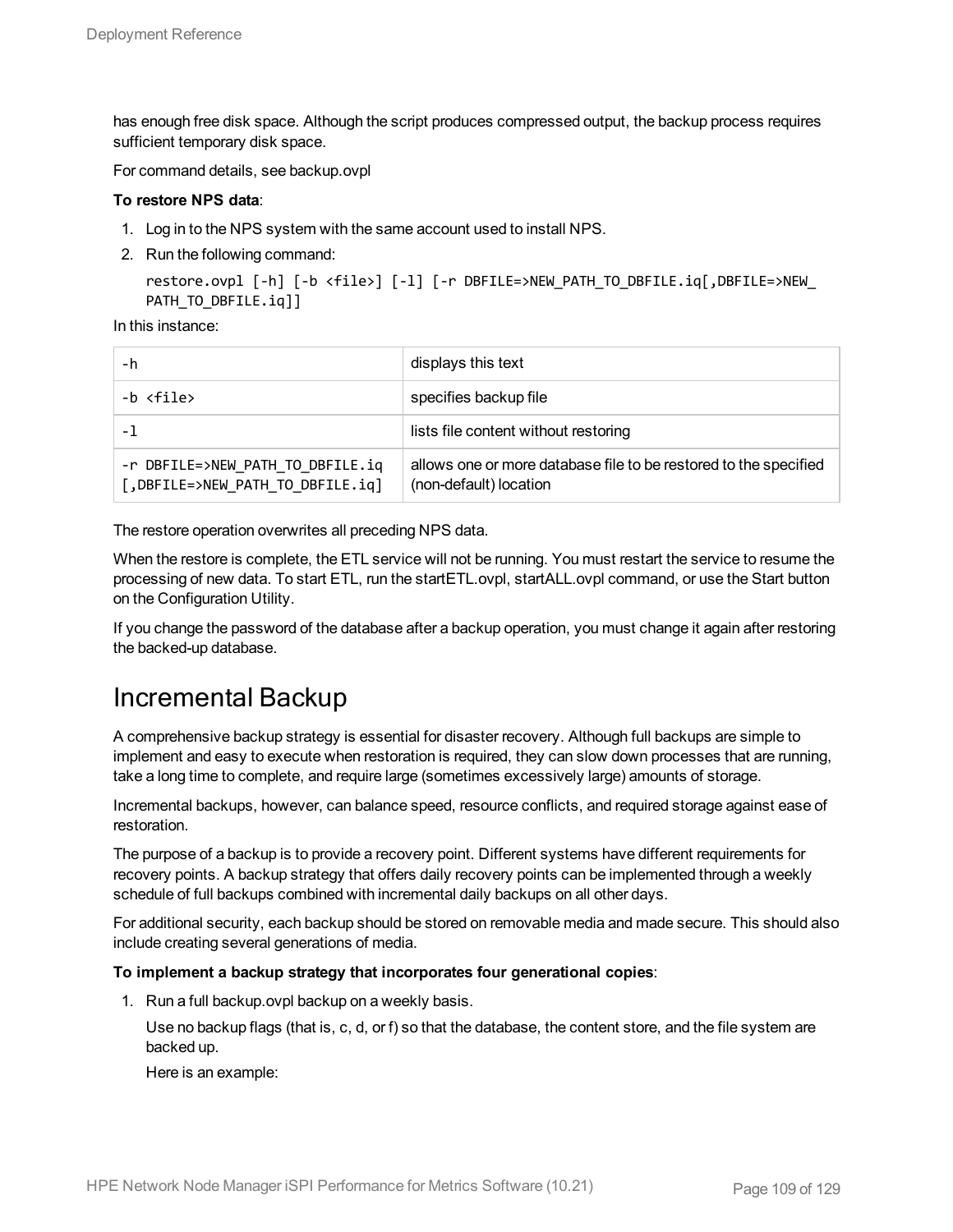has enough free disk space. Although the script produces compressed output, the backup process requires sufficient temporary disk space.

For command details, see backup.ovpl

**To restore NPS data**:

1. Log in to the NPS system with the same account used to install NPS.
2. Run the following command:

   ```
   restore.ovpl [-h] [-b <file>] [-l] [-r DBFILE=>NEW_PATH_TO_DBFILE.iq[,DBFILE=>NEW_PATH_TO_DBFILE.iq]]
   ```

In this instance:

| | |
|---|---|
| `-h` | displays this text |
| `-b <file>` | specifies backup file |
| `-l` | lists file content without restoring |
| `-r DBFILE=>NEW_PATH_TO_DBFILE.iq [,DBFILE=>NEW_PATH_TO_DBFILE.iq]` | allows one or more database file to be restored to the specified (non-default) location |

The restore operation overwrites all preceding NPS data.

When the restore is complete, the ETL service will not be running. You must restart the service to resume the processing of new data. To start ETL, run the startETL.ovpl, startALL.ovpl command, or use the Start button on the Configuration Utility.

If you change the password of the database after a backup operation, you must change it again after restoring the backed-up database.

# Incremental Backup

A comprehensive backup strategy is essential for disaster recovery. Although full backups are simple to implement and easy to execute when restoration is required, they can slow down processes that are running, take a long time to complete, and require large (sometimes excessively large) amounts of storage.

Incremental backups, however, can balance speed, resource conflicts, and required storage against ease of restoration.

The purpose of a backup is to provide a recovery point. Different systems have different requirements for recovery points. A backup strategy that offers daily recovery points can be implemented through a weekly schedule of full backups combined with incremental daily backups on all other days.

For additional security, each backup should be stored on removable media and made secure. This should also include creating several generations of media.

**To implement a backup strategy that incorporates four generational copies**:

1. Run a full backup.ovpl backup on a weekly basis.

   Use no backup flags (that is, c, d, or f) so that the database, the content store, and the file system are backed up.

   Here is an example: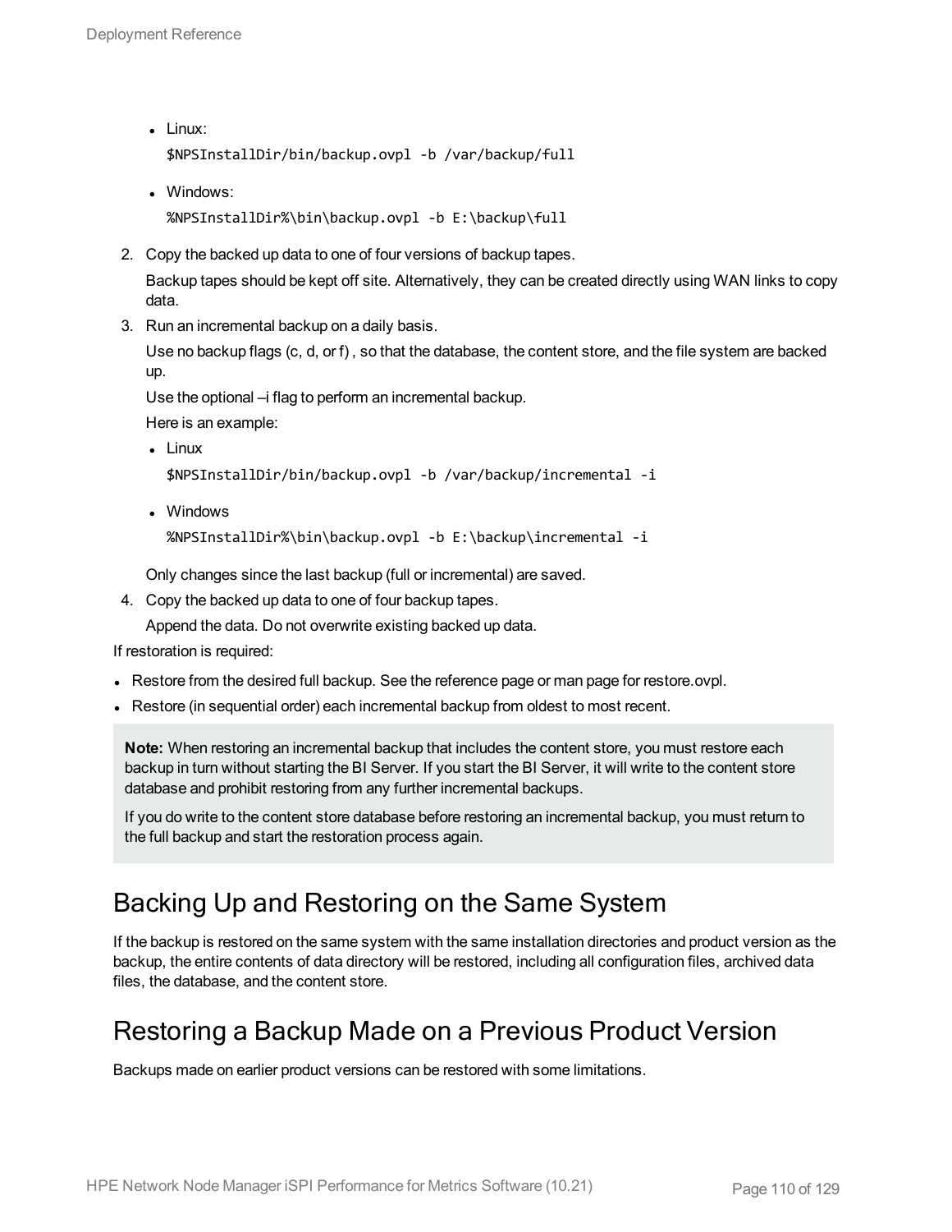- Linux:

  ```
  $NPSInstallDir/bin/backup.ovpl -b /var/backup/full
  ```

- Windows:

  ```
  %NPSInstallDir%\bin\backup.ovpl -b E:\backup\full
  ```

2. Copy the backed up data to one of four versions of backup tapes.

   Backup tapes should be kept off site. Alternatively, they can be created directly using WAN links to copy data.

3. Run an incremental backup on a daily basis.

   Use no backup flags (c, d, or f) , so that the database, the content store, and the file system are backed up.

   Use the optional –i flag to perform an incremental backup.

   Here is an example:

   - Linux

     ```
     $NPSInstallDir/bin/backup.ovpl -b /var/backup/incremental -i
     ```

   - Windows

     ```
     %NPSInstallDir%\bin\backup.ovpl -b E:\backup\incremental -i
     ```

   Only changes since the last backup (full or incremental) are saved.

4. Copy the backed up data to one of four backup tapes.

   Append the data. Do not overwrite existing backed up data.

If restoration is required:

- Restore from the desired full backup. See the reference page or man page for restore.ovpl.
- Restore (in sequential order) each incremental backup from oldest to most recent.

> **Note:** When restoring an incremental backup that includes the content store, you must restore each backup in turn without starting the BI Server. If you start the BI Server, it will write to the content store database and prohibit restoring from any further incremental backups.
>
> If you do write to the content store database before restoring an incremental backup, you must return to the full backup and start the restoration process again.

## Backing Up and Restoring on the Same System

If the backup is restored on the same system with the same installation directories and product version as the backup, the entire contents of data directory will be restored, including all configuration files, archived data files, the database, and the content store.

## Restoring a Backup Made on a Previous Product Version

Backups made on earlier product versions can be restored with some limitations.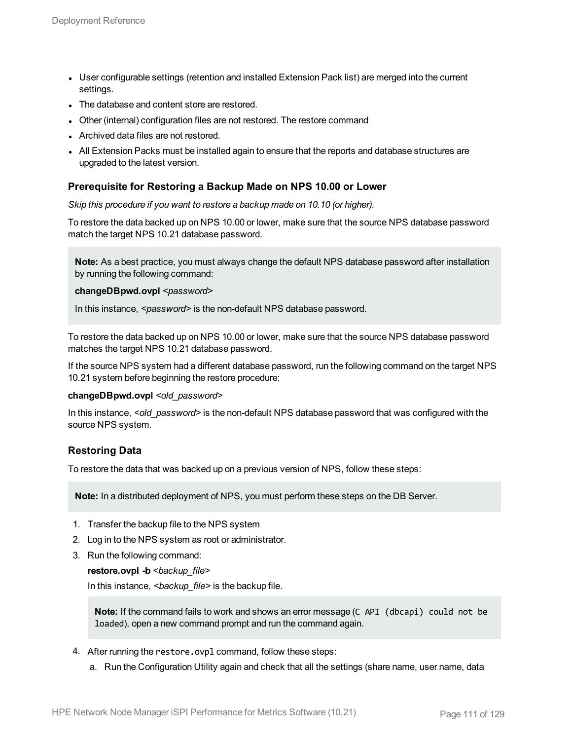- User configurable settings (retention and installed Extension Pack list) are merged into the current settings.
- The database and content store are restored.
- Other (internal) configuration files are not restored. The restore command
- Archived data files are not restored.
- All Extension Packs must be installed again to ensure that the reports and database structures are upgraded to the latest version.

### Prerequisite for Restoring a Backup Made on NPS 10.00 or Lower

*Skip this procedure if you want to restore a backup made on 10.10 (or higher).*

To restore the data backed up on NPS 10.00 or lower, make sure that the source NPS database password match the target NPS 10.21 database password.

> **Note:** As a best practice, you must always change the default NPS database password after installation by running the following command:
>
> **changeDBpwd.ovpl** <*password*>
>
> In this instance, <*password*> is the non-default NPS database password.

To restore the data backed up on NPS 10.00 or lower, make sure that the source NPS database password matches the target NPS 10.21 database password.

If the source NPS system had a different database password, run the following command on the target NPS 10.21 system before beginning the restore procedure:

**changeDBpwd.ovpl** <*old_password*>

In this instance, <*old_password*> is the non-default NPS database password that was configured with the source NPS system.

### Restoring Data

To restore the data that was backed up on a previous version of NPS, follow these steps:

> **Note:** In a distributed deployment of NPS, you must perform these steps on the DB Server.

1. Transfer the backup file to the NPS system
2. Log in to the NPS system as root or administrator.
3. Run the following command:

   **restore.ovpl -b** <*backup_file*>

   In this instance, <*backup_file*> is the backup file.

   > **Note:** If the command fails to work and shows an error message (`C API (dbcapi) could not be loaded`), open a new command prompt and run the command again.

4. After running the `restore.ovpl` command, follow these steps:
   a. Run the Configuration Utility again and check that all the settings (share name, user name, data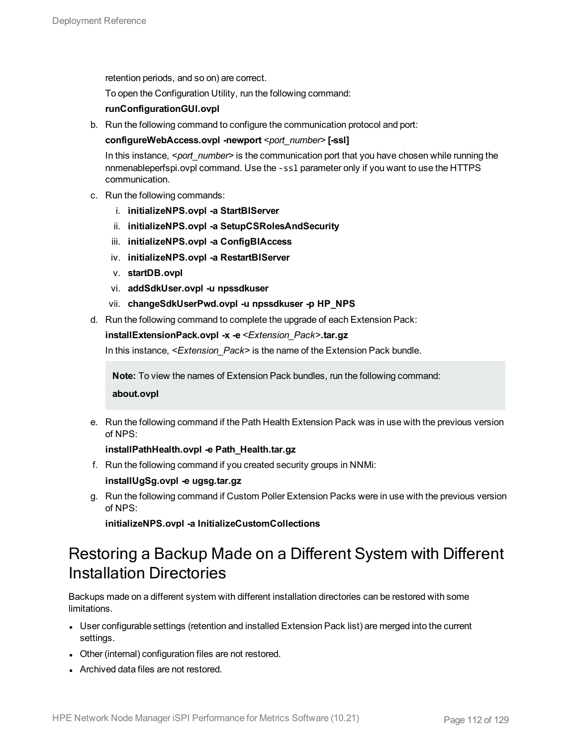retention periods, and so on) are correct.

To open the Configuration Utility, run the following command:

**runConfigurationGUI.ovpl**

b. Run the following command to configure the communication protocol and port:

   **configureWebAccess.ovpl -newport** *<port_number>* **[-ssl]**

   In this instance, *<port_number>* is the communication port that you have chosen while running the nnmenableperfspi.ovpl command. Use the `-ssl` parameter only if you want to use the HTTPS communication.

c. Run the following commands:

   i. **initializeNPS.ovpl -a StartBIServer**
   ii. **initializeNPS.ovpl -a SetupCSRolesAndSecurity**
   iii. **initializeNPS.ovpl -a ConfigBIAccess**
   iv. **initializeNPS.ovpl -a RestartBIServer**
   v. **startDB.ovpl**
   vi. **addSdkUser.ovpl -u npssdkuser**
   vii. **changeSdkUserPwd.ovpl -u npssdkuser -p HP_NPS**

d. Run the following command to complete the upgrade of each Extension Pack:

   **installExtensionPack.ovpl -x -e** *<Extension_Pack>***.tar.gz**

   In this instance, *<Extension_Pack>* is the name of the Extension Pack bundle.

   > **Note:** To view the names of Extension Pack bundles, run the following command:
   >
   > **about.ovpl**

e. Run the following command if the Path Health Extension Pack was in use with the previous version of NPS:

   **installPathHealth.ovpl -e Path_Health.tar.gz**

f. Run the following command if you created security groups in NNMi:

   **installUgSg.ovpl -e ugsg.tar.gz**

g. Run the following command if Custom Poller Extension Packs were in use with the previous version of NPS:

   **initializeNPS.ovpl -a InitializeCustomCollections**

## Restoring a Backup Made on a Different System with Different Installation Directories

Backups made on a different system with different installation directories can be restored with some limitations.

- User configurable settings (retention and installed Extension Pack list) are merged into the current settings.
- Other (internal) configuration files are not restored.
- Archived data files are not restored.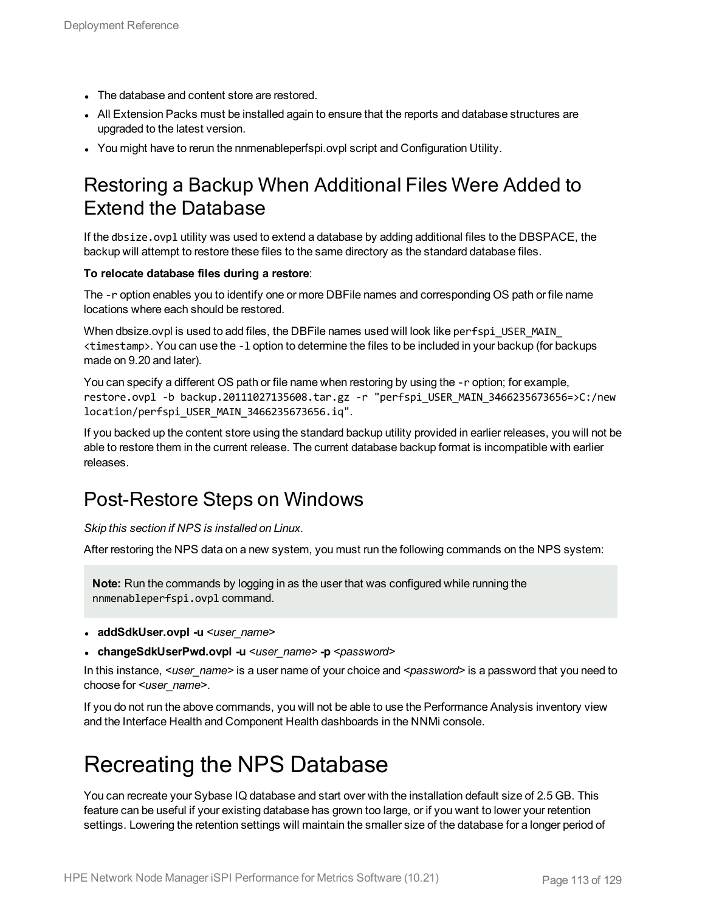- The database and content store are restored.
- All Extension Packs must be installed again to ensure that the reports and database structures are upgraded to the latest version.
- You might have to rerun the nnmenableperfspi.ovpl script and Configuration Utility.

## Restoring a Backup When Additional Files Were Added to Extend the Database

If the `dbsize.ovpl` utility was used to extend a database by adding additional files to the DBSPACE, the backup will attempt to restore these files to the same directory as the standard database files.

**To relocate database files during a restore**:

The `-r` option enables you to identify one or more DBFile names and corresponding OS path or file name locations where each should be restored.

When dbsize.ovpl is used to add files, the DBFile names used will look like `perfspi_USER_MAIN_<timestamp>`. You can use the `-l` option to determine the files to be included in your backup (for backups made on 9.20 and later).

You can specify a different OS path or file name when restoring by using the `-r` option; for example, `restore.ovpl -b backup.20111027135608.tar.gz -r "perfspi_USER_MAIN_3466235673656=>C:/new location/perfspi_USER_MAIN_3466235673656.iq"`.

If you backed up the content store using the standard backup utility provided in earlier releases, you will not be able to restore them in the current release. The current database backup format is incompatible with earlier releases.

## Post-Restore Steps on Windows

*Skip this section if NPS is installed on Linux.*

After restoring the NPS data on a new system, you must run the following commands on the NPS system:

> **Note:** Run the commands by logging in as the user that was configured while running the `nnmenableperfspi.ovpl` command.

- **addSdkUser.ovpl -u** <*user_name*>
- **changeSdkUserPwd.ovpl -u** <*user_name*> **-p** <*password*>

In this instance, <*user_name*> is a user name of your choice and <*password*> is a password that you need to choose for <*user_name*>.

If you do not run the above commands, you will not be able to use the Performance Analysis inventory view and the Interface Health and Component Health dashboards in the NNMi console.

# Recreating the NPS Database

You can recreate your Sybase IQ database and start over with the installation default size of 2.5 GB. This feature can be useful if your existing database has grown too large, or if you want to lower your retention settings. Lowering the retention settings will maintain the smaller size of the database for a longer period of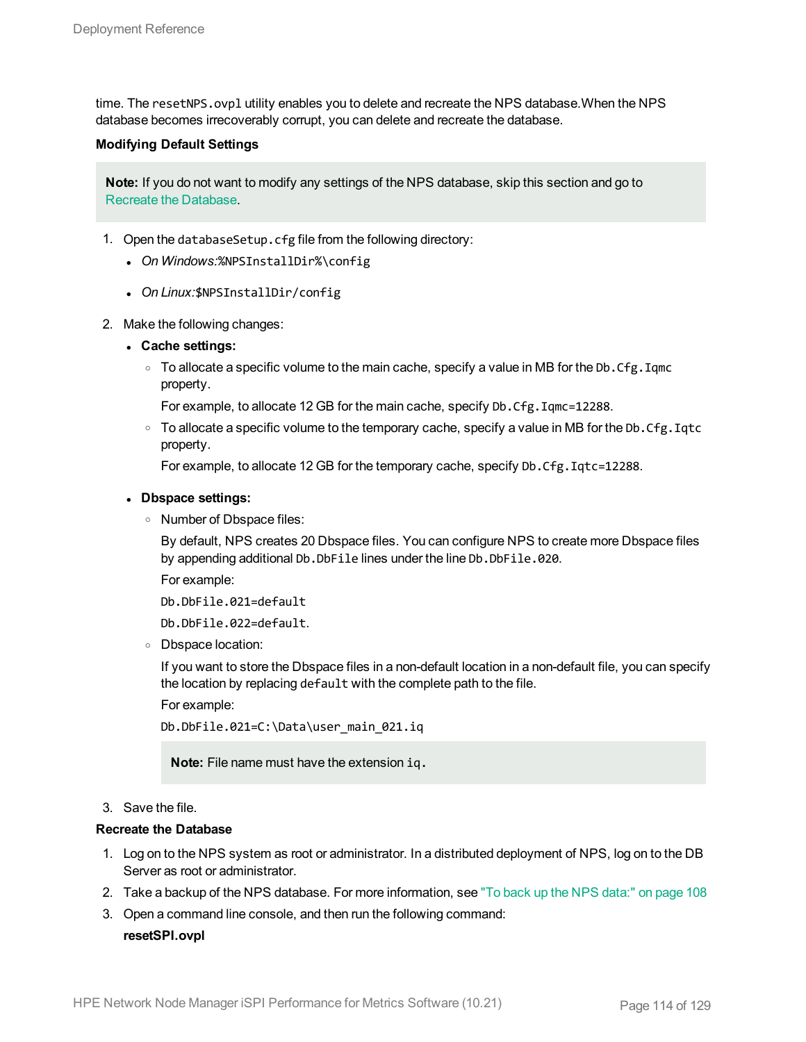time. The `resetNPS.ovpl` utility enables you to delete and recreate the NPS database.When the NPS database becomes irrecoverably corrupt, you can delete and recreate the database.

**Modifying Default Settings**

> **Note:** If you do not want to modify any settings of the NPS database, skip this section and go to Recreate the Database.

1. Open the `databaseSetup.cfg` file from the following directory:
   - *On Windows:*`%NPSInstallDir%\config`
   - *On Linux:*`$NPSInstallDir/config`
2. Make the following changes:
   - **Cache settings:**
     - To allocate a specific volume to the main cache, specify a value in MB for the `Db.Cfg.Iqmc` property.

       For example, to allocate 12 GB for the main cache, specify `Db.Cfg.Iqmc=12288`.
     - To allocate a specific volume to the temporary cache, specify a value in MB for the `Db.Cfg.Iqtc` property.

       For example, to allocate 12 GB for the temporary cache, specify `Db.Cfg.Iqtc=12288`.
   - **Dbspace settings:**
     - Number of Dbspace files:

       By default, NPS creates 20 Dbspace files. You can configure NPS to create more Dbspace files by appending additional `Db.DbFile` lines under the line `Db.DbFile.020`.

       For example:

       `Db.DbFile.021=default`

       `Db.DbFile.022=default`.
     - Dbspace location:

       If you want to store the Dbspace files in a non-default location in a non-default file, you can specify the location by replacing `default` with the complete path to the file.

       For example:

       `Db.DbFile.021=C:\Data\user_main_021.iq`

       > **Note:** File name must have the extension `iq`.
3. Save the file.

**Recreate the Database**

1. Log on to the NPS system as root or administrator. In a distributed deployment of NPS, log on to the DB Server as root or administrator.
2. Take a backup of the NPS database. For more information, see "To back up the NPS data:" on page 108
3. Open a command line console, and then run the following command:

   **resetSPI.ovpl**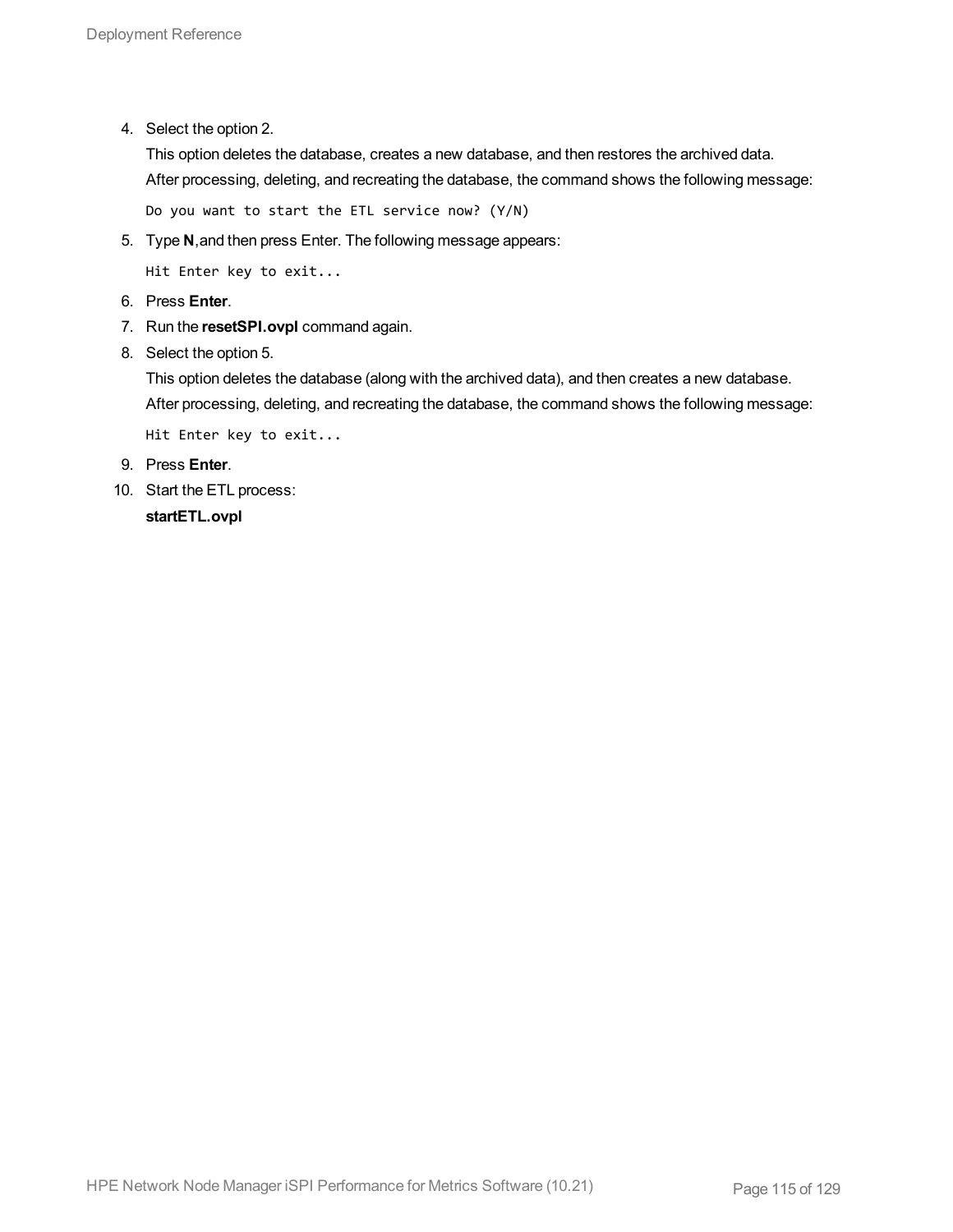4. Select the option 2.

   This option deletes the database, creates a new database, and then restores the archived data.

   After processing, deleting, and recreating the database, the command shows the following message:

   ```
   Do you want to start the ETL service now? (Y/N)
   ```

5. Type **N**,and then press Enter. The following message appears:

   ```
   Hit Enter key to exit...
   ```

6. Press **Enter**.
7. Run the **resetSPI.ovpl** command again.
8. Select the option 5.

   This option deletes the database (along with the archived data), and then creates a new database.

   After processing, deleting, and recreating the database, the command shows the following message:

   ```
   Hit Enter key to exit...
   ```

9. Press **Enter**.
10. Start the ETL process:

    **startETL.ovpl**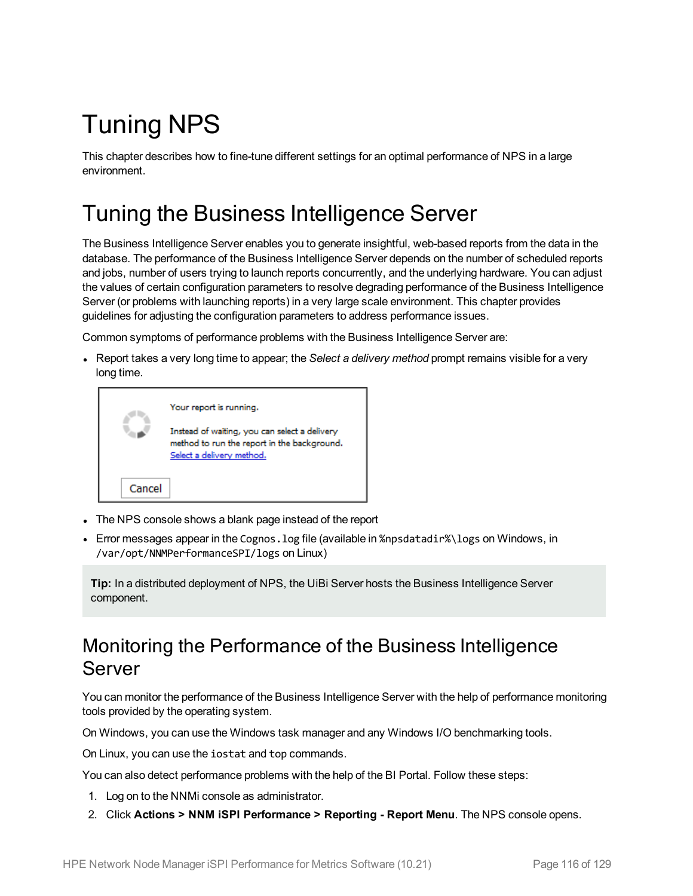# Tuning NPS

This chapter describes how to fine-tune different settings for an optimal performance of NPS in a large environment.

# Tuning the Business Intelligence Server

The Business Intelligence Server enables you to generate insightful, web-based reports from the data in the database. The performance of the Business Intelligence Server depends on the number of scheduled reports and jobs, number of users trying to launch reports concurrently, and the underlying hardware. You can adjust the values of certain configuration parameters to resolve degrading performance of the Business Intelligence Server (or problems with launching reports) in a very large scale environment. This chapter provides guidelines for adjusting the configuration parameters to address performance issues.

Common symptoms of performance problems with the Business Intelligence Server are:

- Report takes a very long time to appear; the *Select a delivery method* prompt remains visible for a very long time.

  Your report is running.

  Instead of waiting, you can select a delivery method to run the report in the background.
  Select a delivery method.

  Cancel

- The NPS console shows a blank page instead of the report
- Error messages appear in the `Cognos.log` file (available in `%npsdatadir%\logs` on Windows, in `/var/opt/NNMPerformanceSPI/logs` on Linux)

> **Tip:** In a distributed deployment of NPS, the UiBi Server hosts the Business Intelligence Server component.

## Monitoring the Performance of the Business Intelligence Server

You can monitor the performance of the Business Intelligence Server with the help of performance monitoring tools provided by the operating system.

On Windows, you can use the Windows task manager and any Windows I/O benchmarking tools.

On Linux, you can use the `iostat` and `top` commands.

You can also detect performance problems with the help of the BI Portal. Follow these steps:

1. Log on to the NNMi console as administrator.
2. Click **Actions > NNM iSPI Performance > Reporting - Report Menu**. The NPS console opens.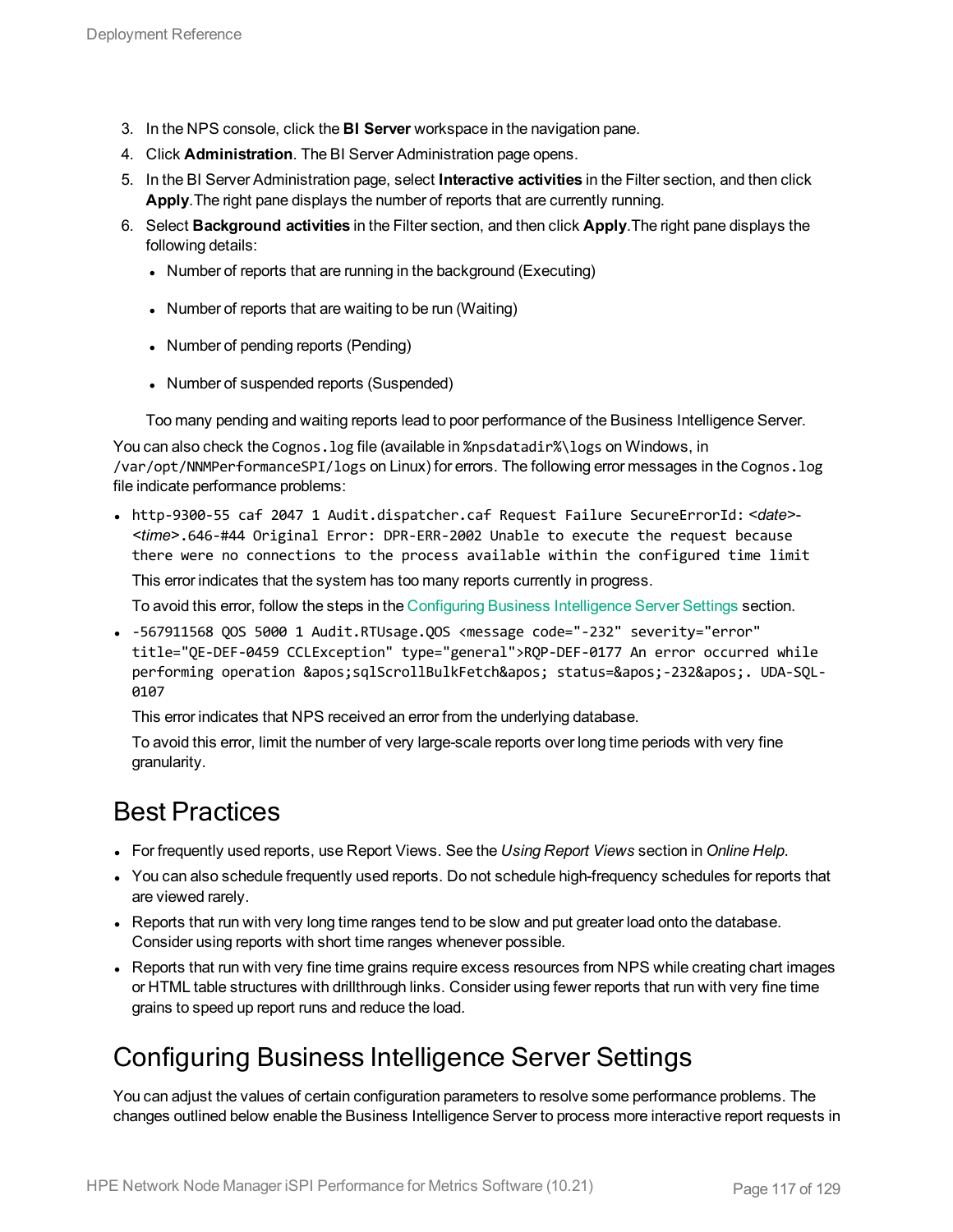3. In the NPS console, click the **BI Server** workspace in the navigation pane.
4. Click **Administration**. The BI Server Administration page opens.
5. In the BI Server Administration page, select **Interactive activities** in the Filter section, and then click **Apply**.The right pane displays the number of reports that are currently running.
6. Select **Background activities** in the Filter section, and then click **Apply**.The right pane displays the following details:
   - Number of reports that are running in the background (Executing)
   - Number of reports that are waiting to be run (Waiting)
   - Number of pending reports (Pending)
   - Number of suspended reports (Suspended)

   Too many pending and waiting reports lead to poor performance of the Business Intelligence Server.

You can also check the `Cognos.log` file (available in `%npsdatadir%\logs` on Windows, in `/var/opt/NNMPerformanceSPI/logs` on Linux) for errors. The following error messages in the `Cognos.log` file indicate performance problems:

- `http-9300-55 caf 2047 1 Audit.dispatcher.caf Request Failure SecureErrorId:` *<date>-<time>*`.646-#44 Original Error: DPR-ERR-2002 Unable to execute the request because there were no connections to the process available within the configured time limit`

  This error indicates that the system has too many reports currently in progress.

  To avoid this error, follow the steps in the Configuring Business Intelligence Server Settings section.

- `-567911568 QOS 5000 1 Audit.RTUsage.QOS <message code="-232" severity="error" title="QE-DEF-0459 CCLException" type="general">RQP-DEF-0177 An error occurred while performing operation &apos;sqlScrollBulkFetch&apos; status=&apos;-232&apos;. UDA-SQL-0107`

  This error indicates that NPS received an error from the underlying database.

  To avoid this error, limit the number of very large-scale reports over long time periods with very fine granularity.

## Best Practices

- For frequently used reports, use Report Views. See the *Using Report Views* section in *Online Help*.
- You can also schedule frequently used reports. Do not schedule high-frequency schedules for reports that are viewed rarely.
- Reports that run with very long time ranges tend to be slow and put greater load onto the database. Consider using reports with short time ranges whenever possible.
- Reports that run with very fine time grains require excess resources from NPS while creating chart images or HTML table structures with drillthrough links. Consider using fewer reports that run with very fine time grains to speed up report runs and reduce the load.

## Configuring Business Intelligence Server Settings

You can adjust the values of certain configuration parameters to resolve some performance problems. The changes outlined below enable the Business Intelligence Server to process more interactive report requests in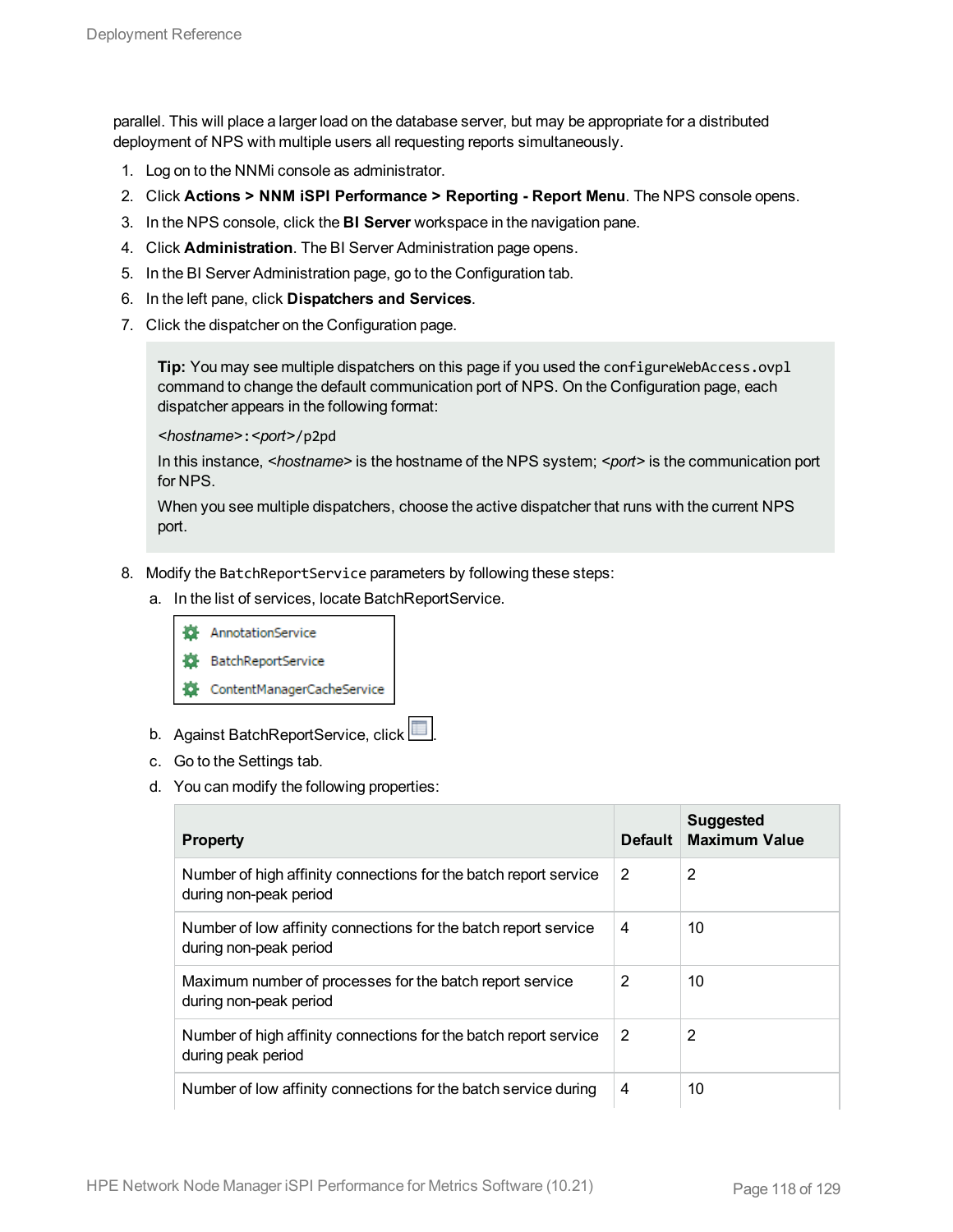parallel. This will place a larger load on the database server, but may be appropriate for a distributed deployment of NPS with multiple users all requesting reports simultaneously.

1. Log on to the NNMi console as administrator.
2. Click **Actions > NNM iSPI Performance > Reporting - Report Menu**. The NPS console opens.
3. In the NPS console, click the **BI Server** workspace in the navigation pane.
4. Click **Administration**. The BI Server Administration page opens.
5. In the BI Server Administration page, go to the Configuration tab.
6. In the left pane, click **Dispatchers and Services**.
7. Click the dispatcher on the Configuration page.

> **Tip:** You may see multiple dispatchers on this page if you used the `configureWebAccess.ovpl` command to change the default communication port of NPS. On the Configuration page, each dispatcher appears in the following format:
>
> *<hostname>*`:`*<port>*`/p2pd`
>
> In this instance, *<hostname>* is the hostname of the NPS system; *<port>* is the communication port for NPS.
>
> When you see multiple dispatchers, choose the active dispatcher that runs with the current NPS port.

8. Modify the `BatchReportService` parameters by following these steps:
   a. In the list of services, locate BatchReportService.

      AnnotationService
      BatchReportService
      ContentManagerCacheService

   b. Against BatchReportService, click .
   c. Go to the Settings tab.
   d. You can modify the following properties:

| Property | Default | Suggested Maximum Value |
|---|---|---|
| Number of high affinity connections for the batch report service during non-peak period | 2 | 2 |
| Number of low affinity connections for the batch report service during non-peak period | 4 | 10 |
| Maximum number of processes for the batch report service during non-peak period | 2 | 10 |
| Number of high affinity connections for the batch report service during peak period | 2 | 2 |
| Number of low affinity connections for the batch service during | 4 | 10 |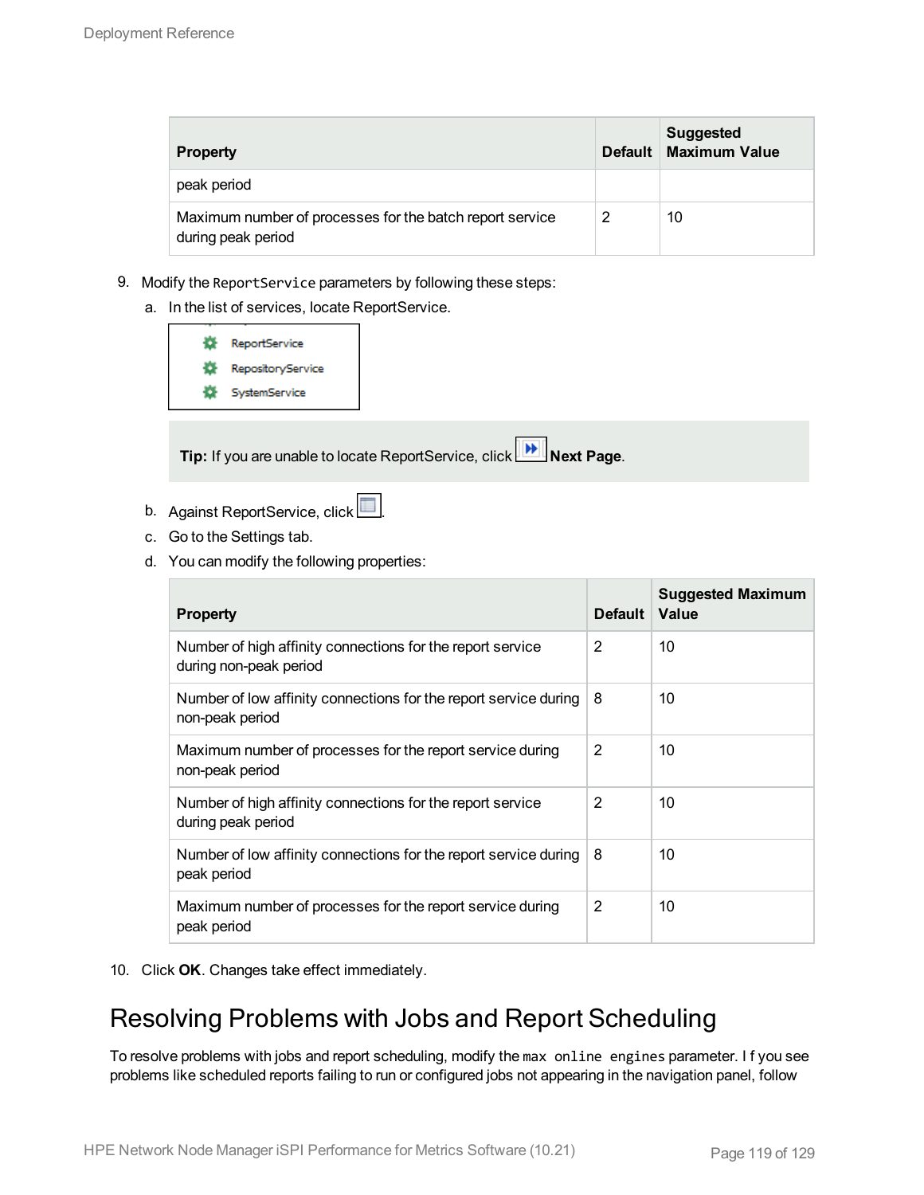| Property | Default | Suggested Maximum Value |
| --- | --- | --- |
| peak period | | |
| Maximum number of processes for the batch report service during peak period | 2 | 10 |

9. Modify the `ReportService` parameters by following these steps:

   a. In the list of services, locate ReportService.

   ReportService
   RepositoryService
   SystemService

   **Tip:** If you are unable to locate ReportService, click **Next Page**.

   b. Against ReportService, click .

   c. Go to the Settings tab.

   d. You can modify the following properties:

| Property | Default | Suggested Maximum Value |
| --- | --- | --- |
| Number of high affinity connections for the report service during non-peak period | 2 | 10 |
| Number of low affinity connections for the report service during non-peak period | 8 | 10 |
| Maximum number of processes for the report service during non-peak period | 2 | 10 |
| Number of high affinity connections for the report service during peak period | 2 | 10 |
| Number of low affinity connections for the report service during peak period | 8 | 10 |
| Maximum number of processes for the report service during peak period | 2 | 10 |

10. Click **OK**. Changes take effect immediately.

## Resolving Problems with Jobs and Report Scheduling

To resolve problems with jobs and report scheduling, modify the `max online engines` parameter. I f you see problems like scheduled reports failing to run or configured jobs not appearing in the navigation panel, follow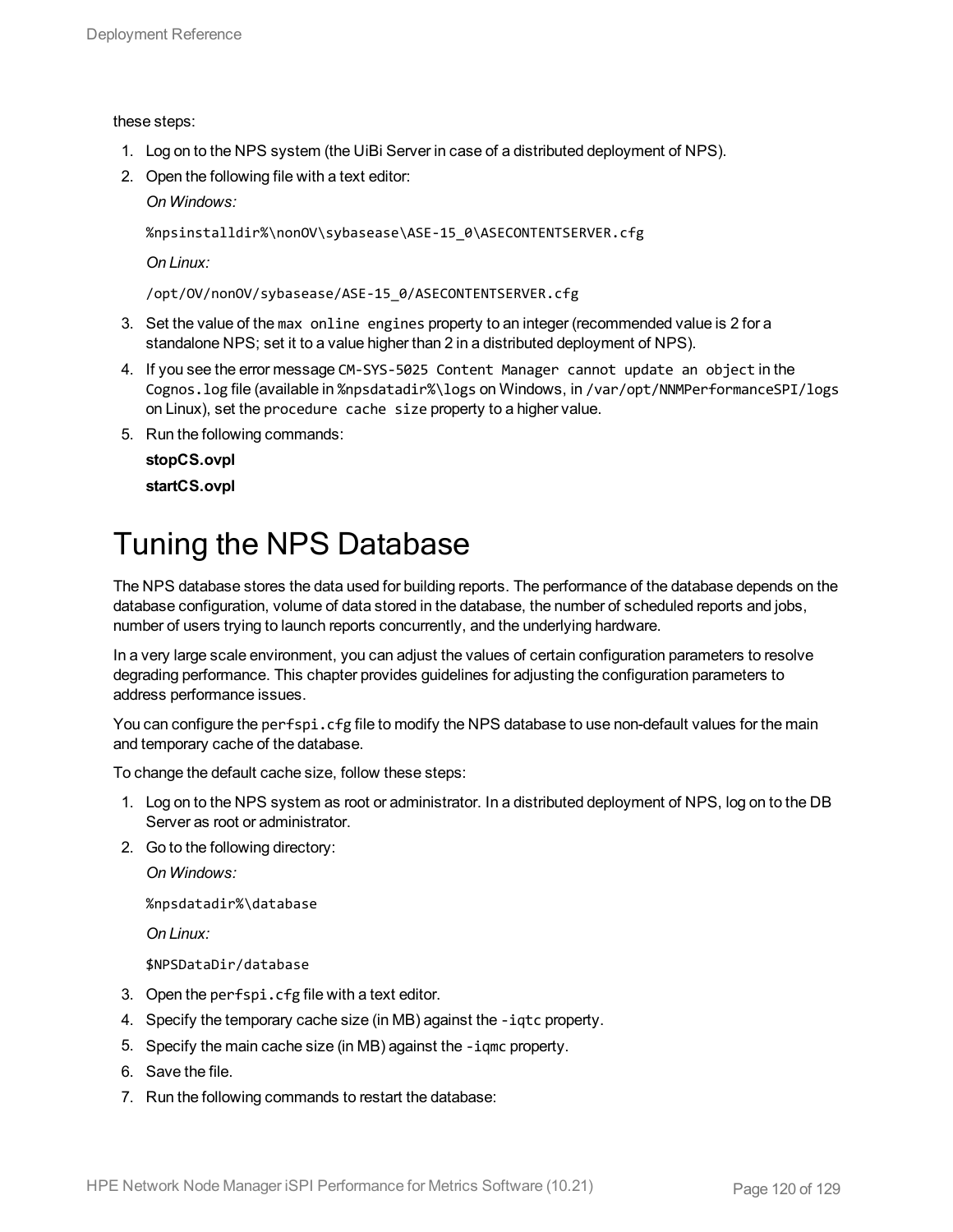these steps:

1. Log on to the NPS system (the UiBi Server in case of a distributed deployment of NPS).
2. Open the following file with a text editor:

   *On Windows:*

   `%npsinstalldir%\nonOV\sybasease\ASE-15_0\ASECONTENTSERVER.cfg`

   *On Linux:*

   `/opt/OV/nonOV/sybasease/ASE-15_0/ASECONTENTSERVER.cfg`

3. Set the value of the `max online engines` property to an integer (recommended value is 2 for a standalone NPS; set it to a value higher than 2 in a distributed deployment of NPS).
4. If you see the error message `CM-SYS-5025 Content Manager cannot update an object` in the `Cognos.log` file (available in `%npsdatadir%\logs` on Windows, in `/var/opt/NNMPerformanceSPI/logs` on Linux), set the `procedure cache size` property to a higher value.
5. Run the following commands:

   **stopCS.ovpl**

   **startCS.ovpl**

# Tuning the NPS Database

The NPS database stores the data used for building reports. The performance of the database depends on the database configuration, volume of data stored in the database, the number of scheduled reports and jobs, number of users trying to launch reports concurrently, and the underlying hardware.

In a very large scale environment, you can adjust the values of certain configuration parameters to resolve degrading performance. This chapter provides guidelines for adjusting the configuration parameters to address performance issues.

You can configure the `perfspi.cfg` file to modify the NPS database to use non-default values for the main and temporary cache of the database.

To change the default cache size, follow these steps:

1. Log on to the NPS system as root or administrator. In a distributed deployment of NPS, log on to the DB Server as root or administrator.
2. Go to the following directory:

   *On Windows:*

   `%npsdatadir%\database`

   *On Linux:*

   `$NPSDataDir/database`

3. Open the `perfspi.cfg` file with a text editor.
4. Specify the temporary cache size (in MB) against the `-iqtc` property.
5. Specify the main cache size (in MB) against the `-iqmc` property.
6. Save the file.
7. Run the following commands to restart the database: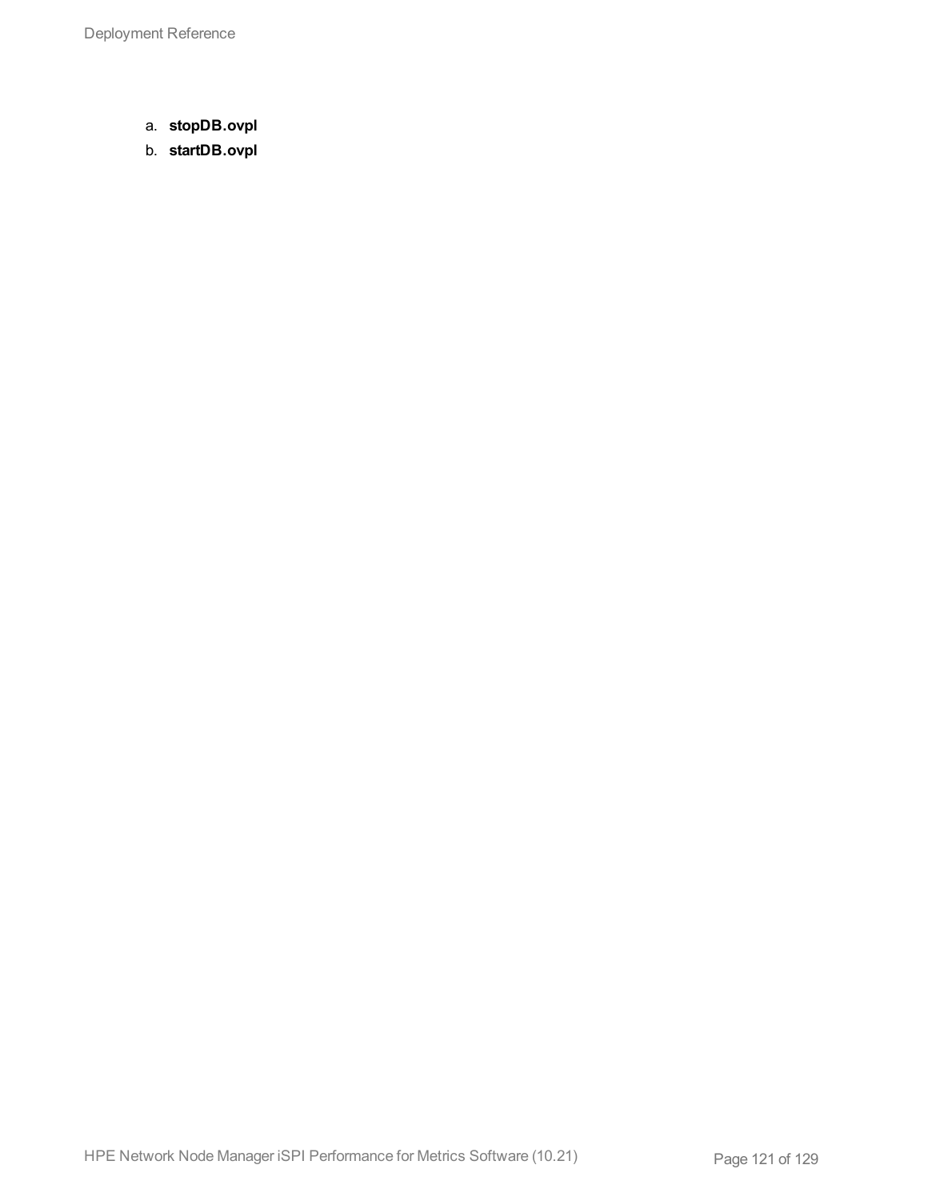a. **stopDB.ovpl**
b. **startDB.ovpl**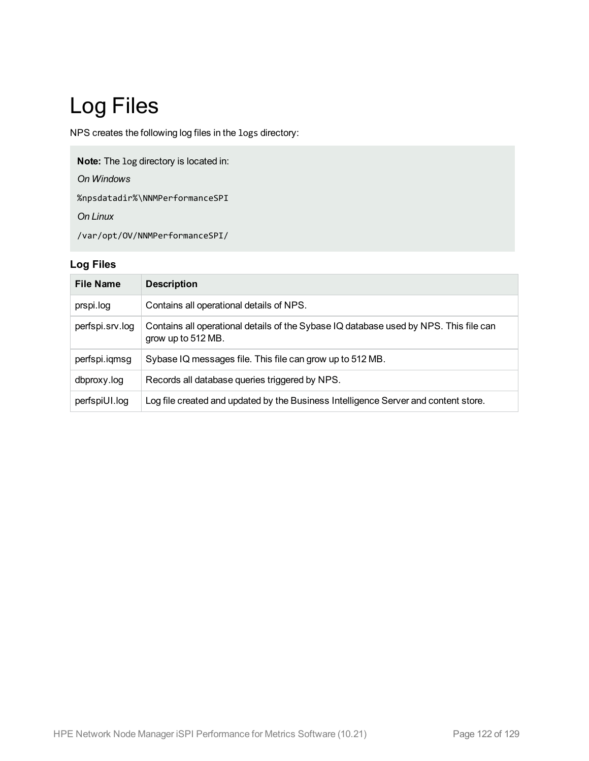# Log Files

NPS creates the following log files in the `logs` directory:

> **Note:** The `log` directory is located in:
>
> *On Windows*
>
> `%npsdatadir%\NNMPerformanceSPI`
>
> *On Linux*
>
> `/var/opt/OV/NNMPerformanceSPI/`

**Log Files**

| File Name | Description |
| --- | --- |
| prspi.log | Contains all operational details of NPS. |
| perfspi.srv.log | Contains all operational details of the Sybase IQ database used by NPS. This file can grow up to 512 MB. |
| perfspi.iqmsg | Sybase IQ messages file. This file can grow up to 512 MB. |
| dbproxy.log | Records all database queries triggered by NPS. |
| perfspiUI.log | Log file created and updated by the Business Intelligence Server and content store. |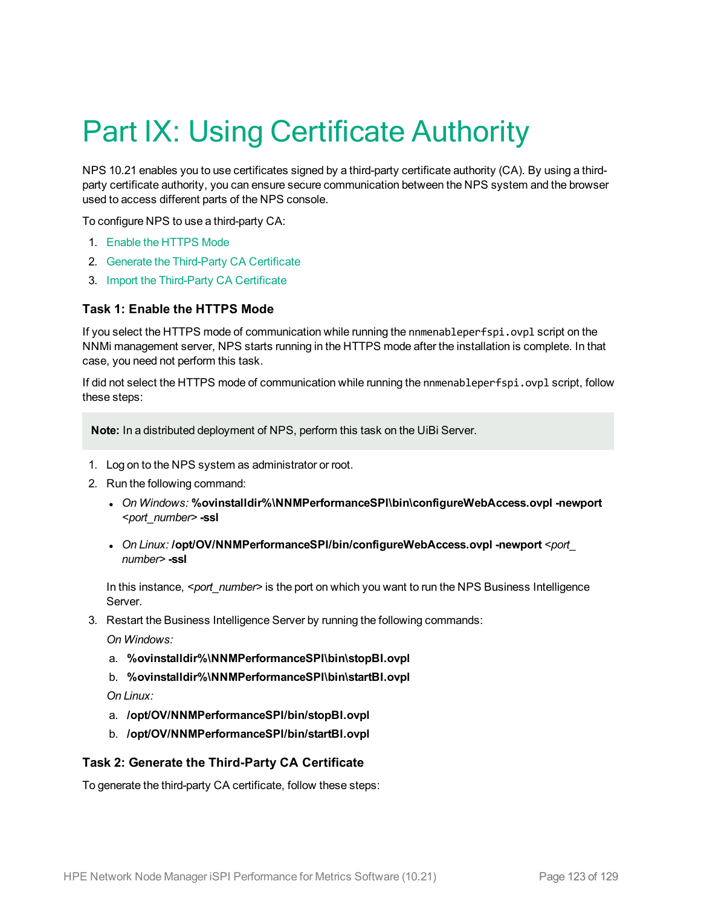# Part IX: Using Certificate Authority

NPS 10.21 enables you to use certificates signed by a third-party certificate authority (CA). By using a third-party certificate authority, you can ensure secure communication between the NPS system and the browser used to access different parts of the NPS console.

To configure NPS to use a third-party CA:

1. Enable the HTTPS Mode
2. Generate the Third-Party CA Certificate
3. Import the Third-Party CA Certificate

### Task 1: Enable the HTTPS Mode

If you select the HTTPS mode of communication while running the `nnmenableperfspi.ovpl` script on the NNMi management server, NPS starts running in the HTTPS mode after the installation is complete. In that case, you need not perform this task.

If did not select the HTTPS mode of communication while running the `nnmenableperfspi.ovpl` script, follow these steps:

> **Note:** In a distributed deployment of NPS, perform this task on the UiBi Server.

1. Log on to the NPS system as administrator or root.
2. Run the following command:
   - *On Windows:* **%ovinstalldir%\NNMPerformanceSPI\bin\configureWebAccess.ovpl -newport** *<port_number>* **-ssl**
   - *On Linux:* **/opt/OV/NNMPerformanceSPI/bin/configureWebAccess.ovpl -newport** *<port_number>* **-ssl**

   In this instance, *<port_number>* is the port on which you want to run the NPS Business Intelligence Server.
3. Restart the Business Intelligence Server by running the following commands:

   *On Windows:*

   a. **%ovinstalldir%\NNMPerformanceSPI\bin\stopBI.ovpl**
   b. **%ovinstalldir%\NNMPerformanceSPI\bin\startBI.ovpl**

   *On Linux:*

   a. **/opt/OV/NNMPerformanceSPI/bin/stopBI.ovpl**
   b. **/opt/OV/NNMPerformanceSPI/bin/startBI.ovpl**

### Task 2: Generate the Third-Party CA Certificate

To generate the third-party CA certificate, follow these steps: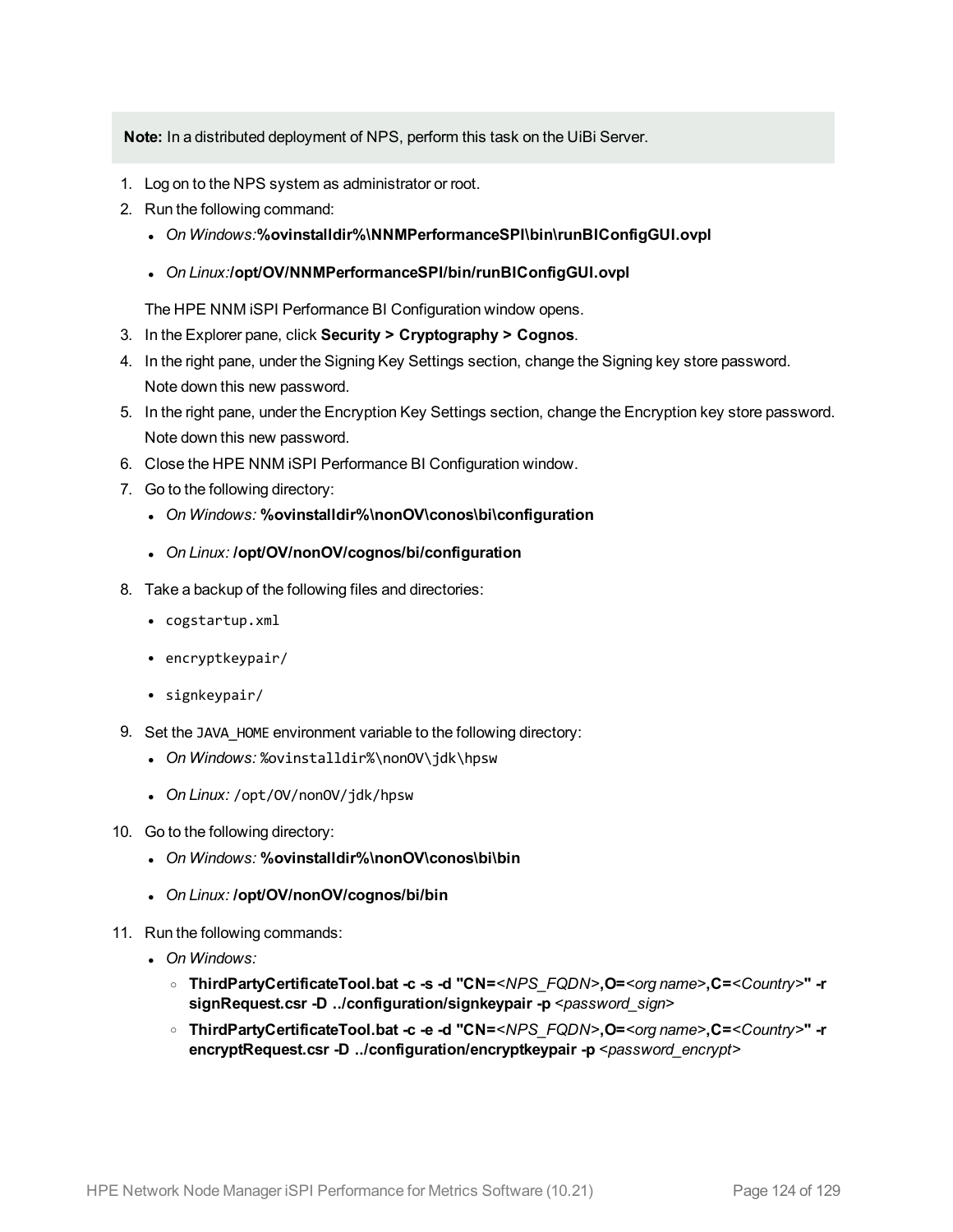**Note:** In a distributed deployment of NPS, perform this task on the UiBi Server.

1. Log on to the NPS system as administrator or root.
2. Run the following command:
   - *On Windows:* **%ovinstalldir%\NNMPerformanceSPI\bin\runBIConfigGUI.ovpl**
   - *On Linux:* **/opt/OV/NNMPerformanceSPI/bin/runBIConfigGUI.ovpl**

   The HPE NNM iSPI Performance BI Configuration window opens.
3. In the Explorer pane, click **Security > Cryptography > Cognos**.
4. In the right pane, under the Signing Key Settings section, change the Signing key store password. Note down this new password.
5. In the right pane, under the Encryption Key Settings section, change the Encryption key store password. Note down this new password.
6. Close the HPE NNM iSPI Performance BI Configuration window.
7. Go to the following directory:
   - *On Windows:* **%ovinstalldir%\nonOV\conos\bi\configuration**
   - *On Linux:* **/opt/OV/nonOV/cognos/bi/configuration**
8. Take a backup of the following files and directories:
   - `cogstartup.xml`
   - `encryptkeypair/`
   - `signkeypair/`
9. Set the `JAVA_HOME` environment variable to the following directory:
   - *On Windows:* `%ovinstalldir%\nonOV\jdk\hpsw`
   - *On Linux:* `/opt/OV/nonOV/jdk/hpsw`
10. Go to the following directory:
    - *On Windows:* **%ovinstalldir%\nonOV\conos\bi\bin**
    - *On Linux:* **/opt/OV/nonOV/cognos/bi/bin**
11. Run the following commands:
    - *On Windows:*
      - **ThirdPartyCertificateTool.bat -c -s -d "CN=**<*NPS_FQDN*>**,O=**<*org name*>**,C=**<*Country*>**" -r signRequest.csr -D ../configuration/signkeypair -p** <*password_sign*>
      - **ThirdPartyCertificateTool.bat -c -e -d "CN=**<*NPS_FQDN*>**,O=**<*org name*>**,C=**<*Country*>**" -r encryptRequest.csr -D ../configuration/encryptkeypair -p** <*password_encrypt*>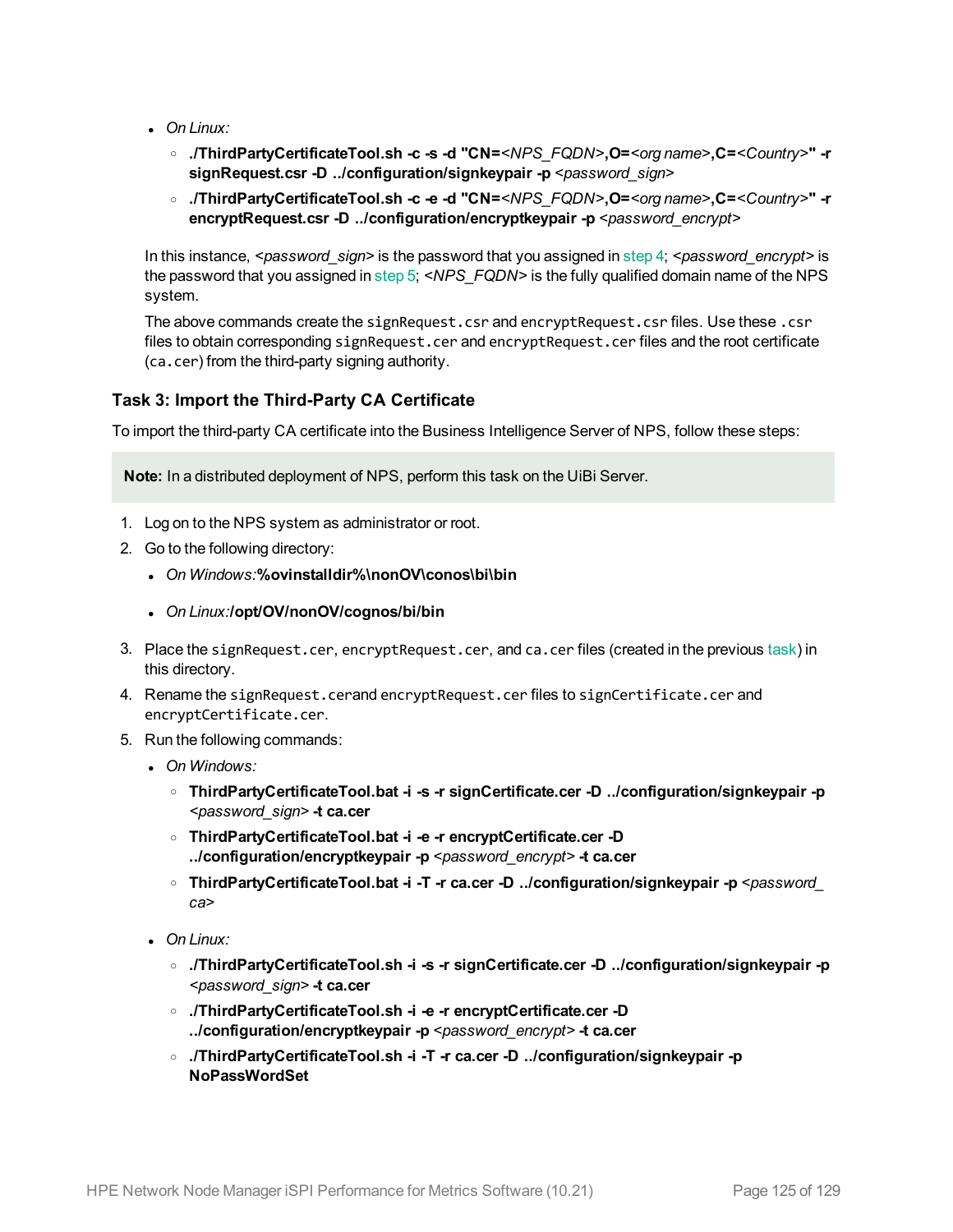- *On Linux:*
  - **./ThirdPartyCertificateTool.sh -c -s -d "CN=**<*NPS_FQDN*>**,O=**<*org name*>**,C=**<*Country*>**" -r signRequest.csr -D ../configuration/signkeypair -p** <*password_sign*>
  - **./ThirdPartyCertificateTool.sh -c -e -d "CN=**<*NPS_FQDN*>**,O=**<*org name*>**,C=**<*Country*>**" -r encryptRequest.csr -D ../configuration/encryptkeypair -p** <*password_encrypt*>

In this instance, <*password_sign*> is the password that you assigned in step 4; <*password_encrypt*> is the password that you assigned in step 5; <*NPS_FQDN*> is the fully qualified domain name of the NPS system.

The above commands create the `signRequest.csr` and `encryptRequest.csr` files. Use these `.csr` files to obtain corresponding `signRequest.cer` and `encryptRequest.cer` files and the root certificate (`ca.cer`) from the third-party signing authority.

### Task 3: Import the Third-Party CA Certificate

To import the third-party CA certificate into the Business Intelligence Server of NPS, follow these steps:

> **Note:** In a distributed deployment of NPS, perform this task on the UiBi Server.

1. Log on to the NPS system as administrator or root.
2. Go to the following directory:
   - *On Windows:* **%ovinstalldir%\nonOV\conos\bi\bin**
   - *On Linux:* **/opt/OV/nonOV/cognos/bi/bin**
3. Place the `signRequest.cer`, `encryptRequest.cer`, and `ca.cer` files (created in the previous task) in this directory.
4. Rename the `signRequest.cer`and `encryptRequest.cer` files to `signCertificate.cer` and `encryptCertificate.cer`.
5. Run the following commands:
   - *On Windows:*
     - **ThirdPartyCertificateTool.bat -i -s -r signCertificate.cer -D ../configuration/signkeypair -p** <*password_sign*> **-t ca.cer**
     - **ThirdPartyCertificateTool.bat -i -e -r encryptCertificate.cer -D ../configuration/encryptkeypair -p** <*password_encrypt*> **-t ca.cer**
     - **ThirdPartyCertificateTool.bat -i -T -r ca.cer -D ../configuration/signkeypair -p** <*password_ca*>
   - *On Linux:*
     - **./ThirdPartyCertificateTool.sh -i -s -r signCertificate.cer -D ../configuration/signkeypair -p** <*password_sign*> **-t ca.cer**
     - **./ThirdPartyCertificateTool.sh -i -e -r encryptCertificate.cer -D ../configuration/encryptkeypair -p** <*password_encrypt*> **-t ca.cer**
     - **./ThirdPartyCertificateTool.sh -i -T -r ca.cer -D ../configuration/signkeypair -p NoPassWordSet**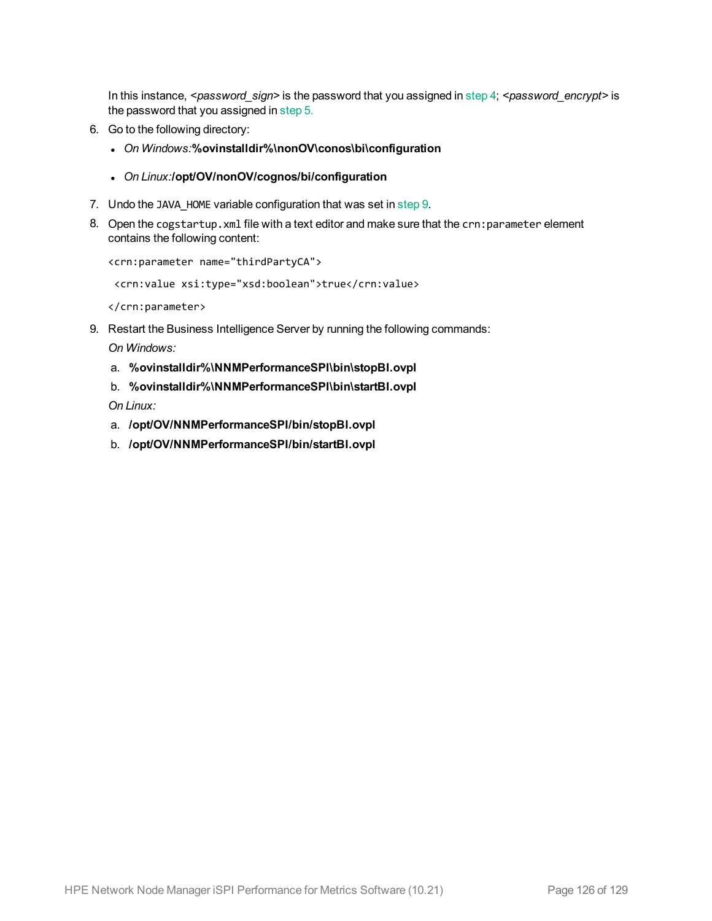In this instance, *<password_sign>* is the password that you assigned in step 4; *<password_encrypt>* is the password that you assigned in step 5.

6. Go to the following directory:
   - *On Windows:* **%ovinstalldir%\nonOV\conos\bi\configuration**
   - *On Linux:* **/opt/OV/nonOV/cognos/bi/configuration**
7. Undo the `JAVA_HOME` variable configuration that was set in step 9.
8. Open the `cogstartup.xml` file with a text editor and make sure that the `crn:parameter` element contains the following content:

   ```
   <crn:parameter name="thirdPartyCA">
    <crn:value xsi:type="xsd:boolean">true</crn:value>
   </crn:parameter>
   ```

9. Restart the Business Intelligence Server by running the following commands:

   *On Windows:*

   a. **%ovinstalldir%\NNMPerformanceSPI\bin\stopBI.ovpl**
   b. **%ovinstalldir%\NNMPerformanceSPI\bin\startBI.ovpl**

   *On Linux:*

   a. **/opt/OV/NNMPerformanceSPI/bin/stopBI.ovpl**
   b. **/opt/OV/NNMPerformanceSPI/bin/startBI.ovpl**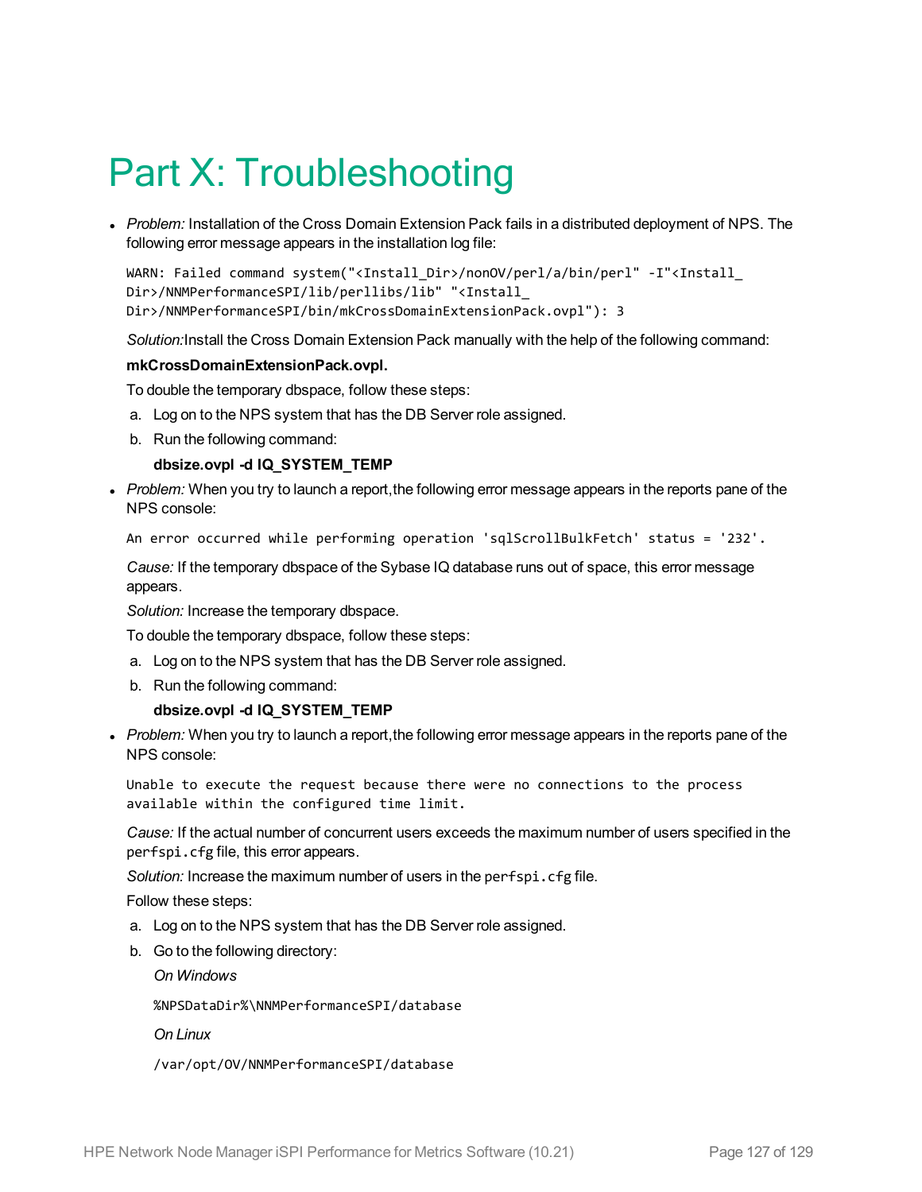# Part X: Troubleshooting

- *Problem:* Installation of the Cross Domain Extension Pack fails in a distributed deployment of NPS. The following error message appears in the installation log file:

  ```
  WARN: Failed command system("<Install_Dir>/nonOV/perl/a/bin/perl" -I"<Install_Dir>/NNMPerformanceSPI/lib/perllibs/lib" "<Install_Dir>/NNMPerformanceSPI/bin/mkCrossDomainExtensionPack.ovpl"): 3
  ```

  *Solution:* Install the Cross Domain Extension Pack manually with the help of the following command:

  **mkCrossDomainExtensionPack.ovpl.**

  To double the temporary dbspace, follow these steps:

  a. Log on to the NPS system that has the DB Server role assigned.

  b. Run the following command:

     **dbsize.ovpl -d IQ_SYSTEM_TEMP**

- *Problem:* When you try to launch a report,the following error message appears in the reports pane of the NPS console:

  ```
  An error occurred while performing operation 'sqlScrollBulkFetch' status = '232'.
  ```

  *Cause:* If the temporary dbspace of the Sybase IQ database runs out of space, this error message appears.

  *Solution:* Increase the temporary dbspace.

  To double the temporary dbspace, follow these steps:

  a. Log on to the NPS system that has the DB Server role assigned.

  b. Run the following command:

     **dbsize.ovpl -d IQ_SYSTEM_TEMP**

- *Problem:* When you try to launch a report,the following error message appears in the reports pane of the NPS console:

  ```
  Unable to execute the request because there were no connections to the process available within the configured time limit.
  ```

  *Cause:* If the actual number of concurrent users exceeds the maximum number of users specified in the `perfspi.cfg` file, this error appears.

  *Solution:* Increase the maximum number of users in the `perfspi.cfg` file.

  Follow these steps:

  a. Log on to the NPS system that has the DB Server role assigned.

  b. Go to the following directory:

     *On Windows*

     `%NPSDataDir%\NNMPerformanceSPI/database`

     *On Linux*

     `/var/opt/OV/NNMPerformanceSPI/database`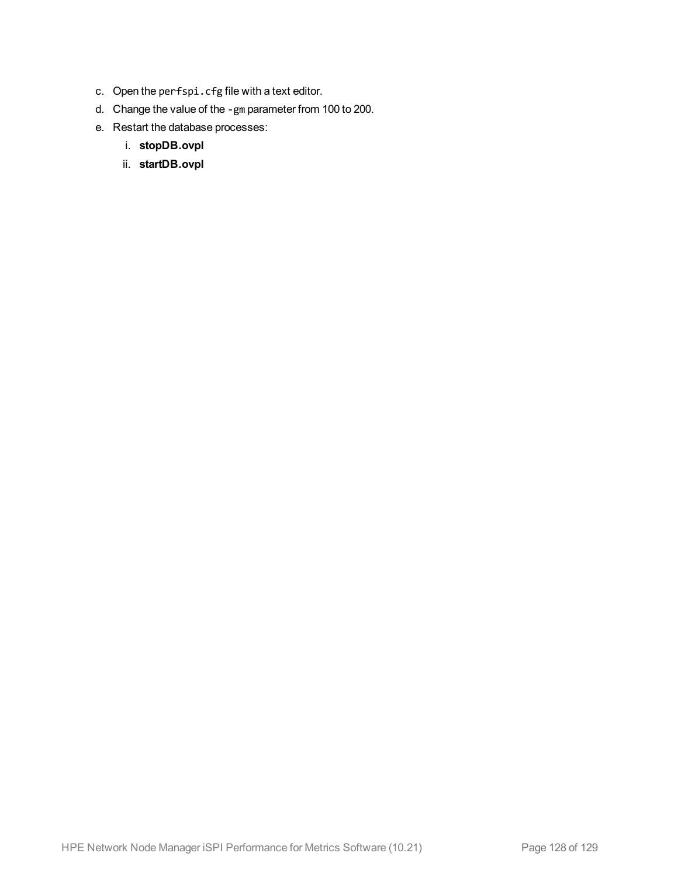c. Open the `perfspi.cfg` file with a text editor.

d. Change the value of the `-gm` parameter from 100 to 200.

e. Restart the database processes:

   i. **stopDB.ovpl**

   ii. **startDB.ovpl**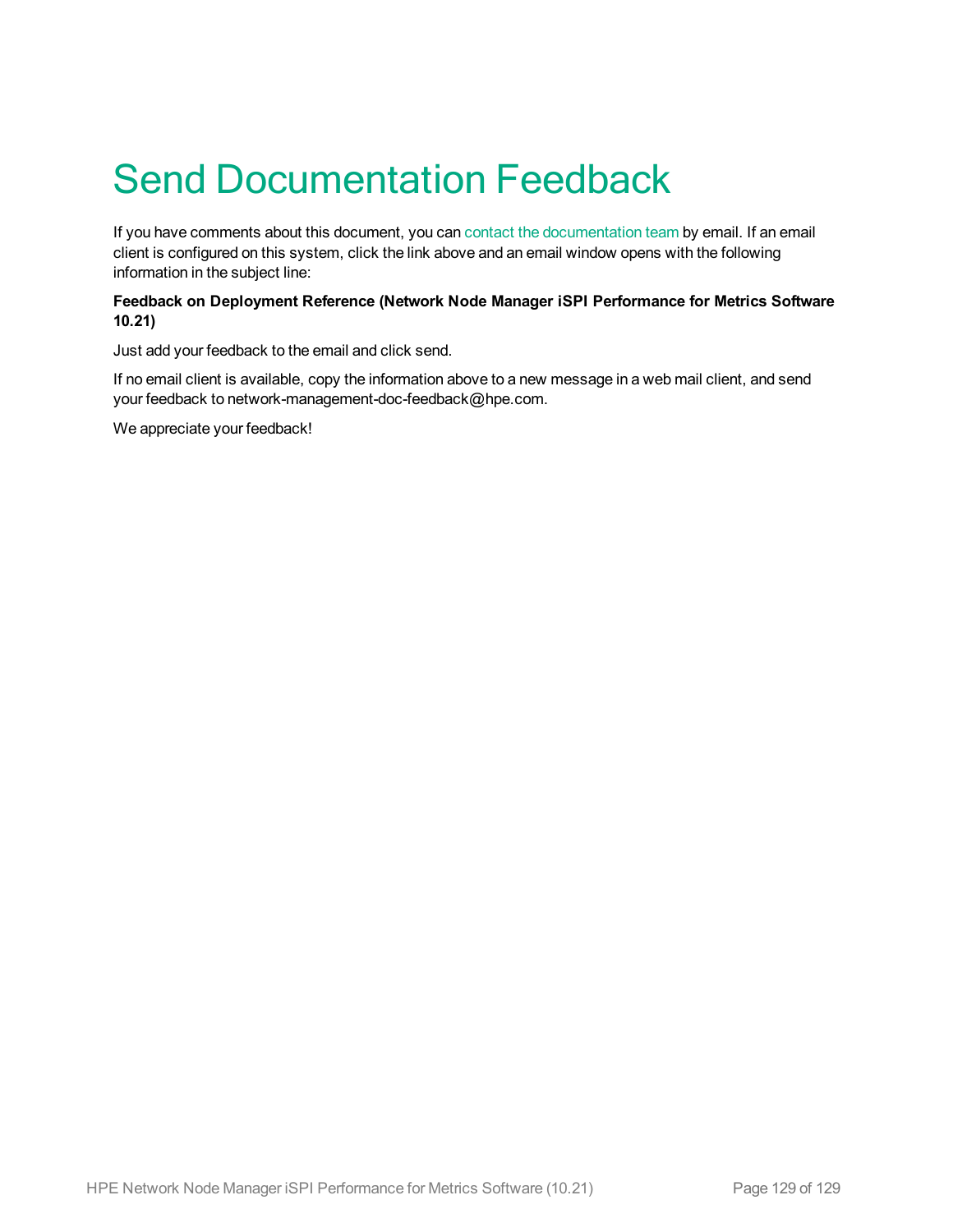# Send Documentation Feedback

If you have comments about this document, you can contact the documentation team by email. If an email client is configured on this system, click the link above and an email window opens with the following information in the subject line:

**Feedback on Deployment Reference (Network Node Manager iSPI Performance for Metrics Software 10.21)**

Just add your feedback to the email and click send.

If no email client is available, copy the information above to a new message in a web mail client, and send your feedback to network-management-doc-feedback@hpe.com.

We appreciate your feedback!